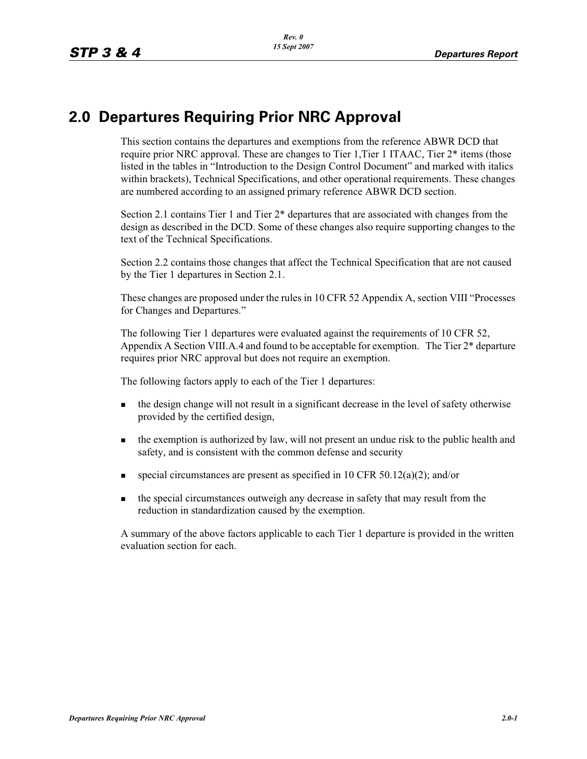# 2.0 Departures Requiring Prior NRC Approval

This section contains the departures and exemptions from the reference ABWR DCD that require prior NRC approval. These are changes to Tier 1,Tier 1 ITAAC, Tier 2* items (those listed in the tables in "Introduction to the Design Control Document" and marked with italics within brackets), Technical Specifications, and other operational requirements. These changes are numbered according to an assigned primary reference ABWR DCD section.

Section 2.1 contains Tier 1 and Tier 2* departures that are associated with changes from the design as described in the DCD. Some of these changes also require supporting changes to the text of the Technical Specifications.

Section 2.2 contains those changes that affect the Technical Specification that are not caused by the Tier 1 departures in Section 2.1.

These changes are proposed under the rules in 10 CFR 52 Appendix A, section VIII "Processes for Changes and Departures."

The following Tier 1 departures were evaluated against the requirements of 10 CFR 52, Appendix A Section VIII.A.4 and found to be acceptable for exemption. The Tier 2* departure requires prior NRC approval but does not require an exemption.

The following factors apply to each of the Tier 1 departures:

- the design change will not result in a significant decrease in the level of safety otherwise provided by the certified design,
- the exemption is authorized by law, will not present an undue risk to the public health and safety, and is consistent with the common defense and security
- special circumstances are present as specified in 10 CFR 50.12(a)(2); and/or
- the special circumstances outweigh any decrease in safety that may result from the reduction in standardization caused by the exemption.

A summary of the above factors applicable to each Tier 1 departure is provided in the written evaluation section for each.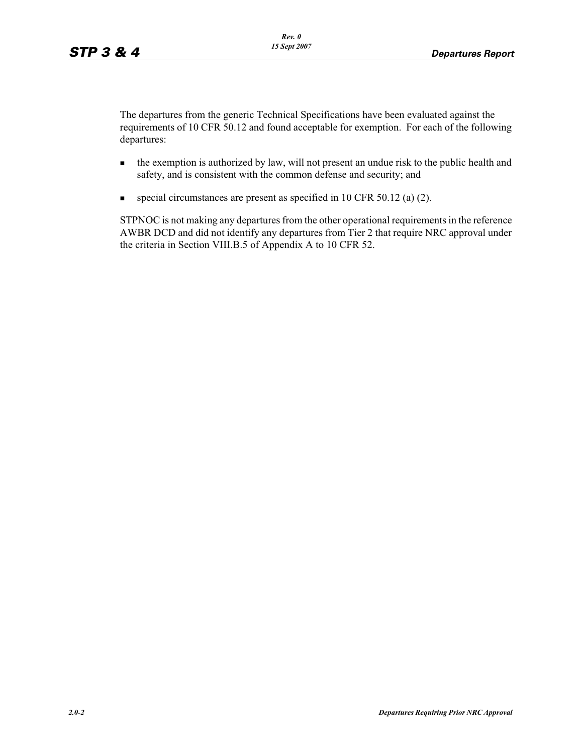The departures from the generic Technical Specifications have been evaluated against the requirements of 10 CFR 50.12 and found acceptable for exemption. For each of the following departures:

- the exemption is authorized by law, will not present an undue risk to the public health and safety, and is consistent with the common defense and security; and
- special circumstances are present as specified in 10 CFR 50.12 (a) (2).

STPNOC is not making any departures from the other operational requirements in the reference AWBR DCD and did not identify any departures from Tier 2 that require NRC approval under the criteria in Section VIII.B.5 of Appendix A to 10 CFR 52.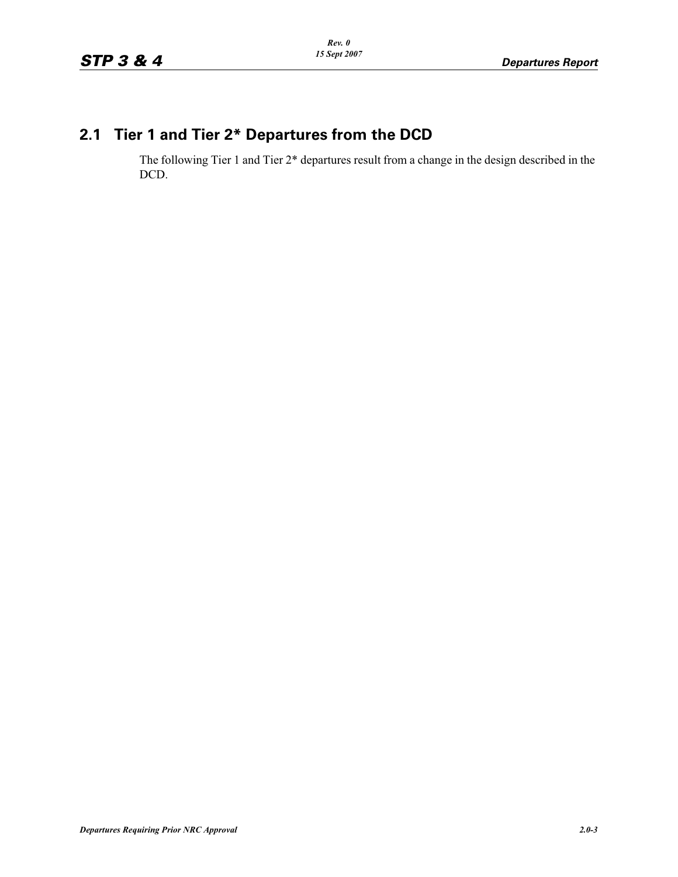## 2.1 Tier 1 and Tier 2* Departures from the DCD

The following Tier 1 and Tier 2* departures result from a change in the design described in the DCD.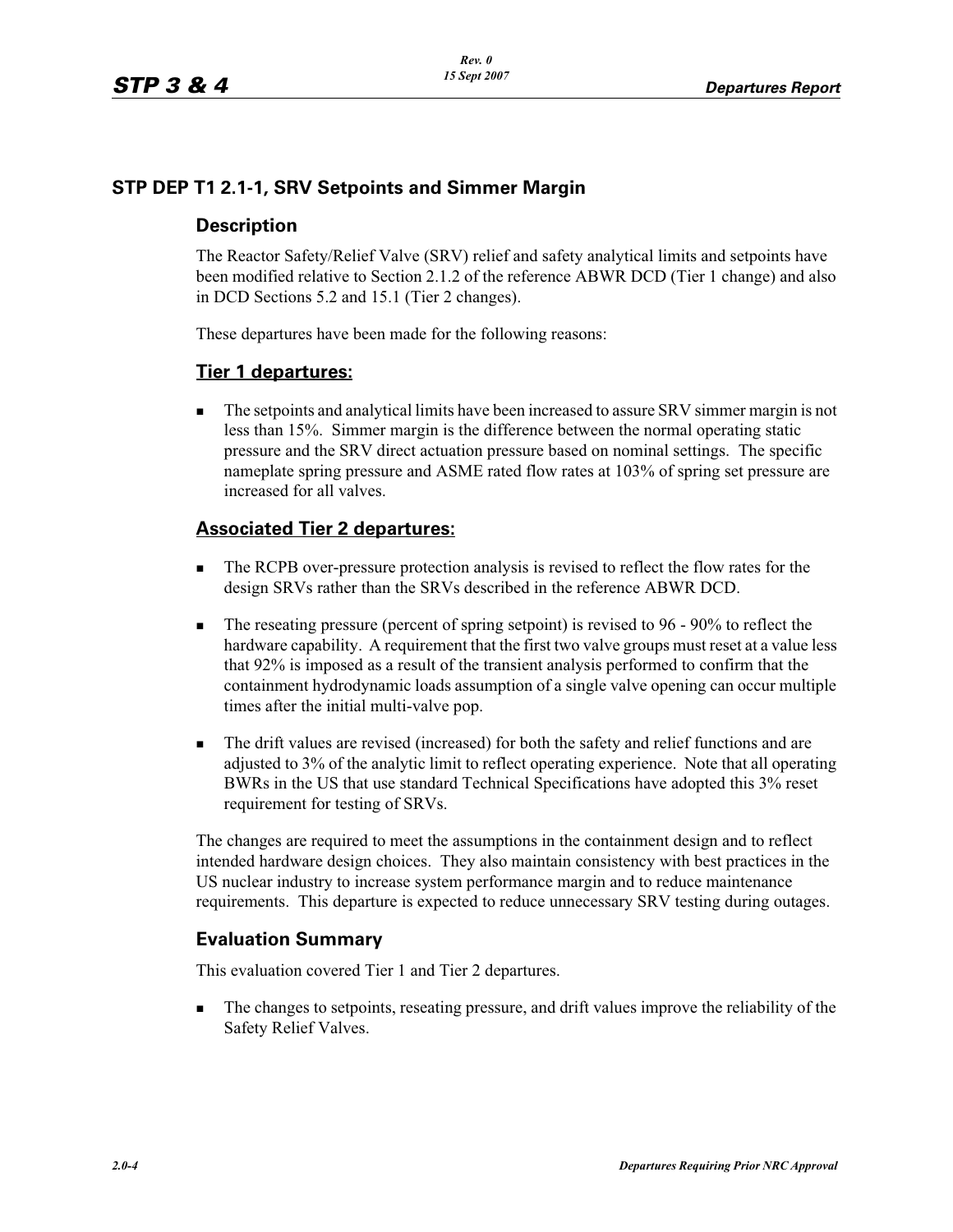## STP DEP T1 2.1-1, SRV Setpoints and Simmer Margin

### Description

The Reactor Safety/Relief Valve (SRV) relief and safety analytical limits and setpoints have been modified relative to Section 2.1.2 of the reference ABWR DCD (Tier 1 change) and also in DCD Sections 5.2 and 15.1 (Tier 2 changes).

These departures have been made for the following reasons:

#### Tier 1 departures:

- The setpoints and analytical limits have been increased to assure SRV simmer margin is not less than 15%. Simmer margin is the difference between the normal operating static pressure and the SRV direct actuation pressure based on nominal settings. The specific nameplate spring pressure and ASME rated flow rates at 103% of spring set pressure are increased for all valves.

#### Associated Tier 2 departures:

- The RCPB over-pressure protection analysis is revised to reflect the flow rates for the design SRVs rather than the SRVs described in the reference ABWR DCD.
- The reseating pressure (percent of spring setpoint) is revised to 96 - 90% to reflect the hardware capability. A requirement that the first two valve groups must reset at a value less that 92% is imposed as a result of the transient analysis performed to confirm that the containment hydrodynamic loads assumption of a single valve opening can occur multiple times after the initial multi-valve pop.
- The drift values are revised (increased) for both the safety and relief functions and are adjusted to 3% of the analytic limit to reflect operating experience. Note that all operating BWRs in the US that use standard Technical Specifications have adopted this 3% reset requirement for testing of SRVs.

The changes are required to meet the assumptions in the containment design and to reflect intended hardware design choices. They also maintain consistency with best practices in the US nuclear industry to increase system performance margin and to reduce maintenance requirements. This departure is expected to reduce unnecessary SRV testing during outages.

### Evaluation Summary

This evaluation covered Tier 1 and Tier 2 departures.

- The changes to setpoints, reseating pressure, and drift values improve the reliability of the Safety Relief Valves.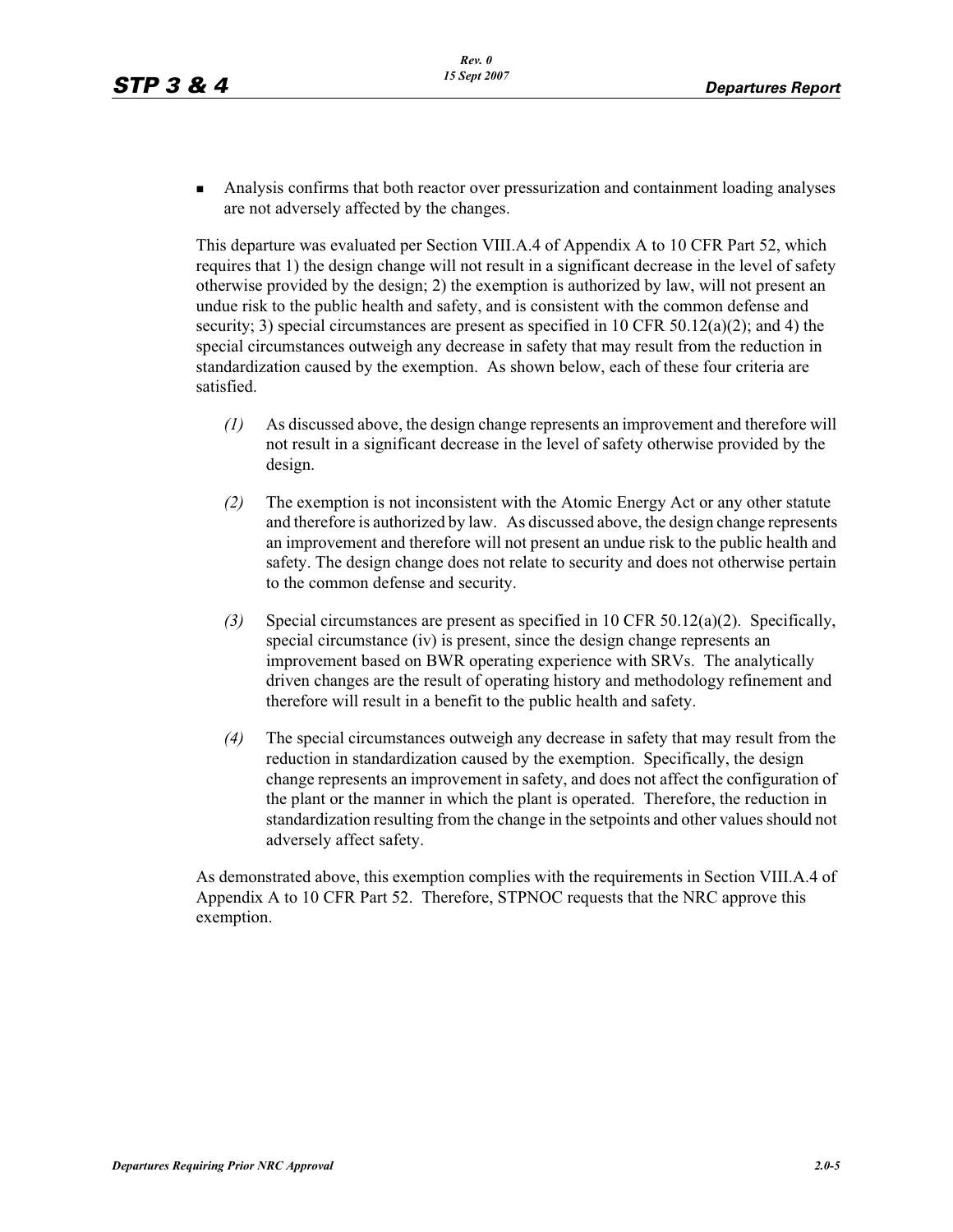- Analysis confirms that both reactor over pressurization and containment loading analyses are not adversely affected by the changes.

This departure was evaluated per Section VIII.A.4 of Appendix A to 10 CFR Part 52, which requires that 1) the design change will not result in a significant decrease in the level of safety otherwise provided by the design; 2) the exemption is authorized by law, will not present an undue risk to the public health and safety, and is consistent with the common defense and security; 3) special circumstances are present as specified in 10 CFR 50.12(a)(2); and 4) the special circumstances outweigh any decrease in safety that may result from the reduction in standardization caused by the exemption. As shown below, each of these four criteria are satisfied.

*(1)* As discussed above, the design change represents an improvement and therefore will not result in a significant decrease in the level of safety otherwise provided by the design.

*(2)* The exemption is not inconsistent with the Atomic Energy Act or any other statute and therefore is authorized by law. As discussed above, the design change represents an improvement and therefore will not present an undue risk to the public health and safety. The design change does not relate to security and does not otherwise pertain to the common defense and security.

*(3)* Special circumstances are present as specified in 10 CFR 50.12(a)(2). Specifically, special circumstance (iv) is present, since the design change represents an improvement based on BWR operating experience with SRVs. The analytically driven changes are the result of operating history and methodology refinement and therefore will result in a benefit to the public health and safety.

*(4)* The special circumstances outweigh any decrease in safety that may result from the reduction in standardization caused by the exemption. Specifically, the design change represents an improvement in safety, and does not affect the configuration of the plant or the manner in which the plant is operated. Therefore, the reduction in standardization resulting from the change in the setpoints and other values should not adversely affect safety.

As demonstrated above, this exemption complies with the requirements in Section VIII.A.4 of Appendix A to 10 CFR Part 52. Therefore, STPNOC requests that the NRC approve this exemption.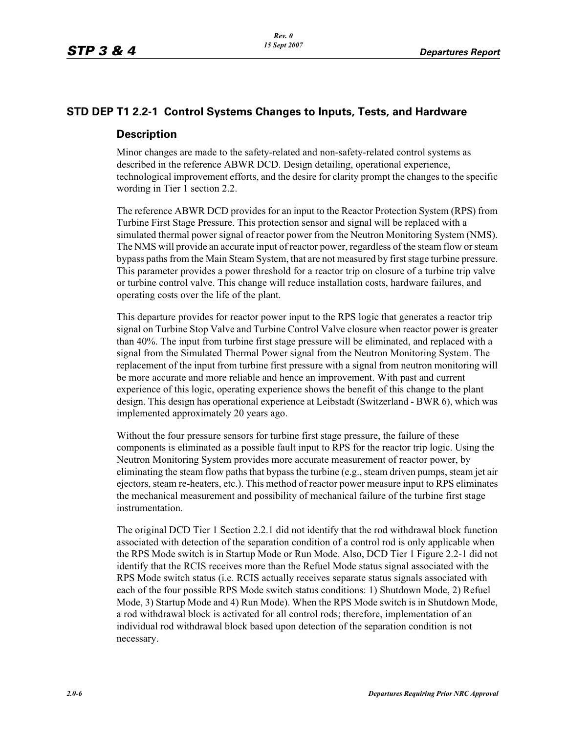## STD DEP T1 2.2-1 Control Systems Changes to Inputs, Tests, and Hardware

### Description

Minor changes are made to the safety-related and non-safety-related control systems as described in the reference ABWR DCD. Design detailing, operational experience, technological improvement efforts, and the desire for clarity prompt the changes to the specific wording in Tier 1 section 2.2.

The reference ABWR DCD provides for an input to the Reactor Protection System (RPS) from Turbine First Stage Pressure. This protection sensor and signal will be replaced with a simulated thermal power signal of reactor power from the Neutron Monitoring System (NMS). The NMS will provide an accurate input of reactor power, regardless of the steam flow or steam bypass paths from the Main Steam System, that are not measured by first stage turbine pressure. This parameter provides a power threshold for a reactor trip on closure of a turbine trip valve or turbine control valve. This change will reduce installation costs, hardware failures, and operating costs over the life of the plant.

This departure provides for reactor power input to the RPS logic that generates a reactor trip signal on Turbine Stop Valve and Turbine Control Valve closure when reactor power is greater than 40%. The input from turbine first stage pressure will be eliminated, and replaced with a signal from the Simulated Thermal Power signal from the Neutron Monitoring System. The replacement of the input from turbine first pressure with a signal from neutron monitoring will be more accurate and more reliable and hence an improvement. With past and current experience of this logic, operating experience shows the benefit of this change to the plant design. This design has operational experience at Leibstadt (Switzerland - BWR 6), which was implemented approximately 20 years ago.

Without the four pressure sensors for turbine first stage pressure, the failure of these components is eliminated as a possible fault input to RPS for the reactor trip logic. Using the Neutron Monitoring System provides more accurate measurement of reactor power, by eliminating the steam flow paths that bypass the turbine (e.g., steam driven pumps, steam jet air ejectors, steam re-heaters, etc.). This method of reactor power measure input to RPS eliminates the mechanical measurement and possibility of mechanical failure of the turbine first stage instrumentation.

The original DCD Tier 1 Section 2.2.1 did not identify that the rod withdrawal block function associated with detection of the separation condition of a control rod is only applicable when the RPS Mode switch is in Startup Mode or Run Mode. Also, DCD Tier 1 Figure 2.2-1 did not identify that the RCIS receives more than the Refuel Mode status signal associated with the RPS Mode switch status (i.e. RCIS actually receives separate status signals associated with each of the four possible RPS Mode switch status conditions: 1) Shutdown Mode, 2) Refuel Mode, 3) Startup Mode and 4) Run Mode). When the RPS Mode switch is in Shutdown Mode, a rod withdrawal block is activated for all control rods; therefore, implementation of an individual rod withdrawal block based upon detection of the separation condition is not necessary.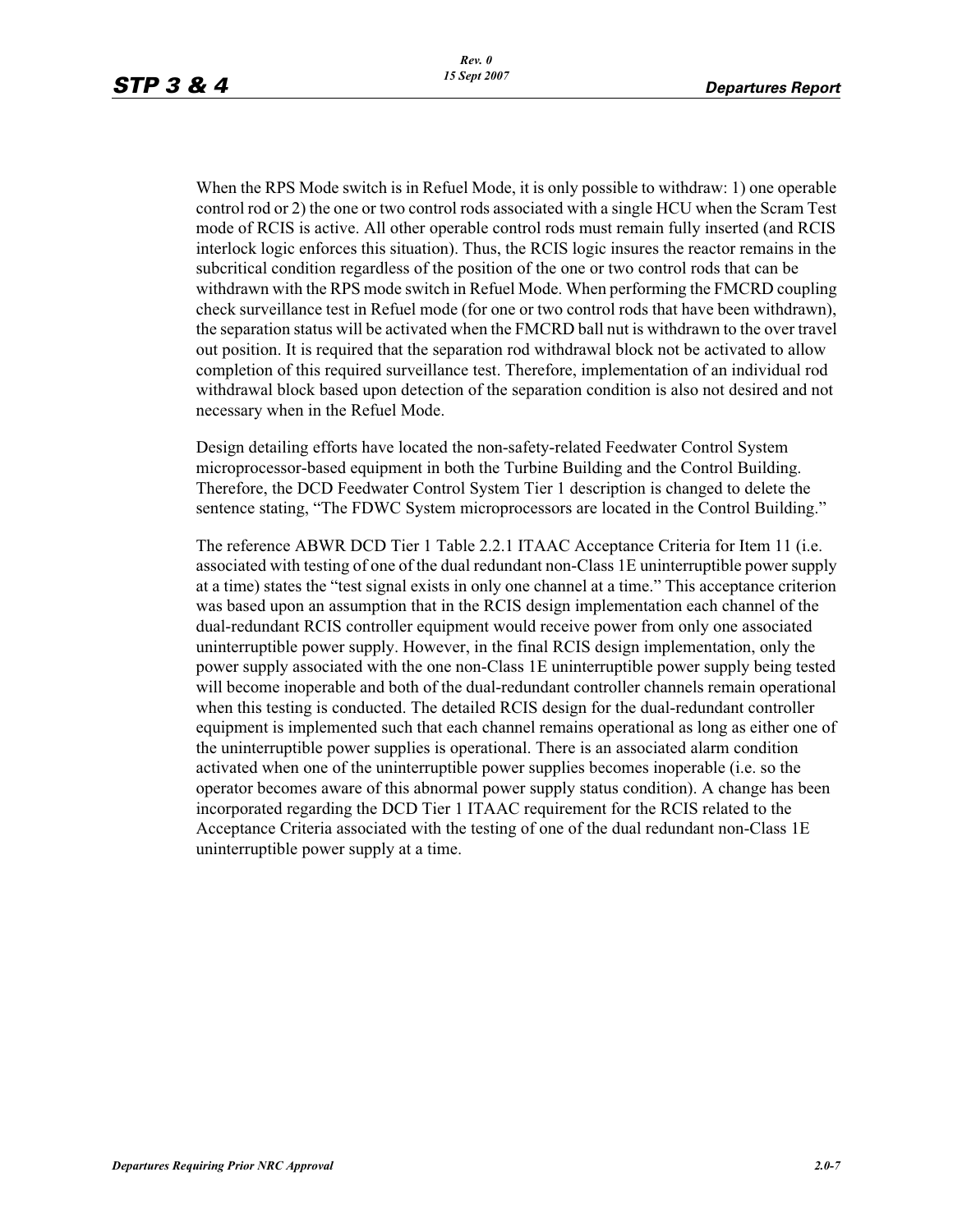When the RPS Mode switch is in Refuel Mode, it is only possible to withdraw: 1) one operable control rod or 2) the one or two control rods associated with a single HCU when the Scram Test mode of RCIS is active. All other operable control rods must remain fully inserted (and RCIS interlock logic enforces this situation). Thus, the RCIS logic insures the reactor remains in the subcritical condition regardless of the position of the one or two control rods that can be withdrawn with the RPS mode switch in Refuel Mode. When performing the FMCRD coupling check surveillance test in Refuel mode (for one or two control rods that have been withdrawn), the separation status will be activated when the FMCRD ball nut is withdrawn to the over travel out position. It is required that the separation rod withdrawal block not be activated to allow completion of this required surveillance test. Therefore, implementation of an individual rod withdrawal block based upon detection of the separation condition is also not desired and not necessary when in the Refuel Mode.

Design detailing efforts have located the non-safety-related Feedwater Control System microprocessor-based equipment in both the Turbine Building and the Control Building. Therefore, the DCD Feedwater Control System Tier 1 description is changed to delete the sentence stating, "The FDWC System microprocessors are located in the Control Building."

The reference ABWR DCD Tier 1 Table 2.2.1 ITAAC Acceptance Criteria for Item 11 (i.e. associated with testing of one of the dual redundant non-Class 1E uninterruptible power supply at a time) states the "test signal exists in only one channel at a time." This acceptance criterion was based upon an assumption that in the RCIS design implementation each channel of the dual-redundant RCIS controller equipment would receive power from only one associated uninterruptible power supply. However, in the final RCIS design implementation, only the power supply associated with the one non-Class 1E uninterruptible power supply being tested will become inoperable and both of the dual-redundant controller channels remain operational when this testing is conducted. The detailed RCIS design for the dual-redundant controller equipment is implemented such that each channel remains operational as long as either one of the uninterruptible power supplies is operational. There is an associated alarm condition activated when one of the uninterruptible power supplies becomes inoperable (i.e. so the operator becomes aware of this abnormal power supply status condition). A change has been incorporated regarding the DCD Tier 1 ITAAC requirement for the RCIS related to the Acceptance Criteria associated with the testing of one of the dual redundant non-Class 1E uninterruptible power supply at a time.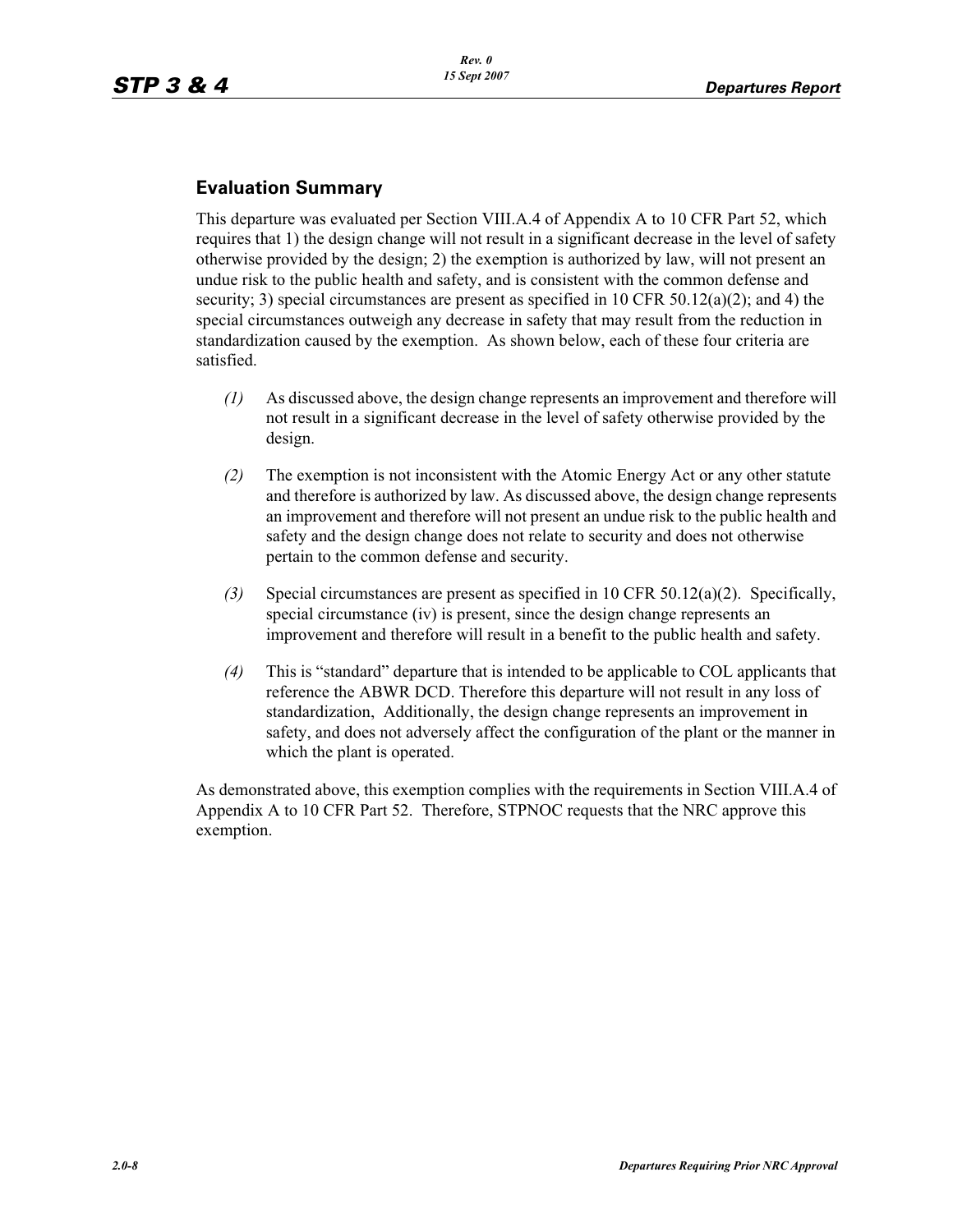## Evaluation Summary

This departure was evaluated per Section VIII.A.4 of Appendix A to 10 CFR Part 52, which requires that 1) the design change will not result in a significant decrease in the level of safety otherwise provided by the design; 2) the exemption is authorized by law, will not present an undue risk to the public health and safety, and is consistent with the common defense and security; 3) special circumstances are present as specified in 10 CFR 50.12(a)(2); and 4) the special circumstances outweigh any decrease in safety that may result from the reduction in standardization caused by the exemption. As shown below, each of these four criteria are satisfied.

*(1)* As discussed above, the design change represents an improvement and therefore will not result in a significant decrease in the level of safety otherwise provided by the design.

*(2)* The exemption is not inconsistent with the Atomic Energy Act or any other statute and therefore is authorized by law. As discussed above, the design change represents an improvement and therefore will not present an undue risk to the public health and safety and the design change does not relate to security and does not otherwise pertain to the common defense and security.

*(3)* Special circumstances are present as specified in 10 CFR 50.12(a)(2). Specifically, special circumstance (iv) is present, since the design change represents an improvement and therefore will result in a benefit to the public health and safety.

*(4)* This is "standard" departure that is intended to be applicable to COL applicants that reference the ABWR DCD. Therefore this departure will not result in any loss of standardization, Additionally, the design change represents an improvement in safety, and does not adversely affect the configuration of the plant or the manner in which the plant is operated.

As demonstrated above, this exemption complies with the requirements in Section VIII.A.4 of Appendix A to 10 CFR Part 52. Therefore, STPNOC requests that the NRC approve this exemption.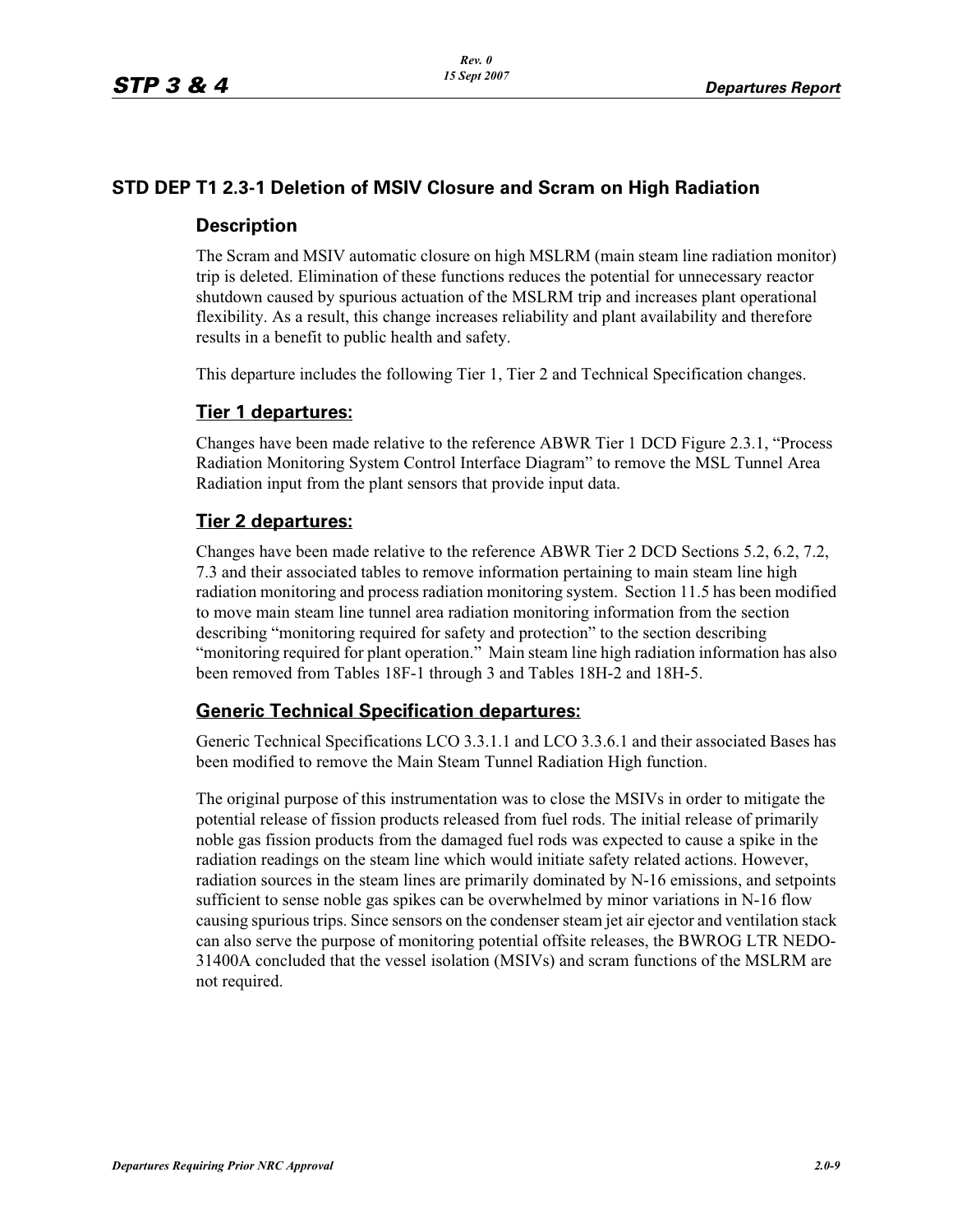## STD DEP T1 2.3-1 Deletion of MSIV Closure and Scram on High Radiation

### Description

The Scram and MSIV automatic closure on high MSLRM (main steam line radiation monitor) trip is deleted. Elimination of these functions reduces the potential for unnecessary reactor shutdown caused by spurious actuation of the MSLRM trip and increases plant operational flexibility. As a result, this change increases reliability and plant availability and therefore results in a benefit to public health and safety.

This departure includes the following Tier 1, Tier 2 and Technical Specification changes.

### Tier 1 departures:

Changes have been made relative to the reference ABWR Tier 1 DCD Figure 2.3.1, "Process Radiation Monitoring System Control Interface Diagram" to remove the MSL Tunnel Area Radiation input from the plant sensors that provide input data.

### Tier 2 departures:

Changes have been made relative to the reference ABWR Tier 2 DCD Sections 5.2, 6.2, 7.2, 7.3 and their associated tables to remove information pertaining to main steam line high radiation monitoring and process radiation monitoring system. Section 11.5 has been modified to move main steam line tunnel area radiation monitoring information from the section describing "monitoring required for safety and protection" to the section describing "monitoring required for plant operation." Main steam line high radiation information has also been removed from Tables 18F-1 through 3 and Tables 18H-2 and 18H-5.

### Generic Technical Specification departures:

Generic Technical Specifications LCO 3.3.1.1 and LCO 3.3.6.1 and their associated Bases has been modified to remove the Main Steam Tunnel Radiation High function.

The original purpose of this instrumentation was to close the MSIVs in order to mitigate the potential release of fission products released from fuel rods. The initial release of primarily noble gas fission products from the damaged fuel rods was expected to cause a spike in the radiation readings on the steam line which would initiate safety related actions. However, radiation sources in the steam lines are primarily dominated by N-16 emissions, and setpoints sufficient to sense noble gas spikes can be overwhelmed by minor variations in N-16 flow causing spurious trips. Since sensors on the condenser steam jet air ejector and ventilation stack can also serve the purpose of monitoring potential offsite releases, the BWROG LTR NEDO-31400A concluded that the vessel isolation (MSIVs) and scram functions of the MSLRM are not required.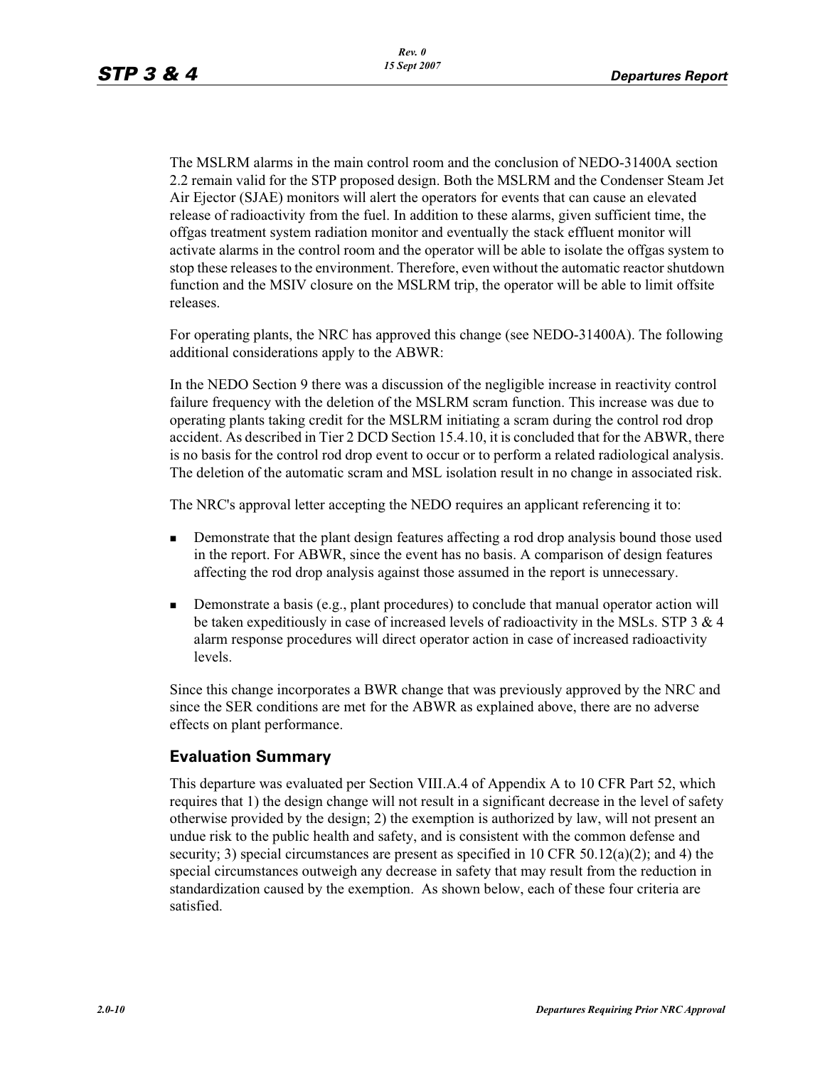The MSLRM alarms in the main control room and the conclusion of NEDO-31400A section 2.2 remain valid for the STP proposed design. Both the MSLRM and the Condenser Steam Jet Air Ejector (SJAE) monitors will alert the operators for events that can cause an elevated release of radioactivity from the fuel. In addition to these alarms, given sufficient time, the offgas treatment system radiation monitor and eventually the stack effluent monitor will activate alarms in the control room and the operator will be able to isolate the offgas system to stop these releases to the environment. Therefore, even without the automatic reactor shutdown function and the MSIV closure on the MSLRM trip, the operator will be able to limit offsite releases.

For operating plants, the NRC has approved this change (see NEDO-31400A). The following additional considerations apply to the ABWR:

In the NEDO Section 9 there was a discussion of the negligible increase in reactivity control failure frequency with the deletion of the MSLRM scram function. This increase was due to operating plants taking credit for the MSLRM initiating a scram during the control rod drop accident. As described in Tier 2 DCD Section 15.4.10, it is concluded that for the ABWR, there is no basis for the control rod drop event to occur or to perform a related radiological analysis. The deletion of the automatic scram and MSL isolation result in no change in associated risk.

The NRC's approval letter accepting the NEDO requires an applicant referencing it to:

- Demonstrate that the plant design features affecting a rod drop analysis bound those used in the report. For ABWR, since the event has no basis. A comparison of design features affecting the rod drop analysis against those assumed in the report is unnecessary.
- Demonstrate a basis (e.g., plant procedures) to conclude that manual operator action will be taken expeditiously in case of increased levels of radioactivity in the MSLs. STP 3 & 4 alarm response procedures will direct operator action in case of increased radioactivity levels.

Since this change incorporates a BWR change that was previously approved by the NRC and since the SER conditions are met for the ABWR as explained above, there are no adverse effects on plant performance.

## Evaluation Summary

This departure was evaluated per Section VIII.A.4 of Appendix A to 10 CFR Part 52, which requires that 1) the design change will not result in a significant decrease in the level of safety otherwise provided by the design; 2) the exemption is authorized by law, will not present an undue risk to the public health and safety, and is consistent with the common defense and security; 3) special circumstances are present as specified in 10 CFR 50.12(a)(2); and 4) the special circumstances outweigh any decrease in safety that may result from the reduction in standardization caused by the exemption. As shown below, each of these four criteria are satisfied.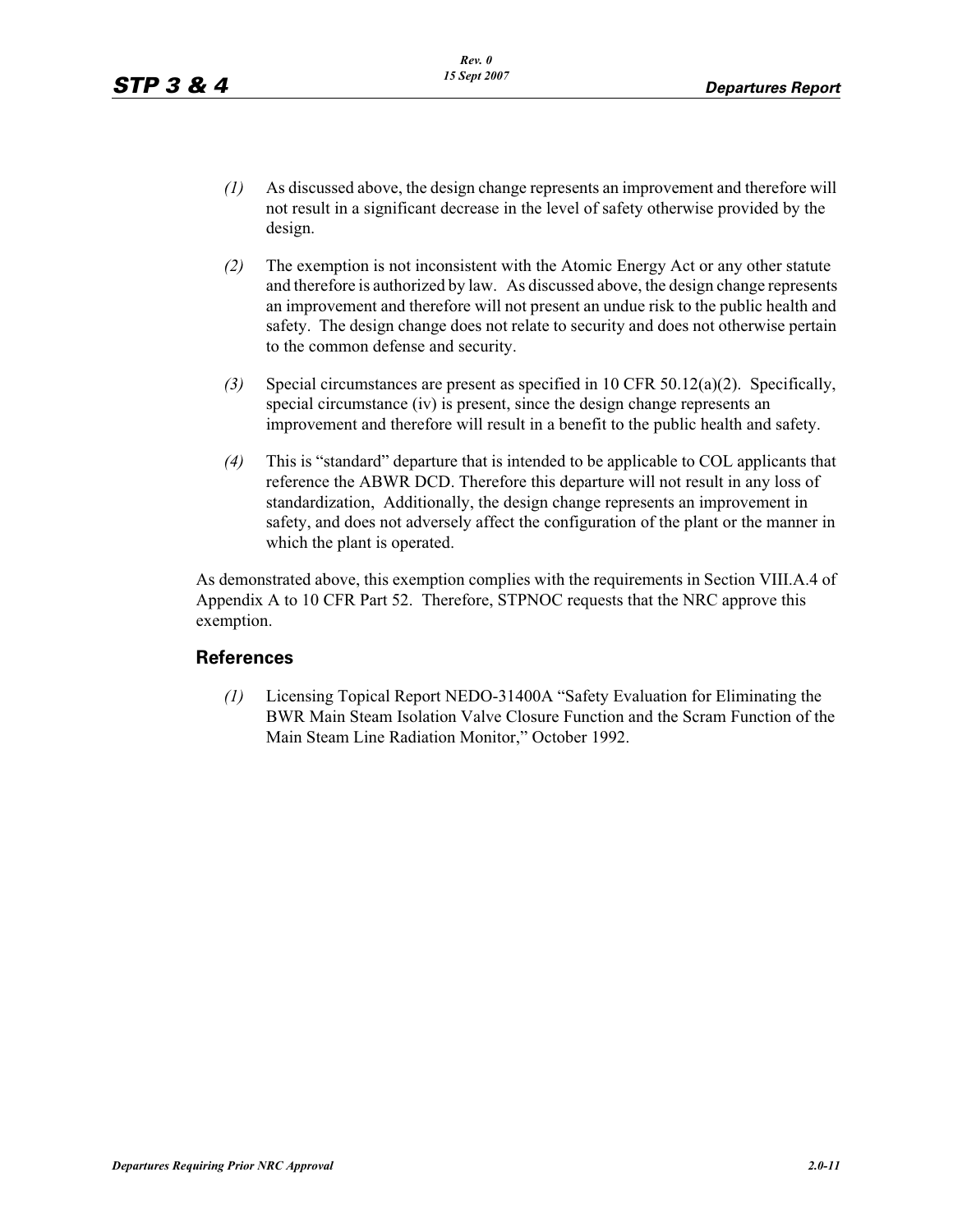*(1)* As discussed above, the design change represents an improvement and therefore will not result in a significant decrease in the level of safety otherwise provided by the design.

*(2)* The exemption is not inconsistent with the Atomic Energy Act or any other statute and therefore is authorized by law. As discussed above, the design change represents an improvement and therefore will not present an undue risk to the public health and safety. The design change does not relate to security and does not otherwise pertain to the common defense and security.

*(3)* Special circumstances are present as specified in 10 CFR 50.12(a)(2). Specifically, special circumstance (iv) is present, since the design change represents an improvement and therefore will result in a benefit to the public health and safety.

*(4)* This is “standard” departure that is intended to be applicable to COL applicants that reference the ABWR DCD. Therefore this departure will not result in any loss of standardization, Additionally, the design change represents an improvement in safety, and does not adversely affect the configuration of the plant or the manner in which the plant is operated.

As demonstrated above, this exemption complies with the requirements in Section VIII.A.4 of Appendix A to 10 CFR Part 52. Therefore, STPNOC requests that the NRC approve this exemption.

## References

*(1)* Licensing Topical Report NEDO-31400A “Safety Evaluation for Eliminating the BWR Main Steam Isolation Valve Closure Function and the Scram Function of the Main Steam Line Radiation Monitor,” October 1992.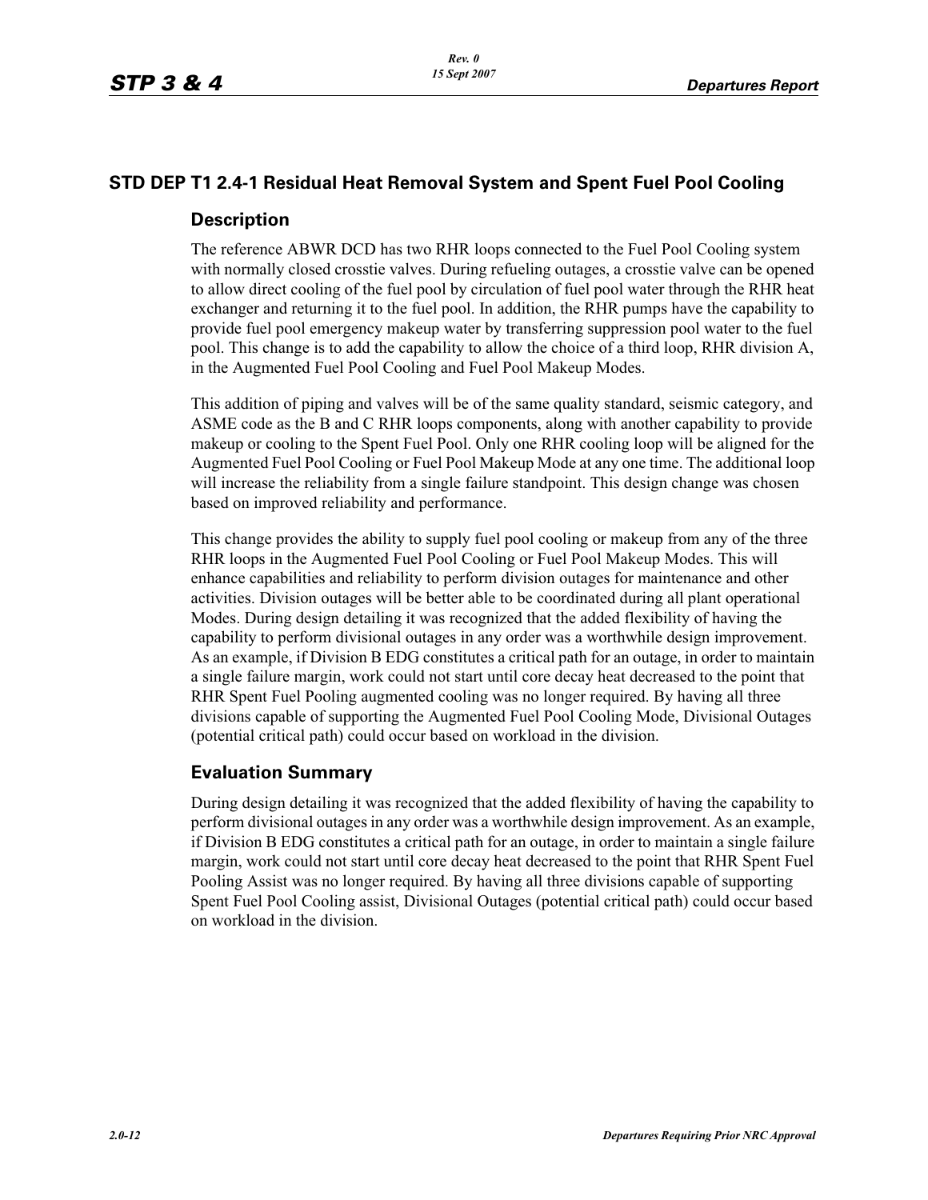## STD DEP T1 2.4-1 Residual Heat Removal System and Spent Fuel Pool Cooling

### Description

The reference ABWR DCD has two RHR loops connected to the Fuel Pool Cooling system with normally closed crosstie valves. During refueling outages, a crosstie valve can be opened to allow direct cooling of the fuel pool by circulation of fuel pool water through the RHR heat exchanger and returning it to the fuel pool. In addition, the RHR pumps have the capability to provide fuel pool emergency makeup water by transferring suppression pool water to the fuel pool. This change is to add the capability to allow the choice of a third loop, RHR division A, in the Augmented Fuel Pool Cooling and Fuel Pool Makeup Modes.

This addition of piping and valves will be of the same quality standard, seismic category, and ASME code as the B and C RHR loops components, along with another capability to provide makeup or cooling to the Spent Fuel Pool. Only one RHR cooling loop will be aligned for the Augmented Fuel Pool Cooling or Fuel Pool Makeup Mode at any one time. The additional loop will increase the reliability from a single failure standpoint. This design change was chosen based on improved reliability and performance.

This change provides the ability to supply fuel pool cooling or makeup from any of the three RHR loops in the Augmented Fuel Pool Cooling or Fuel Pool Makeup Modes. This will enhance capabilities and reliability to perform division outages for maintenance and other activities. Division outages will be better able to be coordinated during all plant operational Modes. During design detailing it was recognized that the added flexibility of having the capability to perform divisional outages in any order was a worthwhile design improvement. As an example, if Division B EDG constitutes a critical path for an outage, in order to maintain a single failure margin, work could not start until core decay heat decreased to the point that RHR Spent Fuel Pooling augmented cooling was no longer required. By having all three divisions capable of supporting the Augmented Fuel Pool Cooling Mode, Divisional Outages (potential critical path) could occur based on workload in the division.

### Evaluation Summary

During design detailing it was recognized that the added flexibility of having the capability to perform divisional outages in any order was a worthwhile design improvement. As an example, if Division B EDG constitutes a critical path for an outage, in order to maintain a single failure margin, work could not start until core decay heat decreased to the point that RHR Spent Fuel Pooling Assist was no longer required. By having all three divisions capable of supporting Spent Fuel Pool Cooling assist, Divisional Outages (potential critical path) could occur based on workload in the division.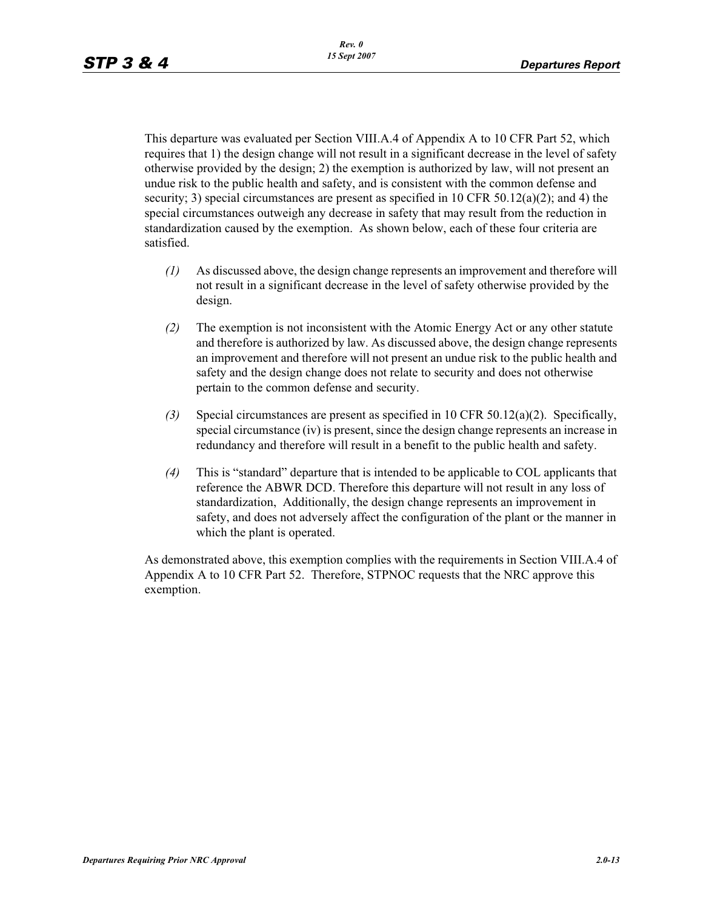This departure was evaluated per Section VIII.A.4 of Appendix A to 10 CFR Part 52, which requires that 1) the design change will not result in a significant decrease in the level of safety otherwise provided by the design; 2) the exemption is authorized by law, will not present an undue risk to the public health and safety, and is consistent with the common defense and security; 3) special circumstances are present as specified in 10 CFR 50.12(a)(2); and 4) the special circumstances outweigh any decrease in safety that may result from the reduction in standardization caused by the exemption. As shown below, each of these four criteria are satisfied.

*(1)* As discussed above, the design change represents an improvement and therefore will not result in a significant decrease in the level of safety otherwise provided by the design.

*(2)* The exemption is not inconsistent with the Atomic Energy Act or any other statute and therefore is authorized by law. As discussed above, the design change represents an improvement and therefore will not present an undue risk to the public health and safety and the design change does not relate to security and does not otherwise pertain to the common defense and security.

*(3)* Special circumstances are present as specified in 10 CFR 50.12(a)(2). Specifically, special circumstance (iv) is present, since the design change represents an increase in redundancy and therefore will result in a benefit to the public health and safety.

*(4)* This is "standard" departure that is intended to be applicable to COL applicants that reference the ABWR DCD. Therefore this departure will not result in any loss of standardization, Additionally, the design change represents an improvement in safety, and does not adversely affect the configuration of the plant or the manner in which the plant is operated.

As demonstrated above, this exemption complies with the requirements in Section VIII.A.4 of Appendix A to 10 CFR Part 52. Therefore, STPNOC requests that the NRC approve this exemption.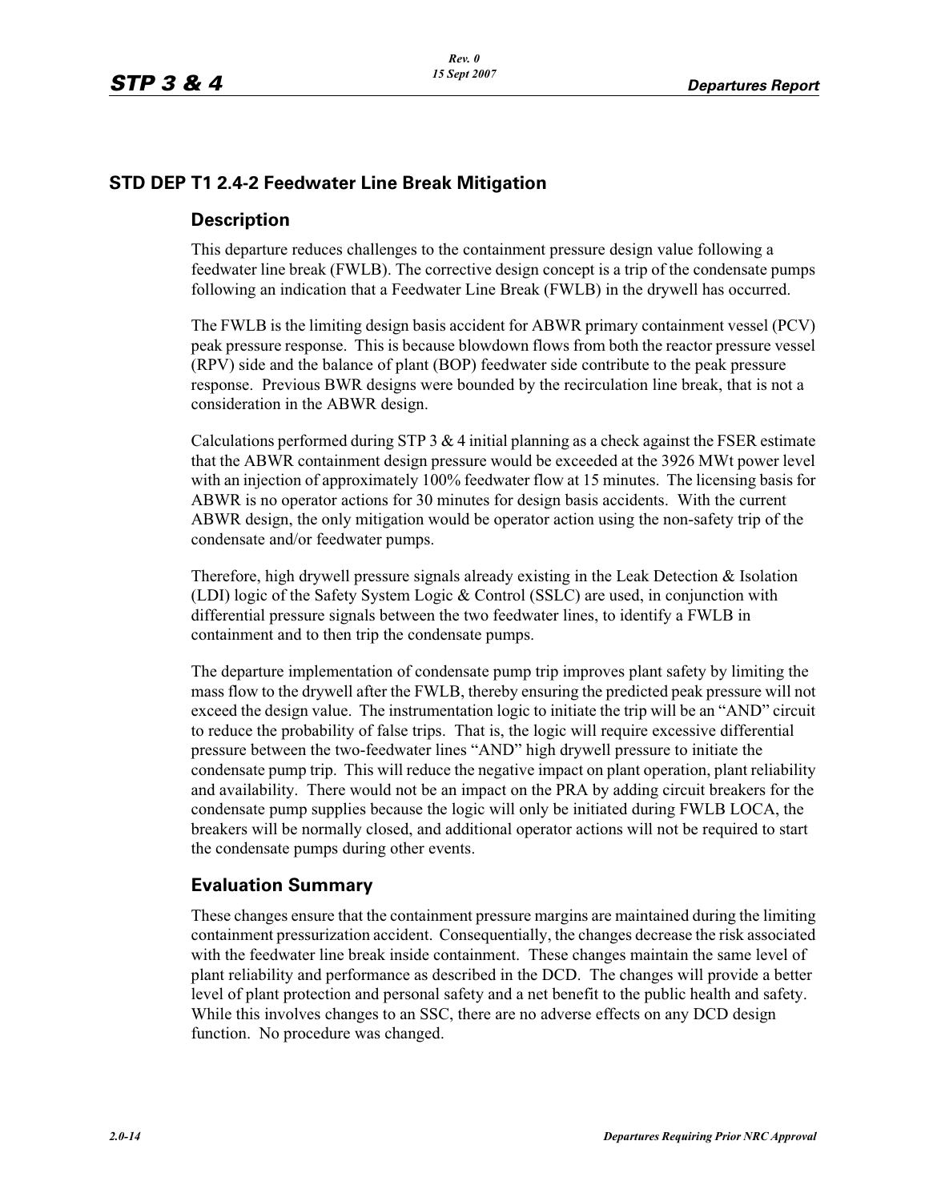## STD DEP T1 2.4-2 Feedwater Line Break Mitigation

### Description

This departure reduces challenges to the containment pressure design value following a feedwater line break (FWLB). The corrective design concept is a trip of the condensate pumps following an indication that a Feedwater Line Break (FWLB) in the drywell has occurred.

The FWLB is the limiting design basis accident for ABWR primary containment vessel (PCV) peak pressure response. This is because blowdown flows from both the reactor pressure vessel (RPV) side and the balance of plant (BOP) feedwater side contribute to the peak pressure response. Previous BWR designs were bounded by the recirculation line break, that is not a consideration in the ABWR design.

Calculations performed during STP 3 & 4 initial planning as a check against the FSER estimate that the ABWR containment design pressure would be exceeded at the 3926 MWt power level with an injection of approximately 100% feedwater flow at 15 minutes. The licensing basis for ABWR is no operator actions for 30 minutes for design basis accidents. With the current ABWR design, the only mitigation would be operator action using the non-safety trip of the condensate and/or feedwater pumps.

Therefore, high drywell pressure signals already existing in the Leak Detection & Isolation (LDI) logic of the Safety System Logic & Control (SSLC) are used, in conjunction with differential pressure signals between the two feedwater lines, to identify a FWLB in containment and to then trip the condensate pumps.

The departure implementation of condensate pump trip improves plant safety by limiting the mass flow to the drywell after the FWLB, thereby ensuring the predicted peak pressure will not exceed the design value. The instrumentation logic to initiate the trip will be an “AND” circuit to reduce the probability of false trips. That is, the logic will require excessive differential pressure between the two-feedwater lines “AND” high drywell pressure to initiate the condensate pump trip. This will reduce the negative impact on plant operation, plant reliability and availability. There would not be an impact on the PRA by adding circuit breakers for the condensate pump supplies because the logic will only be initiated during FWLB LOCA, the breakers will be normally closed, and additional operator actions will not be required to start the condensate pumps during other events.

### Evaluation Summary

These changes ensure that the containment pressure margins are maintained during the limiting containment pressurization accident. Consequentially, the changes decrease the risk associated with the feedwater line break inside containment. These changes maintain the same level of plant reliability and performance as described in the DCD. The changes will provide a better level of plant protection and personal safety and a net benefit to the public health and safety. While this involves changes to an SSC, there are no adverse effects on any DCD design function. No procedure was changed.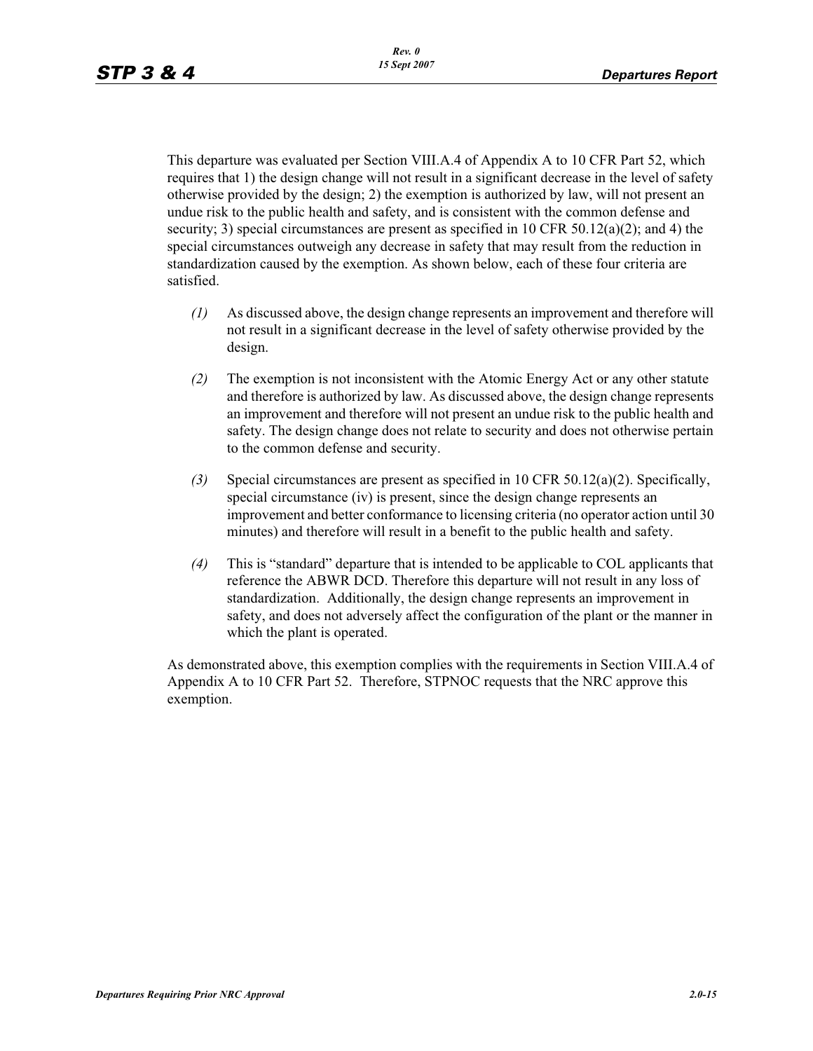This departure was evaluated per Section VIII.A.4 of Appendix A to 10 CFR Part 52, which requires that 1) the design change will not result in a significant decrease in the level of safety otherwise provided by the design; 2) the exemption is authorized by law, will not present an undue risk to the public health and safety, and is consistent with the common defense and security; 3) special circumstances are present as specified in 10 CFR 50.12(a)(2); and 4) the special circumstances outweigh any decrease in safety that may result from the reduction in standardization caused by the exemption. As shown below, each of these four criteria are satisfied.

*(1)* As discussed above, the design change represents an improvement and therefore will not result in a significant decrease in the level of safety otherwise provided by the design.

*(2)* The exemption is not inconsistent with the Atomic Energy Act or any other statute and therefore is authorized by law. As discussed above, the design change represents an improvement and therefore will not present an undue risk to the public health and safety. The design change does not relate to security and does not otherwise pertain to the common defense and security.

*(3)* Special circumstances are present as specified in 10 CFR 50.12(a)(2). Specifically, special circumstance (iv) is present, since the design change represents an improvement and better conformance to licensing criteria (no operator action until 30 minutes) and therefore will result in a benefit to the public health and safety.

*(4)* This is "standard" departure that is intended to be applicable to COL applicants that reference the ABWR DCD. Therefore this departure will not result in any loss of standardization. Additionally, the design change represents an improvement in safety, and does not adversely affect the configuration of the plant or the manner in which the plant is operated.

As demonstrated above, this exemption complies with the requirements in Section VIII.A.4 of Appendix A to 10 CFR Part 52. Therefore, STPNOC requests that the NRC approve this exemption.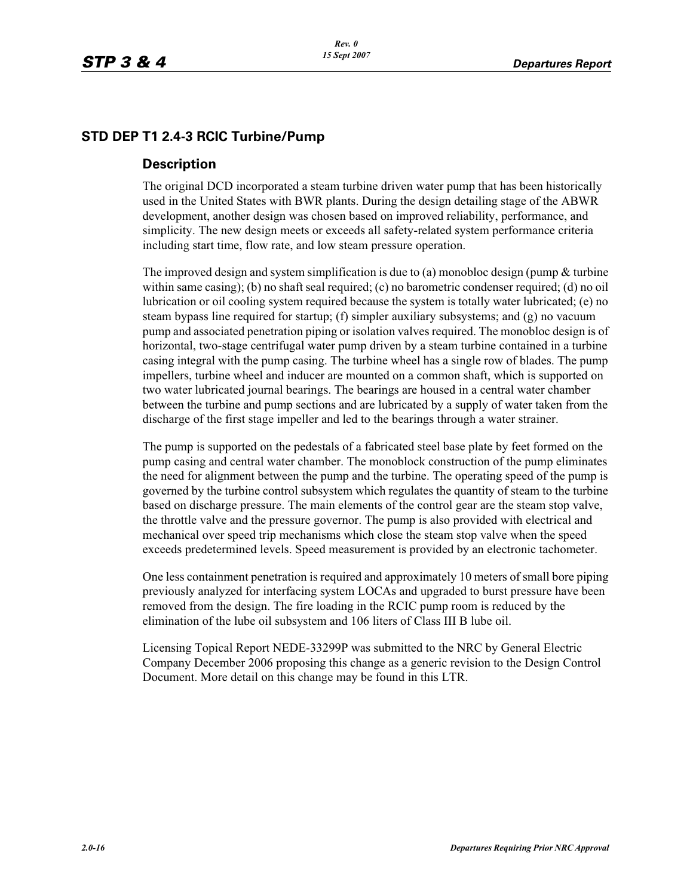## STD DEP T1 2.4-3 RCIC Turbine/Pump

### Description

The original DCD incorporated a steam turbine driven water pump that has been historically used in the United States with BWR plants. During the design detailing stage of the ABWR development, another design was chosen based on improved reliability, performance, and simplicity. The new design meets or exceeds all safety-related system performance criteria including start time, flow rate, and low steam pressure operation.

The improved design and system simplification is due to (a) monobloc design (pump & turbine within same casing); (b) no shaft seal required; (c) no barometric condenser required; (d) no oil lubrication or oil cooling system required because the system is totally water lubricated; (e) no steam bypass line required for startup; (f) simpler auxiliary subsystems; and (g) no vacuum pump and associated penetration piping or isolation valves required. The monobloc design is of horizontal, two-stage centrifugal water pump driven by a steam turbine contained in a turbine casing integral with the pump casing. The turbine wheel has a single row of blades. The pump impellers, turbine wheel and inducer are mounted on a common shaft, which is supported on two water lubricated journal bearings. The bearings are housed in a central water chamber between the turbine and pump sections and are lubricated by a supply of water taken from the discharge of the first stage impeller and led to the bearings through a water strainer.

The pump is supported on the pedestals of a fabricated steel base plate by feet formed on the pump casing and central water chamber. The monoblock construction of the pump eliminates the need for alignment between the pump and the turbine. The operating speed of the pump is governed by the turbine control subsystem which regulates the quantity of steam to the turbine based on discharge pressure. The main elements of the control gear are the steam stop valve, the throttle valve and the pressure governor. The pump is also provided with electrical and mechanical over speed trip mechanisms which close the steam stop valve when the speed exceeds predetermined levels. Speed measurement is provided by an electronic tachometer.

One less containment penetration is required and approximately 10 meters of small bore piping previously analyzed for interfacing system LOCAs and upgraded to burst pressure have been removed from the design. The fire loading in the RCIC pump room is reduced by the elimination of the lube oil subsystem and 106 liters of Class III B lube oil.

Licensing Topical Report NEDE-33299P was submitted to the NRC by General Electric Company December 2006 proposing this change as a generic revision to the Design Control Document. More detail on this change may be found in this LTR.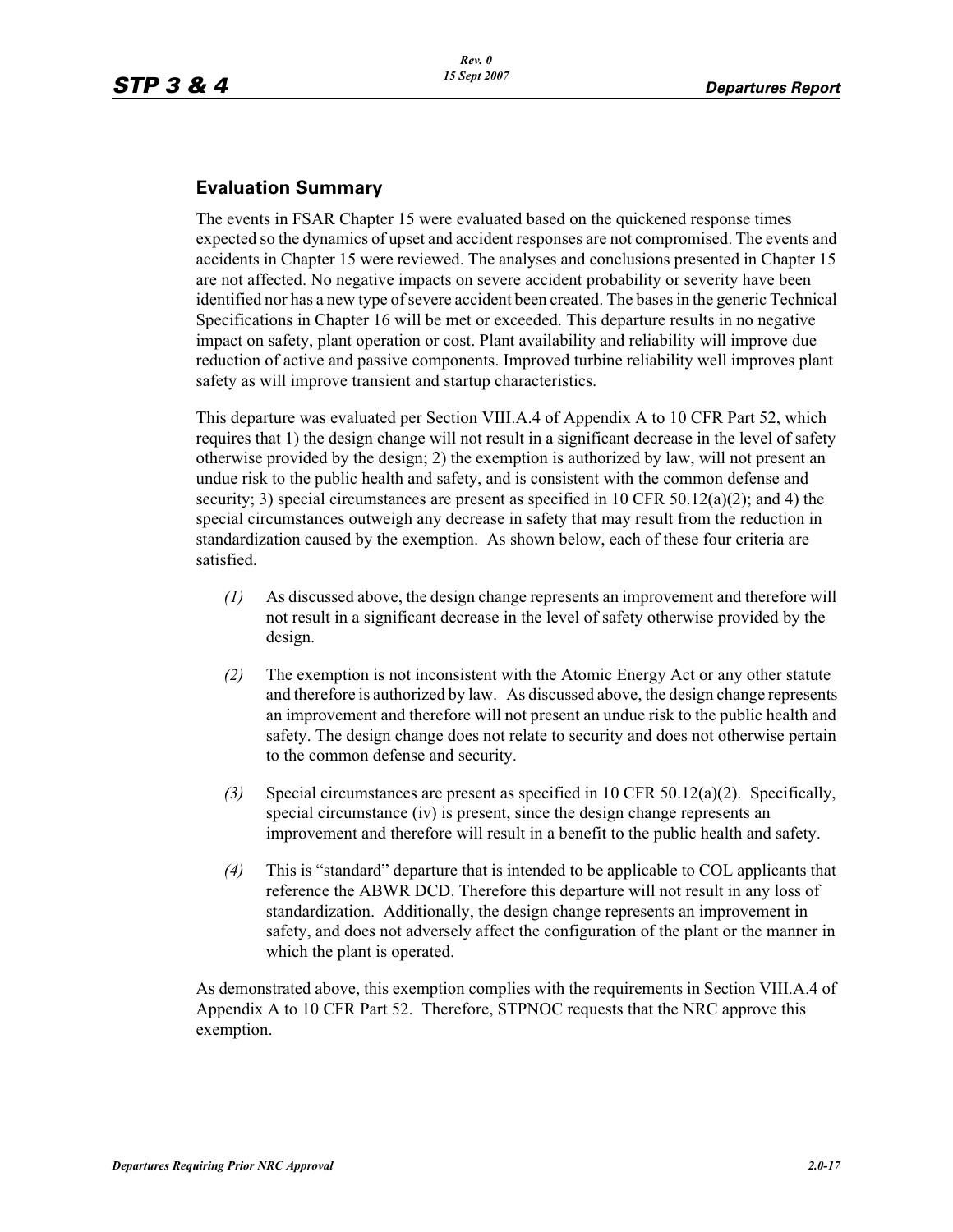## Evaluation Summary

The events in FSAR Chapter 15 were evaluated based on the quickened response times expected so the dynamics of upset and accident responses are not compromised. The events and accidents in Chapter 15 were reviewed. The analyses and conclusions presented in Chapter 15 are not affected. No negative impacts on severe accident probability or severity have been identified nor has a new type of severe accident been created. The bases in the generic Technical Specifications in Chapter 16 will be met or exceeded. This departure results in no negative impact on safety, plant operation or cost. Plant availability and reliability will improve due reduction of active and passive components. Improved turbine reliability well improves plant safety as will improve transient and startup characteristics.

This departure was evaluated per Section VIII.A.4 of Appendix A to 10 CFR Part 52, which requires that 1) the design change will not result in a significant decrease in the level of safety otherwise provided by the design; 2) the exemption is authorized by law, will not present an undue risk to the public health and safety, and is consistent with the common defense and security; 3) special circumstances are present as specified in 10 CFR 50.12(a)(2); and 4) the special circumstances outweigh any decrease in safety that may result from the reduction in standardization caused by the exemption. As shown below, each of these four criteria are satisfied.

*(1)* As discussed above, the design change represents an improvement and therefore will not result in a significant decrease in the level of safety otherwise provided by the design.

*(2)* The exemption is not inconsistent with the Atomic Energy Act or any other statute and therefore is authorized by law. As discussed above, the design change represents an improvement and therefore will not present an undue risk to the public health and safety. The design change does not relate to security and does not otherwise pertain to the common defense and security.

*(3)* Special circumstances are present as specified in 10 CFR 50.12(a)(2). Specifically, special circumstance (iv) is present, since the design change represents an improvement and therefore will result in a benefit to the public health and safety.

*(4)* This is "standard" departure that is intended to be applicable to COL applicants that reference the ABWR DCD. Therefore this departure will not result in any loss of standardization. Additionally, the design change represents an improvement in safety, and does not adversely affect the configuration of the plant or the manner in which the plant is operated.

As demonstrated above, this exemption complies with the requirements in Section VIII.A.4 of Appendix A to 10 CFR Part 52. Therefore, STPNOC requests that the NRC approve this exemption.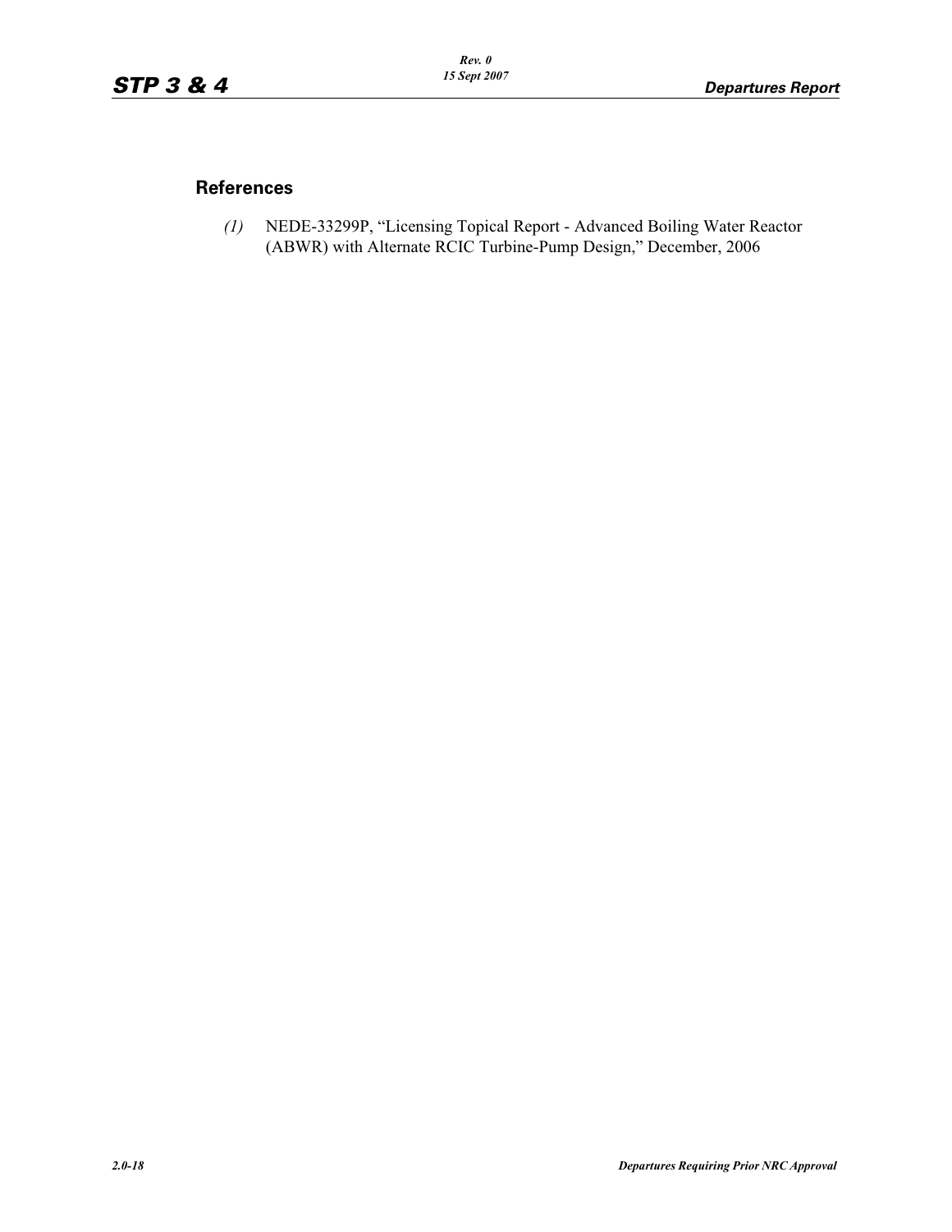## References

*(1)* NEDE-33299P, “Licensing Topical Report - Advanced Boiling Water Reactor (ABWR) with Alternate RCIC Turbine-Pump Design,” December, 2006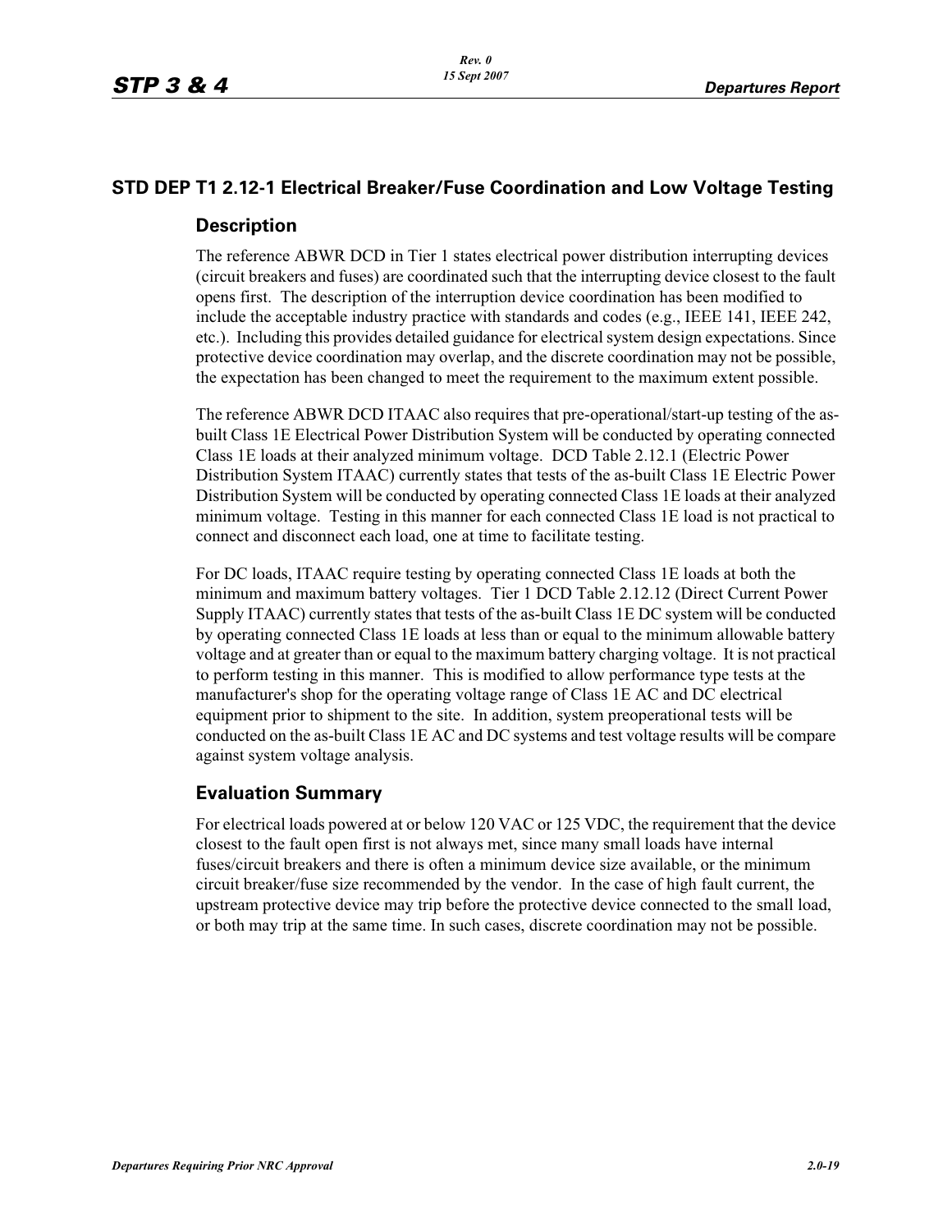## STD DEP T1 2.12-1 Electrical Breaker/Fuse Coordination and Low Voltage Testing

### Description

The reference ABWR DCD in Tier 1 states electrical power distribution interrupting devices (circuit breakers and fuses) are coordinated such that the interrupting device closest to the fault opens first. The description of the interruption device coordination has been modified to include the acceptable industry practice with standards and codes (e.g., IEEE 141, IEEE 242, etc.). Including this provides detailed guidance for electrical system design expectations. Since protective device coordination may overlap, and the discrete coordination may not be possible, the expectation has been changed to meet the requirement to the maximum extent possible.

The reference ABWR DCD ITAAC also requires that pre-operational/start-up testing of the as-built Class 1E Electrical Power Distribution System will be conducted by operating connected Class 1E loads at their analyzed minimum voltage. DCD Table 2.12.1 (Electric Power Distribution System ITAAC) currently states that tests of the as-built Class 1E Electric Power Distribution System will be conducted by operating connected Class 1E loads at their analyzed minimum voltage. Testing in this manner for each connected Class 1E load is not practical to connect and disconnect each load, one at time to facilitate testing.

For DC loads, ITAAC require testing by operating connected Class 1E loads at both the minimum and maximum battery voltages. Tier 1 DCD Table 2.12.12 (Direct Current Power Supply ITAAC) currently states that tests of the as-built Class 1E DC system will be conducted by operating connected Class 1E loads at less than or equal to the minimum allowable battery voltage and at greater than or equal to the maximum battery charging voltage. It is not practical to perform testing in this manner. This is modified to allow performance type tests at the manufacturer's shop for the operating voltage range of Class 1E AC and DC electrical equipment prior to shipment to the site. In addition, system preoperational tests will be conducted on the as-built Class 1E AC and DC systems and test voltage results will be compare against system voltage analysis.

### Evaluation Summary

For electrical loads powered at or below 120 VAC or 125 VDC, the requirement that the device closest to the fault open first is not always met, since many small loads have internal fuses/circuit breakers and there is often a minimum device size available, or the minimum circuit breaker/fuse size recommended by the vendor. In the case of high fault current, the upstream protective device may trip before the protective device connected to the small load, or both may trip at the same time. In such cases, discrete coordination may not be possible.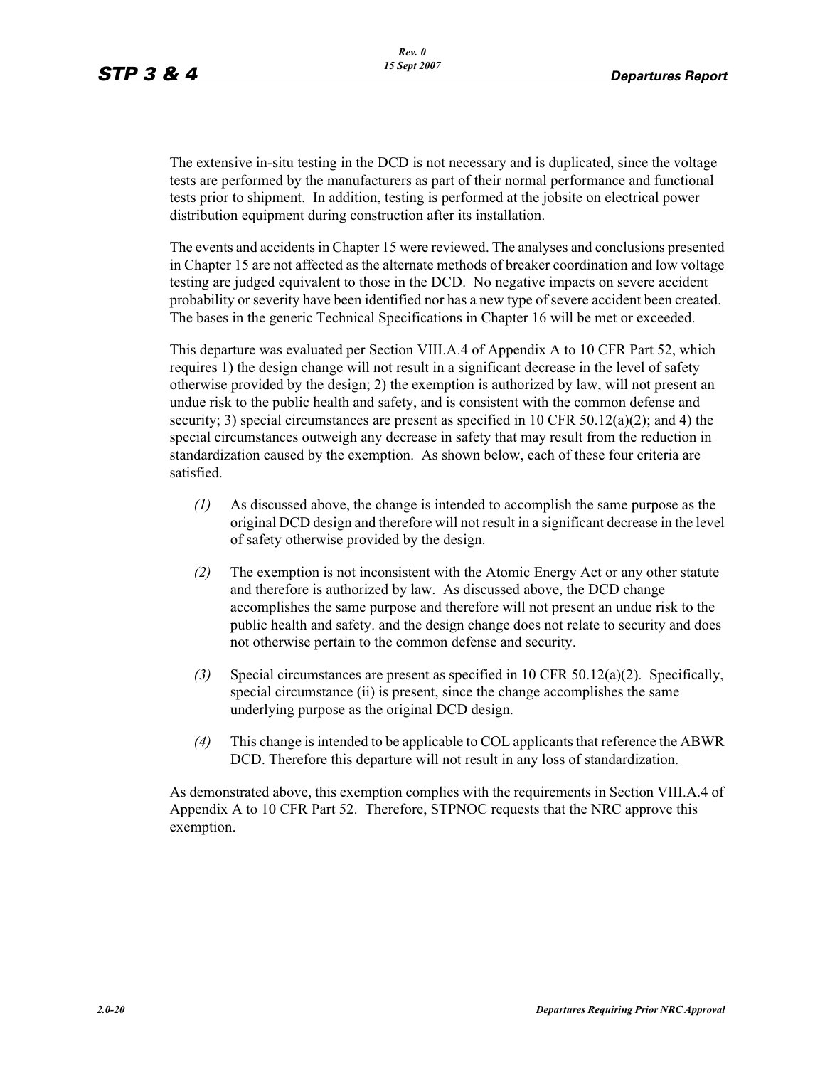The extensive in-situ testing in the DCD is not necessary and is duplicated, since the voltage tests are performed by the manufacturers as part of their normal performance and functional tests prior to shipment. In addition, testing is performed at the jobsite on electrical power distribution equipment during construction after its installation.

The events and accidents in Chapter 15 were reviewed. The analyses and conclusions presented in Chapter 15 are not affected as the alternate methods of breaker coordination and low voltage testing are judged equivalent to those in the DCD. No negative impacts on severe accident probability or severity have been identified nor has a new type of severe accident been created. The bases in the generic Technical Specifications in Chapter 16 will be met or exceeded.

This departure was evaluated per Section VIII.A.4 of Appendix A to 10 CFR Part 52, which requires 1) the design change will not result in a significant decrease in the level of safety otherwise provided by the design; 2) the exemption is authorized by law, will not present an undue risk to the public health and safety, and is consistent with the common defense and security; 3) special circumstances are present as specified in 10 CFR 50.12(a)(2); and 4) the special circumstances outweigh any decrease in safety that may result from the reduction in standardization caused by the exemption. As shown below, each of these four criteria are satisfied.

*(1)* As discussed above, the change is intended to accomplish the same purpose as the original DCD design and therefore will not result in a significant decrease in the level of safety otherwise provided by the design.

*(2)* The exemption is not inconsistent with the Atomic Energy Act or any other statute and therefore is authorized by law. As discussed above, the DCD change accomplishes the same purpose and therefore will not present an undue risk to the public health and safety. and the design change does not relate to security and does not otherwise pertain to the common defense and security.

*(3)* Special circumstances are present as specified in 10 CFR 50.12(a)(2). Specifically, special circumstance (ii) is present, since the change accomplishes the same underlying purpose as the original DCD design.

*(4)* This change is intended to be applicable to COL applicants that reference the ABWR DCD. Therefore this departure will not result in any loss of standardization.

As demonstrated above, this exemption complies with the requirements in Section VIII.A.4 of Appendix A to 10 CFR Part 52. Therefore, STPNOC requests that the NRC approve this exemption.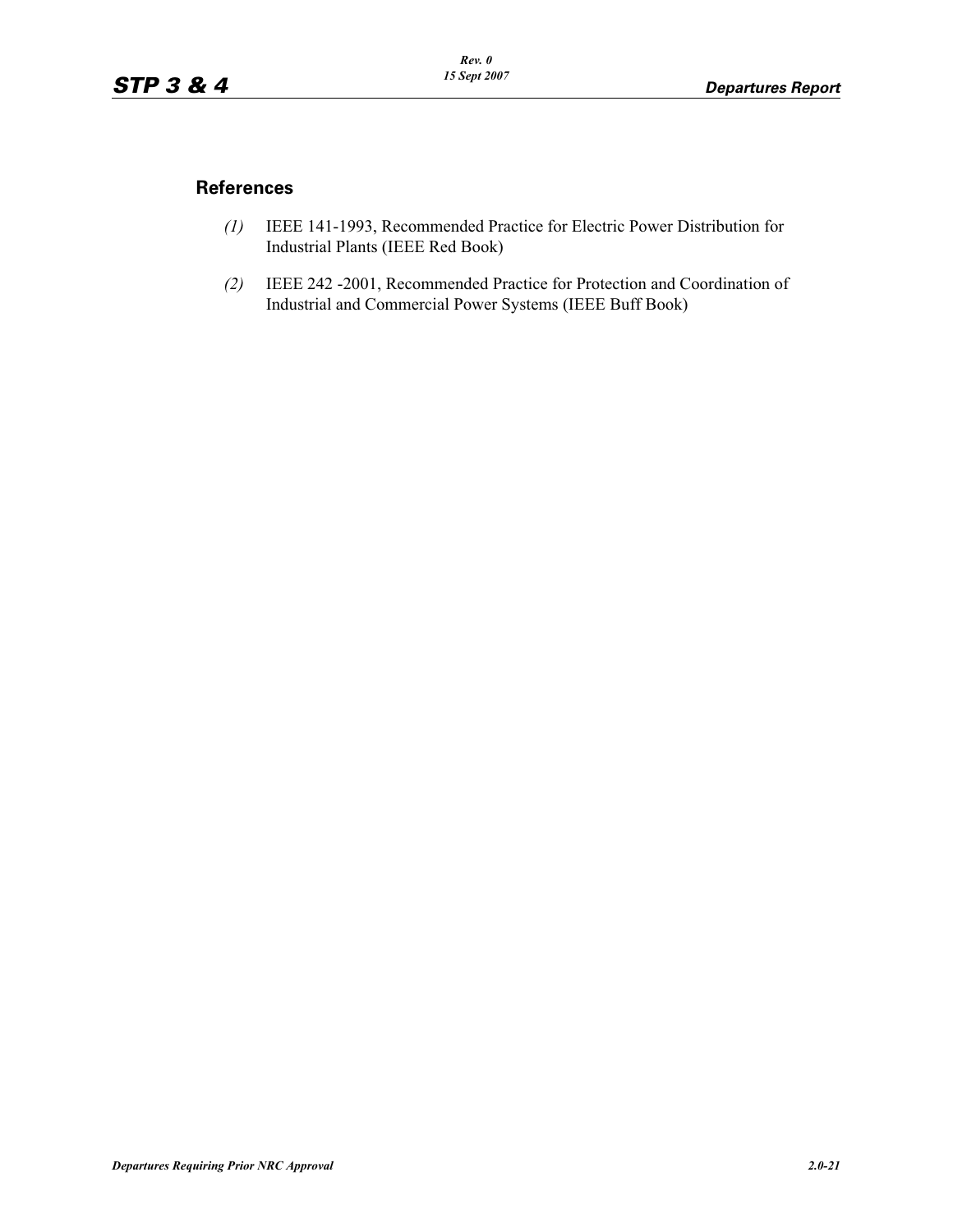## References

*(1)* IEEE 141-1993, Recommended Practice for Electric Power Distribution for Industrial Plants (IEEE Red Book)

*(2)* IEEE 242 -2001, Recommended Practice for Protection and Coordination of Industrial and Commercial Power Systems (IEEE Buff Book)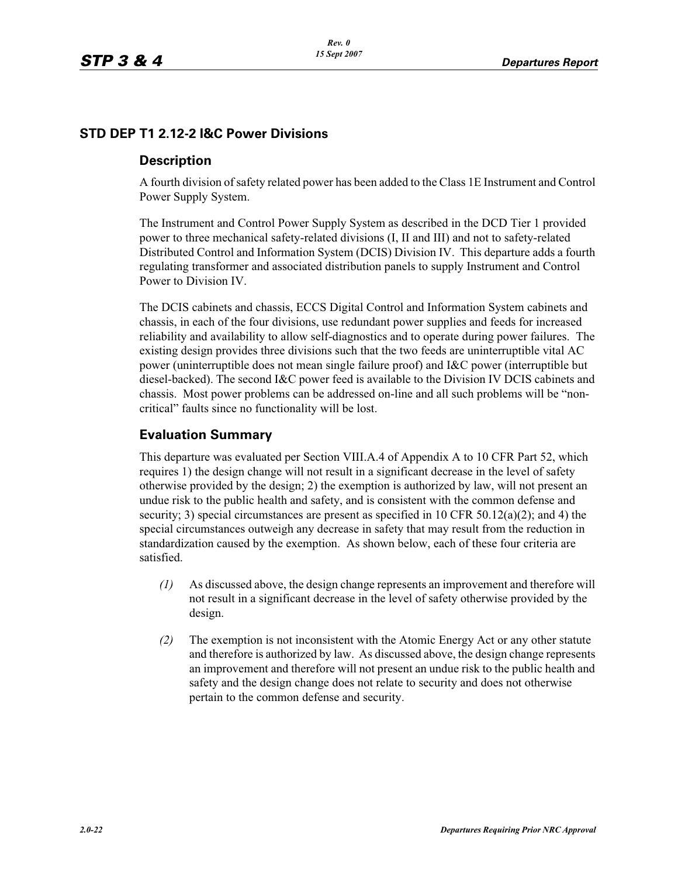## STD DEP T1 2.12-2 I&C Power Divisions

### Description

A fourth division of safety related power has been added to the Class 1E Instrument and Control Power Supply System.

The Instrument and Control Power Supply System as described in the DCD Tier 1 provided power to three mechanical safety-related divisions (I, II and III) and not to safety-related Distributed Control and Information System (DCIS) Division IV. This departure adds a fourth regulating transformer and associated distribution panels to supply Instrument and Control Power to Division IV.

The DCIS cabinets and chassis, ECCS Digital Control and Information System cabinets and chassis, in each of the four divisions, use redundant power supplies and feeds for increased reliability and availability to allow self-diagnostics and to operate during power failures. The existing design provides three divisions such that the two feeds are uninterruptible vital AC power (uninterruptible does not mean single failure proof) and I&C power (interruptible but diesel-backed). The second I&C power feed is available to the Division IV DCIS cabinets and chassis. Most power problems can be addressed on-line and all such problems will be "non-critical" faults since no functionality will be lost.

### Evaluation Summary

This departure was evaluated per Section VIII.A.4 of Appendix A to 10 CFR Part 52, which requires 1) the design change will not result in a significant decrease in the level of safety otherwise provided by the design; 2) the exemption is authorized by law, will not present an undue risk to the public health and safety, and is consistent with the common defense and security; 3) special circumstances are present as specified in 10 CFR 50.12(a)(2); and 4) the special circumstances outweigh any decrease in safety that may result from the reduction in standardization caused by the exemption. As shown below, each of these four criteria are satisfied.

*(1)* As discussed above, the design change represents an improvement and therefore will not result in a significant decrease in the level of safety otherwise provided by the design.

*(2)* The exemption is not inconsistent with the Atomic Energy Act or any other statute and therefore is authorized by law. As discussed above, the design change represents an improvement and therefore will not present an undue risk to the public health and safety and the design change does not relate to security and does not otherwise pertain to the common defense and security.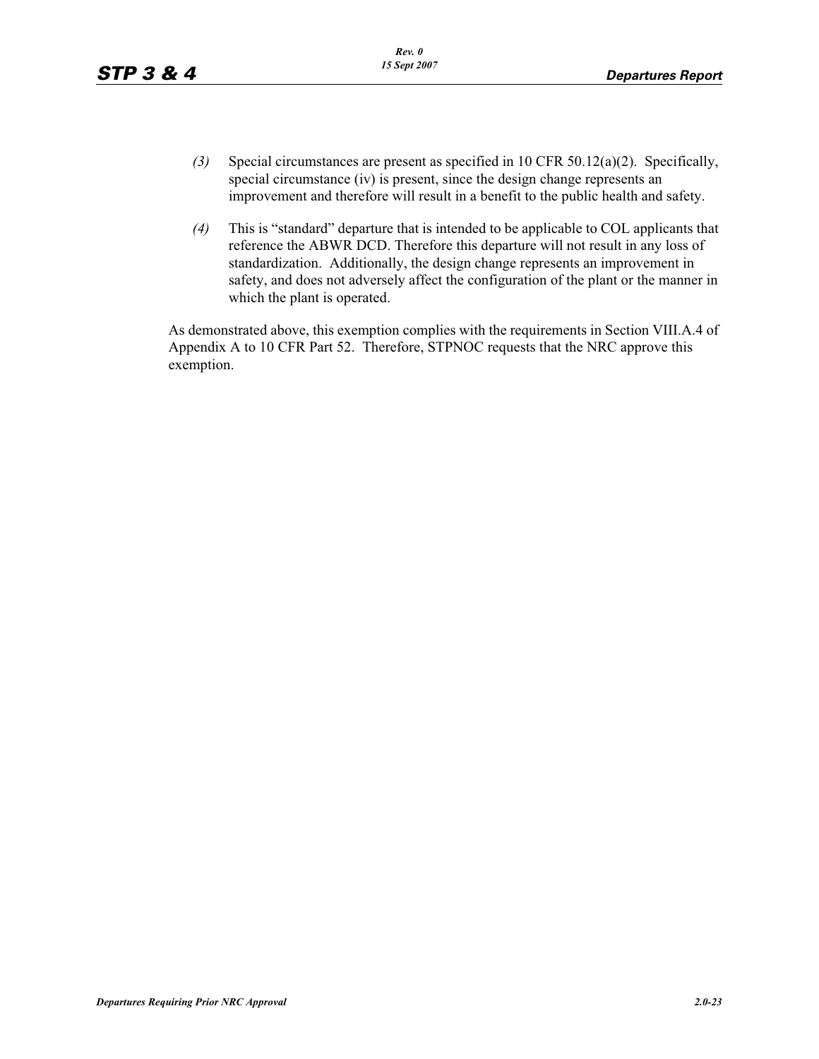*(3)* Special circumstances are present as specified in 10 CFR 50.12(a)(2). Specifically, special circumstance (iv) is present, since the design change represents an improvement and therefore will result in a benefit to the public health and safety.

*(4)* This is "standard" departure that is intended to be applicable to COL applicants that reference the ABWR DCD. Therefore this departure will not result in any loss of standardization. Additionally, the design change represents an improvement in safety, and does not adversely affect the configuration of the plant or the manner in which the plant is operated.

As demonstrated above, this exemption complies with the requirements in Section VIII.A.4 of Appendix A to 10 CFR Part 52. Therefore, STPNOC requests that the NRC approve this exemption.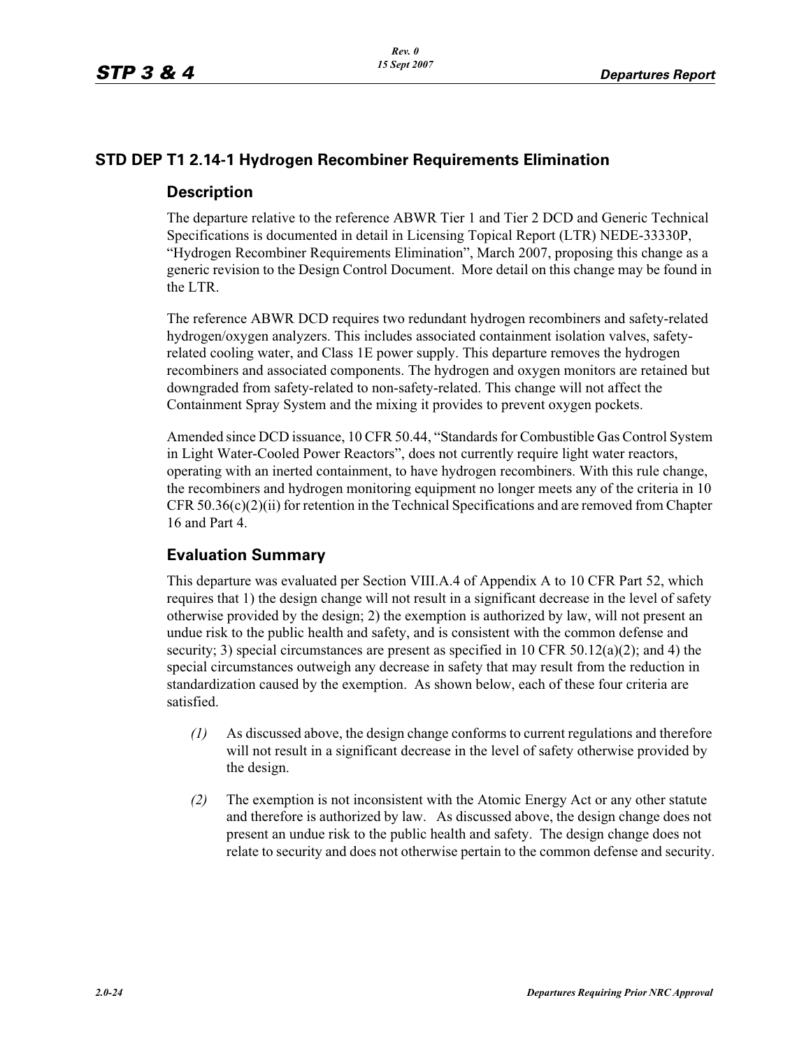## STD DEP T1 2.14-1 Hydrogen Recombiner Requirements Elimination

### Description

The departure relative to the reference ABWR Tier 1 and Tier 2 DCD and Generic Technical Specifications is documented in detail in Licensing Topical Report (LTR) NEDE-33330P, "Hydrogen Recombiner Requirements Elimination", March 2007, proposing this change as a generic revision to the Design Control Document. More detail on this change may be found in the LTR.

The reference ABWR DCD requires two redundant hydrogen recombiners and safety-related hydrogen/oxygen analyzers. This includes associated containment isolation valves, safety-related cooling water, and Class 1E power supply. This departure removes the hydrogen recombiners and associated components. The hydrogen and oxygen monitors are retained but downgraded from safety-related to non-safety-related. This change will not affect the Containment Spray System and the mixing it provides to prevent oxygen pockets.

Amended since DCD issuance, 10 CFR 50.44, "Standards for Combustible Gas Control System in Light Water-Cooled Power Reactors", does not currently require light water reactors, operating with an inerted containment, to have hydrogen recombiners. With this rule change, the recombiners and hydrogen monitoring equipment no longer meets any of the criteria in 10 CFR 50.36(c)(2)(ii) for retention in the Technical Specifications and are removed from Chapter 16 and Part 4.

### Evaluation Summary

This departure was evaluated per Section VIII.A.4 of Appendix A to 10 CFR Part 52, which requires that 1) the design change will not result in a significant decrease in the level of safety otherwise provided by the design; 2) the exemption is authorized by law, will not present an undue risk to the public health and safety, and is consistent with the common defense and security; 3) special circumstances are present as specified in 10 CFR 50.12(a)(2); and 4) the special circumstances outweigh any decrease in safety that may result from the reduction in standardization caused by the exemption. As shown below, each of these four criteria are satisfied.

*(1)* As discussed above, the design change conforms to current regulations and therefore will not result in a significant decrease in the level of safety otherwise provided by the design.

*(2)* The exemption is not inconsistent with the Atomic Energy Act or any other statute and therefore is authorized by law. As discussed above, the design change does not present an undue risk to the public health and safety. The design change does not relate to security and does not otherwise pertain to the common defense and security.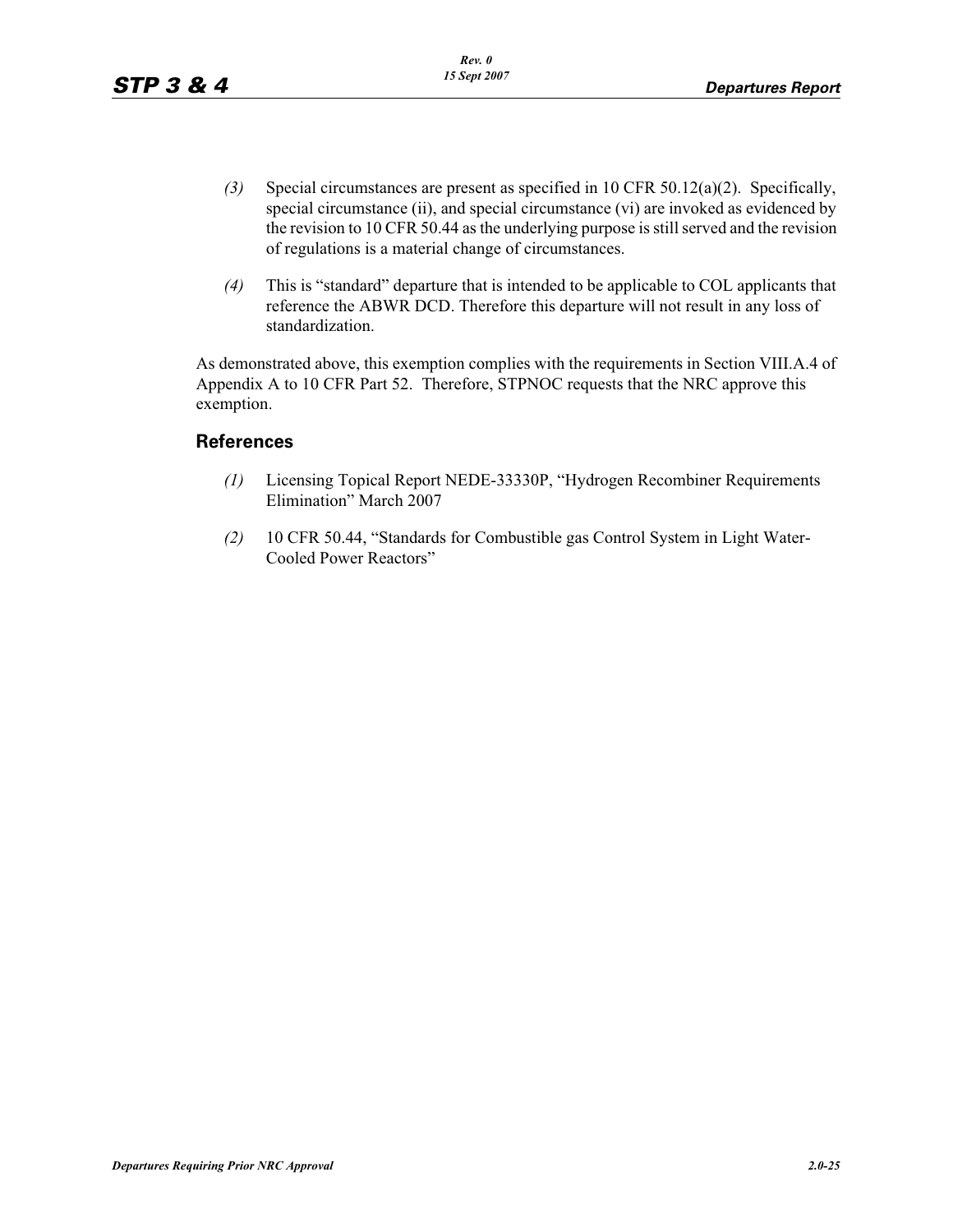*(3)* Special circumstances are present as specified in 10 CFR 50.12(a)(2). Specifically, special circumstance (ii), and special circumstance (vi) are invoked as evidenced by the revision to 10 CFR 50.44 as the underlying purpose is still served and the revision of regulations is a material change of circumstances.

*(4)* This is "standard" departure that is intended to be applicable to COL applicants that reference the ABWR DCD. Therefore this departure will not result in any loss of standardization.

As demonstrated above, this exemption complies with the requirements in Section VIII.A.4 of Appendix A to 10 CFR Part 52. Therefore, STPNOC requests that the NRC approve this exemption.

## References

*(1)* Licensing Topical Report NEDE-33330P, "Hydrogen Recombiner Requirements Elimination" March 2007

*(2)* 10 CFR 50.44, "Standards for Combustible gas Control System in Light Water-Cooled Power Reactors"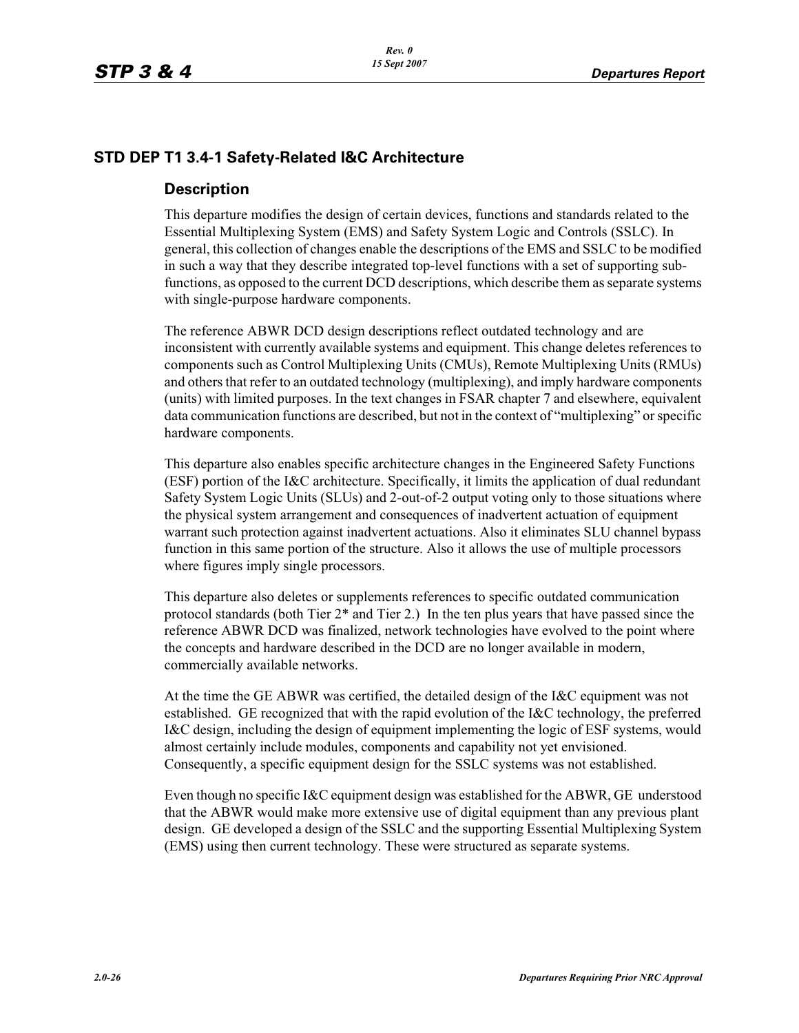## STD DEP T1 3.4-1 Safety-Related I&C Architecture

### Description

This departure modifies the design of certain devices, functions and standards related to the Essential Multiplexing System (EMS) and Safety System Logic and Controls (SSLC). In general, this collection of changes enable the descriptions of the EMS and SSLC to be modified in such a way that they describe integrated top-level functions with a set of supporting sub-functions, as opposed to the current DCD descriptions, which describe them as separate systems with single-purpose hardware components.

The reference ABWR DCD design descriptions reflect outdated technology and are inconsistent with currently available systems and equipment. This change deletes references to components such as Control Multiplexing Units (CMUs), Remote Multiplexing Units (RMUs) and others that refer to an outdated technology (multiplexing), and imply hardware components (units) with limited purposes. In the text changes in FSAR chapter 7 and elsewhere, equivalent data communication functions are described, but not in the context of "multiplexing" or specific hardware components.

This departure also enables specific architecture changes in the Engineered Safety Functions (ESF) portion of the I&C architecture. Specifically, it limits the application of dual redundant Safety System Logic Units (SLUs) and 2-out-of-2 output voting only to those situations where the physical system arrangement and consequences of inadvertent actuation of equipment warrant such protection against inadvertent actuations. Also it eliminates SLU channel bypass function in this same portion of the structure. Also it allows the use of multiple processors where figures imply single processors.

This departure also deletes or supplements references to specific outdated communication protocol standards (both Tier 2* and Tier 2.) In the ten plus years that have passed since the reference ABWR DCD was finalized, network technologies have evolved to the point where the concepts and hardware described in the DCD are no longer available in modern, commercially available networks.

At the time the GE ABWR was certified, the detailed design of the I&C equipment was not established. GE recognized that with the rapid evolution of the I&C technology, the preferred I&C design, including the design of equipment implementing the logic of ESF systems, would almost certainly include modules, components and capability not yet envisioned. Consequently, a specific equipment design for the SSLC systems was not established.

Even though no specific I&C equipment design was established for the ABWR, GE understood that the ABWR would make more extensive use of digital equipment than any previous plant design. GE developed a design of the SSLC and the supporting Essential Multiplexing System (EMS) using then current technology. These were structured as separate systems.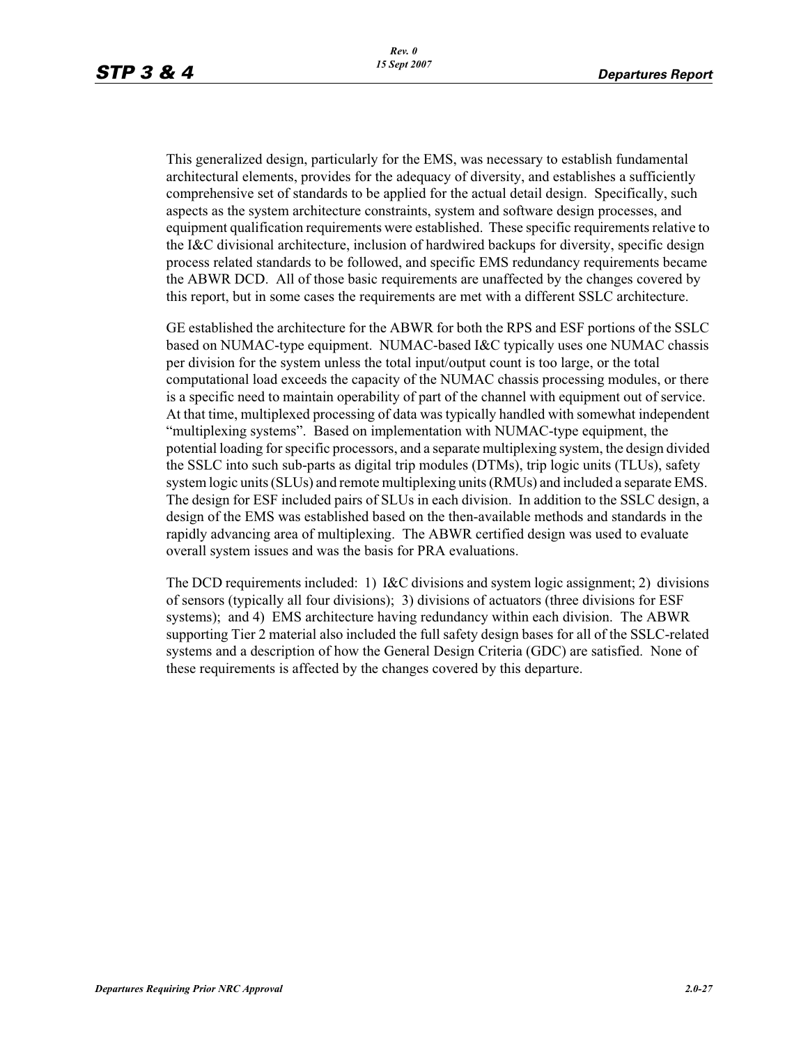This generalized design, particularly for the EMS, was necessary to establish fundamental architectural elements, provides for the adequacy of diversity, and establishes a sufficiently comprehensive set of standards to be applied for the actual detail design. Specifically, such aspects as the system architecture constraints, system and software design processes, and equipment qualification requirements were established. These specific requirements relative to the I&C divisional architecture, inclusion of hardwired backups for diversity, specific design process related standards to be followed, and specific EMS redundancy requirements became the ABWR DCD. All of those basic requirements are unaffected by the changes covered by this report, but in some cases the requirements are met with a different SSLC architecture.

GE established the architecture for the ABWR for both the RPS and ESF portions of the SSLC based on NUMAC-type equipment. NUMAC-based I&C typically uses one NUMAC chassis per division for the system unless the total input/output count is too large, or the total computational load exceeds the capacity of the NUMAC chassis processing modules, or there is a specific need to maintain operability of part of the channel with equipment out of service. At that time, multiplexed processing of data was typically handled with somewhat independent "multiplexing systems". Based on implementation with NUMAC-type equipment, the potential loading for specific processors, and a separate multiplexing system, the design divided the SSLC into such sub-parts as digital trip modules (DTMs), trip logic units (TLUs), safety system logic units (SLUs) and remote multiplexing units (RMUs) and included a separate EMS. The design for ESF included pairs of SLUs in each division. In addition to the SSLC design, a design of the EMS was established based on the then-available methods and standards in the rapidly advancing area of multiplexing. The ABWR certified design was used to evaluate overall system issues and was the basis for PRA evaluations.

The DCD requirements included: 1) I&C divisions and system logic assignment; 2) divisions of sensors (typically all four divisions); 3) divisions of actuators (three divisions for ESF systems); and 4) EMS architecture having redundancy within each division. The ABWR supporting Tier 2 material also included the full safety design bases for all of the SSLC-related systems and a description of how the General Design Criteria (GDC) are satisfied. None of these requirements is affected by the changes covered by this departure.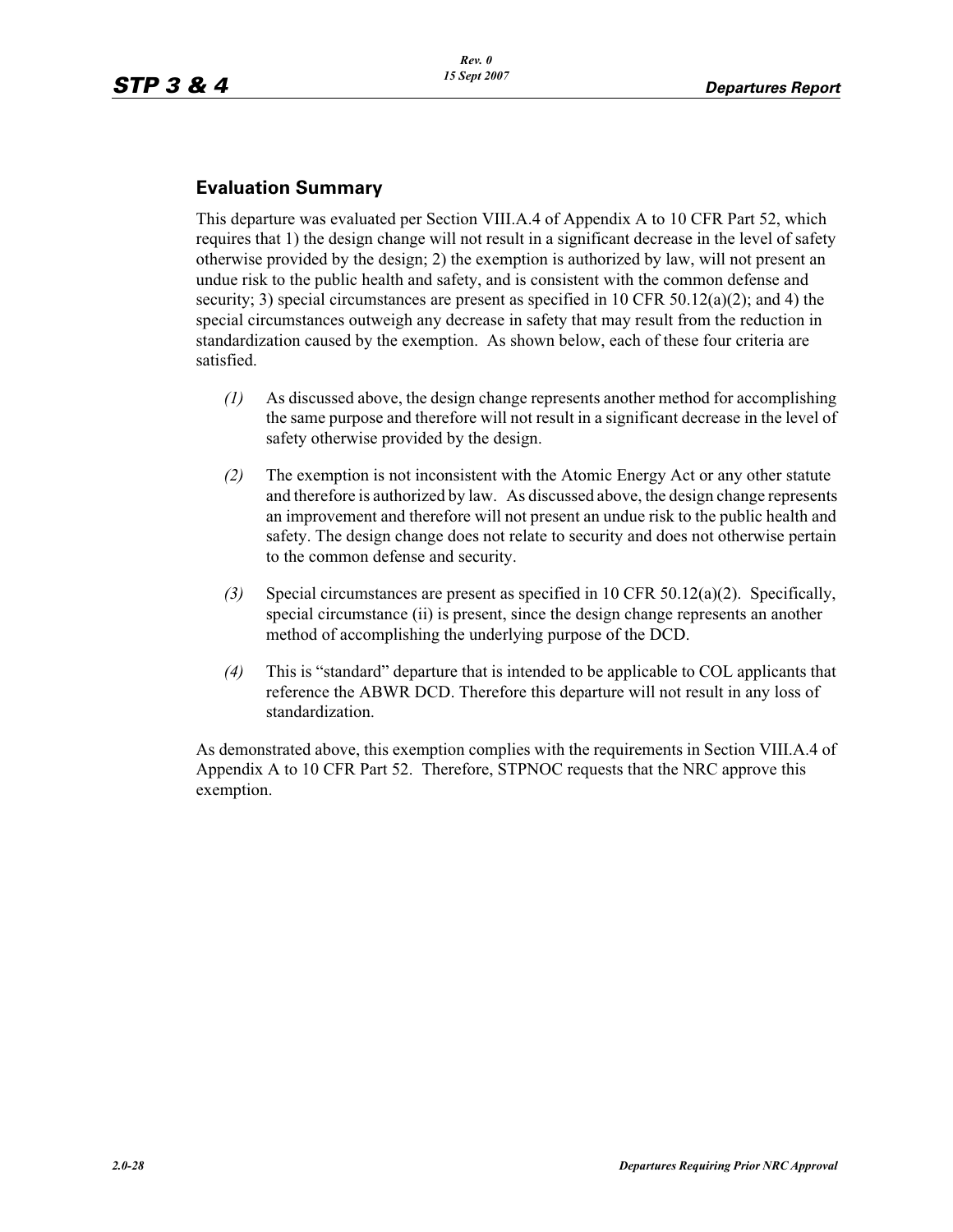## Evaluation Summary

This departure was evaluated per Section VIII.A.4 of Appendix A to 10 CFR Part 52, which requires that 1) the design change will not result in a significant decrease in the level of safety otherwise provided by the design; 2) the exemption is authorized by law, will not present an undue risk to the public health and safety, and is consistent with the common defense and security; 3) special circumstances are present as specified in 10 CFR 50.12(a)(2); and 4) the special circumstances outweigh any decrease in safety that may result from the reduction in standardization caused by the exemption. As shown below, each of these four criteria are satisfied.

*(1)* As discussed above, the design change represents another method for accomplishing the same purpose and therefore will not result in a significant decrease in the level of safety otherwise provided by the design.

*(2)* The exemption is not inconsistent with the Atomic Energy Act or any other statute and therefore is authorized by law. As discussed above, the design change represents an improvement and therefore will not present an undue risk to the public health and safety. The design change does not relate to security and does not otherwise pertain to the common defense and security.

*(3)* Special circumstances are present as specified in 10 CFR 50.12(a)(2). Specifically, special circumstance (ii) is present, since the design change represents an another method of accomplishing the underlying purpose of the DCD.

*(4)* This is "standard" departure that is intended to be applicable to COL applicants that reference the ABWR DCD. Therefore this departure will not result in any loss of standardization.

As demonstrated above, this exemption complies with the requirements in Section VIII.A.4 of Appendix A to 10 CFR Part 52. Therefore, STPNOC requests that the NRC approve this exemption.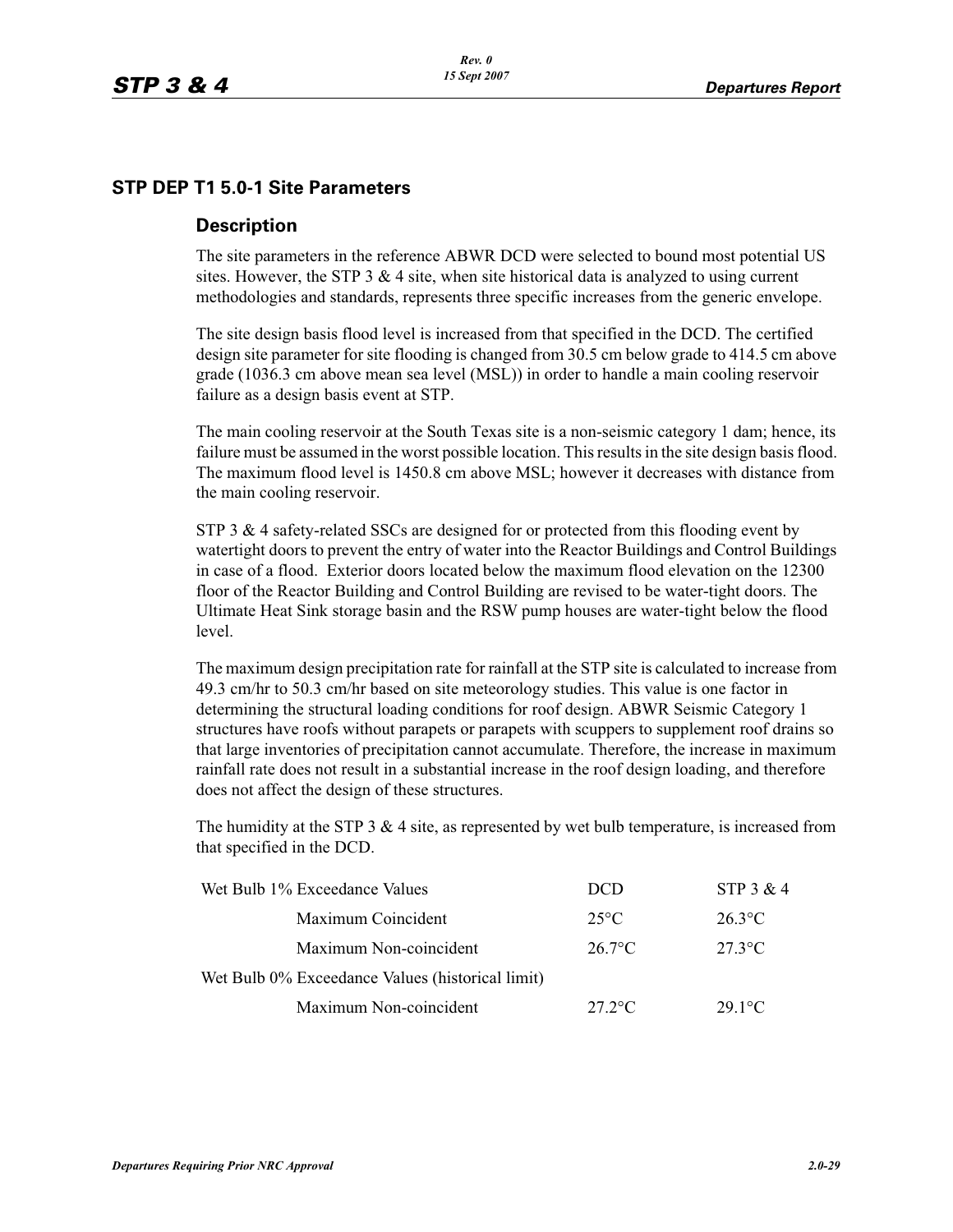## STP DEP T1 5.0-1 Site Parameters

### Description

The site parameters in the reference ABWR DCD were selected to bound most potential US sites. However, the STP 3 & 4 site, when site historical data is analyzed to using current methodologies and standards, represents three specific increases from the generic envelope.

The site design basis flood level is increased from that specified in the DCD. The certified design site parameter for site flooding is changed from 30.5 cm below grade to 414.5 cm above grade (1036.3 cm above mean sea level (MSL)) in order to handle a main cooling reservoir failure as a design basis event at STP.

The main cooling reservoir at the South Texas site is a non-seismic category 1 dam; hence, its failure must be assumed in the worst possible location. This results in the site design basis flood. The maximum flood level is 1450.8 cm above MSL; however it decreases with distance from the main cooling reservoir.

STP 3 & 4 safety-related SSCs are designed for or protected from this flooding event by watertight doors to prevent the entry of water into the Reactor Buildings and Control Buildings in case of a flood. Exterior doors located below the maximum flood elevation on the 12300 floor of the Reactor Building and Control Building are revised to be water-tight doors. The Ultimate Heat Sink storage basin and the RSW pump houses are water-tight below the flood level.

The maximum design precipitation rate for rainfall at the STP site is calculated to increase from 49.3 cm/hr to 50.3 cm/hr based on site meteorology studies. This value is one factor in determining the structural loading conditions for roof design. ABWR Seismic Category 1 structures have roofs without parapets or parapets with scuppers to supplement roof drains so that large inventories of precipitation cannot accumulate. Therefore, the increase in maximum rainfall rate does not result in a substantial increase in the roof design loading, and therefore does not affect the design of these structures.

The humidity at the STP 3 & 4 site, as represented by wet bulb temperature, is increased from that specified in the DCD.

| | DCD | STP 3 & 4 |
|---|---|---|
| Wet Bulb 1% Exceedance Values | | |
| Maximum Coincident | 25°C | 26.3°C |
| Maximum Non-coincident | 26.7°C | 27.3°C |
| Wet Bulb 0% Exceedance Values (historical limit) | | |
| Maximum Non-coincident | 27.2°C | 29.1°C |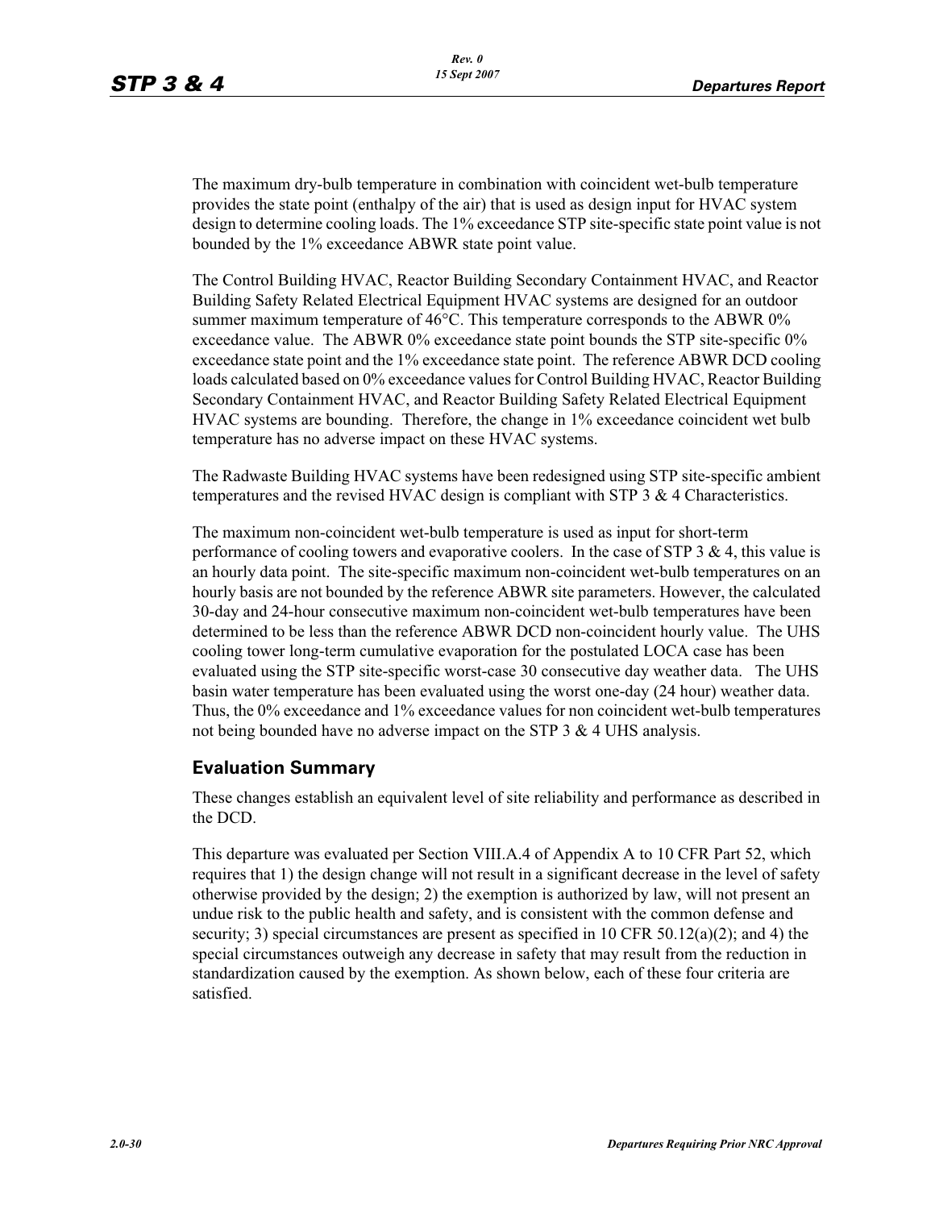The maximum dry-bulb temperature in combination with coincident wet-bulb temperature provides the state point (enthalpy of the air) that is used as design input for HVAC system design to determine cooling loads. The 1% exceedance STP site-specific state point value is not bounded by the 1% exceedance ABWR state point value.

The Control Building HVAC, Reactor Building Secondary Containment HVAC, and Reactor Building Safety Related Electrical Equipment HVAC systems are designed for an outdoor summer maximum temperature of 46°C. This temperature corresponds to the ABWR 0% exceedance value. The ABWR 0% exceedance state point bounds the STP site-specific 0% exceedance state point and the 1% exceedance state point. The reference ABWR DCD cooling loads calculated based on 0% exceedance values for Control Building HVAC, Reactor Building Secondary Containment HVAC, and Reactor Building Safety Related Electrical Equipment HVAC systems are bounding. Therefore, the change in 1% exceedance coincident wet bulb temperature has no adverse impact on these HVAC systems.

The Radwaste Building HVAC systems have been redesigned using STP site-specific ambient temperatures and the revised HVAC design is compliant with STP 3 & 4 Characteristics.

The maximum non-coincident wet-bulb temperature is used as input for short-term performance of cooling towers and evaporative coolers. In the case of STP 3 & 4, this value is an hourly data point. The site-specific maximum non-coincident wet-bulb temperatures on an hourly basis are not bounded by the reference ABWR site parameters. However, the calculated 30-day and 24-hour consecutive maximum non-coincident wet-bulb temperatures have been determined to be less than the reference ABWR DCD non-coincident hourly value. The UHS cooling tower long-term cumulative evaporation for the postulated LOCA case has been evaluated using the STP site-specific worst-case 30 consecutive day weather data. The UHS basin water temperature has been evaluated using the worst one-day (24 hour) weather data. Thus, the 0% exceedance and 1% exceedance values for non coincident wet-bulb temperatures not being bounded have no adverse impact on the STP 3 & 4 UHS analysis.

## Evaluation Summary

These changes establish an equivalent level of site reliability and performance as described in the DCD.

This departure was evaluated per Section VIII.A.4 of Appendix A to 10 CFR Part 52, which requires that 1) the design change will not result in a significant decrease in the level of safety otherwise provided by the design; 2) the exemption is authorized by law, will not present an undue risk to the public health and safety, and is consistent with the common defense and security; 3) special circumstances are present as specified in 10 CFR 50.12(a)(2); and 4) the special circumstances outweigh any decrease in safety that may result from the reduction in standardization caused by the exemption. As shown below, each of these four criteria are satisfied.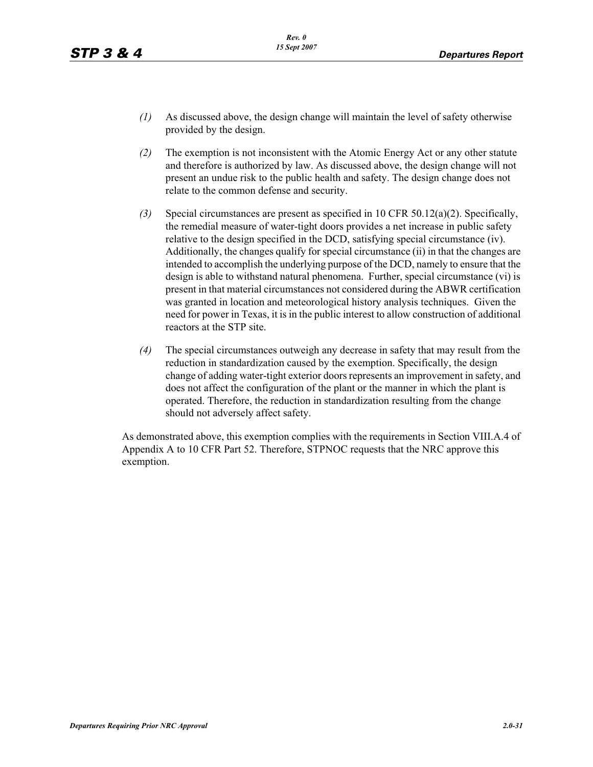*(1)* As discussed above, the design change will maintain the level of safety otherwise provided by the design.

*(2)* The exemption is not inconsistent with the Atomic Energy Act or any other statute and therefore is authorized by law. As discussed above, the design change will not present an undue risk to the public health and safety. The design change does not relate to the common defense and security.

*(3)* Special circumstances are present as specified in 10 CFR 50.12(a)(2). Specifically, the remedial measure of water-tight doors provides a net increase in public safety relative to the design specified in the DCD, satisfying special circumstance (iv). Additionally, the changes qualify for special circumstance (ii) in that the changes are intended to accomplish the underlying purpose of the DCD, namely to ensure that the design is able to withstand natural phenomena. Further, special circumstance (vi) is present in that material circumstances not considered during the ABWR certification was granted in location and meteorological history analysis techniques. Given the need for power in Texas, it is in the public interest to allow construction of additional reactors at the STP site.

*(4)* The special circumstances outweigh any decrease in safety that may result from the reduction in standardization caused by the exemption. Specifically, the design change of adding water-tight exterior doors represents an improvement in safety, and does not affect the configuration of the plant or the manner in which the plant is operated. Therefore, the reduction in standardization resulting from the change should not adversely affect safety.

As demonstrated above, this exemption complies with the requirements in Section VIII.A.4 of Appendix A to 10 CFR Part 52. Therefore, STPNOC requests that the NRC approve this exemption.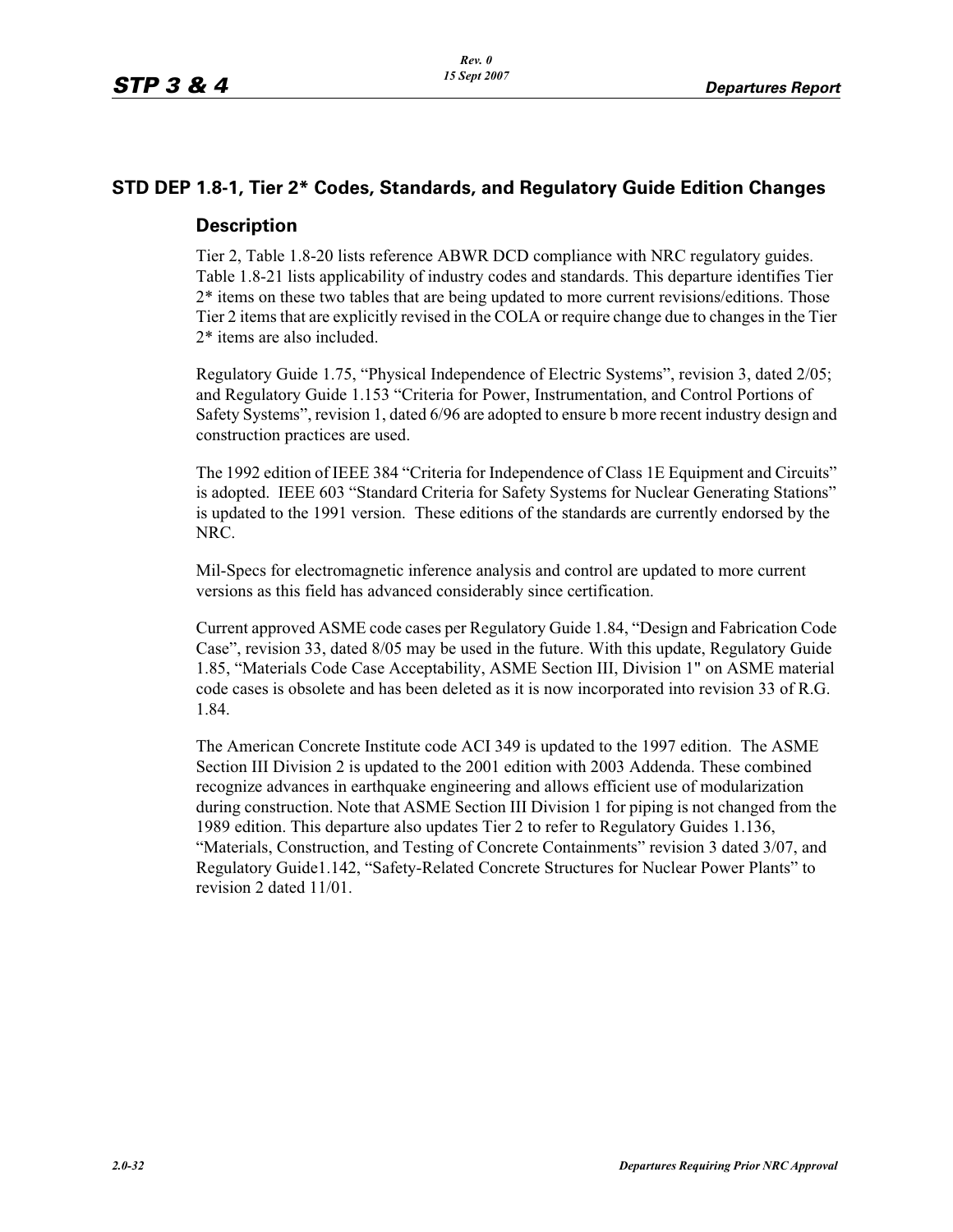## STD DEP 1.8-1, Tier 2* Codes, Standards, and Regulatory Guide Edition Changes

### Description

Tier 2, Table 1.8-20 lists reference ABWR DCD compliance with NRC regulatory guides. Table 1.8-21 lists applicability of industry codes and standards. This departure identifies Tier 2* items on these two tables that are being updated to more current revisions/editions. Those Tier 2 items that are explicitly revised in the COLA or require change due to changes in the Tier 2* items are also included.

Regulatory Guide 1.75, "Physical Independence of Electric Systems", revision 3, dated 2/05; and Regulatory Guide 1.153 "Criteria for Power, Instrumentation, and Control Portions of Safety Systems", revision 1, dated 6/96 are adopted to ensure b more recent industry design and construction practices are used.

The 1992 edition of IEEE 384 "Criteria for Independence of Class 1E Equipment and Circuits" is adopted. IEEE 603 "Standard Criteria for Safety Systems for Nuclear Generating Stations" is updated to the 1991 version. These editions of the standards are currently endorsed by the NRC.

Mil-Specs for electromagnetic inference analysis and control are updated to more current versions as this field has advanced considerably since certification.

Current approved ASME code cases per Regulatory Guide 1.84, "Design and Fabrication Code Case", revision 33, dated 8/05 may be used in the future. With this update, Regulatory Guide 1.85, "Materials Code Case Acceptability, ASME Section III, Division 1" on ASME material code cases is obsolete and has been deleted as it is now incorporated into revision 33 of R.G. 1.84.

The American Concrete Institute code ACI 349 is updated to the 1997 edition. The ASME Section III Division 2 is updated to the 2001 edition with 2003 Addenda. These combined recognize advances in earthquake engineering and allows efficient use of modularization during construction. Note that ASME Section III Division 1 for piping is not changed from the 1989 edition. This departure also updates Tier 2 to refer to Regulatory Guides 1.136, "Materials, Construction, and Testing of Concrete Containments" revision 3 dated 3/07, and Regulatory Guide1.142, "Safety-Related Concrete Structures for Nuclear Power Plants" to revision 2 dated 11/01.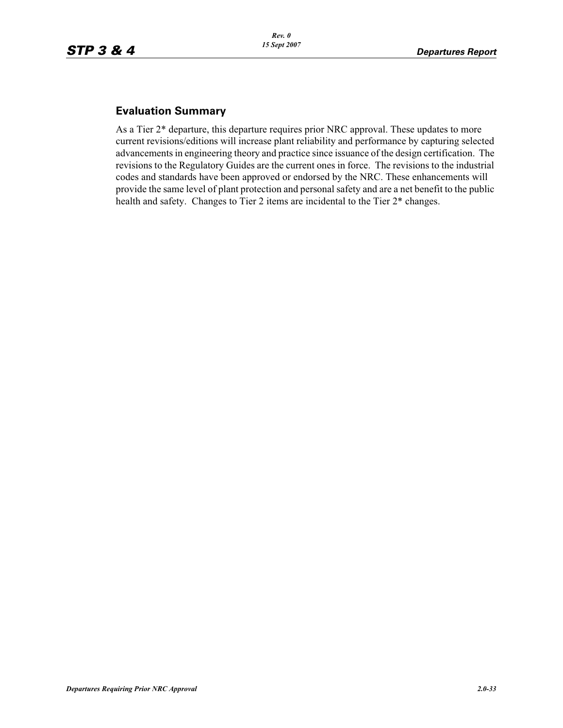## Evaluation Summary

As a Tier 2* departure, this departure requires prior NRC approval. These updates to more current revisions/editions will increase plant reliability and performance by capturing selected advancements in engineering theory and practice since issuance of the design certification. The revisions to the Regulatory Guides are the current ones in force. The revisions to the industrial codes and standards have been approved or endorsed by the NRC. These enhancements will provide the same level of plant protection and personal safety and are a net benefit to the public health and safety. Changes to Tier 2 items are incidental to the Tier 2* changes.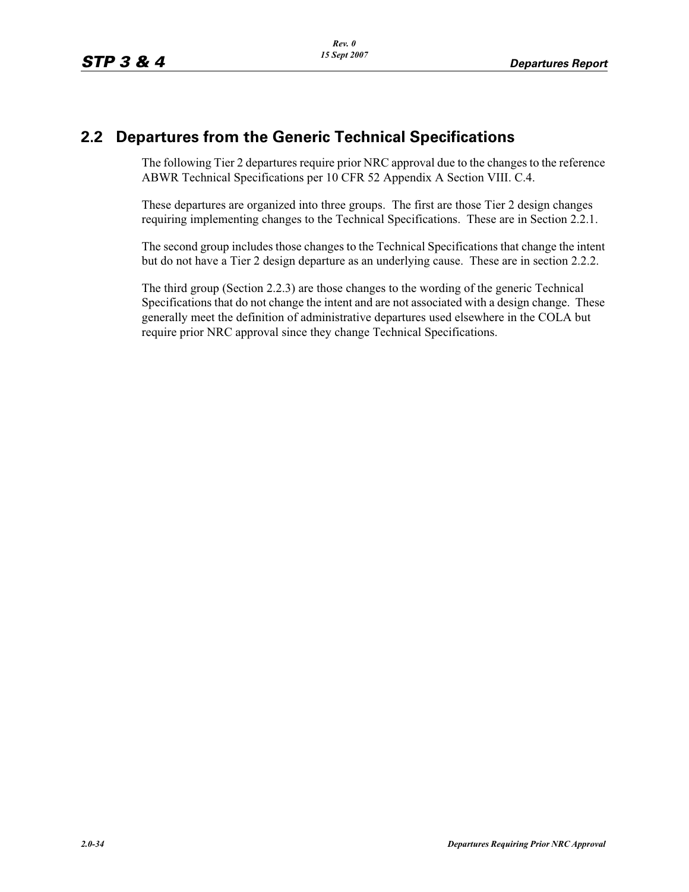## 2.2 Departures from the Generic Technical Specifications

The following Tier 2 departures require prior NRC approval due to the changes to the reference ABWR Technical Specifications per 10 CFR 52 Appendix A Section VIII. C.4.

These departures are organized into three groups. The first are those Tier 2 design changes requiring implementing changes to the Technical Specifications. These are in Section 2.2.1.

The second group includes those changes to the Technical Specifications that change the intent but do not have a Tier 2 design departure as an underlying cause. These are in section 2.2.2.

The third group (Section 2.2.3) are those changes to the wording of the generic Technical Specifications that do not change the intent and are not associated with a design change. These generally meet the definition of administrative departures used elsewhere in the COLA but require prior NRC approval since they change Technical Specifications.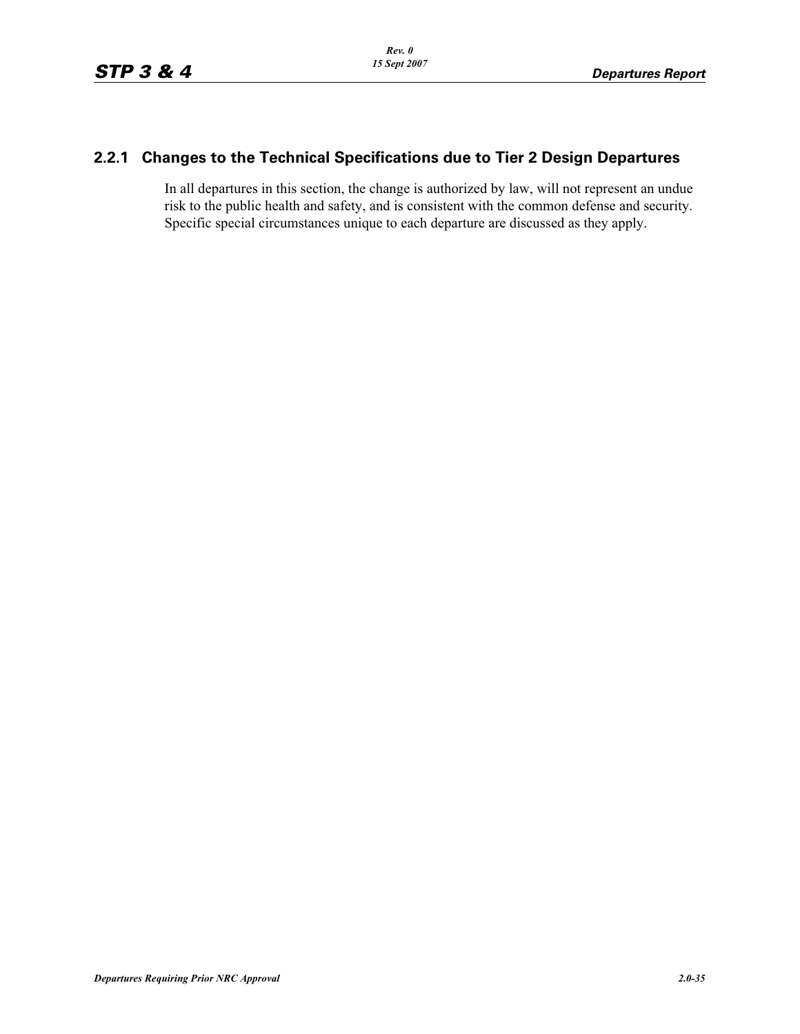### 2.2.1 Changes to the Technical Specifications due to Tier 2 Design Departures

In all departures in this section, the change is authorized by law, will not represent an undue risk to the public health and safety, and is consistent with the common defense and security. Specific special circumstances unique to each departure are discussed as they apply.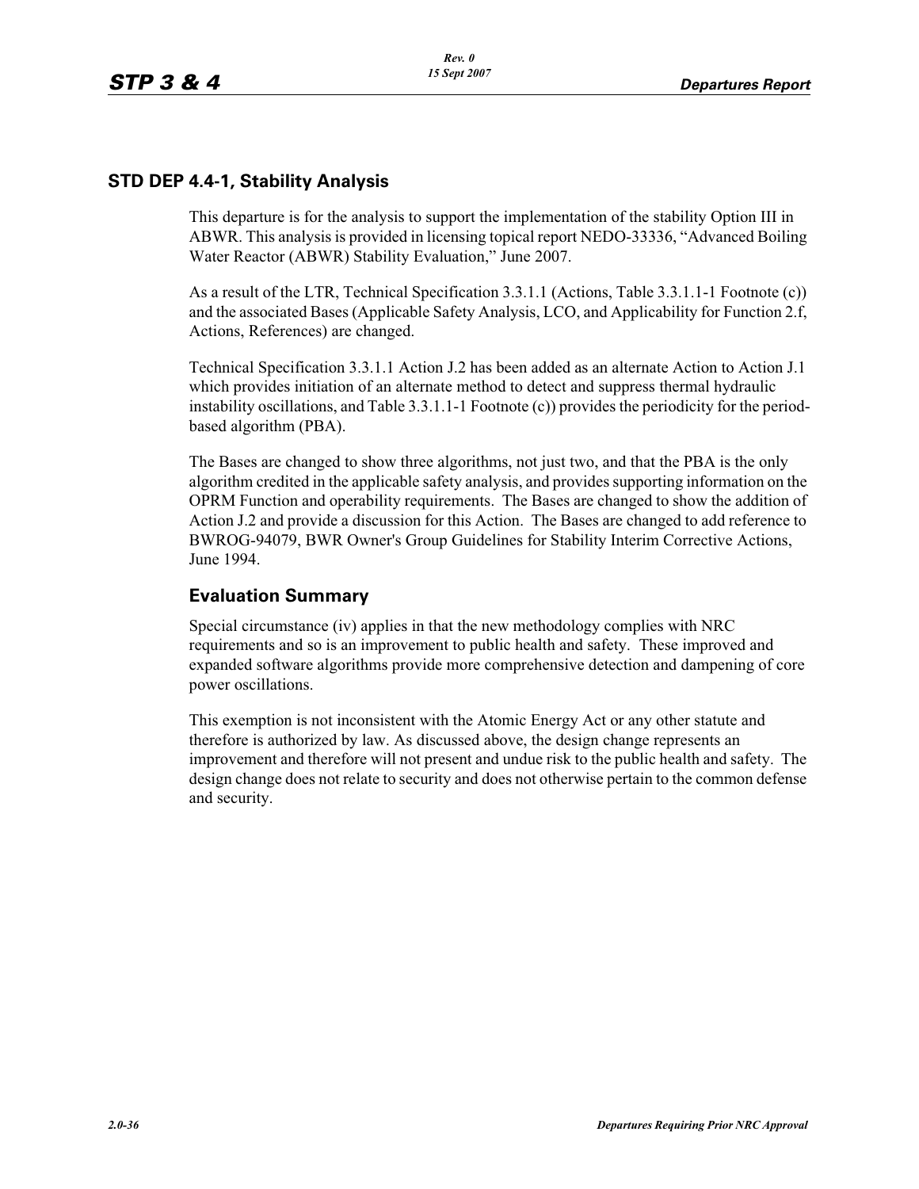## STD DEP 4.4-1, Stability Analysis

This departure is for the analysis to support the implementation of the stability Option III in ABWR. This analysis is provided in licensing topical report NEDO-33336, "Advanced Boiling Water Reactor (ABWR) Stability Evaluation," June 2007.

As a result of the LTR, Technical Specification 3.3.1.1 (Actions, Table 3.3.1.1-1 Footnote (c)) and the associated Bases (Applicable Safety Analysis, LCO, and Applicability for Function 2.f, Actions, References) are changed.

Technical Specification 3.3.1.1 Action J.2 has been added as an alternate Action to Action J.1 which provides initiation of an alternate method to detect and suppress thermal hydraulic instability oscillations, and Table 3.3.1.1-1 Footnote (c)) provides the periodicity for the period-based algorithm (PBA).

The Bases are changed to show three algorithms, not just two, and that the PBA is the only algorithm credited in the applicable safety analysis, and provides supporting information on the OPRM Function and operability requirements. The Bases are changed to show the addition of Action J.2 and provide a discussion for this Action. The Bases are changed to add reference to BWROG-94079, BWR Owner's Group Guidelines for Stability Interim Corrective Actions, June 1994.

### Evaluation Summary

Special circumstance (iv) applies in that the new methodology complies with NRC requirements and so is an improvement to public health and safety. These improved and expanded software algorithms provide more comprehensive detection and dampening of core power oscillations.

This exemption is not inconsistent with the Atomic Energy Act or any other statute and therefore is authorized by law. As discussed above, the design change represents an improvement and therefore will not present and undue risk to the public health and safety. The design change does not relate to security and does not otherwise pertain to the common defense and security.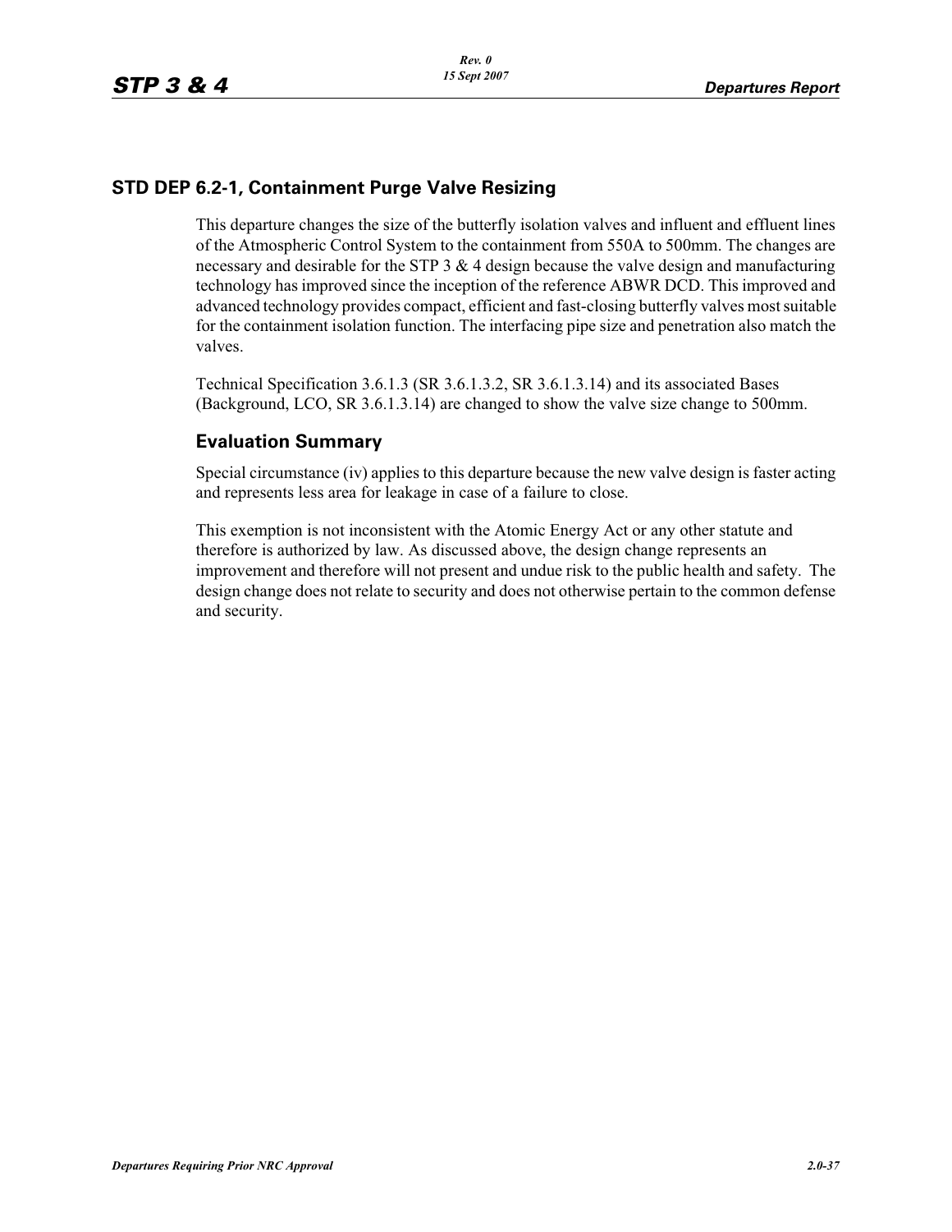## STD DEP 6.2-1, Containment Purge Valve Resizing

This departure changes the size of the butterfly isolation valves and influent and effluent lines of the Atmospheric Control System to the containment from 550A to 500mm. The changes are necessary and desirable for the STP 3 & 4 design because the valve design and manufacturing technology has improved since the inception of the reference ABWR DCD. This improved and advanced technology provides compact, efficient and fast-closing butterfly valves most suitable for the containment isolation function. The interfacing pipe size and penetration also match the valves.

Technical Specification 3.6.1.3 (SR 3.6.1.3.2, SR 3.6.1.3.14) and its associated Bases (Background, LCO, SR 3.6.1.3.14) are changed to show the valve size change to 500mm.

### Evaluation Summary

Special circumstance (iv) applies to this departure because the new valve design is faster acting and represents less area for leakage in case of a failure to close.

This exemption is not inconsistent with the Atomic Energy Act or any other statute and therefore is authorized by law. As discussed above, the design change represents an improvement and therefore will not present and undue risk to the public health and safety. The design change does not relate to security and does not otherwise pertain to the common defense and security.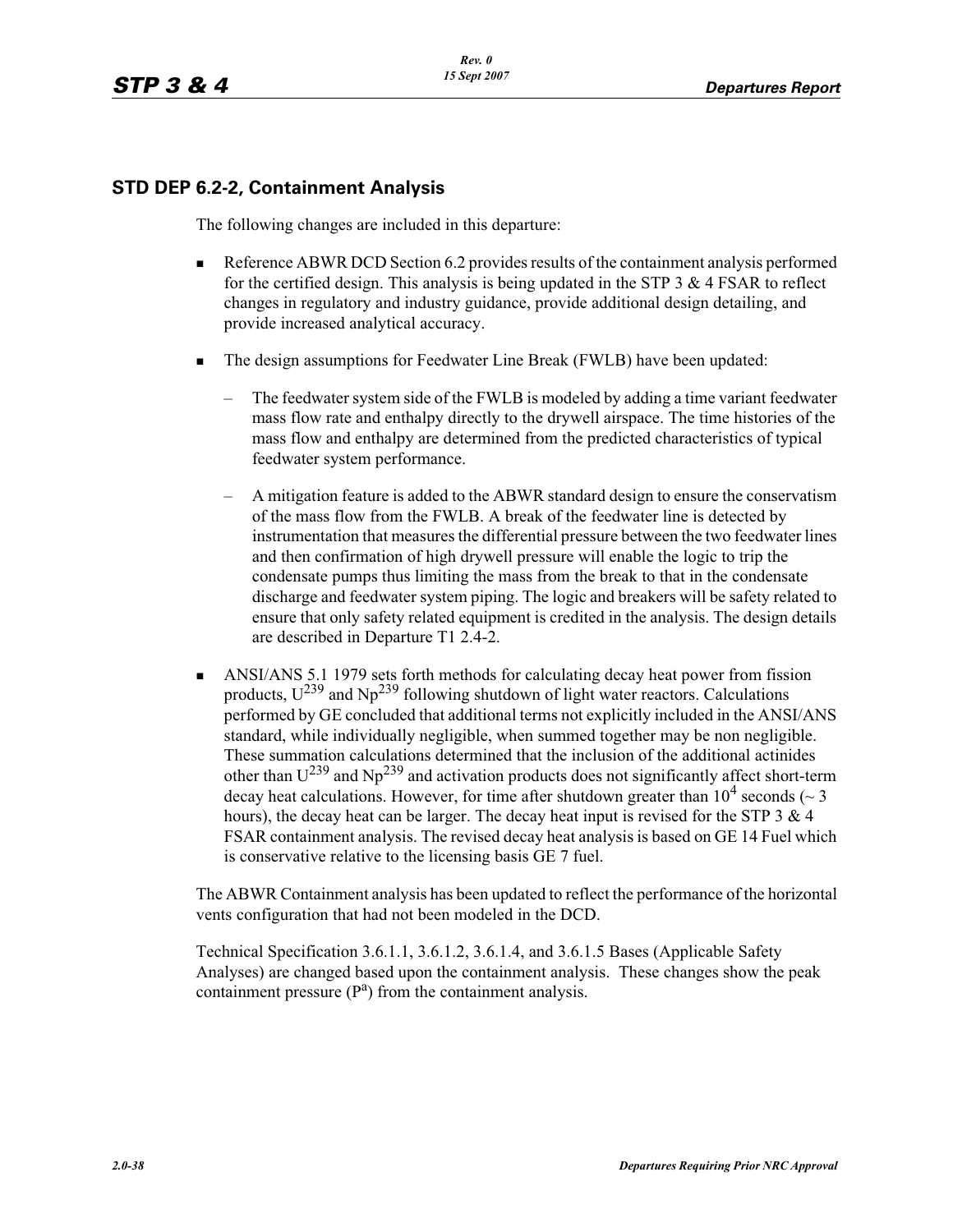## STD DEP 6.2-2, Containment Analysis

The following changes are included in this departure:

- Reference ABWR DCD Section 6.2 provides results of the containment analysis performed for the certified design. This analysis is being updated in the STP 3 & 4 FSAR to reflect changes in regulatory and industry guidance, provide additional design detailing, and provide increased analytical accuracy.

- The design assumptions for Feedwater Line Break (FWLB) have been updated:

  – The feedwater system side of the FWLB is modeled by adding a time variant feedwater mass flow rate and enthalpy directly to the drywell airspace. The time histories of the mass flow and enthalpy are determined from the predicted characteristics of typical feedwater system performance.

  – A mitigation feature is added to the ABWR standard design to ensure the conservatism of the mass flow from the FWLB. A break of the feedwater line is detected by instrumentation that measures the differential pressure between the two feedwater lines and then confirmation of high drywell pressure will enable the logic to trip the condensate pumps thus limiting the mass from the break to that in the condensate discharge and feedwater system piping. The logic and breakers will be safety related to ensure that only safety related equipment is credited in the analysis. The design details are described in Departure T1 2.4-2.

- ANSI/ANS 5.1 1979 sets forth methods for calculating decay heat power from fission products, $U^{239}$ and $Np^{239}$ following shutdown of light water reactors. Calculations performed by GE concluded that additional terms not explicitly included in the ANSI/ANS standard, while individually negligible, when summed together may be non negligible. These summation calculations determined that the inclusion of the additional actinides other than $U^{239}$ and $Np^{239}$ and activation products does not significantly affect short-term decay heat calculations. However, for time after shutdown greater than $10^4$ seconds (~ 3 hours), the decay heat can be larger. The decay heat input is revised for the STP 3 & 4 FSAR containment analysis. The revised decay heat analysis is based on GE 14 Fuel which is conservative relative to the licensing basis GE 7 fuel.

The ABWR Containment analysis has been updated to reflect the performance of the horizontal vents configuration that had not been modeled in the DCD.

Technical Specification 3.6.1.1, 3.6.1.2, 3.6.1.4, and 3.6.1.5 Bases (Applicable Safety Analyses) are changed based upon the containment analysis. These changes show the peak containment pressure ($P^a$) from the containment analysis.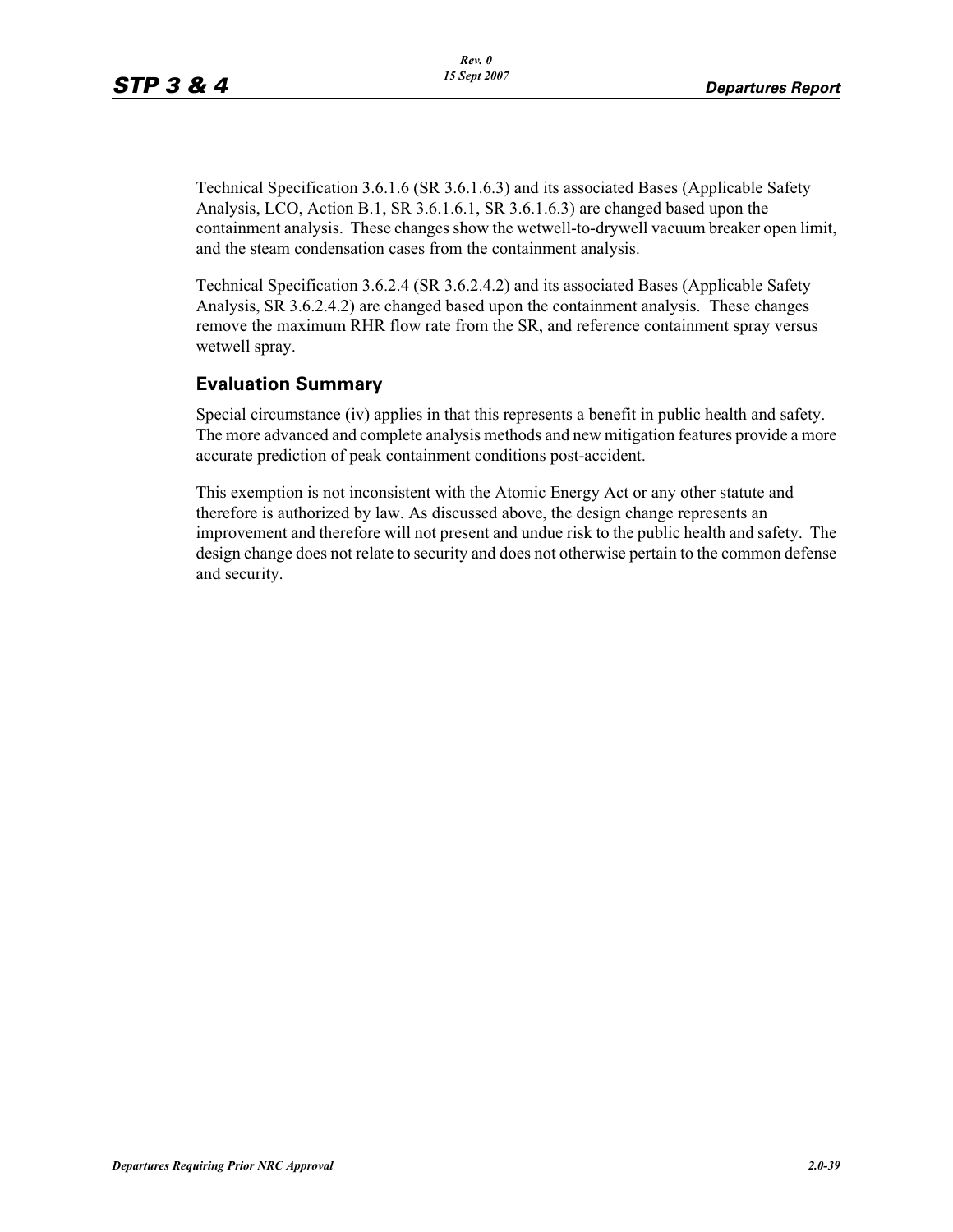Technical Specification 3.6.1.6 (SR 3.6.1.6.3) and its associated Bases (Applicable Safety Analysis, LCO, Action B.1, SR 3.6.1.6.1, SR 3.6.1.6.3) are changed based upon the containment analysis. These changes show the wetwell-to-drywell vacuum breaker open limit, and the steam condensation cases from the containment analysis.

Technical Specification 3.6.2.4 (SR 3.6.2.4.2) and its associated Bases (Applicable Safety Analysis, SR 3.6.2.4.2) are changed based upon the containment analysis. These changes remove the maximum RHR flow rate from the SR, and reference containment spray versus wetwell spray.

## Evaluation Summary

Special circumstance (iv) applies in that this represents a benefit in public health and safety. The more advanced and complete analysis methods and new mitigation features provide a more accurate prediction of peak containment conditions post-accident.

This exemption is not inconsistent with the Atomic Energy Act or any other statute and therefore is authorized by law. As discussed above, the design change represents an improvement and therefore will not present and undue risk to the public health and safety. The design change does not relate to security and does not otherwise pertain to the common defense and security.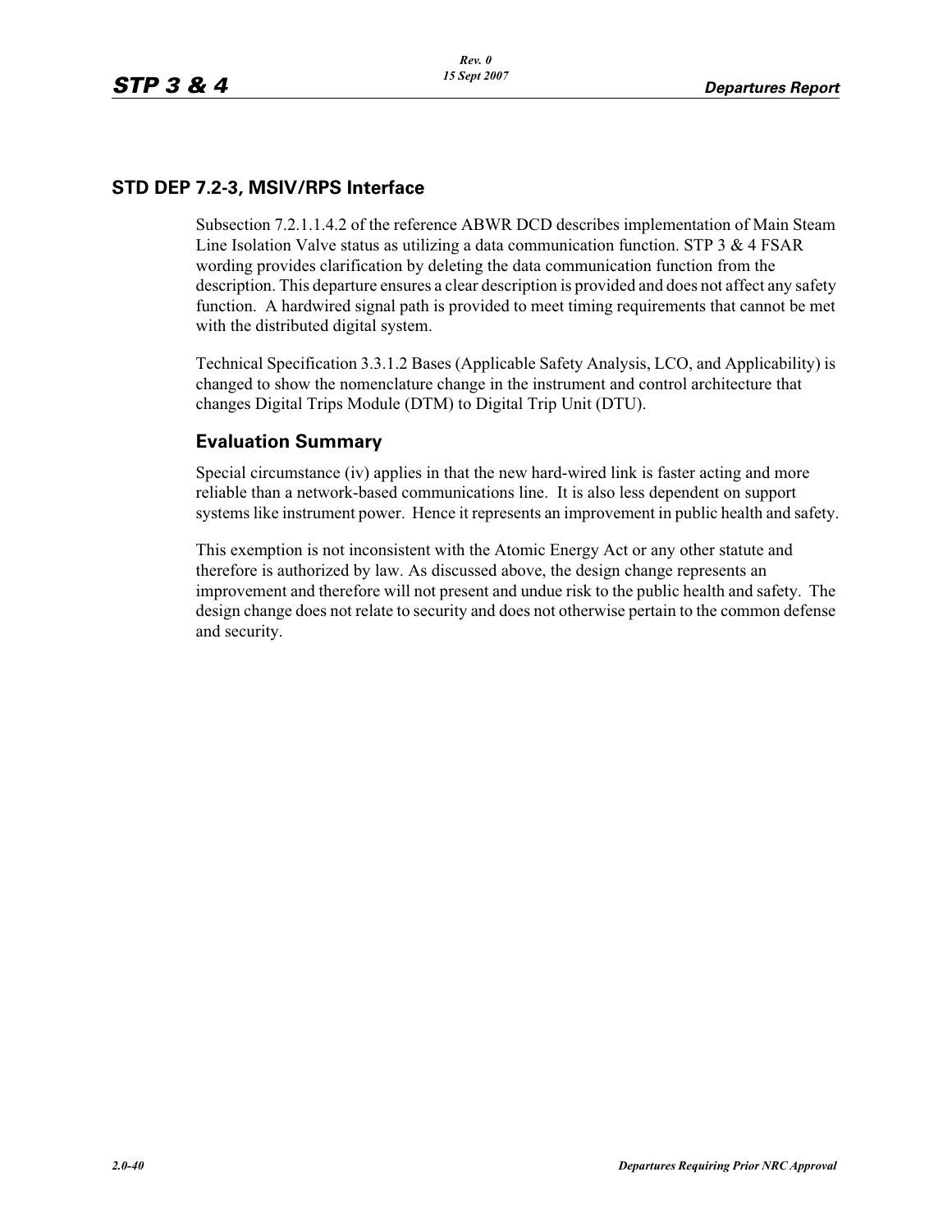## STD DEP 7.2-3, MSIV/RPS Interface

Subsection 7.2.1.1.4.2 of the reference ABWR DCD describes implementation of Main Steam Line Isolation Valve status as utilizing a data communication function. STP 3 & 4 FSAR wording provides clarification by deleting the data communication function from the description. This departure ensures a clear description is provided and does not affect any safety function. A hardwired signal path is provided to meet timing requirements that cannot be met with the distributed digital system.

Technical Specification 3.3.1.2 Bases (Applicable Safety Analysis, LCO, and Applicability) is changed to show the nomenclature change in the instrument and control architecture that changes Digital Trips Module (DTM) to Digital Trip Unit (DTU).

### Evaluation Summary

Special circumstance (iv) applies in that the new hard-wired link is faster acting and more reliable than a network-based communications line. It is also less dependent on support systems like instrument power. Hence it represents an improvement in public health and safety.

This exemption is not inconsistent with the Atomic Energy Act or any other statute and therefore is authorized by law. As discussed above, the design change represents an improvement and therefore will not present and undue risk to the public health and safety. The design change does not relate to security and does not otherwise pertain to the common defense and security.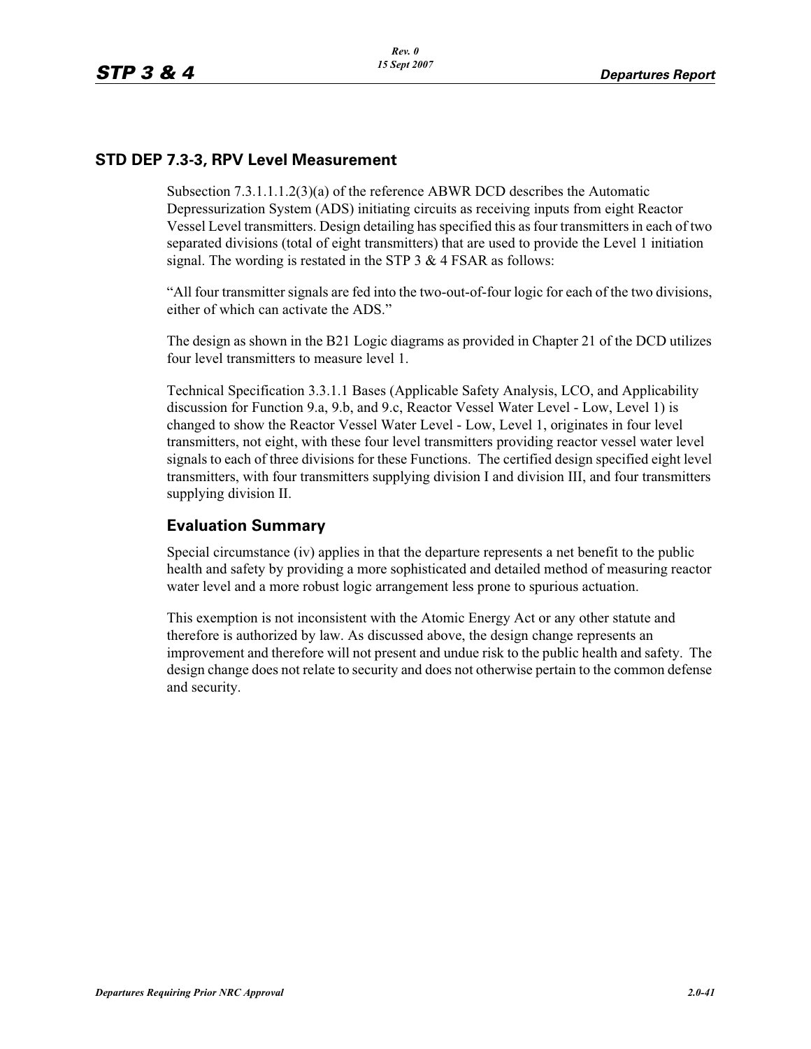## STD DEP 7.3-3, RPV Level Measurement

Subsection 7.3.1.1.1.2(3)(a) of the reference ABWR DCD describes the Automatic Depressurization System (ADS) initiating circuits as receiving inputs from eight Reactor Vessel Level transmitters. Design detailing has specified this as four transmitters in each of two separated divisions (total of eight transmitters) that are used to provide the Level 1 initiation signal. The wording is restated in the STP 3 & 4 FSAR as follows:

"All four transmitter signals are fed into the two-out-of-four logic for each of the two divisions, either of which can activate the ADS."

The design as shown in the B21 Logic diagrams as provided in Chapter 21 of the DCD utilizes four level transmitters to measure level 1.

Technical Specification 3.3.1.1 Bases (Applicable Safety Analysis, LCO, and Applicability discussion for Function 9.a, 9.b, and 9.c, Reactor Vessel Water Level - Low, Level 1) is changed to show the Reactor Vessel Water Level - Low, Level 1, originates in four level transmitters, not eight, with these four level transmitters providing reactor vessel water level signals to each of three divisions for these Functions. The certified design specified eight level transmitters, with four transmitters supplying division I and division III, and four transmitters supplying division II.

### Evaluation Summary

Special circumstance (iv) applies in that the departure represents a net benefit to the public health and safety by providing a more sophisticated and detailed method of measuring reactor water level and a more robust logic arrangement less prone to spurious actuation.

This exemption is not inconsistent with the Atomic Energy Act or any other statute and therefore is authorized by law. As discussed above, the design change represents an improvement and therefore will not present and undue risk to the public health and safety. The design change does not relate to security and does not otherwise pertain to the common defense and security.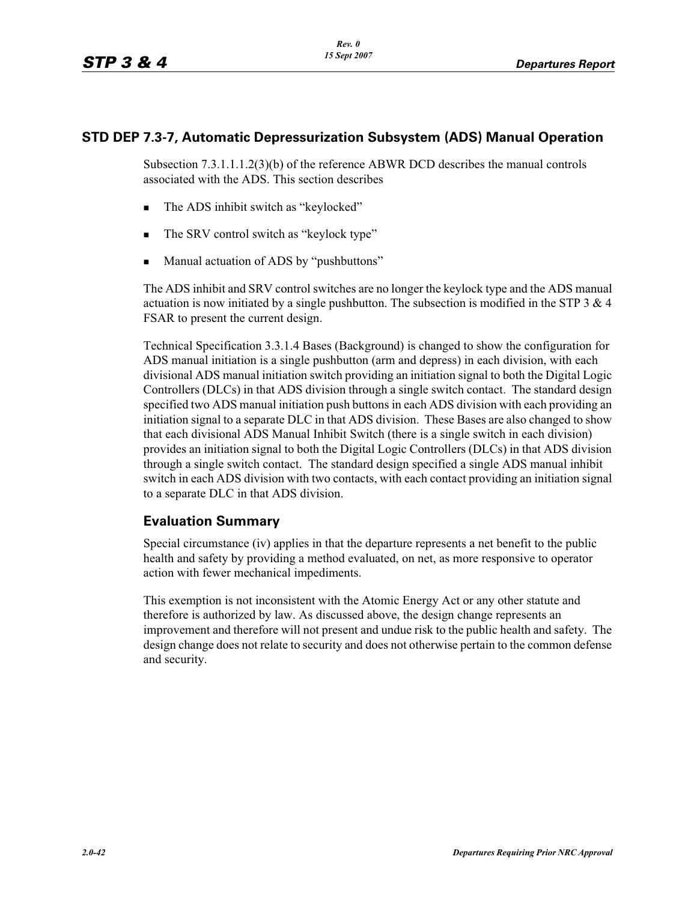## STD DEP 7.3-7, Automatic Depressurization Subsystem (ADS) Manual Operation

Subsection 7.3.1.1.1.2(3)(b) of the reference ABWR DCD describes the manual controls associated with the ADS. This section describes

- The ADS inhibit switch as "keylocked"
- The SRV control switch as "keylock type"
- Manual actuation of ADS by "pushbuttons"

The ADS inhibit and SRV control switches are no longer the keylock type and the ADS manual actuation is now initiated by a single pushbutton. The subsection is modified in the STP 3 & 4 FSAR to present the current design.

Technical Specification 3.3.1.4 Bases (Background) is changed to show the configuration for ADS manual initiation is a single pushbutton (arm and depress) in each division, with each divisional ADS manual initiation switch providing an initiation signal to both the Digital Logic Controllers (DLCs) in that ADS division through a single switch contact. The standard design specified two ADS manual initiation push buttons in each ADS division with each providing an initiation signal to a separate DLC in that ADS division. These Bases are also changed to show that each divisional ADS Manual Inhibit Switch (there is a single switch in each division) provides an initiation signal to both the Digital Logic Controllers (DLCs) in that ADS division through a single switch contact. The standard design specified a single ADS manual inhibit switch in each ADS division with two contacts, with each contact providing an initiation signal to a separate DLC in that ADS division.

### Evaluation Summary

Special circumstance (iv) applies in that the departure represents a net benefit to the public health and safety by providing a method evaluated, on net, as more responsive to operator action with fewer mechanical impediments.

This exemption is not inconsistent with the Atomic Energy Act or any other statute and therefore is authorized by law. As discussed above, the design change represents an improvement and therefore will not present and undue risk to the public health and safety. The design change does not relate to security and does not otherwise pertain to the common defense and security.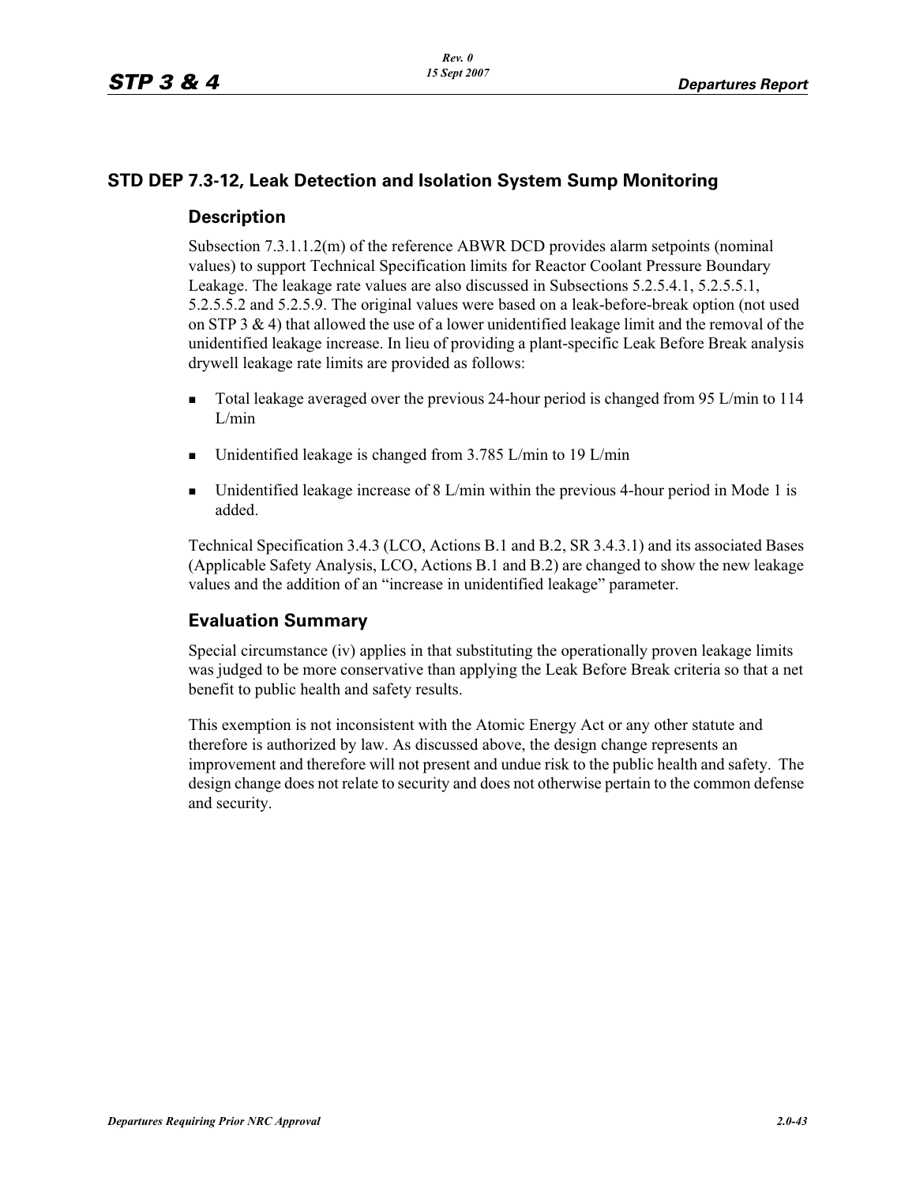## STD DEP 7.3-12, Leak Detection and Isolation System Sump Monitoring

### Description

Subsection 7.3.1.1.2(m) of the reference ABWR DCD provides alarm setpoints (nominal values) to support Technical Specification limits for Reactor Coolant Pressure Boundary Leakage. The leakage rate values are also discussed in Subsections 5.2.5.4.1, 5.2.5.5.1, 5.2.5.5.2 and 5.2.5.9. The original values were based on a leak-before-break option (not used on STP 3 & 4) that allowed the use of a lower unidentified leakage limit and the removal of the unidentified leakage increase. In lieu of providing a plant-specific Leak Before Break analysis drywell leakage rate limits are provided as follows:

- Total leakage averaged over the previous 24-hour period is changed from 95 L/min to 114 L/min
- Unidentified leakage is changed from 3.785 L/min to 19 L/min
- Unidentified leakage increase of 8 L/min within the previous 4-hour period in Mode 1 is added.

Technical Specification 3.4.3 (LCO, Actions B.1 and B.2, SR 3.4.3.1) and its associated Bases (Applicable Safety Analysis, LCO, Actions B.1 and B.2) are changed to show the new leakage values and the addition of an "increase in unidentified leakage" parameter.

### Evaluation Summary

Special circumstance (iv) applies in that substituting the operationally proven leakage limits was judged to be more conservative than applying the Leak Before Break criteria so that a net benefit to public health and safety results.

This exemption is not inconsistent with the Atomic Energy Act or any other statute and therefore is authorized by law. As discussed above, the design change represents an improvement and therefore will not present and undue risk to the public health and safety. The design change does not relate to security and does not otherwise pertain to the common defense and security.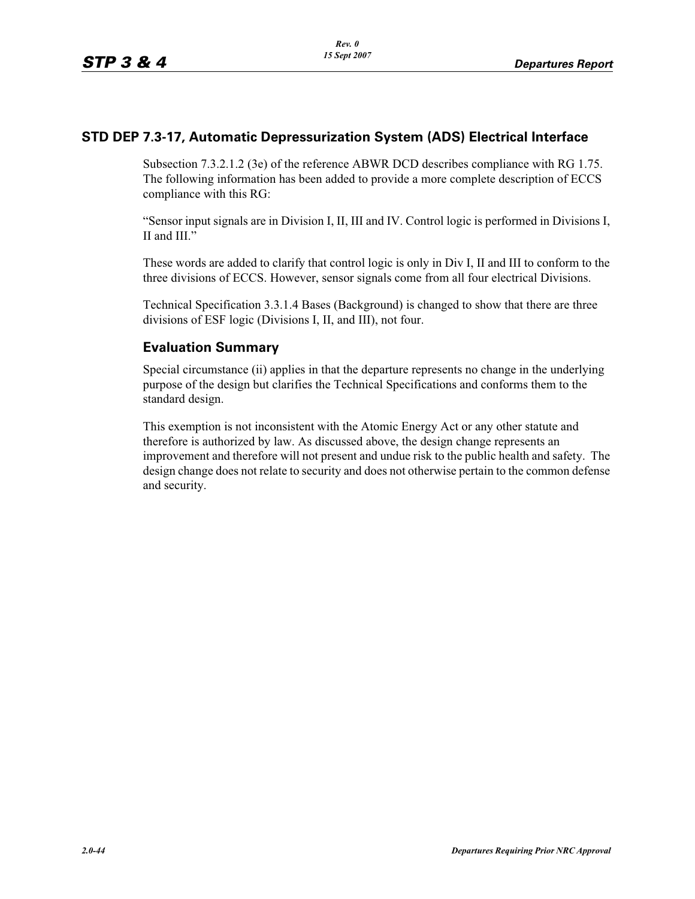## STD DEP 7.3-17, Automatic Depressurization System (ADS) Electrical Interface

Subsection 7.3.2.1.2 (3e) of the reference ABWR DCD describes compliance with RG 1.75. The following information has been added to provide a more complete description of ECCS compliance with this RG:

"Sensor input signals are in Division I, II, III and IV. Control logic is performed in Divisions I, II and III."

These words are added to clarify that control logic is only in Div I, II and III to conform to the three divisions of ECCS. However, sensor signals come from all four electrical Divisions.

Technical Specification 3.3.1.4 Bases (Background) is changed to show that there are three divisions of ESF logic (Divisions I, II, and III), not four.

### Evaluation Summary

Special circumstance (ii) applies in that the departure represents no change in the underlying purpose of the design but clarifies the Technical Specifications and conforms them to the standard design.

This exemption is not inconsistent with the Atomic Energy Act or any other statute and therefore is authorized by law. As discussed above, the design change represents an improvement and therefore will not present and undue risk to the public health and safety. The design change does not relate to security and does not otherwise pertain to the common defense and security.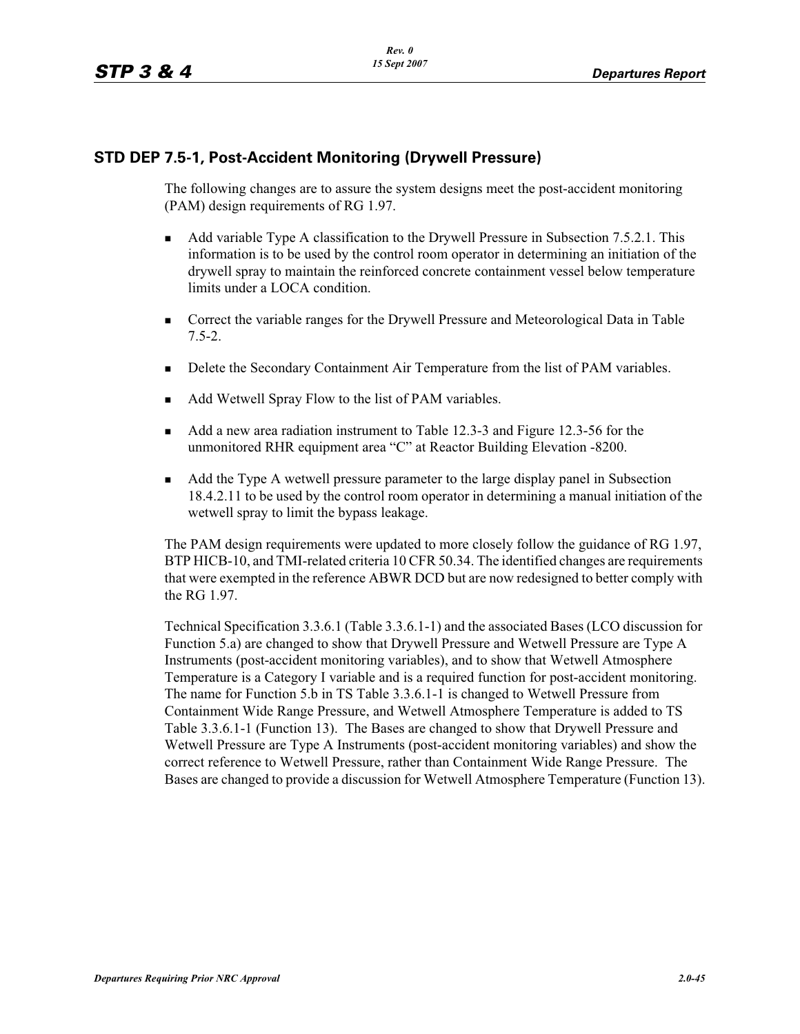## STD DEP 7.5-1, Post-Accident Monitoring (Drywell Pressure)

The following changes are to assure the system designs meet the post-accident monitoring (PAM) design requirements of RG 1.97.

- Add variable Type A classification to the Drywell Pressure in Subsection 7.5.2.1. This information is to be used by the control room operator in determining an initiation of the drywell spray to maintain the reinforced concrete containment vessel below temperature limits under a LOCA condition.
- Correct the variable ranges for the Drywell Pressure and Meteorological Data in Table 7.5-2.
- Delete the Secondary Containment Air Temperature from the list of PAM variables.
- Add Wetwell Spray Flow to the list of PAM variables.
- Add a new area radiation instrument to Table 12.3-3 and Figure 12.3-56 for the unmonitored RHR equipment area "C" at Reactor Building Elevation -8200.
- Add the Type A wetwell pressure parameter to the large display panel in Subsection 18.4.2.11 to be used by the control room operator in determining a manual initiation of the wetwell spray to limit the bypass leakage.

The PAM design requirements were updated to more closely follow the guidance of RG 1.97, BTP HICB-10, and TMI-related criteria 10 CFR 50.34. The identified changes are requirements that were exempted in the reference ABWR DCD but are now redesigned to better comply with the RG 1.97.

Technical Specification 3.3.6.1 (Table 3.3.6.1-1) and the associated Bases (LCO discussion for Function 5.a) are changed to show that Drywell Pressure and Wetwell Pressure are Type A Instruments (post-accident monitoring variables), and to show that Wetwell Atmosphere Temperature is a Category I variable and is a required function for post-accident monitoring. The name for Function 5.b in TS Table 3.3.6.1-1 is changed to Wetwell Pressure from Containment Wide Range Pressure, and Wetwell Atmosphere Temperature is added to TS Table 3.3.6.1-1 (Function 13). The Bases are changed to show that Drywell Pressure and Wetwell Pressure are Type A Instruments (post-accident monitoring variables) and show the correct reference to Wetwell Pressure, rather than Containment Wide Range Pressure. The Bases are changed to provide a discussion for Wetwell Atmosphere Temperature (Function 13).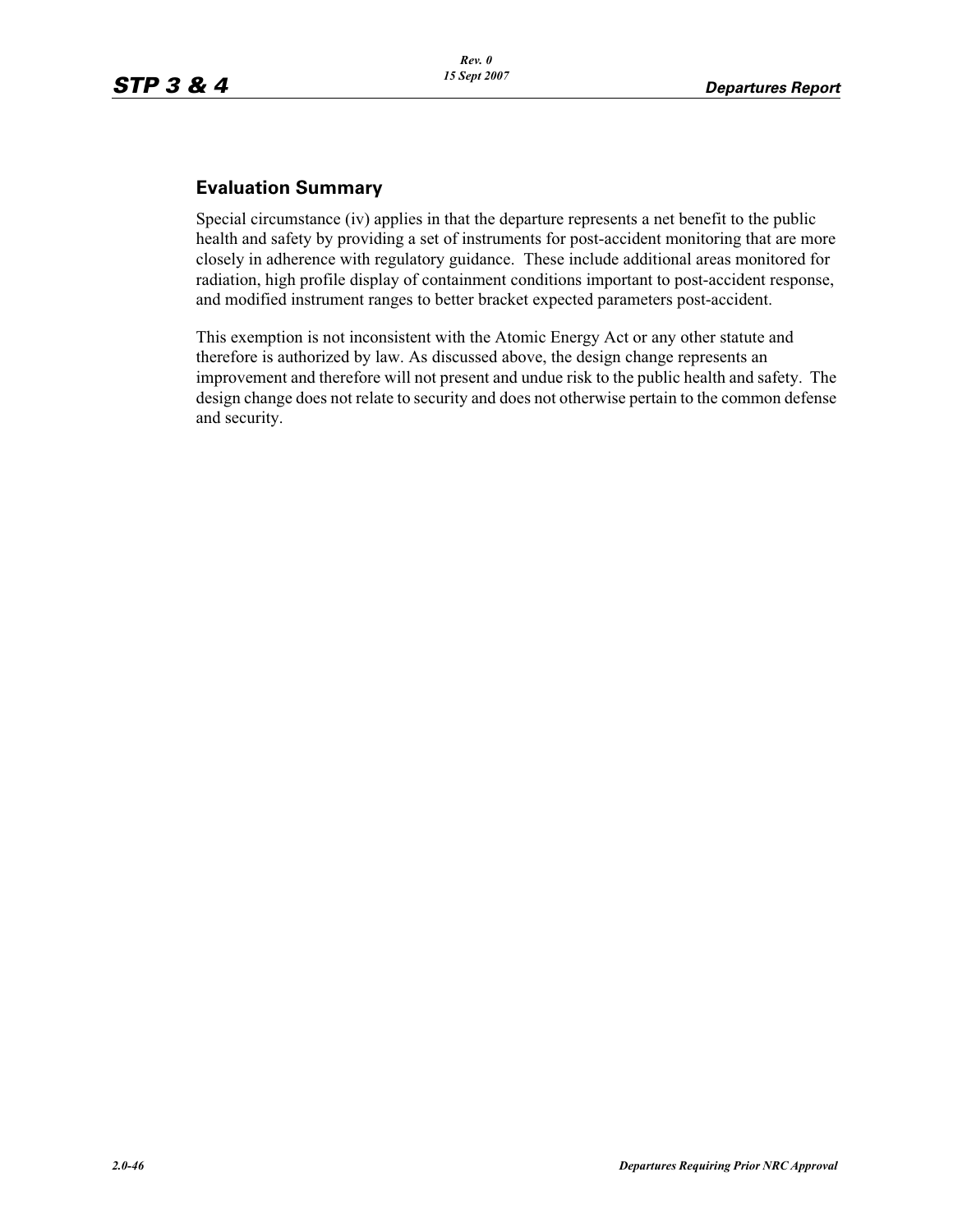## Evaluation Summary

Special circumstance (iv) applies in that the departure represents a net benefit to the public health and safety by providing a set of instruments for post-accident monitoring that are more closely in adherence with regulatory guidance. These include additional areas monitored for radiation, high profile display of containment conditions important to post-accident response, and modified instrument ranges to better bracket expected parameters post-accident.

This exemption is not inconsistent with the Atomic Energy Act or any other statute and therefore is authorized by law. As discussed above, the design change represents an improvement and therefore will not present and undue risk to the public health and safety. The design change does not relate to security and does not otherwise pertain to the common defense and security.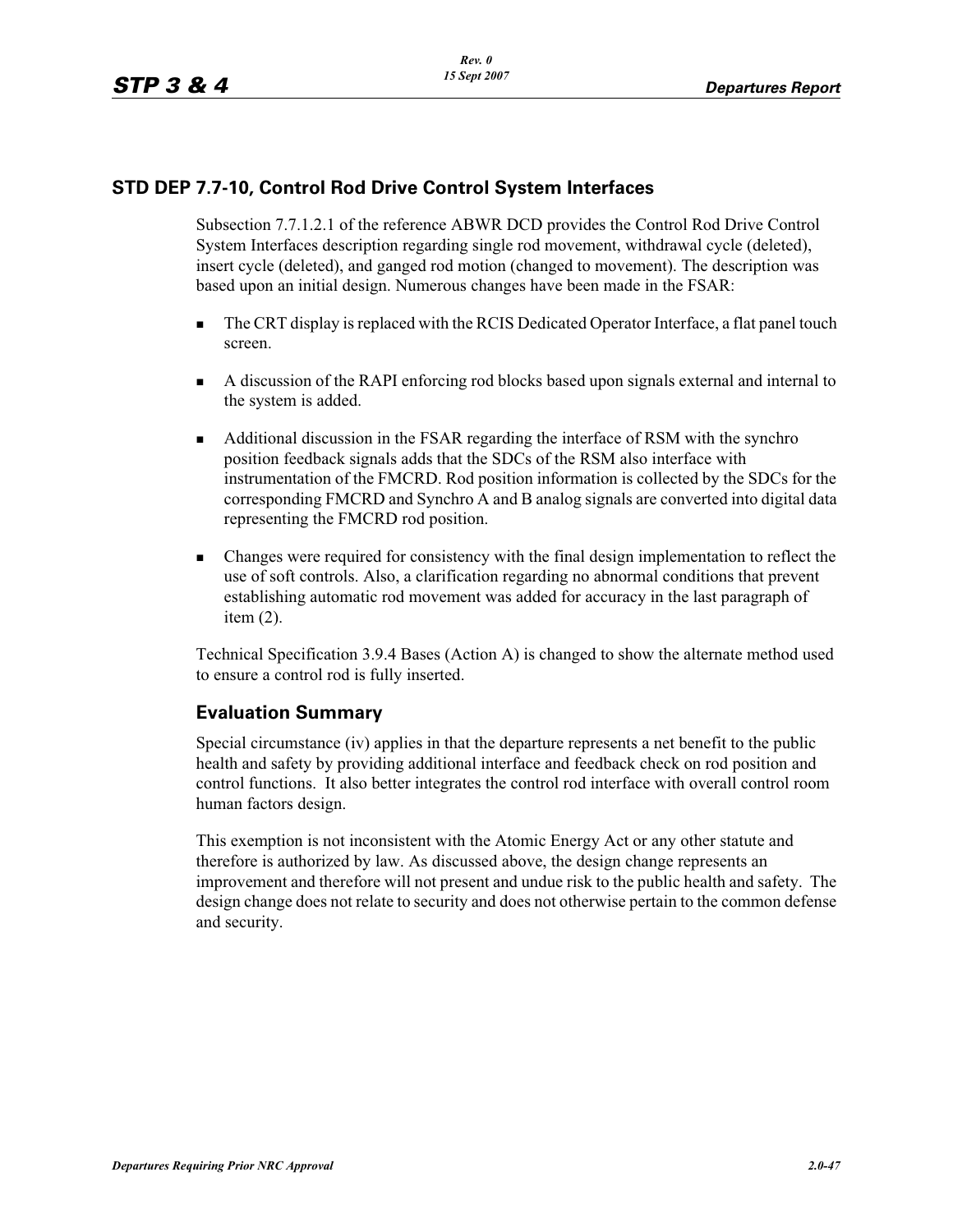## STD DEP 7.7-10, Control Rod Drive Control System Interfaces

Subsection 7.7.1.2.1 of the reference ABWR DCD provides the Control Rod Drive Control System Interfaces description regarding single rod movement, withdrawal cycle (deleted), insert cycle (deleted), and ganged rod motion (changed to movement). The description was based upon an initial design. Numerous changes have been made in the FSAR:

- The CRT display is replaced with the RCIS Dedicated Operator Interface, a flat panel touch screen.
- A discussion of the RAPI enforcing rod blocks based upon signals external and internal to the system is added.
- Additional discussion in the FSAR regarding the interface of RSM with the synchro position feedback signals adds that the SDCs of the RSM also interface with instrumentation of the FMCRD. Rod position information is collected by the SDCs for the corresponding FMCRD and Synchro A and B analog signals are converted into digital data representing the FMCRD rod position.
- Changes were required for consistency with the final design implementation to reflect the use of soft controls. Also, a clarification regarding no abnormal conditions that prevent establishing automatic rod movement was added for accuracy in the last paragraph of item (2).

Technical Specification 3.9.4 Bases (Action A) is changed to show the alternate method used to ensure a control rod is fully inserted.

### Evaluation Summary

Special circumstance (iv) applies in that the departure represents a net benefit to the public health and safety by providing additional interface and feedback check on rod position and control functions. It also better integrates the control rod interface with overall control room human factors design.

This exemption is not inconsistent with the Atomic Energy Act or any other statute and therefore is authorized by law. As discussed above, the design change represents an improvement and therefore will not present and undue risk to the public health and safety. The design change does not relate to security and does not otherwise pertain to the common defense and security.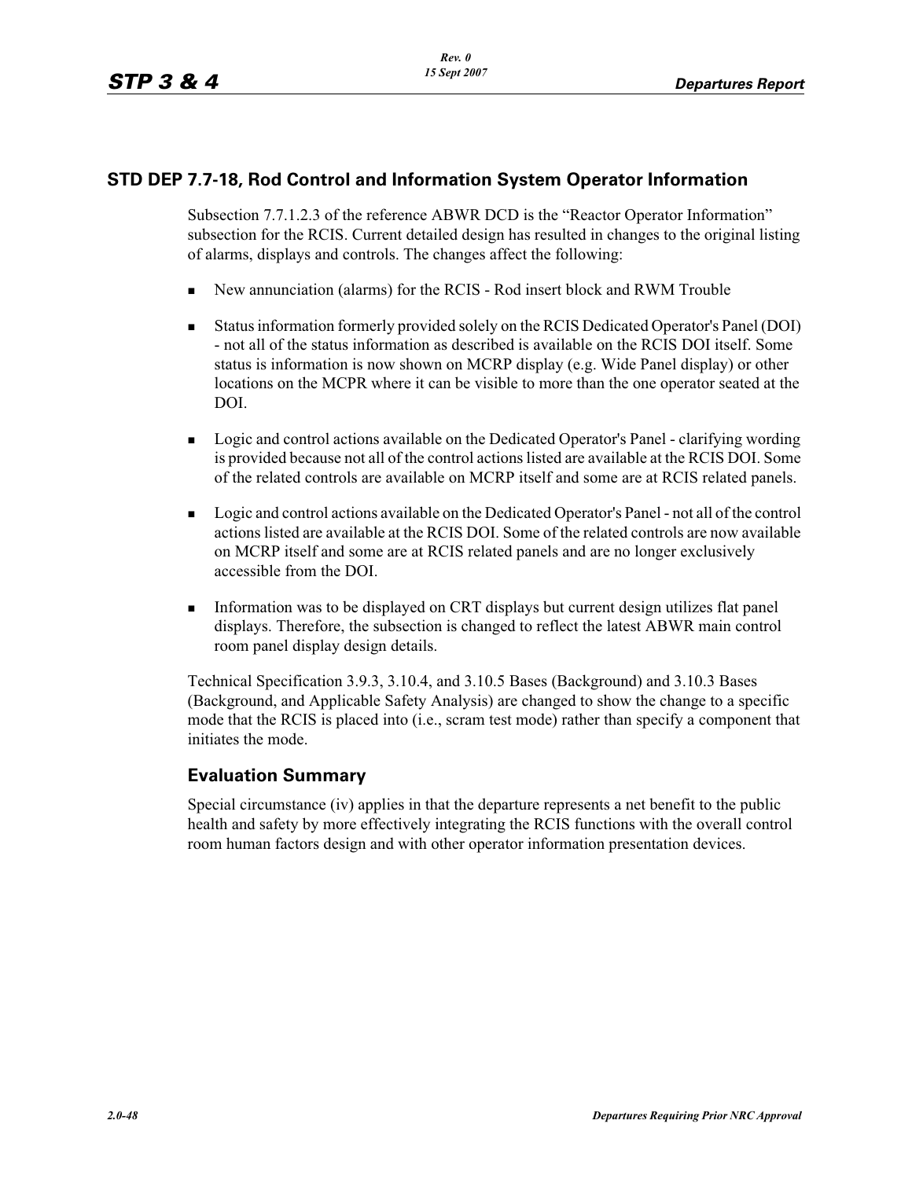## STD DEP 7.7-18, Rod Control and Information System Operator Information

Subsection 7.7.1.2.3 of the reference ABWR DCD is the "Reactor Operator Information" subsection for the RCIS. Current detailed design has resulted in changes to the original listing of alarms, displays and controls. The changes affect the following:

- New annunciation (alarms) for the RCIS - Rod insert block and RWM Trouble
- Status information formerly provided solely on the RCIS Dedicated Operator's Panel (DOI) - not all of the status information as described is available on the RCIS DOI itself. Some status is information is now shown on MCRP display (e.g. Wide Panel display) or other locations on the MCPR where it can be visible to more than the one operator seated at the DOI.
- Logic and control actions available on the Dedicated Operator's Panel - clarifying wording is provided because not all of the control actions listed are available at the RCIS DOI. Some of the related controls are available on MCRP itself and some are at RCIS related panels.
- Logic and control actions available on the Dedicated Operator's Panel - not all of the control actions listed are available at the RCIS DOI. Some of the related controls are now available on MCRP itself and some are at RCIS related panels and are no longer exclusively accessible from the DOI.
- Information was to be displayed on CRT displays but current design utilizes flat panel displays. Therefore, the subsection is changed to reflect the latest ABWR main control room panel display design details.

Technical Specification 3.9.3, 3.10.4, and 3.10.5 Bases (Background) and 3.10.3 Bases (Background, and Applicable Safety Analysis) are changed to show the change to a specific mode that the RCIS is placed into (i.e., scram test mode) rather than specify a component that initiates the mode.

### Evaluation Summary

Special circumstance (iv) applies in that the departure represents a net benefit to the public health and safety by more effectively integrating the RCIS functions with the overall control room human factors design and with other operator information presentation devices.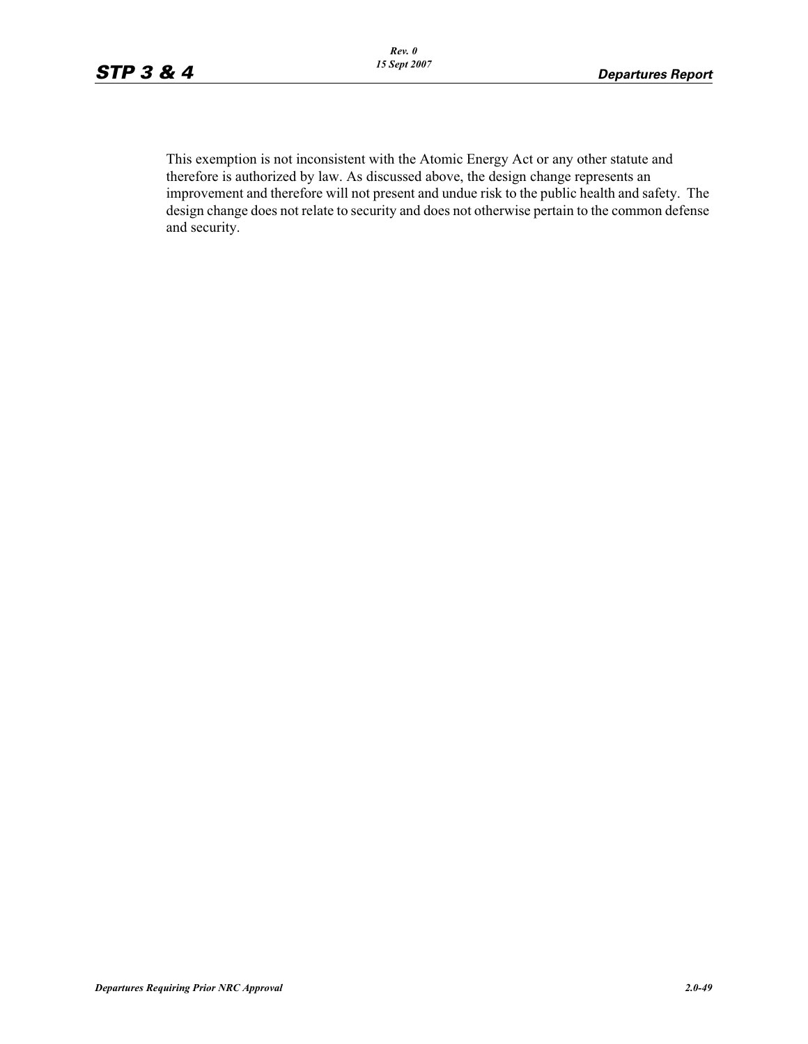This exemption is not inconsistent with the Atomic Energy Act or any other statute and therefore is authorized by law. As discussed above, the design change represents an improvement and therefore will not present and undue risk to the public health and safety. The design change does not relate to security and does not otherwise pertain to the common defense and security.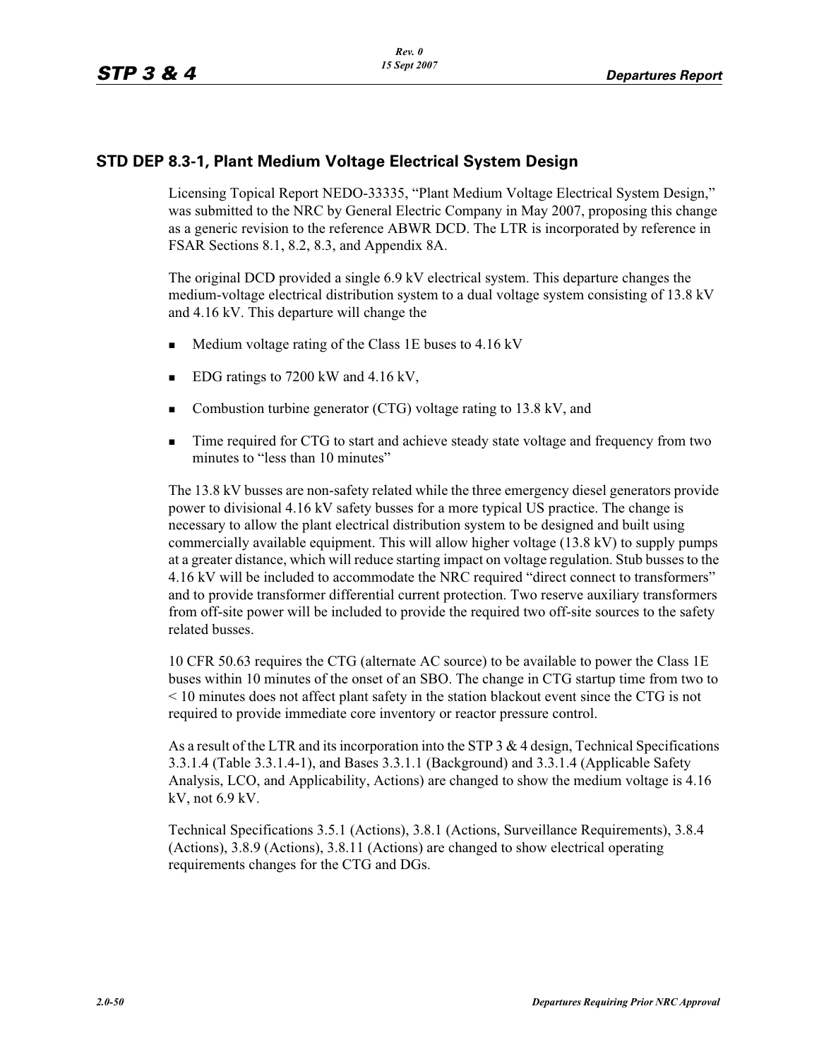## STD DEP 8.3-1, Plant Medium Voltage Electrical System Design

Licensing Topical Report NEDO-33335, "Plant Medium Voltage Electrical System Design," was submitted to the NRC by General Electric Company in May 2007, proposing this change as a generic revision to the reference ABWR DCD. The LTR is incorporated by reference in FSAR Sections 8.1, 8.2, 8.3, and Appendix 8A.

The original DCD provided a single 6.9 kV electrical system. This departure changes the medium-voltage electrical distribution system to a dual voltage system consisting of 13.8 kV and 4.16 kV. This departure will change the

- Medium voltage rating of the Class 1E buses to 4.16 kV
- EDG ratings to 7200 kW and 4.16 kV,
- Combustion turbine generator (CTG) voltage rating to 13.8 kV, and
- Time required for CTG to start and achieve steady state voltage and frequency from two minutes to "less than 10 minutes"

The 13.8 kV busses are non-safety related while the three emergency diesel generators provide power to divisional 4.16 kV safety busses for a more typical US practice. The change is necessary to allow the plant electrical distribution system to be designed and built using commercially available equipment. This will allow higher voltage (13.8 kV) to supply pumps at a greater distance, which will reduce starting impact on voltage regulation. Stub busses to the 4.16 kV will be included to accommodate the NRC required "direct connect to transformers" and to provide transformer differential current protection. Two reserve auxiliary transformers from off-site power will be included to provide the required two off-site sources to the safety related busses.

10 CFR 50.63 requires the CTG (alternate AC source) to be available to power the Class 1E buses within 10 minutes of the onset of an SBO. The change in CTG startup time from two to < 10 minutes does not affect plant safety in the station blackout event since the CTG is not required to provide immediate core inventory or reactor pressure control.

As a result of the LTR and its incorporation into the STP 3 & 4 design, Technical Specifications 3.3.1.4 (Table 3.3.1.4-1), and Bases 3.3.1.1 (Background) and 3.3.1.4 (Applicable Safety Analysis, LCO, and Applicability, Actions) are changed to show the medium voltage is 4.16 kV, not 6.9 kV.

Technical Specifications 3.5.1 (Actions), 3.8.1 (Actions, Surveillance Requirements), 3.8.4 (Actions), 3.8.9 (Actions), 3.8.11 (Actions) are changed to show electrical operating requirements changes for the CTG and DGs.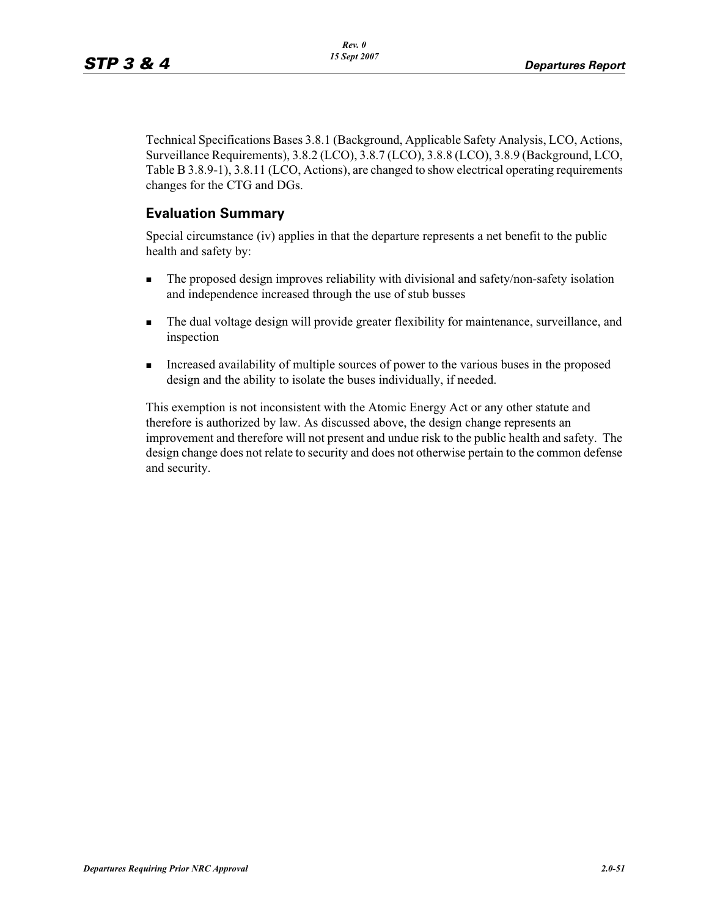Technical Specifications Bases 3.8.1 (Background, Applicable Safety Analysis, LCO, Actions, Surveillance Requirements), 3.8.2 (LCO), 3.8.7 (LCO), 3.8.8 (LCO), 3.8.9 (Background, LCO, Table B 3.8.9-1), 3.8.11 (LCO, Actions), are changed to show electrical operating requirements changes for the CTG and DGs.

### Evaluation Summary

Special circumstance (iv) applies in that the departure represents a net benefit to the public health and safety by:

- The proposed design improves reliability with divisional and safety/non-safety isolation and independence increased through the use of stub busses
- The dual voltage design will provide greater flexibility for maintenance, surveillance, and inspection
- Increased availability of multiple sources of power to the various buses in the proposed design and the ability to isolate the buses individually, if needed.

This exemption is not inconsistent with the Atomic Energy Act or any other statute and therefore is authorized by law. As discussed above, the design change represents an improvement and therefore will not present and undue risk to the public health and safety. The design change does not relate to security and does not otherwise pertain to the common defense and security.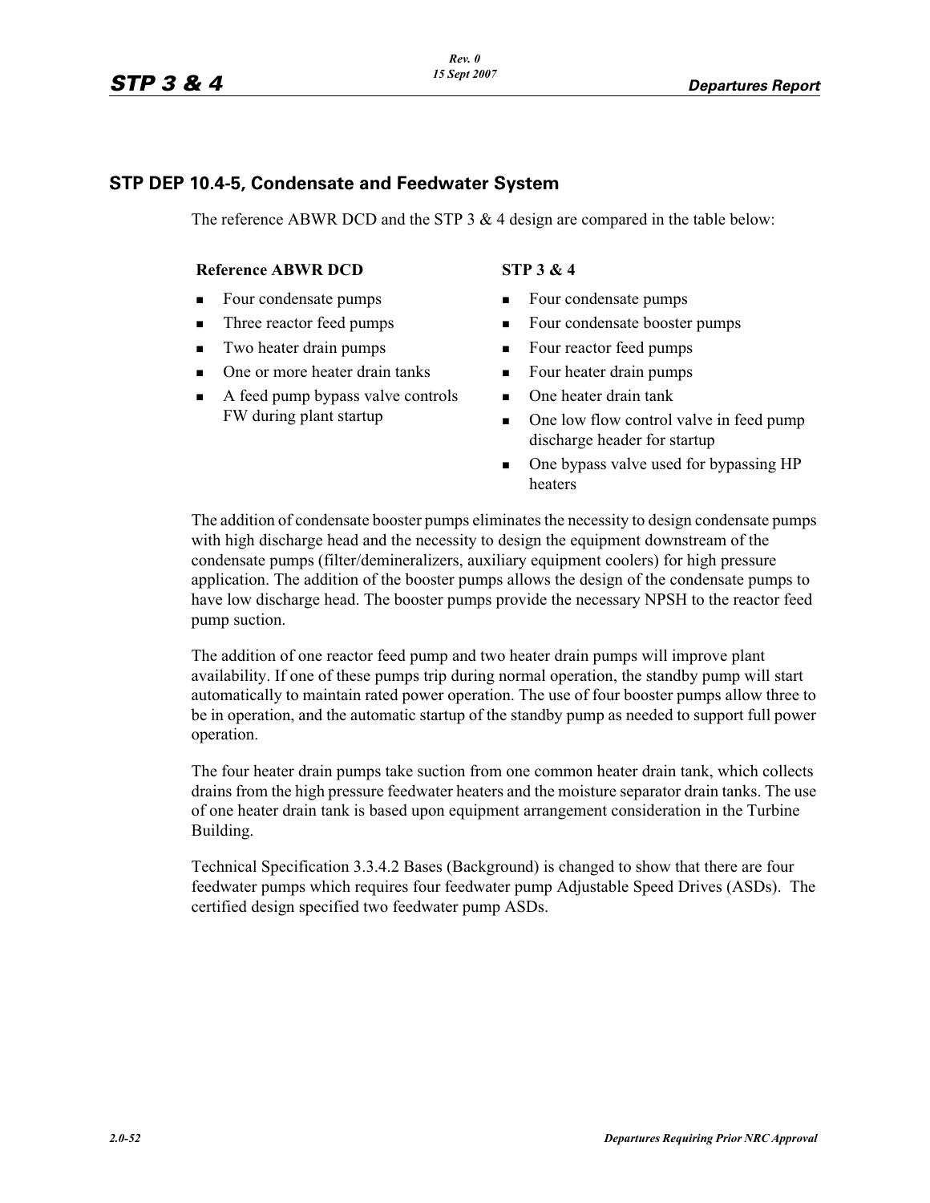## STP DEP 10.4-5, Condensate and Feedwater System

The reference ABWR DCD and the STP 3 & 4 design are compared in the table below:

| Reference ABWR DCD | STP 3 & 4 |
|---|---|
| ▪ Four condensate pumps | ▪ Four condensate pumps |
| ▪ Three reactor feed pumps | ▪ Four condensate booster pumps |
| ▪ Two heater drain pumps | ▪ Four reactor feed pumps |
| ▪ One or more heater drain tanks | ▪ Four heater drain pumps |
| ▪ A feed pump bypass valve controls FW during plant startup | ▪ One heater drain tank |
| | ▪ One low flow control valve in feed pump discharge header for startup |
| | ▪ One bypass valve used for bypassing HP heaters |

The addition of condensate booster pumps eliminates the necessity to design condensate pumps with high discharge head and the necessity to design the equipment downstream of the condensate pumps (filter/demineralizers, auxiliary equipment coolers) for high pressure application. The addition of the booster pumps allows the design of the condensate pumps to have low discharge head. The booster pumps provide the necessary NPSH to the reactor feed pump suction.

The addition of one reactor feed pump and two heater drain pumps will improve plant availability. If one of these pumps trip during normal operation, the standby pump will start automatically to maintain rated power operation. The use of four booster pumps allow three to be in operation, and the automatic startup of the standby pump as needed to support full power operation.

The four heater drain pumps take suction from one common heater drain tank, which collects drains from the high pressure feedwater heaters and the moisture separator drain tanks. The use of one heater drain tank is based upon equipment arrangement consideration in the Turbine Building.

Technical Specification 3.3.4.2 Bases (Background) is changed to show that there are four feedwater pumps which requires four feedwater pump Adjustable Speed Drives (ASDs). The certified design specified two feedwater pump ASDs.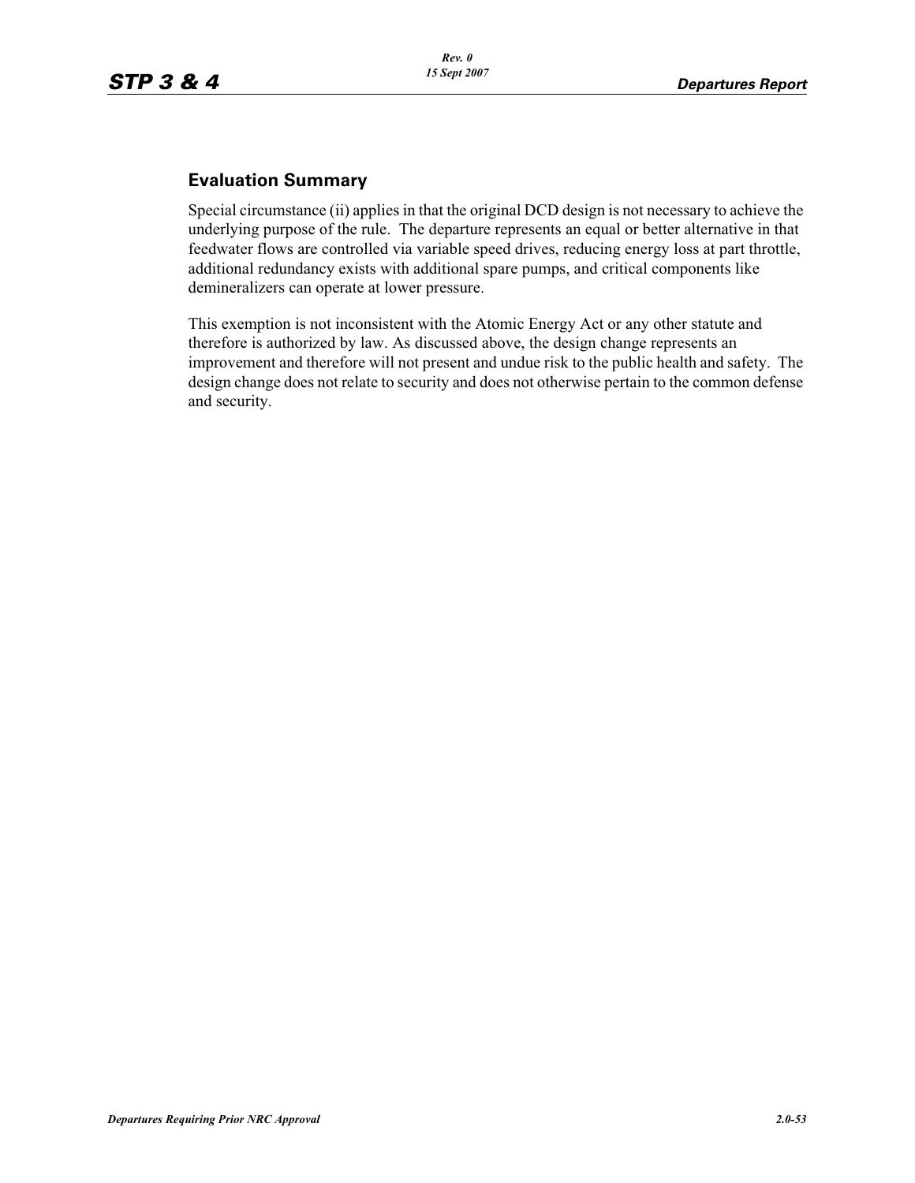## Evaluation Summary

Special circumstance (ii) applies in that the original DCD design is not necessary to achieve the underlying purpose of the rule. The departure represents an equal or better alternative in that feedwater flows are controlled via variable speed drives, reducing energy loss at part throttle, additional redundancy exists with additional spare pumps, and critical components like demineralizers can operate at lower pressure.

This exemption is not inconsistent with the Atomic Energy Act or any other statute and therefore is authorized by law. As discussed above, the design change represents an improvement and therefore will not present and undue risk to the public health and safety. The design change does not relate to security and does not otherwise pertain to the common defense and security.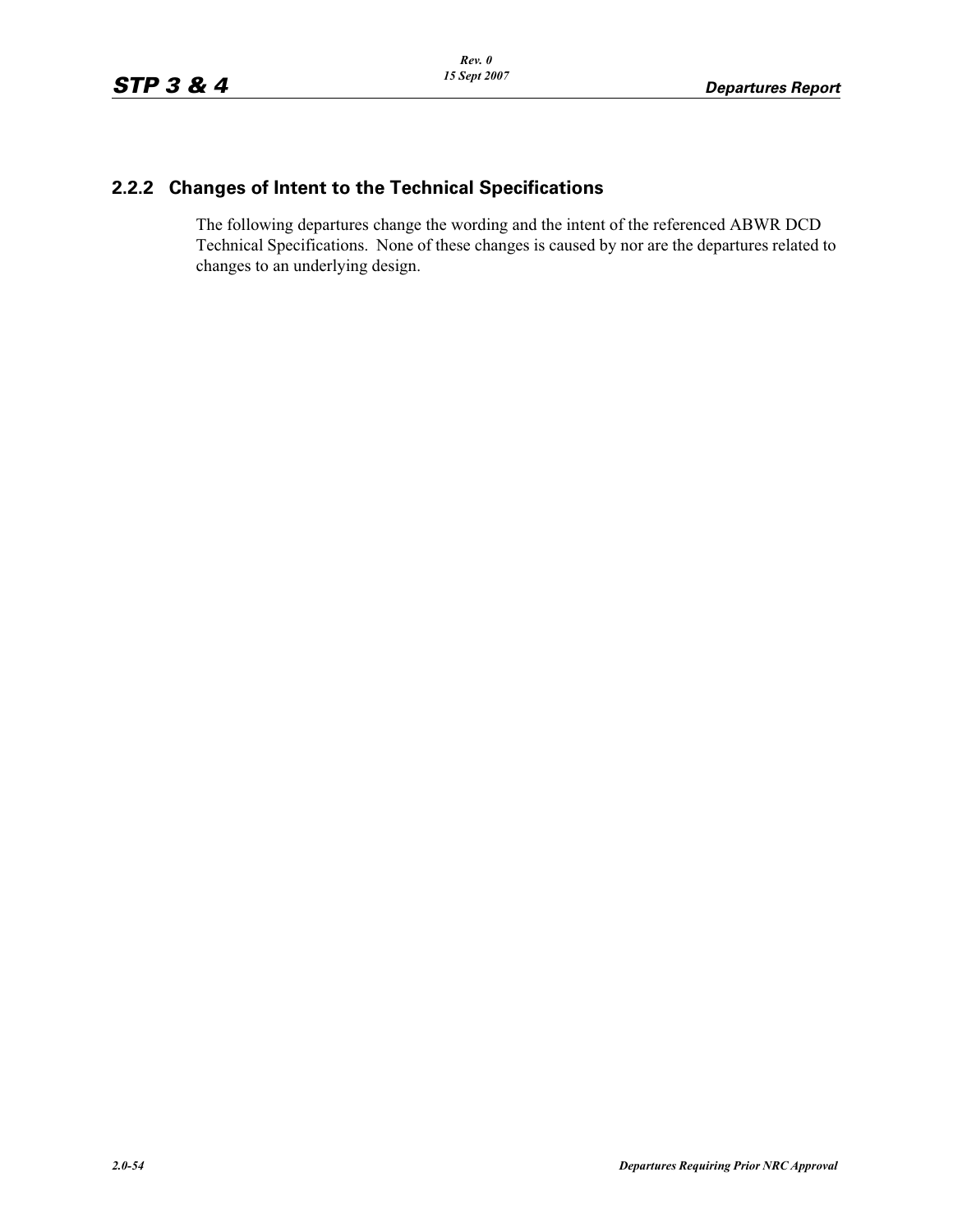### 2.2.2 Changes of Intent to the Technical Specifications

The following departures change the wording and the intent of the referenced ABWR DCD Technical Specifications. None of these changes is caused by nor are the departures related to changes to an underlying design.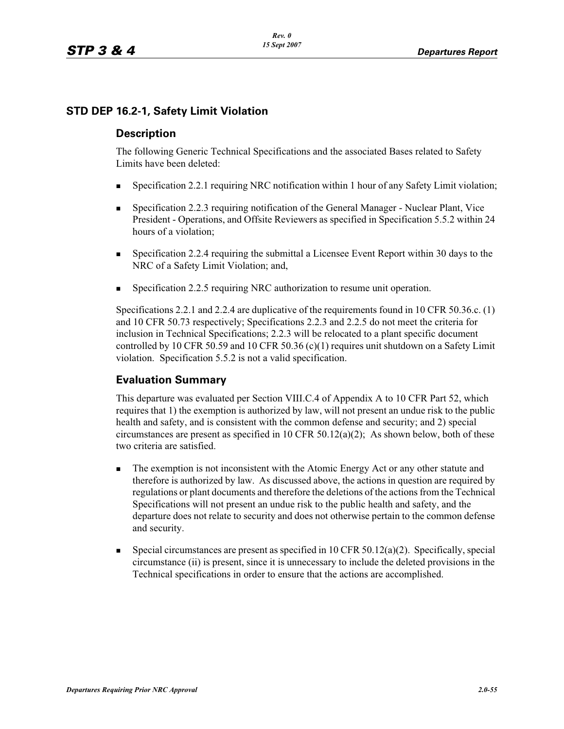## STD DEP 16.2-1, Safety Limit Violation

### Description

The following Generic Technical Specifications and the associated Bases related to Safety Limits have been deleted:

- Specification 2.2.1 requiring NRC notification within 1 hour of any Safety Limit violation;
- Specification 2.2.3 requiring notification of the General Manager - Nuclear Plant, Vice President - Operations, and Offsite Reviewers as specified in Specification 5.5.2 within 24 hours of a violation;
- Specification 2.2.4 requiring the submittal a Licensee Event Report within 30 days to the NRC of a Safety Limit Violation; and,
- Specification 2.2.5 requiring NRC authorization to resume unit operation.

Specifications 2.2.1 and 2.2.4 are duplicative of the requirements found in 10 CFR 50.36.c. (1) and 10 CFR 50.73 respectively; Specifications 2.2.3 and 2.2.5 do not meet the criteria for inclusion in Technical Specifications; 2.2.3 will be relocated to a plant specific document controlled by 10 CFR 50.59 and 10 CFR 50.36 (c)(1) requires unit shutdown on a Safety Limit violation. Specification 5.5.2 is not a valid specification.

### Evaluation Summary

This departure was evaluated per Section VIII.C.4 of Appendix A to 10 CFR Part 52, which requires that 1) the exemption is authorized by law, will not present an undue risk to the public health and safety, and is consistent with the common defense and security; and 2) special circumstances are present as specified in 10 CFR 50.12(a)(2); As shown below, both of these two criteria are satisfied.

- The exemption is not inconsistent with the Atomic Energy Act or any other statute and therefore is authorized by law. As discussed above, the actions in question are required by regulations or plant documents and therefore the deletions of the actions from the Technical Specifications will not present an undue risk to the public health and safety, and the departure does not relate to security and does not otherwise pertain to the common defense and security.
- Special circumstances are present as specified in 10 CFR 50.12(a)(2). Specifically, special circumstance (ii) is present, since it is unnecessary to include the deleted provisions in the Technical specifications in order to ensure that the actions are accomplished.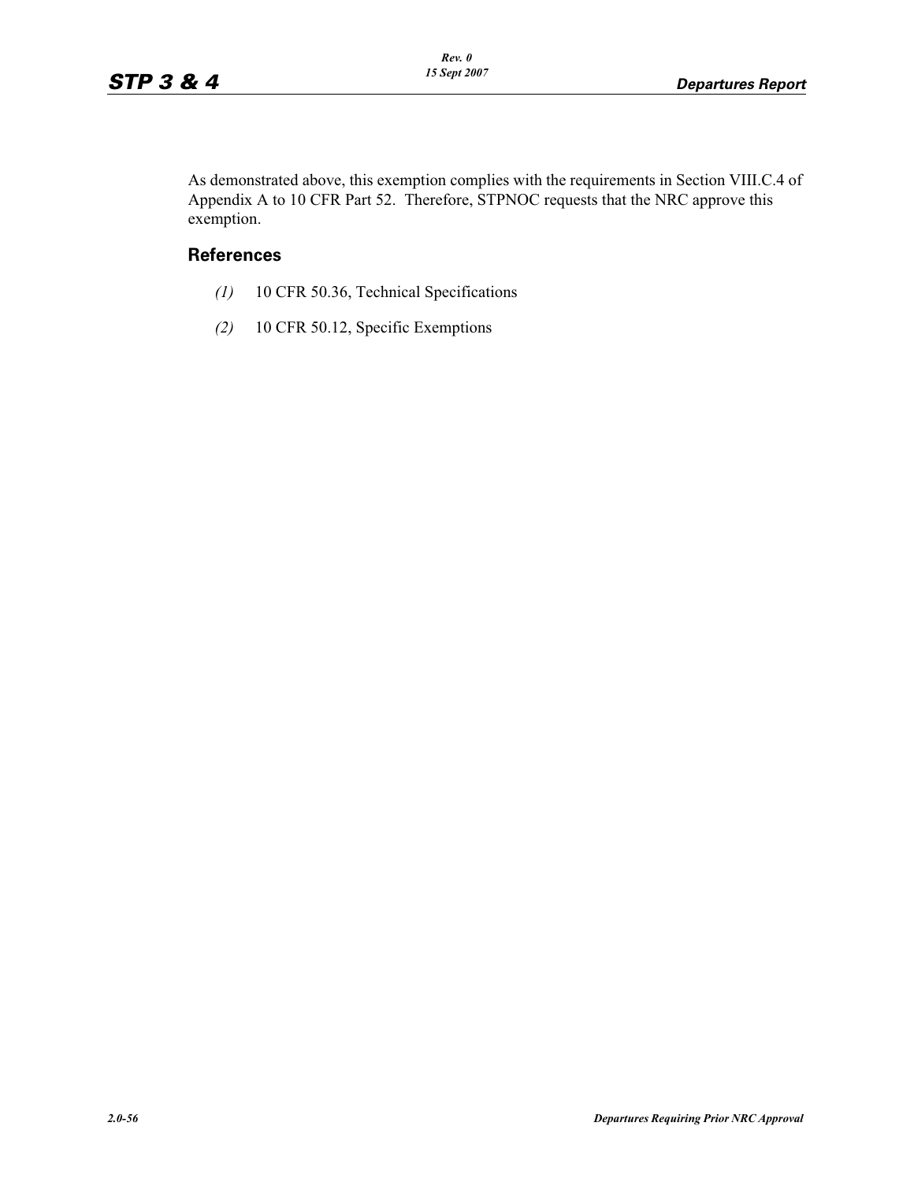As demonstrated above, this exemption complies with the requirements in Section VIII.C.4 of Appendix A to 10 CFR Part 52. Therefore, STPNOC requests that the NRC approve this exemption.

## References

*(1)* 10 CFR 50.36, Technical Specifications

*(2)* 10 CFR 50.12, Specific Exemptions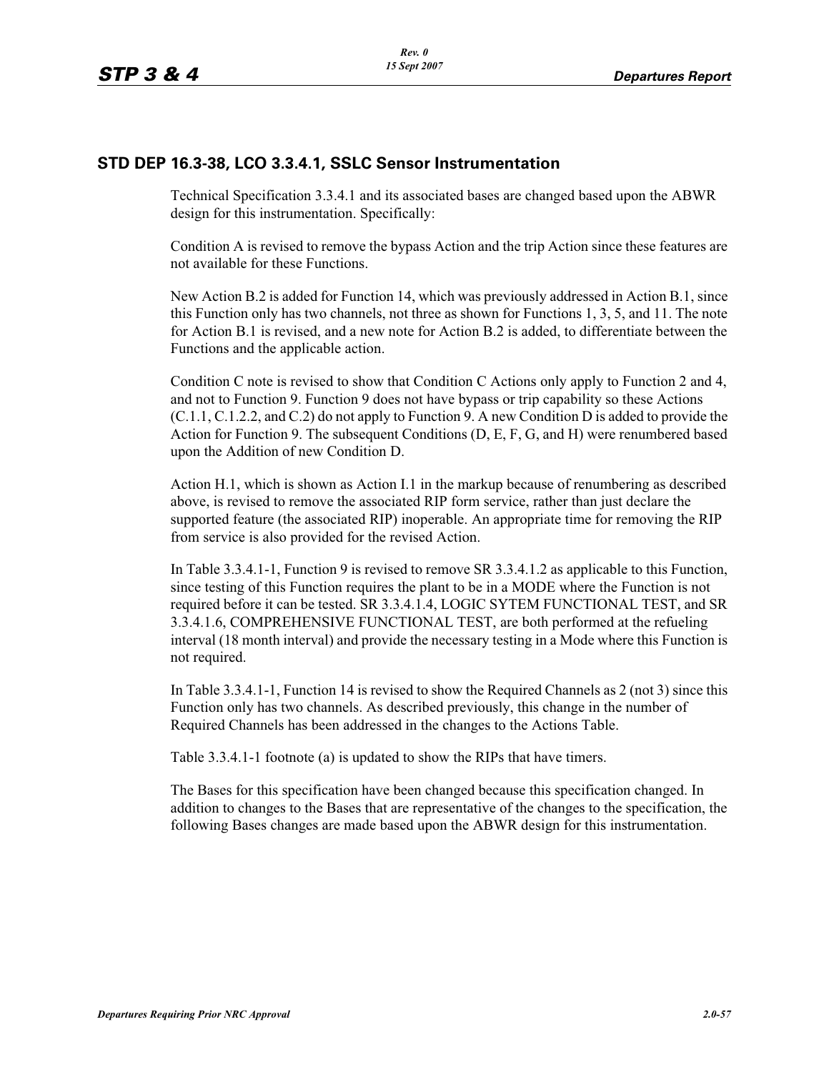## STD DEP 16.3-38, LCO 3.3.4.1, SSLC Sensor Instrumentation

Technical Specification 3.3.4.1 and its associated bases are changed based upon the ABWR design for this instrumentation. Specifically:

Condition A is revised to remove the bypass Action and the trip Action since these features are not available for these Functions.

New Action B.2 is added for Function 14, which was previously addressed in Action B.1, since this Function only has two channels, not three as shown for Functions 1, 3, 5, and 11. The note for Action B.1 is revised, and a new note for Action B.2 is added, to differentiate between the Functions and the applicable action.

Condition C note is revised to show that Condition C Actions only apply to Function 2 and 4, and not to Function 9. Function 9 does not have bypass or trip capability so these Actions (C.1.1, C.1.2.2, and C.2) do not apply to Function 9. A new Condition D is added to provide the Action for Function 9. The subsequent Conditions (D, E, F, G, and H) were renumbered based upon the Addition of new Condition D.

Action H.1, which is shown as Action I.1 in the markup because of renumbering as described above, is revised to remove the associated RIP form service, rather than just declare the supported feature (the associated RIP) inoperable. An appropriate time for removing the RIP from service is also provided for the revised Action.

In Table 3.3.4.1-1, Function 9 is revised to remove SR 3.3.4.1.2 as applicable to this Function, since testing of this Function requires the plant to be in a MODE where the Function is not required before it can be tested. SR 3.3.4.1.4, LOGIC SYTEM FUNCTIONAL TEST, and SR 3.3.4.1.6, COMPREHENSIVE FUNCTIONAL TEST, are both performed at the refueling interval (18 month interval) and provide the necessary testing in a Mode where this Function is not required.

In Table 3.3.4.1-1, Function 14 is revised to show the Required Channels as 2 (not 3) since this Function only has two channels. As described previously, this change in the number of Required Channels has been addressed in the changes to the Actions Table.

Table 3.3.4.1-1 footnote (a) is updated to show the RIPs that have timers.

The Bases for this specification have been changed because this specification changed. In addition to changes to the Bases that are representative of the changes to the specification, the following Bases changes are made based upon the ABWR design for this instrumentation.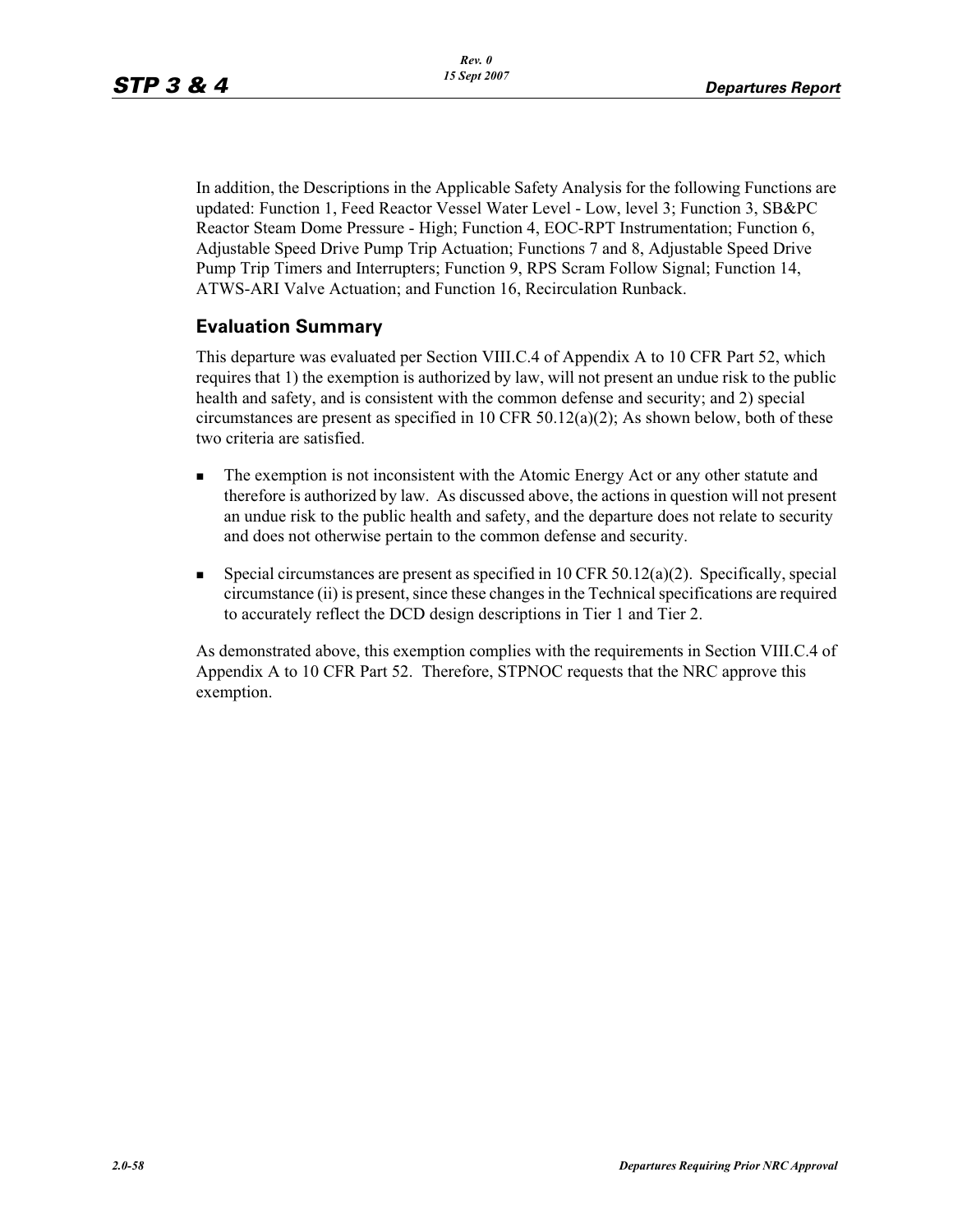In addition, the Descriptions in the Applicable Safety Analysis for the following Functions are updated: Function 1, Feed Reactor Vessel Water Level - Low, level 3; Function 3, SB&PC Reactor Steam Dome Pressure - High; Function 4, EOC-RPT Instrumentation; Function 6, Adjustable Speed Drive Pump Trip Actuation; Functions 7 and 8, Adjustable Speed Drive Pump Trip Timers and Interrupters; Function 9, RPS Scram Follow Signal; Function 14, ATWS-ARI Valve Actuation; and Function 16, Recirculation Runback.

## Evaluation Summary

This departure was evaluated per Section VIII.C.4 of Appendix A to 10 CFR Part 52, which requires that 1) the exemption is authorized by law, will not present an undue risk to the public health and safety, and is consistent with the common defense and security; and 2) special circumstances are present as specified in 10 CFR 50.12(a)(2); As shown below, both of these two criteria are satisfied.

- The exemption is not inconsistent with the Atomic Energy Act or any other statute and therefore is authorized by law. As discussed above, the actions in question will not present an undue risk to the public health and safety, and the departure does not relate to security and does not otherwise pertain to the common defense and security.
- Special circumstances are present as specified in 10 CFR 50.12(a)(2). Specifically, special circumstance (ii) is present, since these changes in the Technical specifications are required to accurately reflect the DCD design descriptions in Tier 1 and Tier 2.

As demonstrated above, this exemption complies with the requirements in Section VIII.C.4 of Appendix A to 10 CFR Part 52. Therefore, STPNOC requests that the NRC approve this exemption.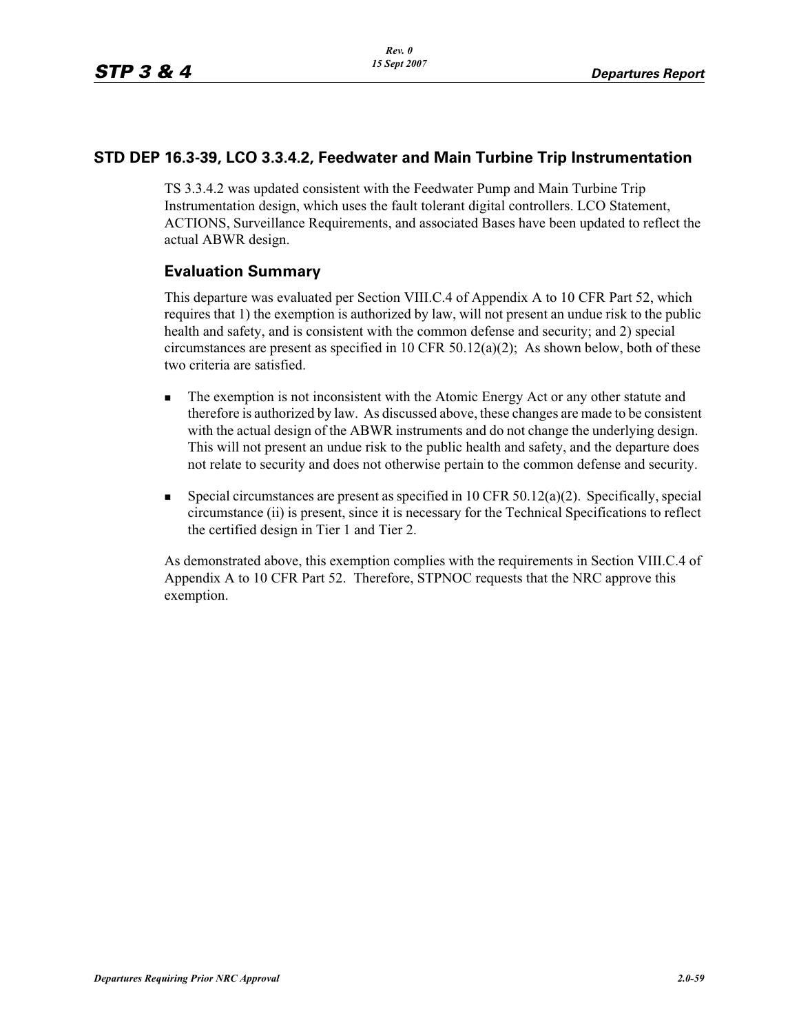## STD DEP 16.3-39, LCO 3.3.4.2, Feedwater and Main Turbine Trip Instrumentation

TS 3.3.4.2 was updated consistent with the Feedwater Pump and Main Turbine Trip Instrumentation design, which uses the fault tolerant digital controllers. LCO Statement, ACTIONS, Surveillance Requirements, and associated Bases have been updated to reflect the actual ABWR design.

### Evaluation Summary

This departure was evaluated per Section VIII.C.4 of Appendix A to 10 CFR Part 52, which requires that 1) the exemption is authorized by law, will not present an undue risk to the public health and safety, and is consistent with the common defense and security; and 2) special circumstances are present as specified in 10 CFR 50.12(a)(2); As shown below, both of these two criteria are satisfied.

- The exemption is not inconsistent with the Atomic Energy Act or any other statute and therefore is authorized by law. As discussed above, these changes are made to be consistent with the actual design of the ABWR instruments and do not change the underlying design. This will not present an undue risk to the public health and safety, and the departure does not relate to security and does not otherwise pertain to the common defense and security.
- Special circumstances are present as specified in 10 CFR 50.12(a)(2). Specifically, special circumstance (ii) is present, since it is necessary for the Technical Specifications to reflect the certified design in Tier 1 and Tier 2.

As demonstrated above, this exemption complies with the requirements in Section VIII.C.4 of Appendix A to 10 CFR Part 52. Therefore, STPNOC requests that the NRC approve this exemption.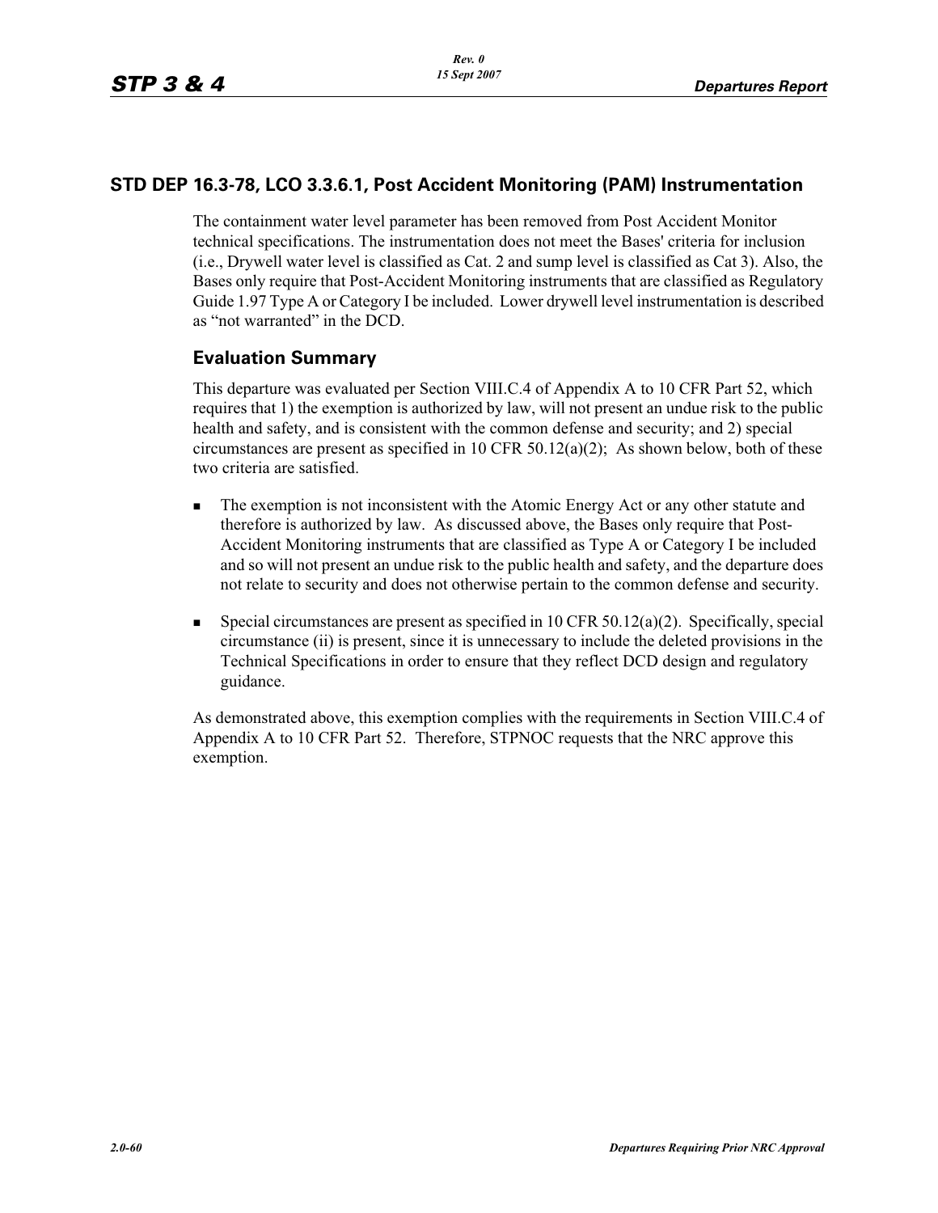## STD DEP 16.3-78, LCO 3.3.6.1, Post Accident Monitoring (PAM) Instrumentation

The containment water level parameter has been removed from Post Accident Monitor technical specifications. The instrumentation does not meet the Bases' criteria for inclusion (i.e., Drywell water level is classified as Cat. 2 and sump level is classified as Cat 3). Also, the Bases only require that Post-Accident Monitoring instruments that are classified as Regulatory Guide 1.97 Type A or Category I be included. Lower drywell level instrumentation is described as "not warranted" in the DCD.

### Evaluation Summary

This departure was evaluated per Section VIII.C.4 of Appendix A to 10 CFR Part 52, which requires that 1) the exemption is authorized by law, will not present an undue risk to the public health and safety, and is consistent with the common defense and security; and 2) special circumstances are present as specified in 10 CFR 50.12(a)(2); As shown below, both of these two criteria are satisfied.

- The exemption is not inconsistent with the Atomic Energy Act or any other statute and therefore is authorized by law. As discussed above, the Bases only require that Post-Accident Monitoring instruments that are classified as Type A or Category I be included and so will not present an undue risk to the public health and safety, and the departure does not relate to security and does not otherwise pertain to the common defense and security.
- Special circumstances are present as specified in 10 CFR 50.12(a)(2). Specifically, special circumstance (ii) is present, since it is unnecessary to include the deleted provisions in the Technical Specifications in order to ensure that they reflect DCD design and regulatory guidance.

As demonstrated above, this exemption complies with the requirements in Section VIII.C.4 of Appendix A to 10 CFR Part 52. Therefore, STPNOC requests that the NRC approve this exemption.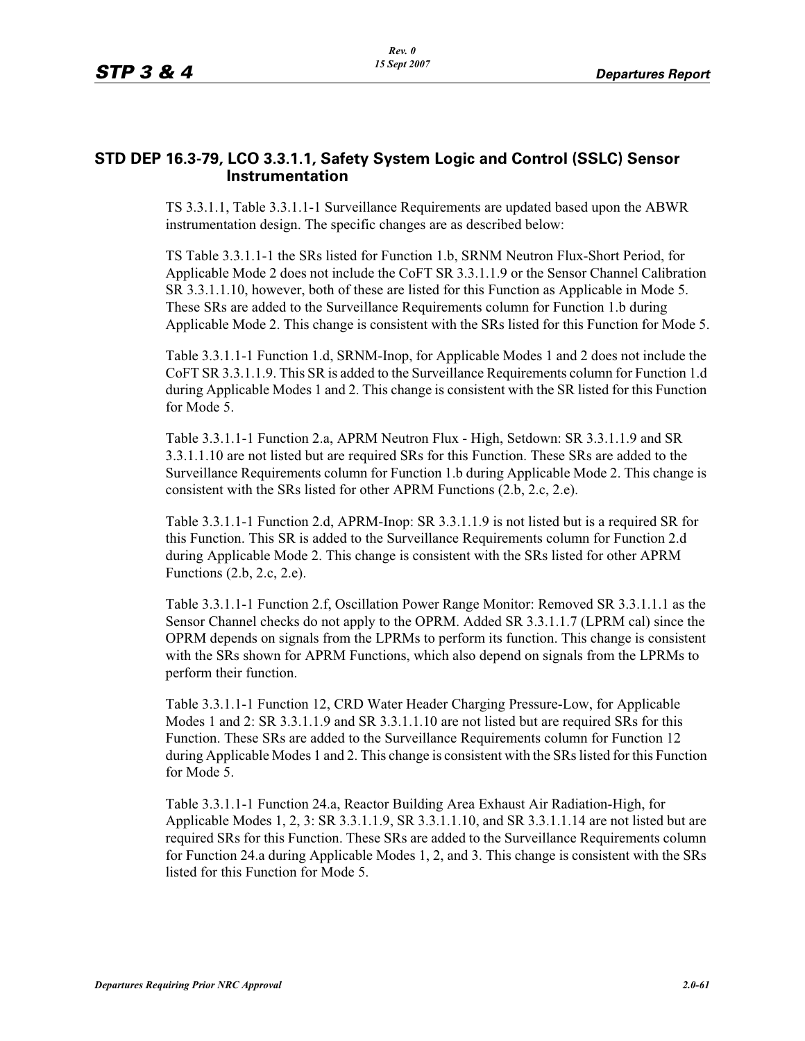## STD DEP 16.3-79, LCO 3.3.1.1, Safety System Logic and Control (SSLC) Sensor Instrumentation

TS 3.3.1.1, Table 3.3.1.1-1 Surveillance Requirements are updated based upon the ABWR instrumentation design. The specific changes are as described below:

TS Table 3.3.1.1-1 the SRs listed for Function 1.b, SRNM Neutron Flux-Short Period, for Applicable Mode 2 does not include the CoFT SR 3.3.1.1.9 or the Sensor Channel Calibration SR 3.3.1.1.10, however, both of these are listed for this Function as Applicable in Mode 5. These SRs are added to the Surveillance Requirements column for Function 1.b during Applicable Mode 2. This change is consistent with the SRs listed for this Function for Mode 5.

Table 3.3.1.1-1 Function 1.d, SRNM-Inop, for Applicable Modes 1 and 2 does not include the CoFT SR 3.3.1.1.9. This SR is added to the Surveillance Requirements column for Function 1.d during Applicable Modes 1 and 2. This change is consistent with the SR listed for this Function for Mode 5.

Table 3.3.1.1-1 Function 2.a, APRM Neutron Flux - High, Setdown: SR 3.3.1.1.9 and SR 3.3.1.1.10 are not listed but are required SRs for this Function. These SRs are added to the Surveillance Requirements column for Function 1.b during Applicable Mode 2. This change is consistent with the SRs listed for other APRM Functions (2.b, 2.c, 2.e).

Table 3.3.1.1-1 Function 2.d, APRM-Inop: SR 3.3.1.1.9 is not listed but is a required SR for this Function. This SR is added to the Surveillance Requirements column for Function 2.d during Applicable Mode 2. This change is consistent with the SRs listed for other APRM Functions (2.b, 2.c, 2.e).

Table 3.3.1.1-1 Function 2.f, Oscillation Power Range Monitor: Removed SR 3.3.1.1.1 as the Sensor Channel checks do not apply to the OPRM. Added SR 3.3.1.1.7 (LPRM cal) since the OPRM depends on signals from the LPRMs to perform its function. This change is consistent with the SRs shown for APRM Functions, which also depend on signals from the LPRMs to perform their function.

Table 3.3.1.1-1 Function 12, CRD Water Header Charging Pressure-Low, for Applicable Modes 1 and 2: SR 3.3.1.1.9 and SR 3.3.1.1.10 are not listed but are required SRs for this Function. These SRs are added to the Surveillance Requirements column for Function 12 during Applicable Modes 1 and 2. This change is consistent with the SRs listed for this Function for Mode 5.

Table 3.3.1.1-1 Function 24.a, Reactor Building Area Exhaust Air Radiation-High, for Applicable Modes 1, 2, 3: SR 3.3.1.1.9, SR 3.3.1.1.10, and SR 3.3.1.1.14 are not listed but are required SRs for this Function. These SRs are added to the Surveillance Requirements column for Function 24.a during Applicable Modes 1, 2, and 3. This change is consistent with the SRs listed for this Function for Mode 5.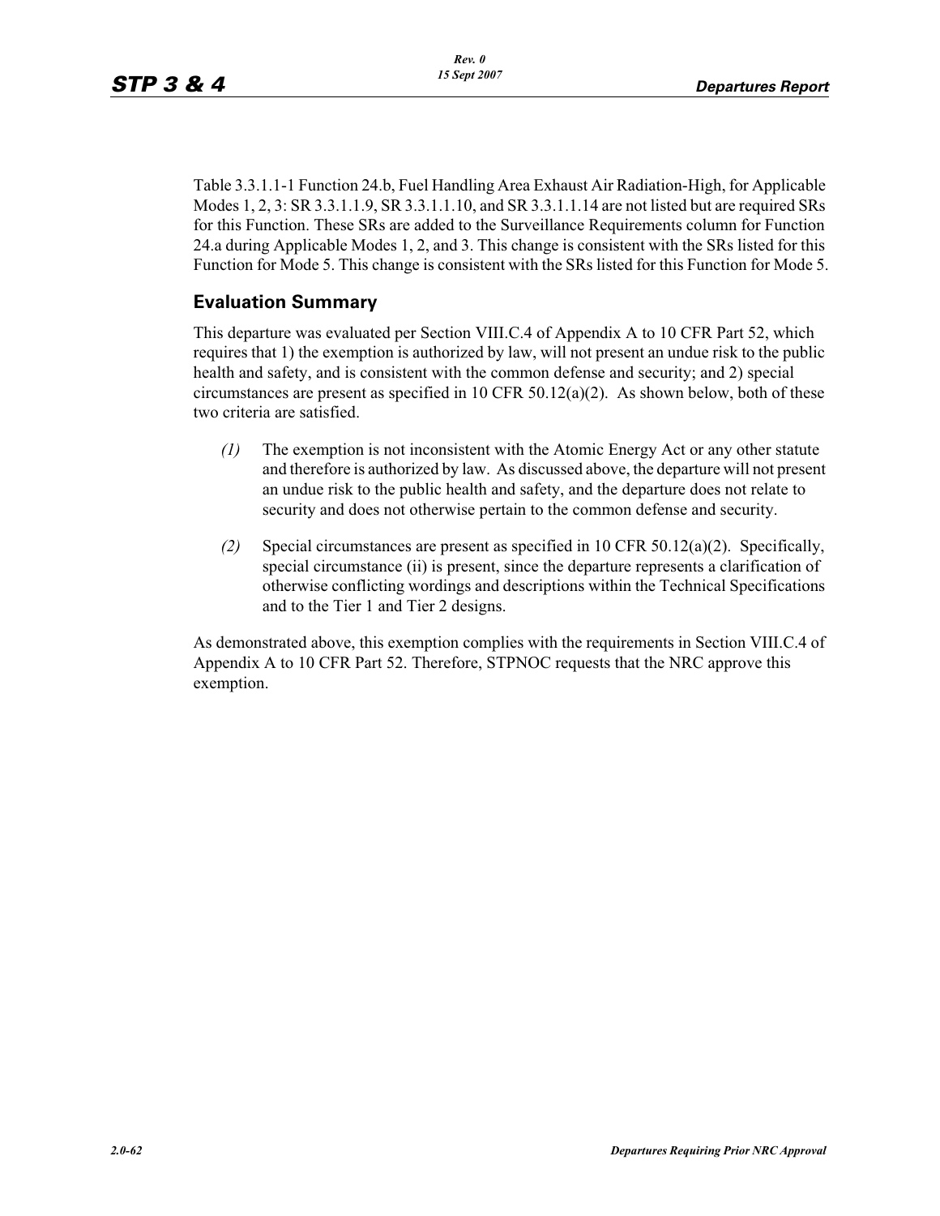Table 3.3.1.1-1 Function 24.b, Fuel Handling Area Exhaust Air Radiation-High, for Applicable Modes 1, 2, 3: SR 3.3.1.1.9, SR 3.3.1.1.10, and SR 3.3.1.1.14 are not listed but are required SRs for this Function. These SRs are added to the Surveillance Requirements column for Function 24.a during Applicable Modes 1, 2, and 3. This change is consistent with the SRs listed for this Function for Mode 5. This change is consistent with the SRs listed for this Function for Mode 5.

## Evaluation Summary

This departure was evaluated per Section VIII.C.4 of Appendix A to 10 CFR Part 52, which requires that 1) the exemption is authorized by law, will not present an undue risk to the public health and safety, and is consistent with the common defense and security; and 2) special circumstances are present as specified in 10 CFR 50.12(a)(2). As shown below, both of these two criteria are satisfied.

*(1)* The exemption is not inconsistent with the Atomic Energy Act or any other statute and therefore is authorized by law. As discussed above, the departure will not present an undue risk to the public health and safety, and the departure does not relate to security and does not otherwise pertain to the common defense and security.

*(2)* Special circumstances are present as specified in 10 CFR 50.12(a)(2). Specifically, special circumstance (ii) is present, since the departure represents a clarification of otherwise conflicting wordings and descriptions within the Technical Specifications and to the Tier 1 and Tier 2 designs.

As demonstrated above, this exemption complies with the requirements in Section VIII.C.4 of Appendix A to 10 CFR Part 52. Therefore, STPNOC requests that the NRC approve this exemption.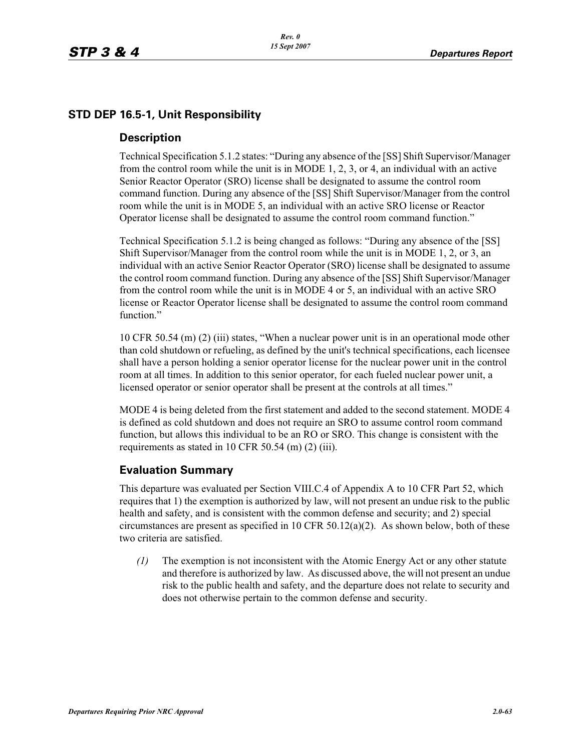## STD DEP 16.5-1, Unit Responsibility

### Description

Technical Specification 5.1.2 states: "During any absence of the [SS] Shift Supervisor/Manager from the control room while the unit is in MODE 1, 2, 3, or 4, an individual with an active Senior Reactor Operator (SRO) license shall be designated to assume the control room command function. During any absence of the [SS] Shift Supervisor/Manager from the control room while the unit is in MODE 5, an individual with an active SRO license or Reactor Operator license shall be designated to assume the control room command function."

Technical Specification 5.1.2 is being changed as follows: "During any absence of the [SS] Shift Supervisor/Manager from the control room while the unit is in MODE 1, 2, or 3, an individual with an active Senior Reactor Operator (SRO) license shall be designated to assume the control room command function. During any absence of the [SS] Shift Supervisor/Manager from the control room while the unit is in MODE 4 or 5, an individual with an active SRO license or Reactor Operator license shall be designated to assume the control room command function."

10 CFR 50.54 (m) (2) (iii) states, "When a nuclear power unit is in an operational mode other than cold shutdown or refueling, as defined by the unit's technical specifications, each licensee shall have a person holding a senior operator license for the nuclear power unit in the control room at all times. In addition to this senior operator, for each fueled nuclear power unit, a licensed operator or senior operator shall be present at the controls at all times."

MODE 4 is being deleted from the first statement and added to the second statement. MODE 4 is defined as cold shutdown and does not require an SRO to assume control room command function, but allows this individual to be an RO or SRO. This change is consistent with the requirements as stated in 10 CFR 50.54 (m) (2) (iii).

### Evaluation Summary

This departure was evaluated per Section VIII.C.4 of Appendix A to 10 CFR Part 52, which requires that 1) the exemption is authorized by law, will not present an undue risk to the public health and safety, and is consistent with the common defense and security; and 2) special circumstances are present as specified in 10 CFR 50.12(a)(2). As shown below, both of these two criteria are satisfied.

*(1)* The exemption is not inconsistent with the Atomic Energy Act or any other statute and therefore is authorized by law. As discussed above, the will not present an undue risk to the public health and safety, and the departure does not relate to security and does not otherwise pertain to the common defense and security.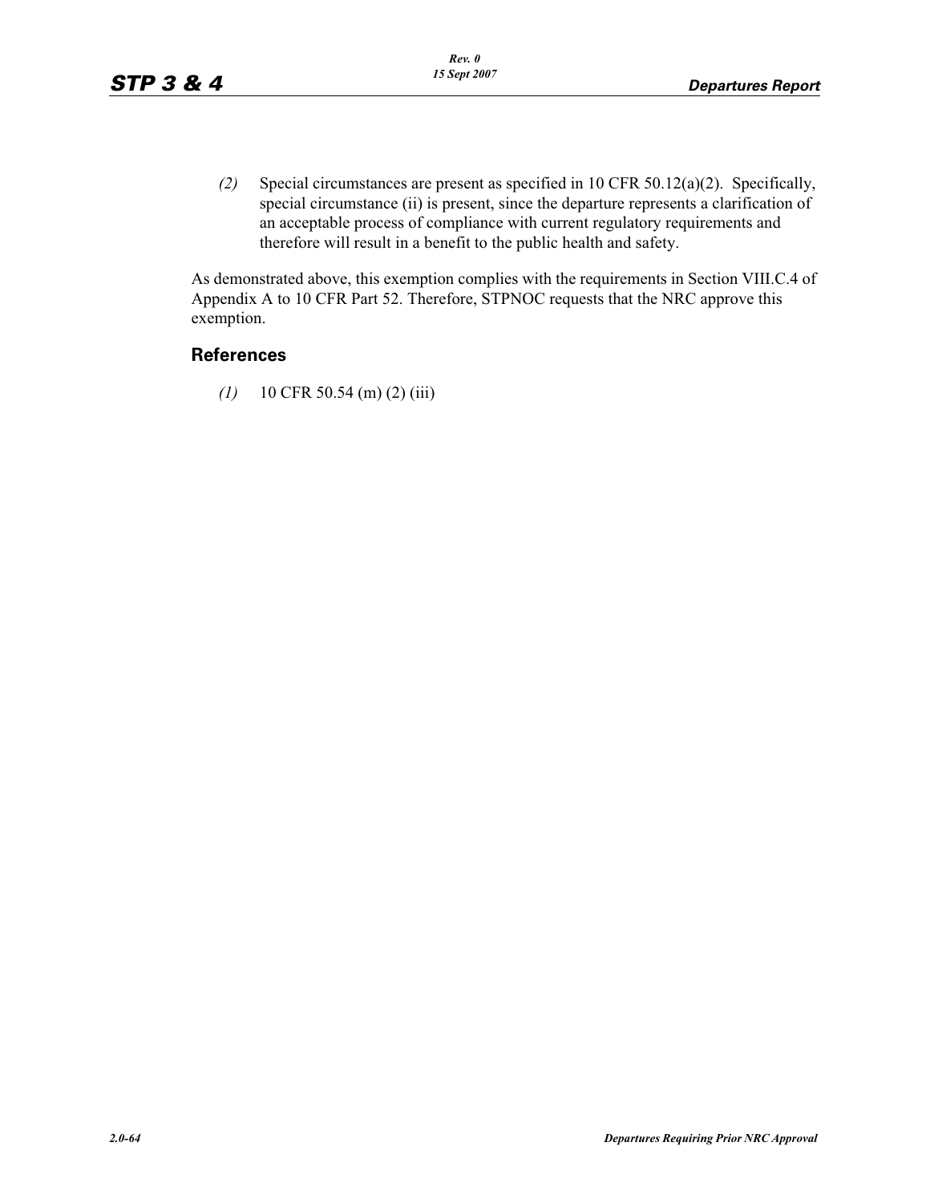*(2)* Special circumstances are present as specified in 10 CFR 50.12(a)(2). Specifically, special circumstance (ii) is present, since the departure represents a clarification of an acceptable process of compliance with current regulatory requirements and therefore will result in a benefit to the public health and safety.

As demonstrated above, this exemption complies with the requirements in Section VIII.C.4 of Appendix A to 10 CFR Part 52. Therefore, STPNOC requests that the NRC approve this exemption.

## References

*(1)* 10 CFR 50.54 (m) (2) (iii)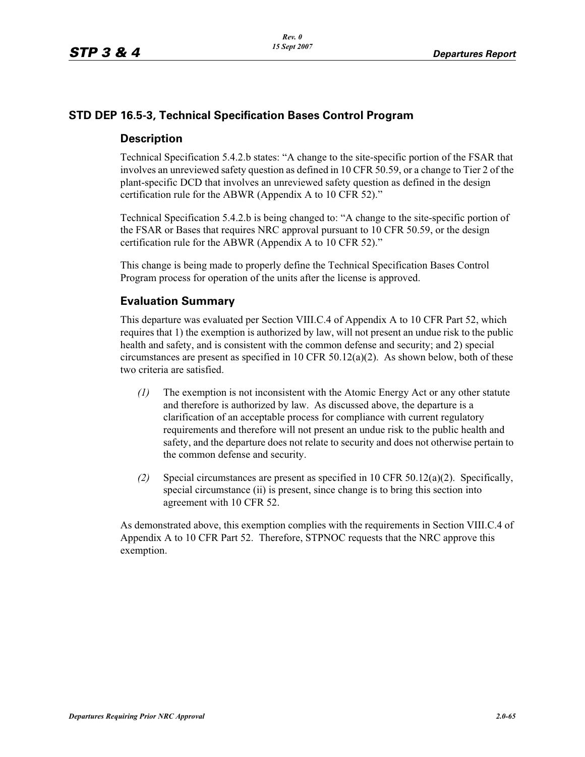## STD DEP 16.5-3, Technical Specification Bases Control Program

### Description

Technical Specification 5.4.2.b states: "A change to the site-specific portion of the FSAR that involves an unreviewed safety question as defined in 10 CFR 50.59, or a change to Tier 2 of the plant-specific DCD that involves an unreviewed safety question as defined in the design certification rule for the ABWR (Appendix A to 10 CFR 52)."

Technical Specification 5.4.2.b is being changed to: "A change to the site-specific portion of the FSAR or Bases that requires NRC approval pursuant to 10 CFR 50.59, or the design certification rule for the ABWR (Appendix A to 10 CFR 52)."

This change is being made to properly define the Technical Specification Bases Control Program process for operation of the units after the license is approved.

### Evaluation Summary

This departure was evaluated per Section VIII.C.4 of Appendix A to 10 CFR Part 52, which requires that 1) the exemption is authorized by law, will not present an undue risk to the public health and safety, and is consistent with the common defense and security; and 2) special circumstances are present as specified in 10 CFR 50.12(a)(2). As shown below, both of these two criteria are satisfied.

*(1)* The exemption is not inconsistent with the Atomic Energy Act or any other statute and therefore is authorized by law. As discussed above, the departure is a clarification of an acceptable process for compliance with current regulatory requirements and therefore will not present an undue risk to the public health and safety, and the departure does not relate to security and does not otherwise pertain to the common defense and security.

*(2)* Special circumstances are present as specified in 10 CFR 50.12(a)(2). Specifically, special circumstance (ii) is present, since change is to bring this section into agreement with 10 CFR 52.

As demonstrated above, this exemption complies with the requirements in Section VIII.C.4 of Appendix A to 10 CFR Part 52. Therefore, STPNOC requests that the NRC approve this exemption.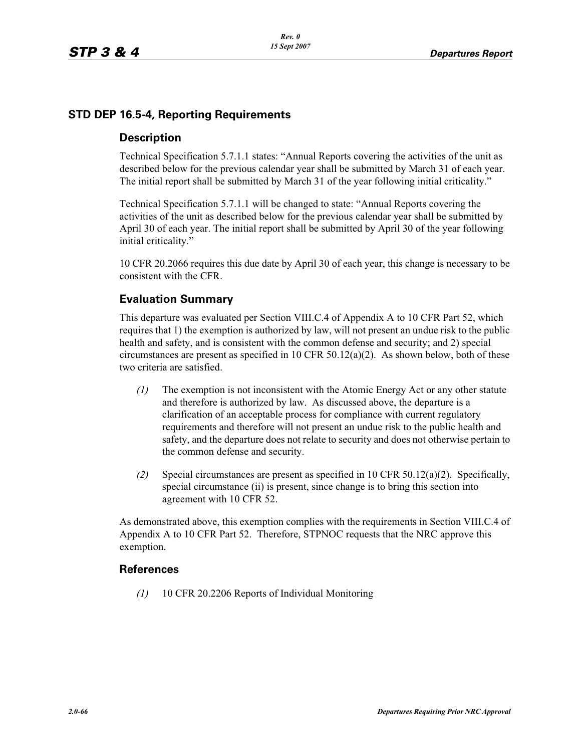## STD DEP 16.5-4, Reporting Requirements

### Description

Technical Specification 5.7.1.1 states: "Annual Reports covering the activities of the unit as described below for the previous calendar year shall be submitted by March 31 of each year. The initial report shall be submitted by March 31 of the year following initial criticality."

Technical Specification 5.7.1.1 will be changed to state: "Annual Reports covering the activities of the unit as described below for the previous calendar year shall be submitted by April 30 of each year. The initial report shall be submitted by April 30 of the year following initial criticality."

10 CFR 20.2066 requires this due date by April 30 of each year, this change is necessary to be consistent with the CFR.

### Evaluation Summary

This departure was evaluated per Section VIII.C.4 of Appendix A to 10 CFR Part 52, which requires that 1) the exemption is authorized by law, will not present an undue risk to the public health and safety, and is consistent with the common defense and security; and 2) special circumstances are present as specified in 10 CFR 50.12(a)(2). As shown below, both of these two criteria are satisfied.

*(1)* The exemption is not inconsistent with the Atomic Energy Act or any other statute and therefore is authorized by law. As discussed above, the departure is a clarification of an acceptable process for compliance with current regulatory requirements and therefore will not present an undue risk to the public health and safety, and the departure does not relate to security and does not otherwise pertain to the common defense and security.

*(2)* Special circumstances are present as specified in 10 CFR 50.12(a)(2). Specifically, special circumstance (ii) is present, since change is to bring this section into agreement with 10 CFR 52.

As demonstrated above, this exemption complies with the requirements in Section VIII.C.4 of Appendix A to 10 CFR Part 52. Therefore, STPNOC requests that the NRC approve this exemption.

### References

*(1)* 10 CFR 20.2206 Reports of Individual Monitoring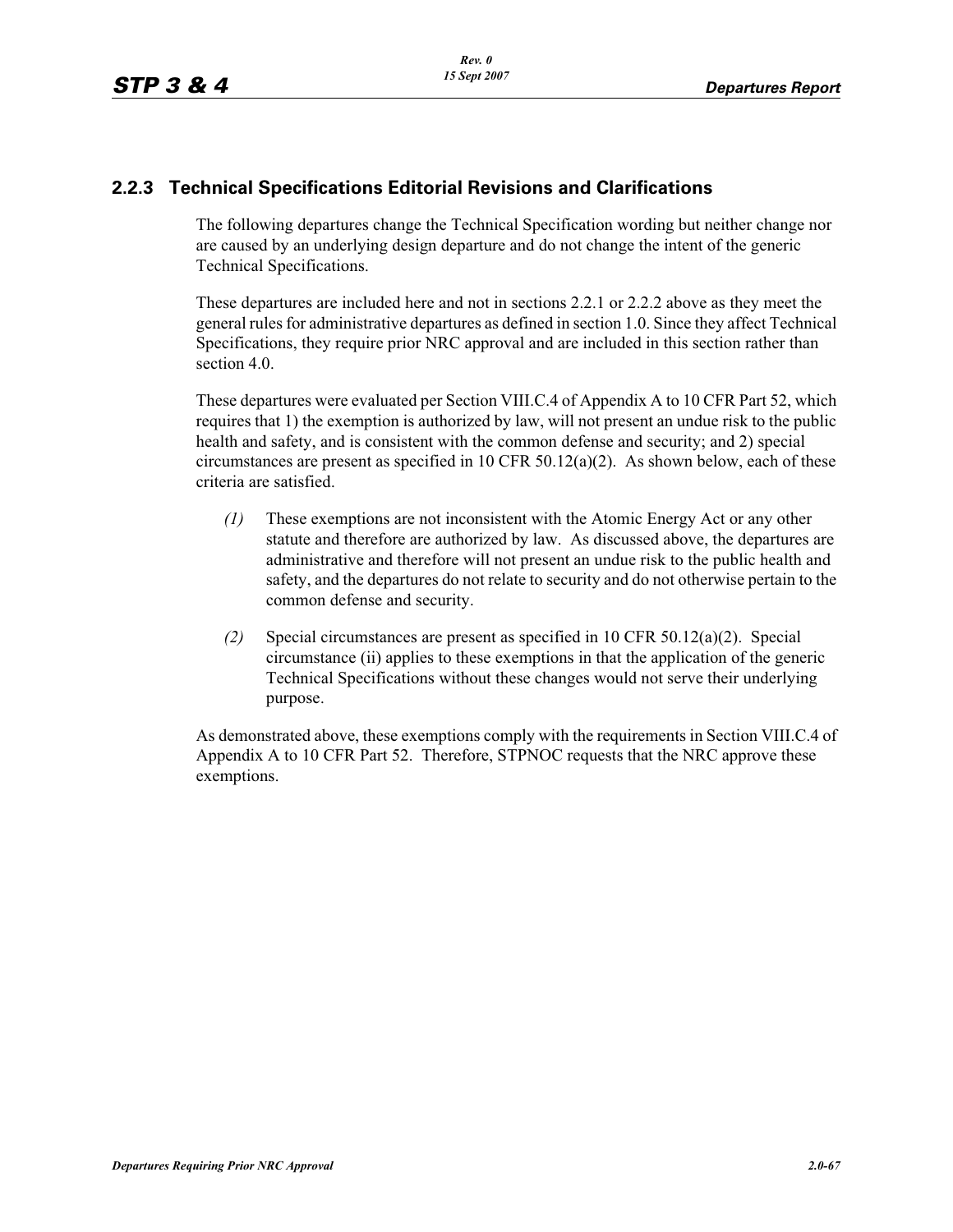## 2.2.3 Technical Specifications Editorial Revisions and Clarifications

The following departures change the Technical Specification wording but neither change nor are caused by an underlying design departure and do not change the intent of the generic Technical Specifications.

These departures are included here and not in sections 2.2.1 or 2.2.2 above as they meet the general rules for administrative departures as defined in section 1.0. Since they affect Technical Specifications, they require prior NRC approval and are included in this section rather than section 4.0.

These departures were evaluated per Section VIII.C.4 of Appendix A to 10 CFR Part 52, which requires that 1) the exemption is authorized by law, will not present an undue risk to the public health and safety, and is consistent with the common defense and security; and 2) special circumstances are present as specified in 10 CFR 50.12(a)(2). As shown below, each of these criteria are satisfied.

*(1)* These exemptions are not inconsistent with the Atomic Energy Act or any other statute and therefore are authorized by law. As discussed above, the departures are administrative and therefore will not present an undue risk to the public health and safety, and the departures do not relate to security and do not otherwise pertain to the common defense and security.

*(2)* Special circumstances are present as specified in 10 CFR 50.12(a)(2). Special circumstance (ii) applies to these exemptions in that the application of the generic Technical Specifications without these changes would not serve their underlying purpose.

As demonstrated above, these exemptions comply with the requirements in Section VIII.C.4 of Appendix A to 10 CFR Part 52. Therefore, STPNOC requests that the NRC approve these exemptions.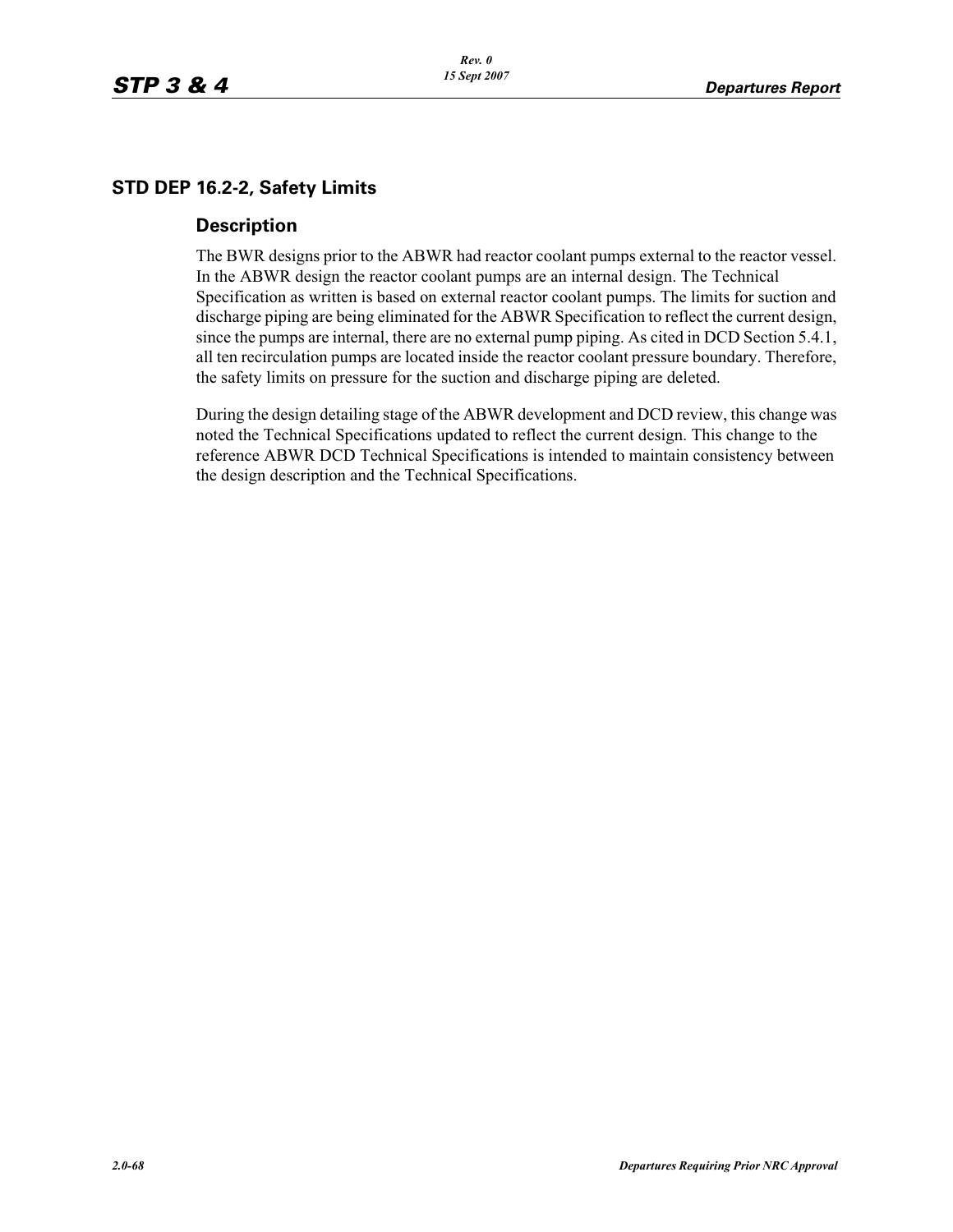## STD DEP 16.2-2, Safety Limits

### Description

The BWR designs prior to the ABWR had reactor coolant pumps external to the reactor vessel. In the ABWR design the reactor coolant pumps are an internal design. The Technical Specification as written is based on external reactor coolant pumps. The limits for suction and discharge piping are being eliminated for the ABWR Specification to reflect the current design, since the pumps are internal, there are no external pump piping. As cited in DCD Section 5.4.1, all ten recirculation pumps are located inside the reactor coolant pressure boundary. Therefore, the safety limits on pressure for the suction and discharge piping are deleted.

During the design detailing stage of the ABWR development and DCD review, this change was noted the Technical Specifications updated to reflect the current design. This change to the reference ABWR DCD Technical Specifications is intended to maintain consistency between the design description and the Technical Specifications.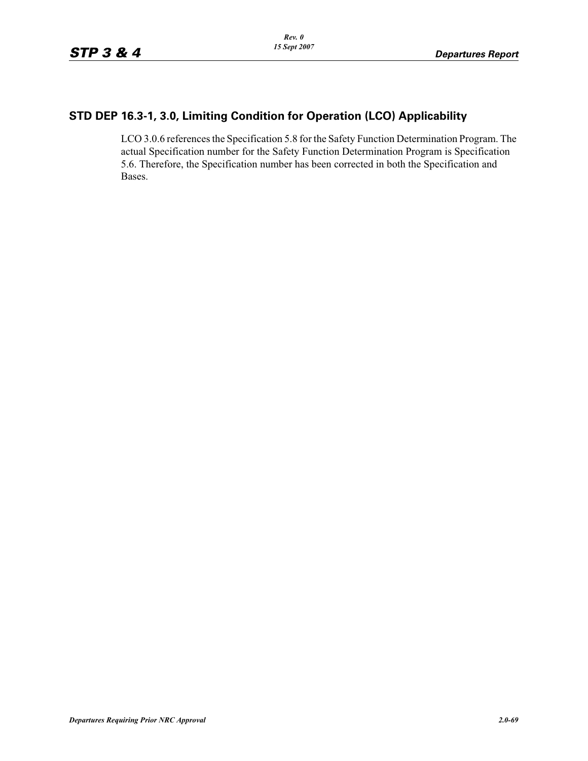## STD DEP 16.3-1, 3.0, Limiting Condition for Operation (LCO) Applicability

LCO 3.0.6 references the Specification 5.8 for the Safety Function Determination Program. The actual Specification number for the Safety Function Determination Program is Specification 5.6. Therefore, the Specification number has been corrected in both the Specification and Bases.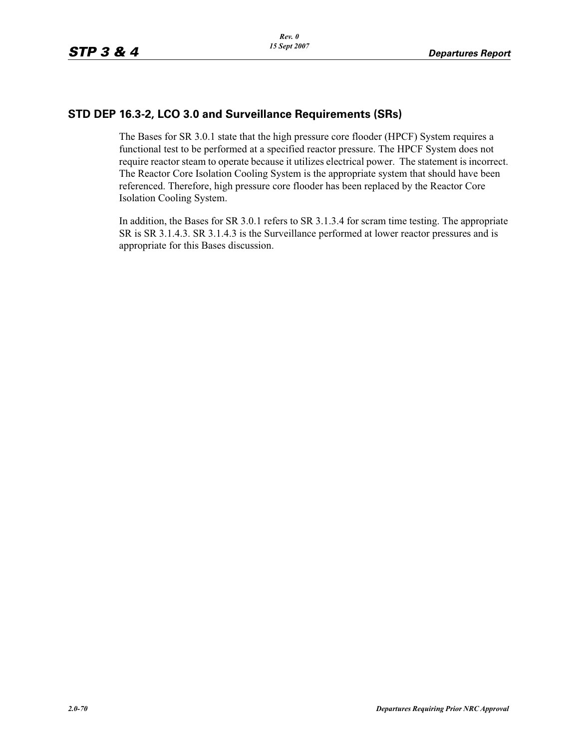## STD DEP 16.3-2, LCO 3.0 and Surveillance Requirements (SRs)

The Bases for SR 3.0.1 state that the high pressure core flooder (HPCF) System requires a functional test to be performed at a specified reactor pressure. The HPCF System does not require reactor steam to operate because it utilizes electrical power. The statement is incorrect. The Reactor Core Isolation Cooling System is the appropriate system that should have been referenced. Therefore, high pressure core flooder has been replaced by the Reactor Core Isolation Cooling System.

In addition, the Bases for SR 3.0.1 refers to SR 3.1.3.4 for scram time testing. The appropriate SR is SR 3.1.4.3. SR 3.1.4.3 is the Surveillance performed at lower reactor pressures and is appropriate for this Bases discussion.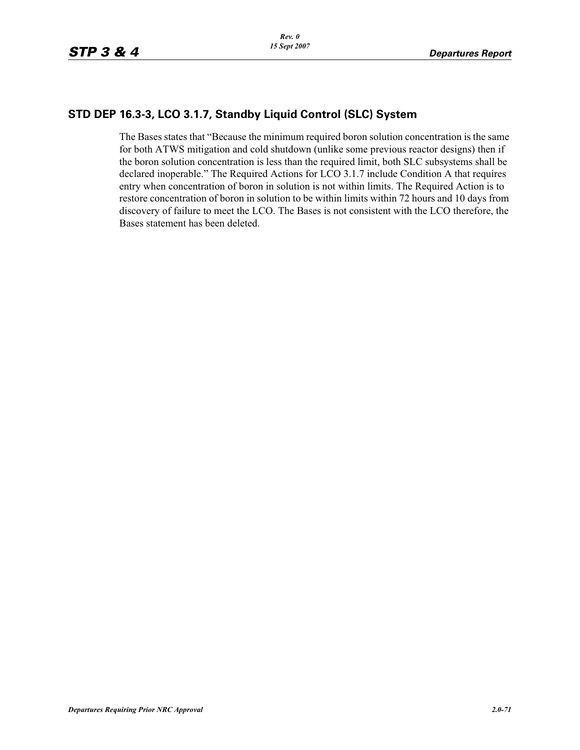## STD DEP 16.3-3, LCO 3.1.7, Standby Liquid Control (SLC) System

The Bases states that “Because the minimum required boron solution concentration is the same for both ATWS mitigation and cold shutdown (unlike some previous reactor designs) then if the boron solution concentration is less than the required limit, both SLC subsystems shall be declared inoperable.” The Required Actions for LCO 3.1.7 include Condition A that requires entry when concentration of boron in solution is not within limits. The Required Action is to restore concentration of boron in solution to be within limits within 72 hours and 10 days from discovery of failure to meet the LCO. The Bases is not consistent with the LCO therefore, the Bases statement has been deleted.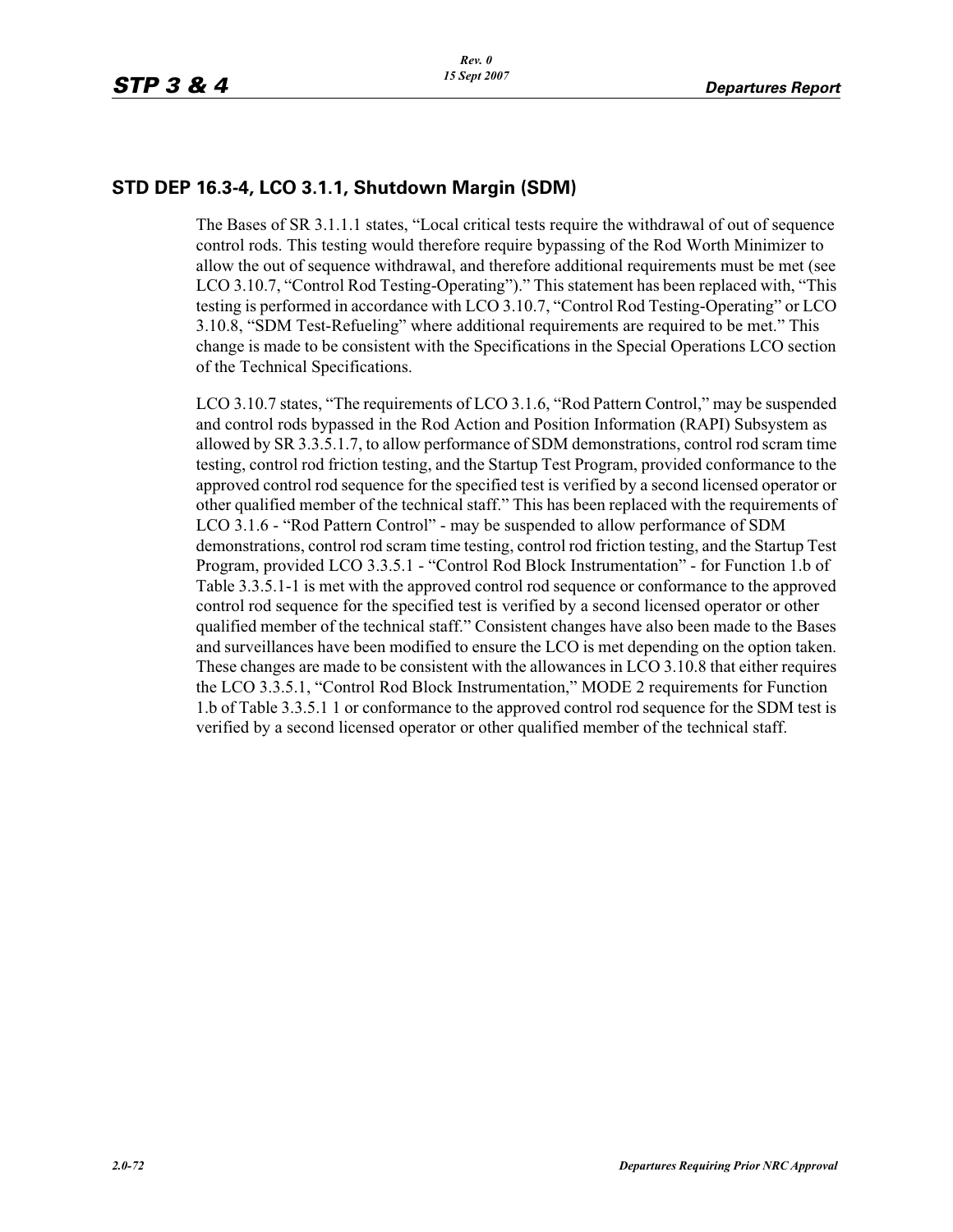## STD DEP 16.3-4, LCO 3.1.1, Shutdown Margin (SDM)

The Bases of SR 3.1.1.1 states, "Local critical tests require the withdrawal of out of sequence control rods. This testing would therefore require bypassing of the Rod Worth Minimizer to allow the out of sequence withdrawal, and therefore additional requirements must be met (see LCO 3.10.7, "Control Rod Testing-Operating")." This statement has been replaced with, "This testing is performed in accordance with LCO 3.10.7, "Control Rod Testing-Operating" or LCO 3.10.8, "SDM Test-Refueling" where additional requirements are required to be met." This change is made to be consistent with the Specifications in the Special Operations LCO section of the Technical Specifications.

LCO 3.10.7 states, "The requirements of LCO 3.1.6, "Rod Pattern Control," may be suspended and control rods bypassed in the Rod Action and Position Information (RAPI) Subsystem as allowed by SR 3.3.5.1.7, to allow performance of SDM demonstrations, control rod scram time testing, control rod friction testing, and the Startup Test Program, provided conformance to the approved control rod sequence for the specified test is verified by a second licensed operator or other qualified member of the technical staff." This has been replaced with the requirements of LCO 3.1.6 - "Rod Pattern Control" - may be suspended to allow performance of SDM demonstrations, control rod scram time testing, control rod friction testing, and the Startup Test Program, provided LCO 3.3.5.1 - "Control Rod Block Instrumentation" - for Function 1.b of Table 3.3.5.1-1 is met with the approved control rod sequence or conformance to the approved control rod sequence for the specified test is verified by a second licensed operator or other qualified member of the technical staff." Consistent changes have also been made to the Bases and surveillances have been modified to ensure the LCO is met depending on the option taken. These changes are made to be consistent with the allowances in LCO 3.10.8 that either requires the LCO 3.3.5.1, "Control Rod Block Instrumentation," MODE 2 requirements for Function 1.b of Table 3.3.5.1 1 or conformance to the approved control rod sequence for the SDM test is verified by a second licensed operator or other qualified member of the technical staff.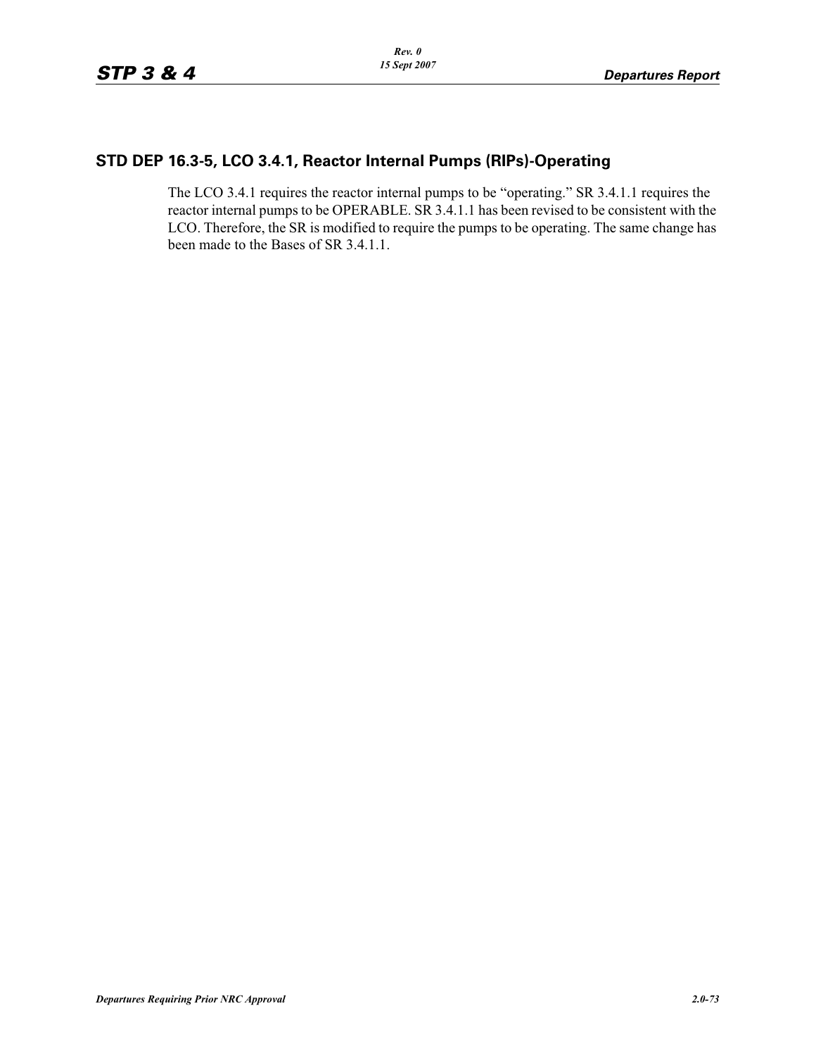## STD DEP 16.3-5, LCO 3.4.1, Reactor Internal Pumps (RIPs)-Operating

The LCO 3.4.1 requires the reactor internal pumps to be "operating." SR 3.4.1.1 requires the reactor internal pumps to be OPERABLE. SR 3.4.1.1 has been revised to be consistent with the LCO. Therefore, the SR is modified to require the pumps to be operating. The same change has been made to the Bases of SR 3.4.1.1.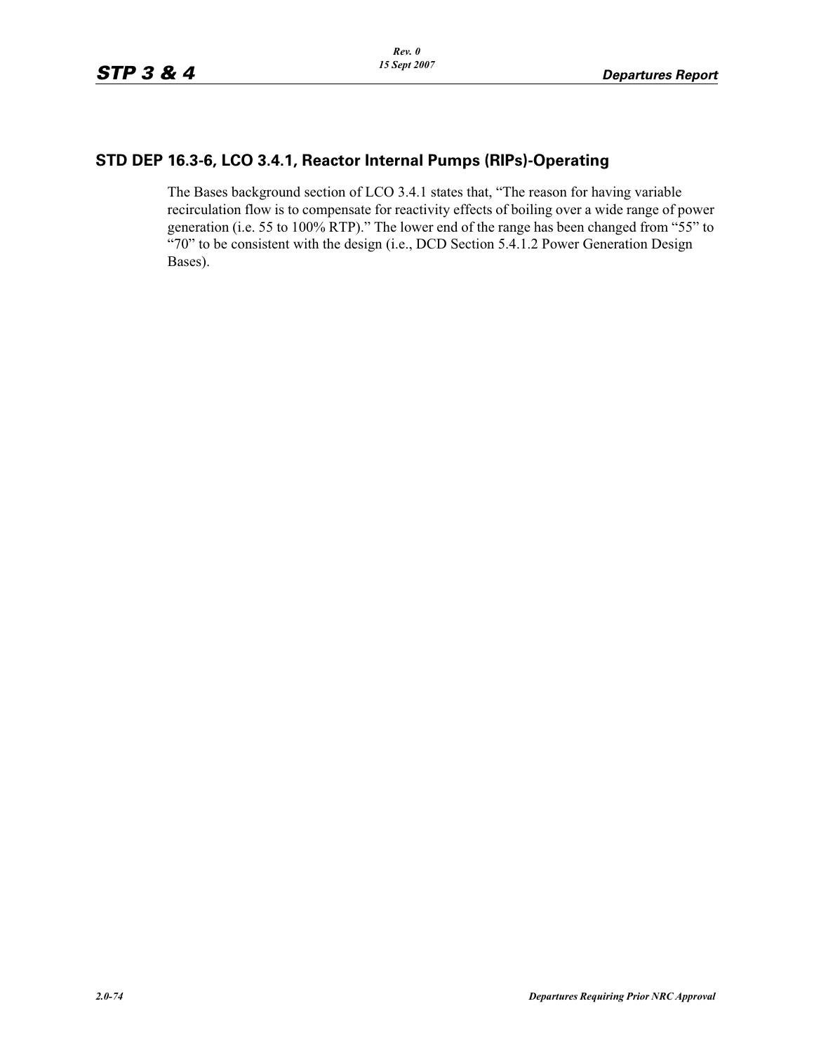## STD DEP 16.3-6, LCO 3.4.1, Reactor Internal Pumps (RIPs)-Operating

The Bases background section of LCO 3.4.1 states that, "The reason for having variable recirculation flow is to compensate for reactivity effects of boiling over a wide range of power generation (i.e. 55 to 100% RTP)." The lower end of the range has been changed from "55" to "70" to be consistent with the design (i.e., DCD Section 5.4.1.2 Power Generation Design Bases).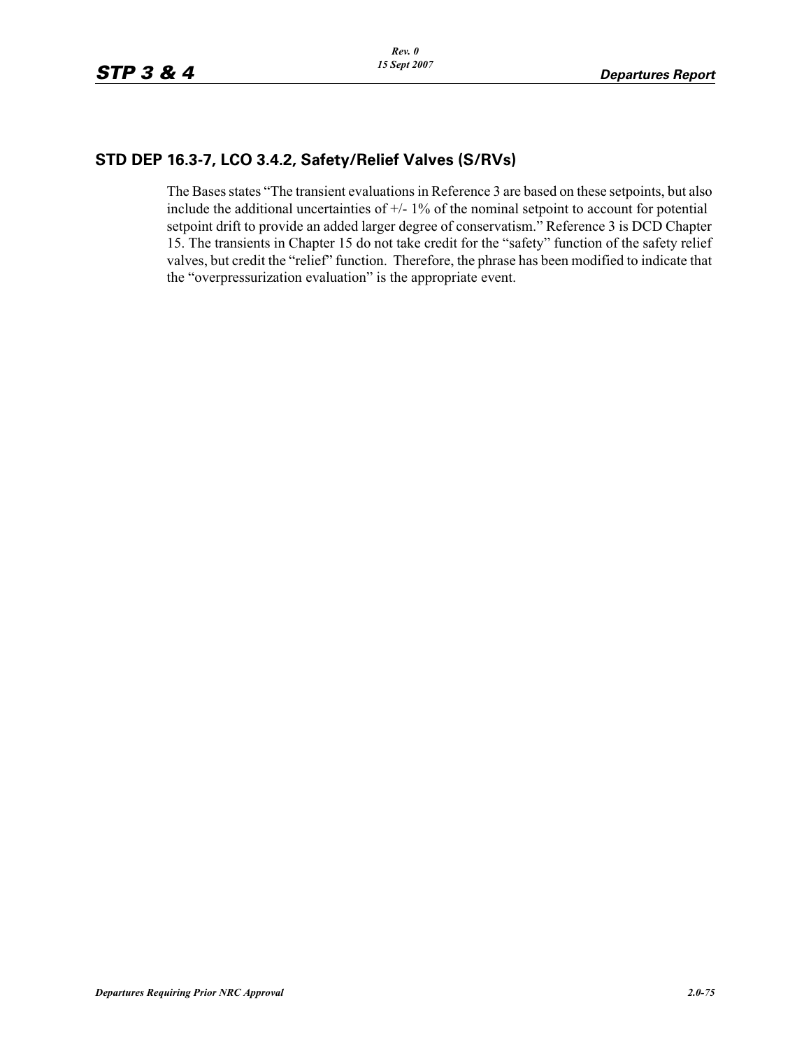## STD DEP 16.3-7, LCO 3.4.2, Safety/Relief Valves (S/RVs)

The Bases states "The transient evaluations in Reference 3 are based on these setpoints, but also include the additional uncertainties of +/- 1% of the nominal setpoint to account for potential setpoint drift to provide an added larger degree of conservatism." Reference 3 is DCD Chapter 15. The transients in Chapter 15 do not take credit for the "safety" function of the safety relief valves, but credit the "relief" function. Therefore, the phrase has been modified to indicate that the "overpressurization evaluation" is the appropriate event.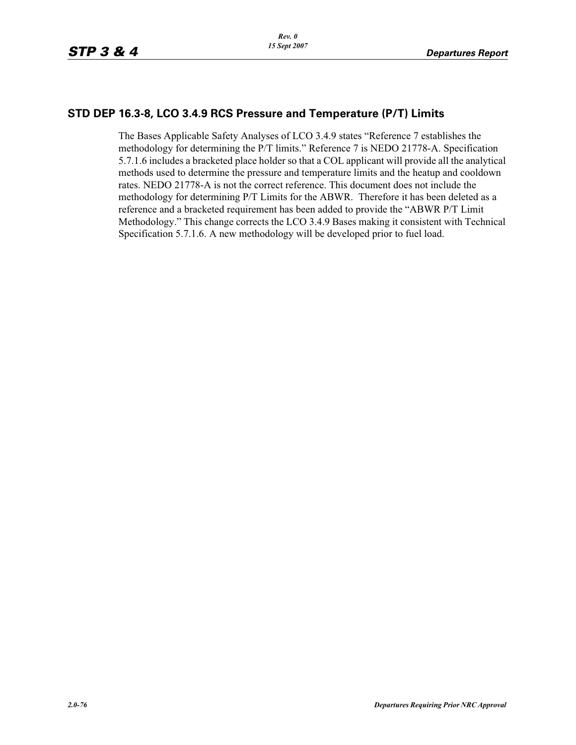## STD DEP 16.3-8, LCO 3.4.9 RCS Pressure and Temperature (P/T) Limits

The Bases Applicable Safety Analyses of LCO 3.4.9 states "Reference 7 establishes the methodology for determining the P/T limits." Reference 7 is NEDO 21778-A. Specification 5.7.1.6 includes a bracketed place holder so that a COL applicant will provide all the analytical methods used to determine the pressure and temperature limits and the heatup and cooldown rates. NEDO 21778-A is not the correct reference. This document does not include the methodology for determining P/T Limits for the ABWR. Therefore it has been deleted as a reference and a bracketed requirement has been added to provide the "ABWR P/T Limit Methodology." This change corrects the LCO 3.4.9 Bases making it consistent with Technical Specification 5.7.1.6. A new methodology will be developed prior to fuel load.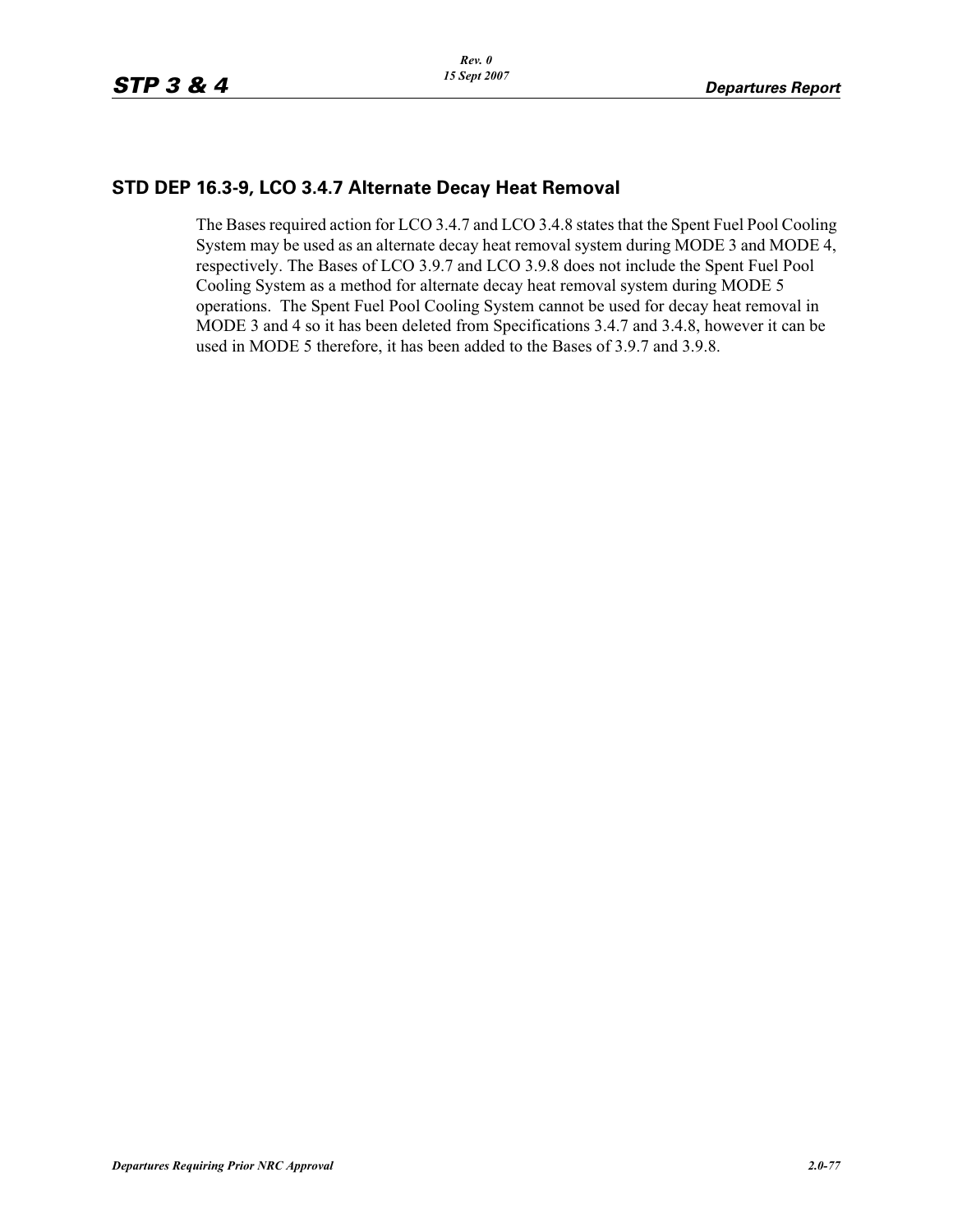## STD DEP 16.3-9, LCO 3.4.7 Alternate Decay Heat Removal

The Bases required action for LCO 3.4.7 and LCO 3.4.8 states that the Spent Fuel Pool Cooling System may be used as an alternate decay heat removal system during MODE 3 and MODE 4, respectively. The Bases of LCO 3.9.7 and LCO 3.9.8 does not include the Spent Fuel Pool Cooling System as a method for alternate decay heat removal system during MODE 5 operations. The Spent Fuel Pool Cooling System cannot be used for decay heat removal in MODE 3 and 4 so it has been deleted from Specifications 3.4.7 and 3.4.8, however it can be used in MODE 5 therefore, it has been added to the Bases of 3.9.7 and 3.9.8.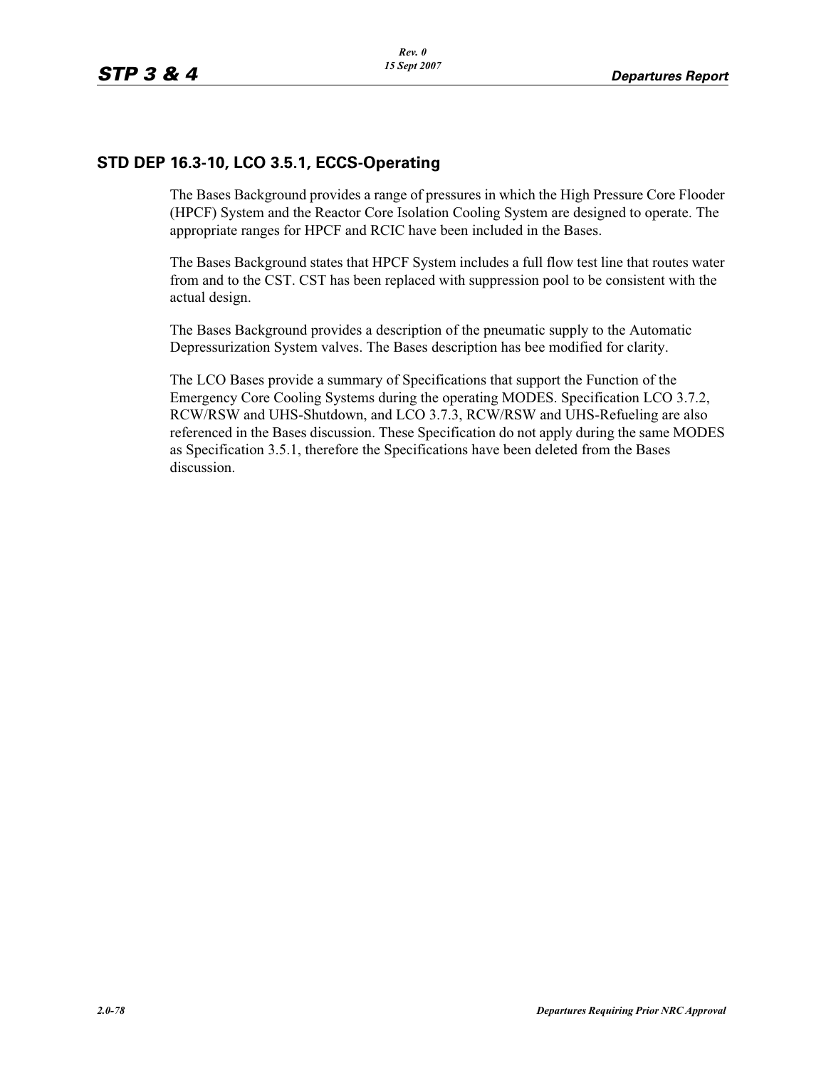## STD DEP 16.3-10, LCO 3.5.1, ECCS-Operating

The Bases Background provides a range of pressures in which the High Pressure Core Flooder (HPCF) System and the Reactor Core Isolation Cooling System are designed to operate. The appropriate ranges for HPCF and RCIC have been included in the Bases.

The Bases Background states that HPCF System includes a full flow test line that routes water from and to the CST. CST has been replaced with suppression pool to be consistent with the actual design.

The Bases Background provides a description of the pneumatic supply to the Automatic Depressurization System valves. The Bases description has bee modified for clarity.

The LCO Bases provide a summary of Specifications that support the Function of the Emergency Core Cooling Systems during the operating MODES. Specification LCO 3.7.2, RCW/RSW and UHS-Shutdown, and LCO 3.7.3, RCW/RSW and UHS-Refueling are also referenced in the Bases discussion. These Specification do not apply during the same MODES as Specification 3.5.1, therefore the Specifications have been deleted from the Bases discussion.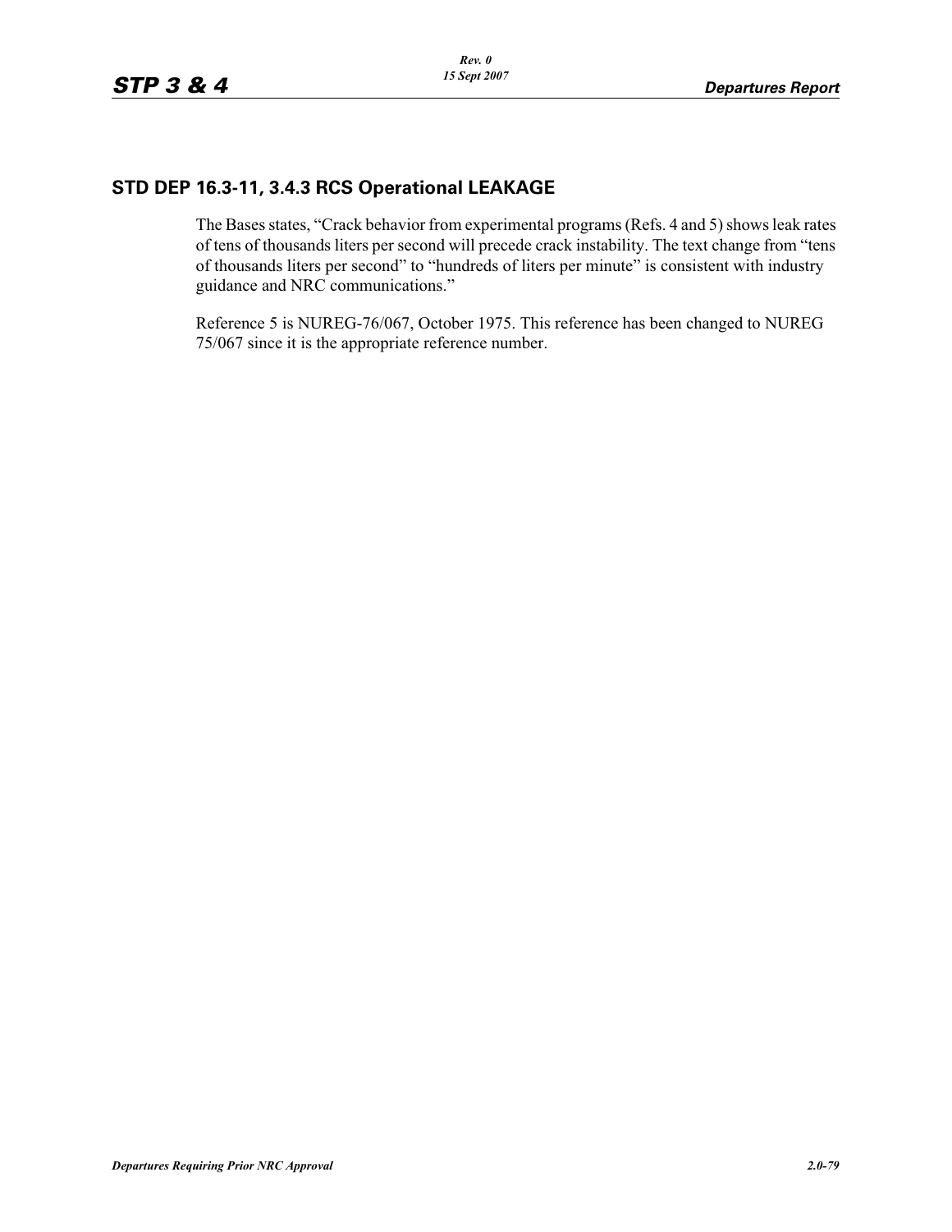## STD DEP 16.3-11, 3.4.3 RCS Operational LEAKAGE

The Bases states, “Crack behavior from experimental programs (Refs. 4 and 5) shows leak rates of tens of thousands liters per second will precede crack instability. The text change from “tens of thousands liters per second” to “hundreds of liters per minute” is consistent with industry guidance and NRC communications.”

Reference 5 is NUREG-76/067, October 1975. This reference has been changed to NUREG 75/067 since it is the appropriate reference number.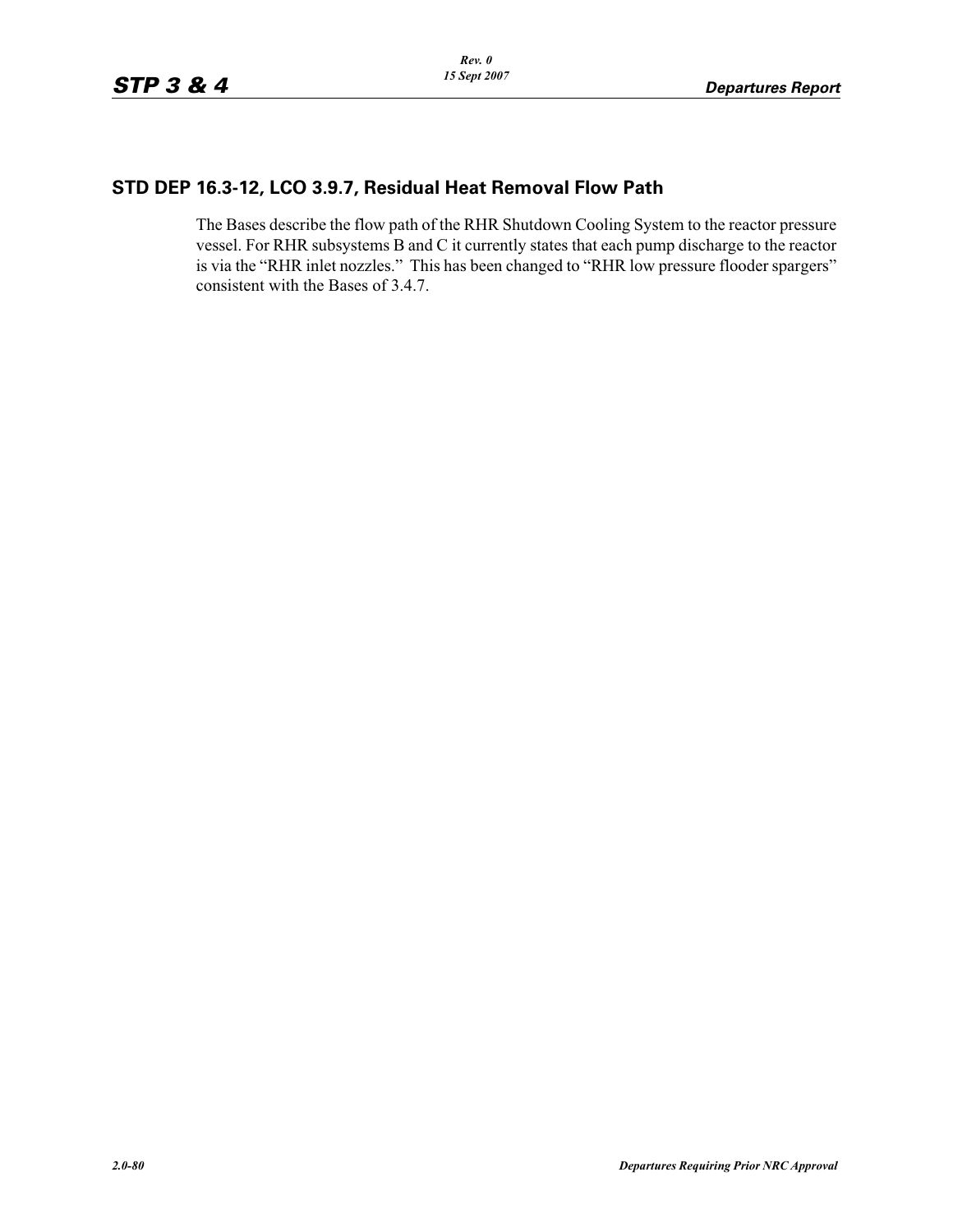## STD DEP 16.3-12, LCO 3.9.7, Residual Heat Removal Flow Path

The Bases describe the flow path of the RHR Shutdown Cooling System to the reactor pressure vessel. For RHR subsystems B and C it currently states that each pump discharge to the reactor is via the “RHR inlet nozzles.” This has been changed to “RHR low pressure flooder spargers” consistent with the Bases of 3.4.7.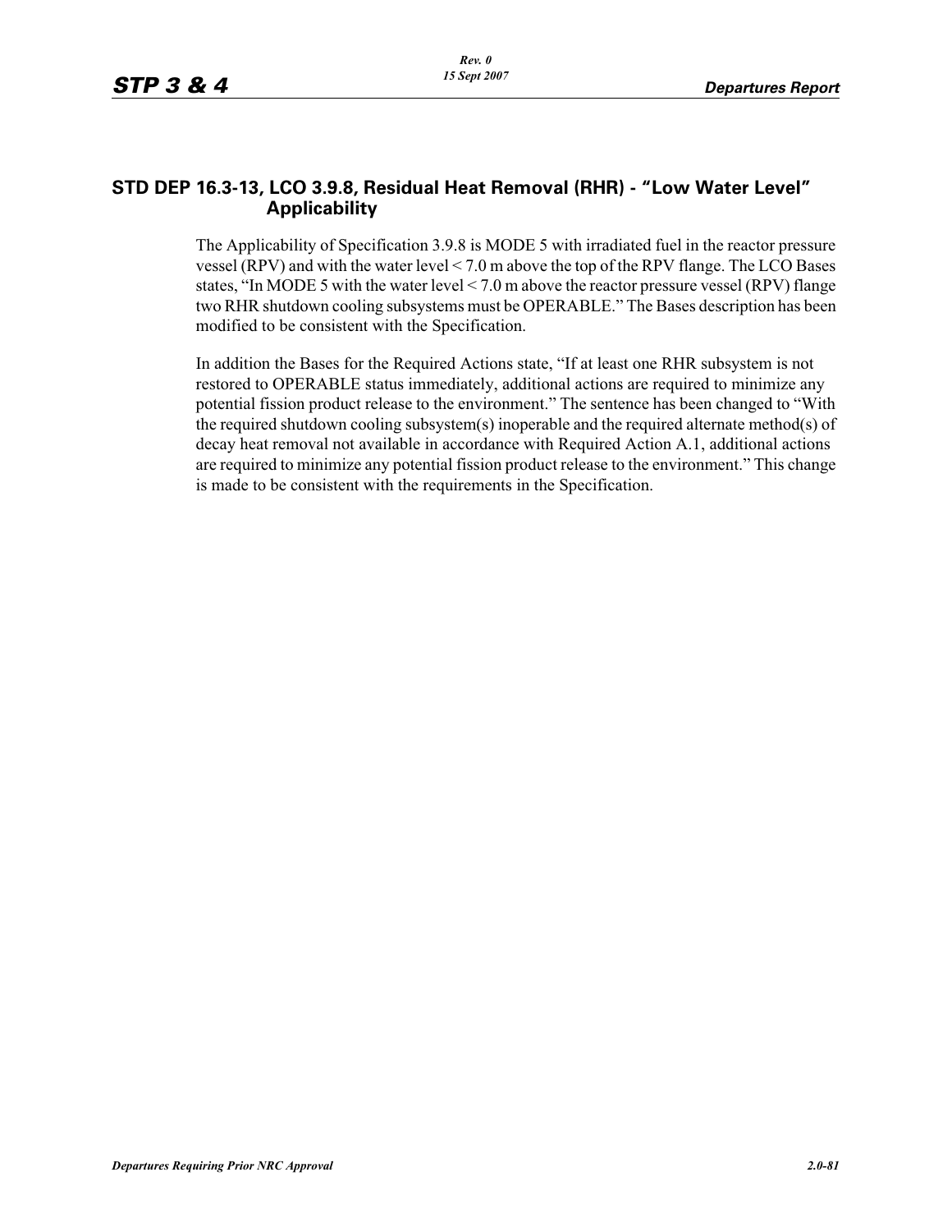## STD DEP 16.3-13, LCO 3.9.8, Residual Heat Removal (RHR) - “Low Water Level” Applicability

The Applicability of Specification 3.9.8 is MODE 5 with irradiated fuel in the reactor pressure vessel (RPV) and with the water level < 7.0 m above the top of the RPV flange. The LCO Bases states, “In MODE 5 with the water level < 7.0 m above the reactor pressure vessel (RPV) flange two RHR shutdown cooling subsystems must be OPERABLE.” The Bases description has been modified to be consistent with the Specification.

In addition the Bases for the Required Actions state, “If at least one RHR subsystem is not restored to OPERABLE status immediately, additional actions are required to minimize any potential fission product release to the environment.” The sentence has been changed to “With the required shutdown cooling subsystem(s) inoperable and the required alternate method(s) of decay heat removal not available in accordance with Required Action A.1, additional actions are required to minimize any potential fission product release to the environment.” This change is made to be consistent with the requirements in the Specification.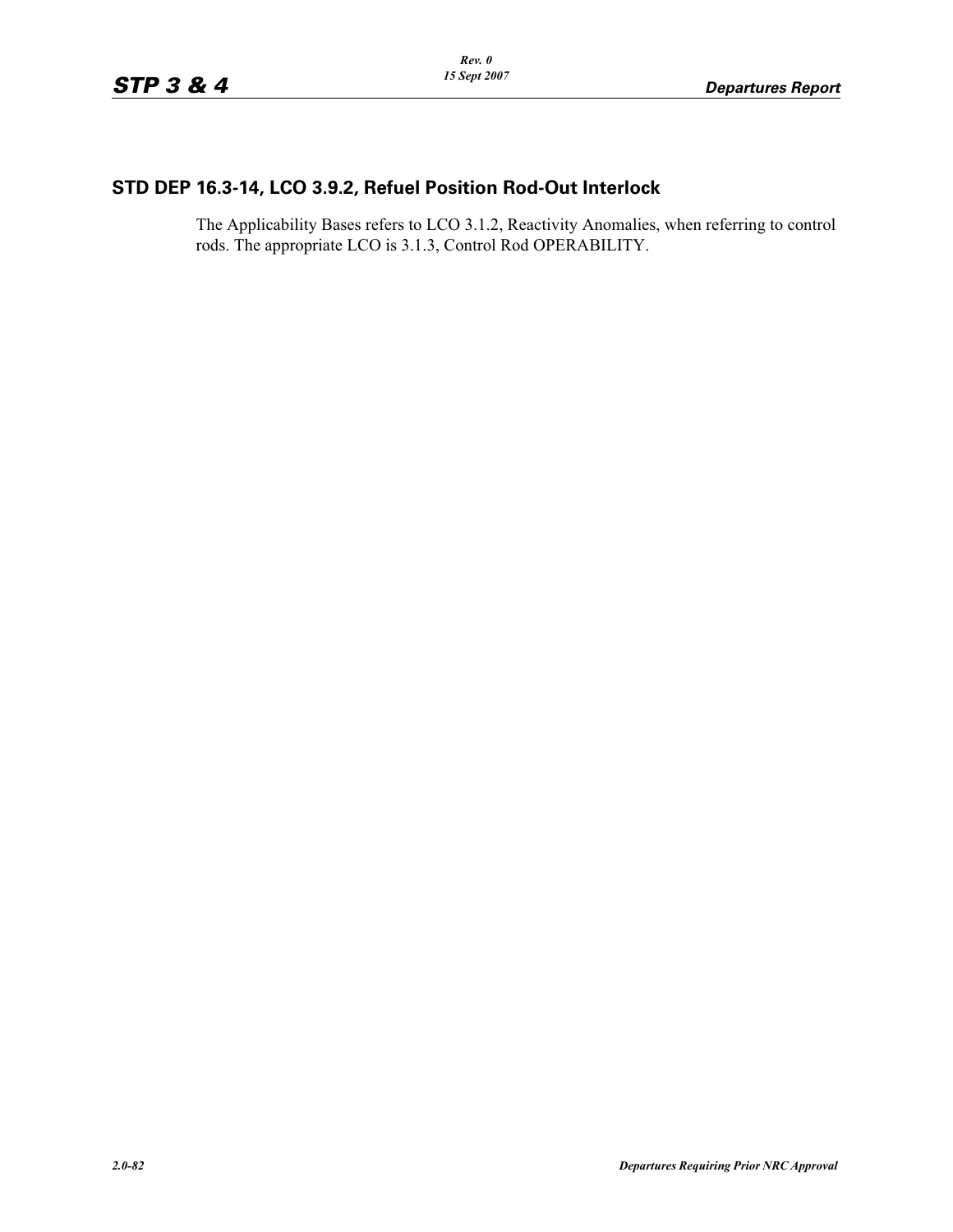## STD DEP 16.3-14, LCO 3.9.2, Refuel Position Rod-Out Interlock

The Applicability Bases refers to LCO 3.1.2, Reactivity Anomalies, when referring to control rods. The appropriate LCO is 3.1.3, Control Rod OPERABILITY.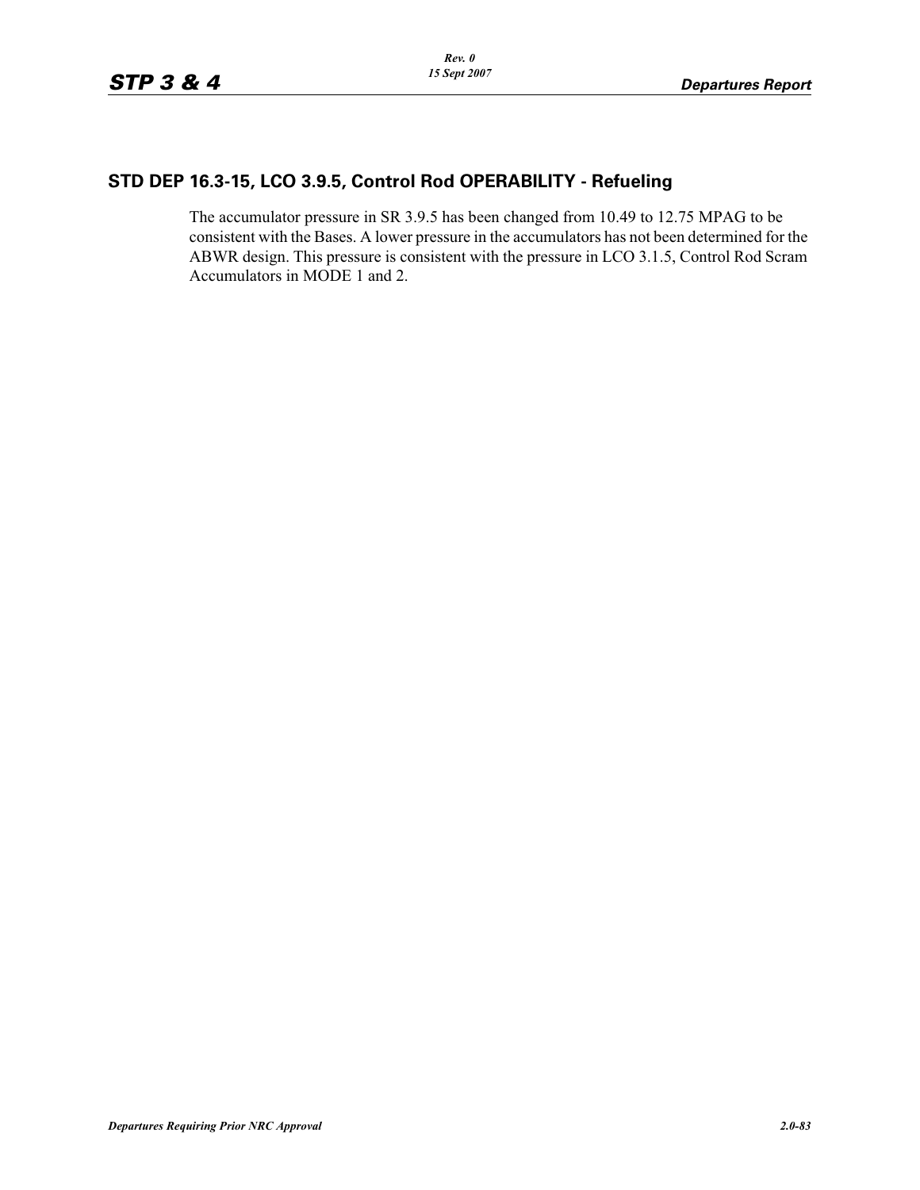## STD DEP 16.3-15, LCO 3.9.5, Control Rod OPERABILITY - Refueling

The accumulator pressure in SR 3.9.5 has been changed from 10.49 to 12.75 MPAG to be consistent with the Bases. A lower pressure in the accumulators has not been determined for the ABWR design. This pressure is consistent with the pressure in LCO 3.1.5, Control Rod Scram Accumulators in MODE 1 and 2.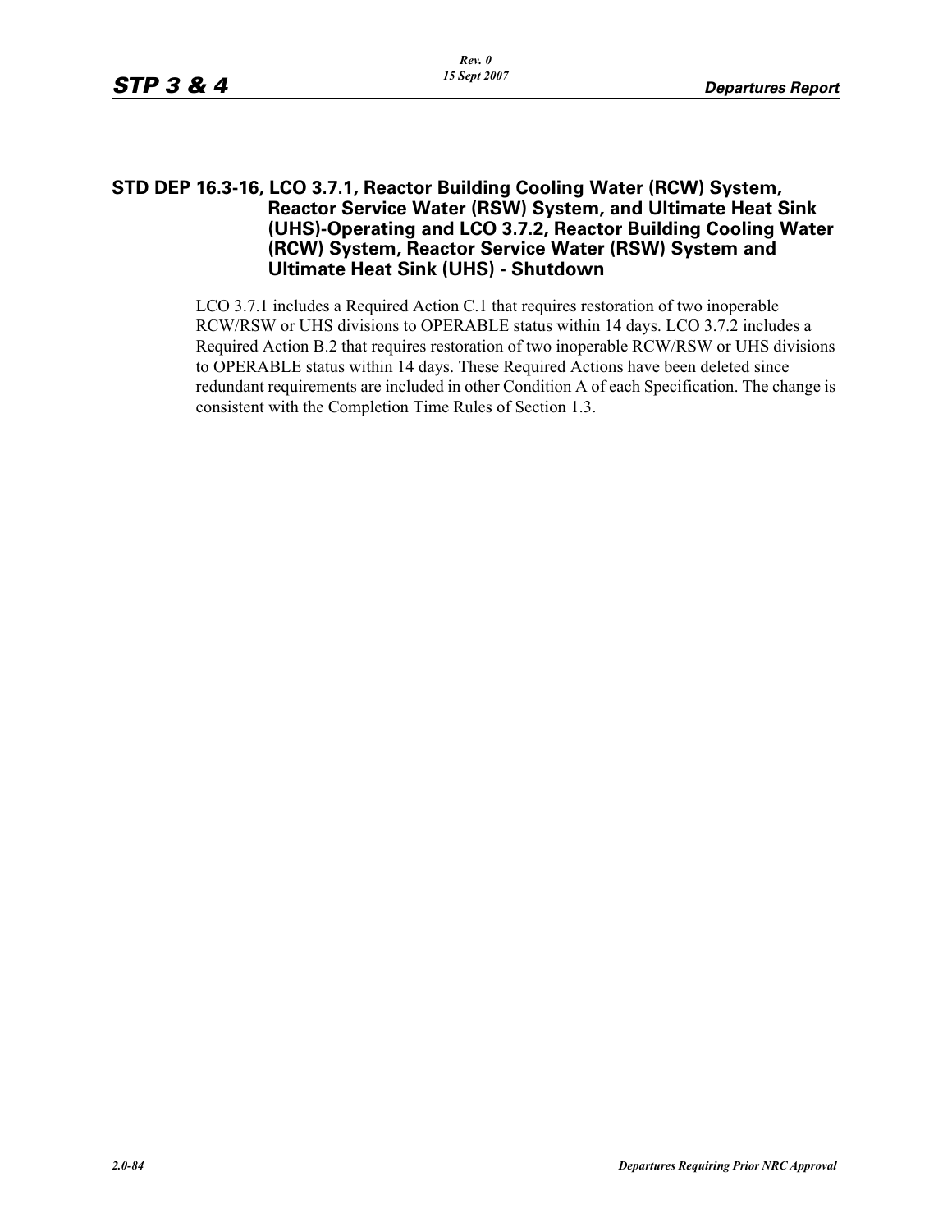## STD DEP 16.3-16, LCO 3.7.1, Reactor Building Cooling Water (RCW) System, Reactor Service Water (RSW) System, and Ultimate Heat Sink (UHS)-Operating and LCO 3.7.2, Reactor Building Cooling Water (RCW) System, Reactor Service Water (RSW) System and Ultimate Heat Sink (UHS) - Shutdown

LCO 3.7.1 includes a Required Action C.1 that requires restoration of two inoperable RCW/RSW or UHS divisions to OPERABLE status within 14 days. LCO 3.7.2 includes a Required Action B.2 that requires restoration of two inoperable RCW/RSW or UHS divisions to OPERABLE status within 14 days. These Required Actions have been deleted since redundant requirements are included in other Condition A of each Specification. The change is consistent with the Completion Time Rules of Section 1.3.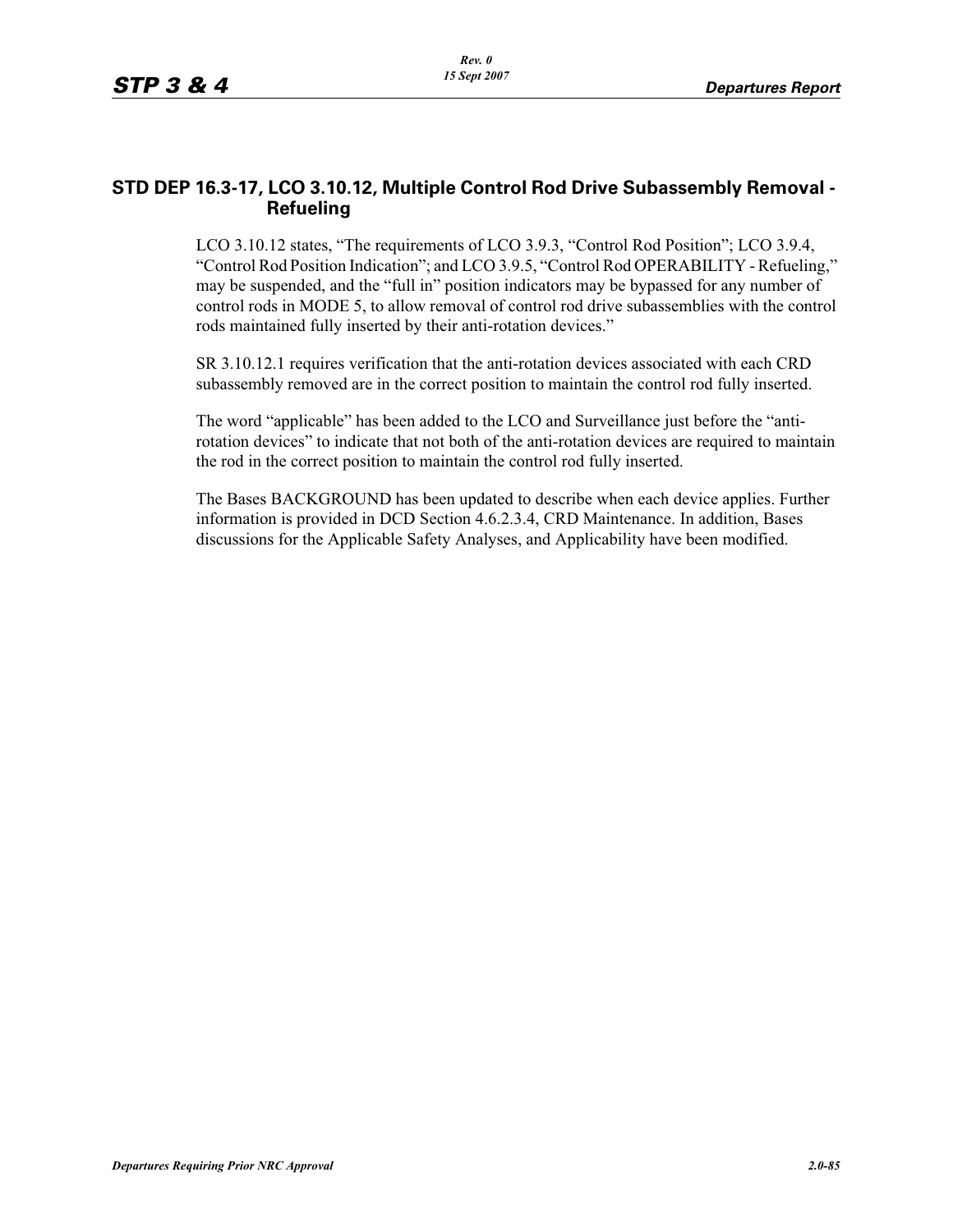## STD DEP 16.3-17, LCO 3.10.12, Multiple Control Rod Drive Subassembly Removal - Refueling

LCO 3.10.12 states, "The requirements of LCO 3.9.3, "Control Rod Position"; LCO 3.9.4, "Control Rod Position Indication"; and LCO 3.9.5, "Control Rod OPERABILITY - Refueling," may be suspended, and the "full in" position indicators may be bypassed for any number of control rods in MODE 5, to allow removal of control rod drive subassemblies with the control rods maintained fully inserted by their anti-rotation devices."

SR 3.10.12.1 requires verification that the anti-rotation devices associated with each CRD subassembly removed are in the correct position to maintain the control rod fully inserted.

The word "applicable" has been added to the LCO and Surveillance just before the "anti-rotation devices" to indicate that not both of the anti-rotation devices are required to maintain the rod in the correct position to maintain the control rod fully inserted.

The Bases BACKGROUND has been updated to describe when each device applies. Further information is provided in DCD Section 4.6.2.3.4, CRD Maintenance. In addition, Bases discussions for the Applicable Safety Analyses, and Applicability have been modified.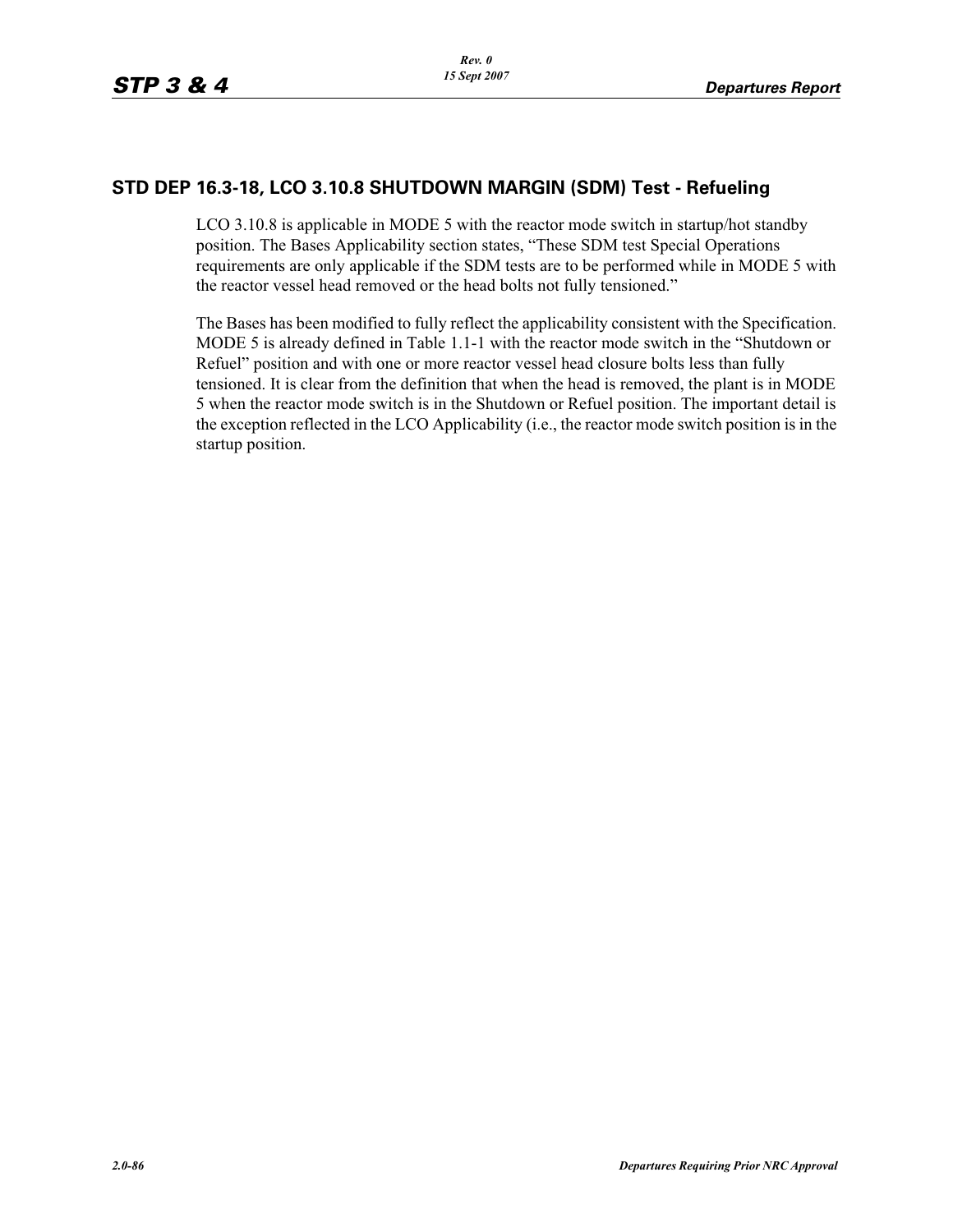## STD DEP 16.3-18, LCO 3.10.8 SHUTDOWN MARGIN (SDM) Test - Refueling

LCO 3.10.8 is applicable in MODE 5 with the reactor mode switch in startup/hot standby position. The Bases Applicability section states, "These SDM test Special Operations requirements are only applicable if the SDM tests are to be performed while in MODE 5 with the reactor vessel head removed or the head bolts not fully tensioned."

The Bases has been modified to fully reflect the applicability consistent with the Specification. MODE 5 is already defined in Table 1.1-1 with the reactor mode switch in the "Shutdown or Refuel" position and with one or more reactor vessel head closure bolts less than fully tensioned. It is clear from the definition that when the head is removed, the plant is in MODE 5 when the reactor mode switch is in the Shutdown or Refuel position. The important detail is the exception reflected in the LCO Applicability (i.e., the reactor mode switch position is in the startup position.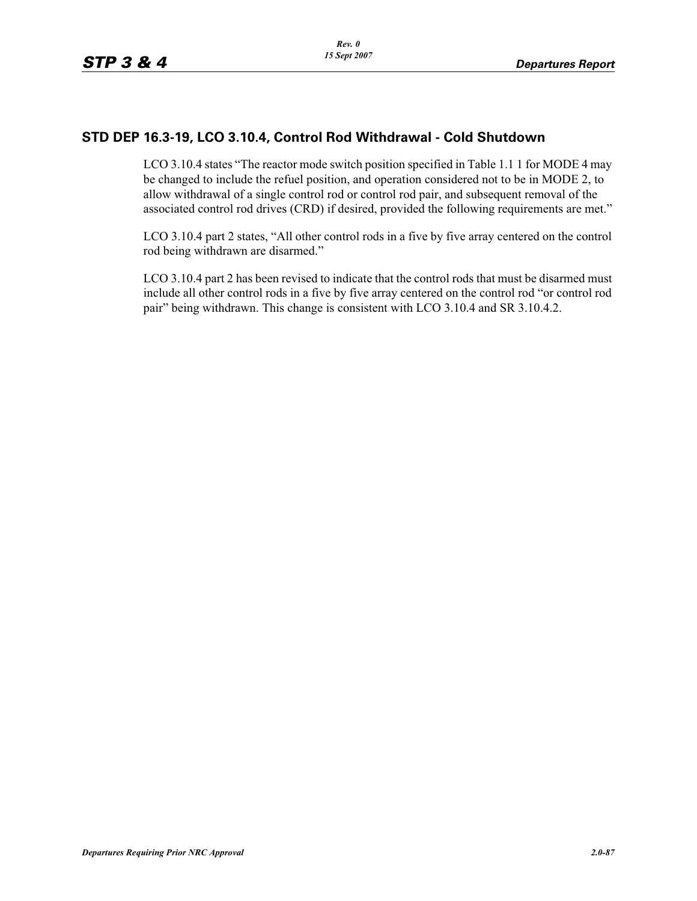## STD DEP 16.3-19, LCO 3.10.4, Control Rod Withdrawal - Cold Shutdown

LCO 3.10.4 states “The reactor mode switch position specified in Table 1.1 1 for MODE 4 may be changed to include the refuel position, and operation considered not to be in MODE 2, to allow withdrawal of a single control rod or control rod pair, and subsequent removal of the associated control rod drives (CRD) if desired, provided the following requirements are met.”

LCO 3.10.4 part 2 states, “All other control rods in a five by five array centered on the control rod being withdrawn are disarmed.”

LCO 3.10.4 part 2 has been revised to indicate that the control rods that must be disarmed must include all other control rods in a five by five array centered on the control rod “or control rod pair” being withdrawn. This change is consistent with LCO 3.10.4 and SR 3.10.4.2.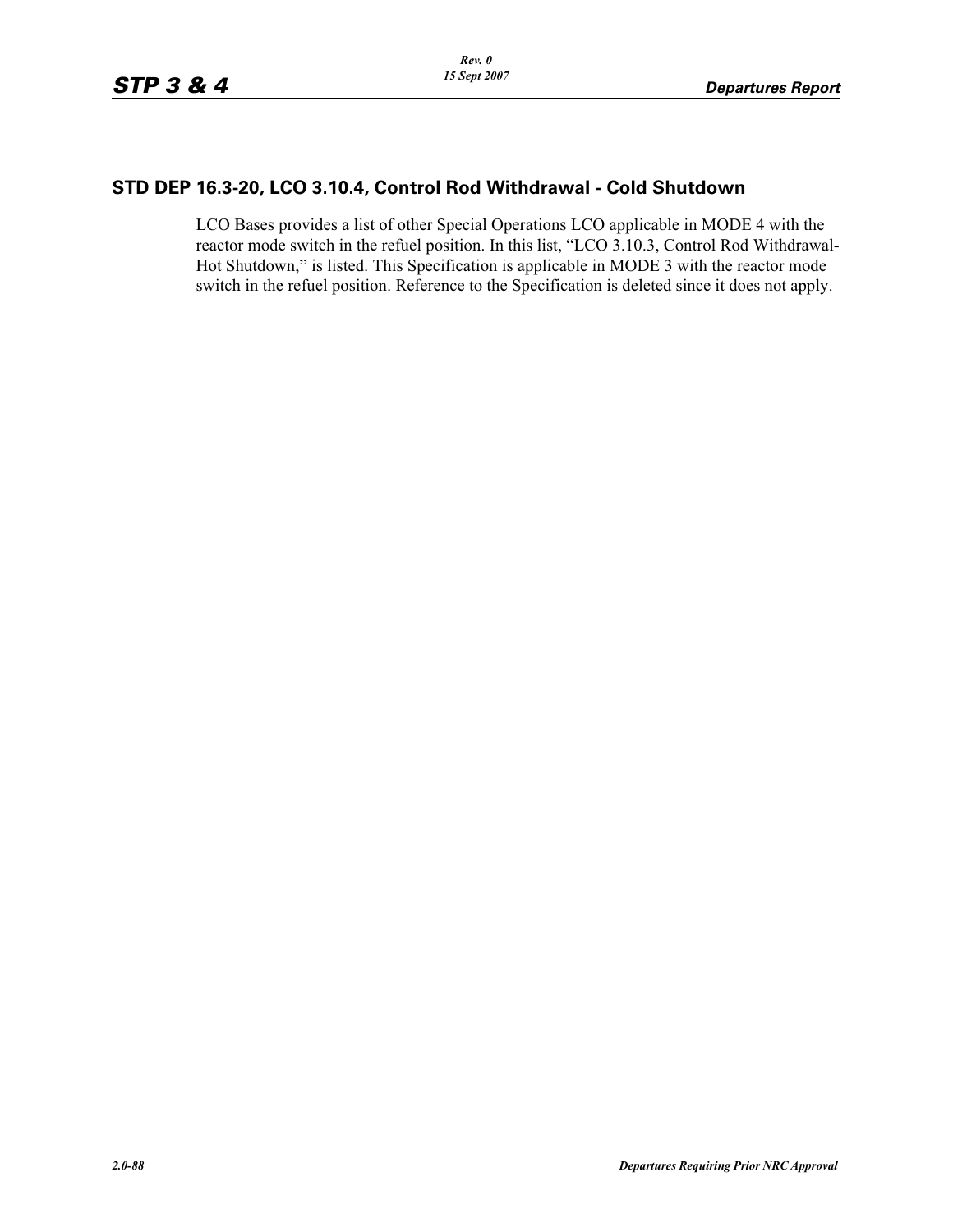## STD DEP 16.3-20, LCO 3.10.4, Control Rod Withdrawal - Cold Shutdown

LCO Bases provides a list of other Special Operations LCO applicable in MODE 4 with the reactor mode switch in the refuel position. In this list, "LCO 3.10.3, Control Rod Withdrawal-Hot Shutdown," is listed. This Specification is applicable in MODE 3 with the reactor mode switch in the refuel position. Reference to the Specification is deleted since it does not apply.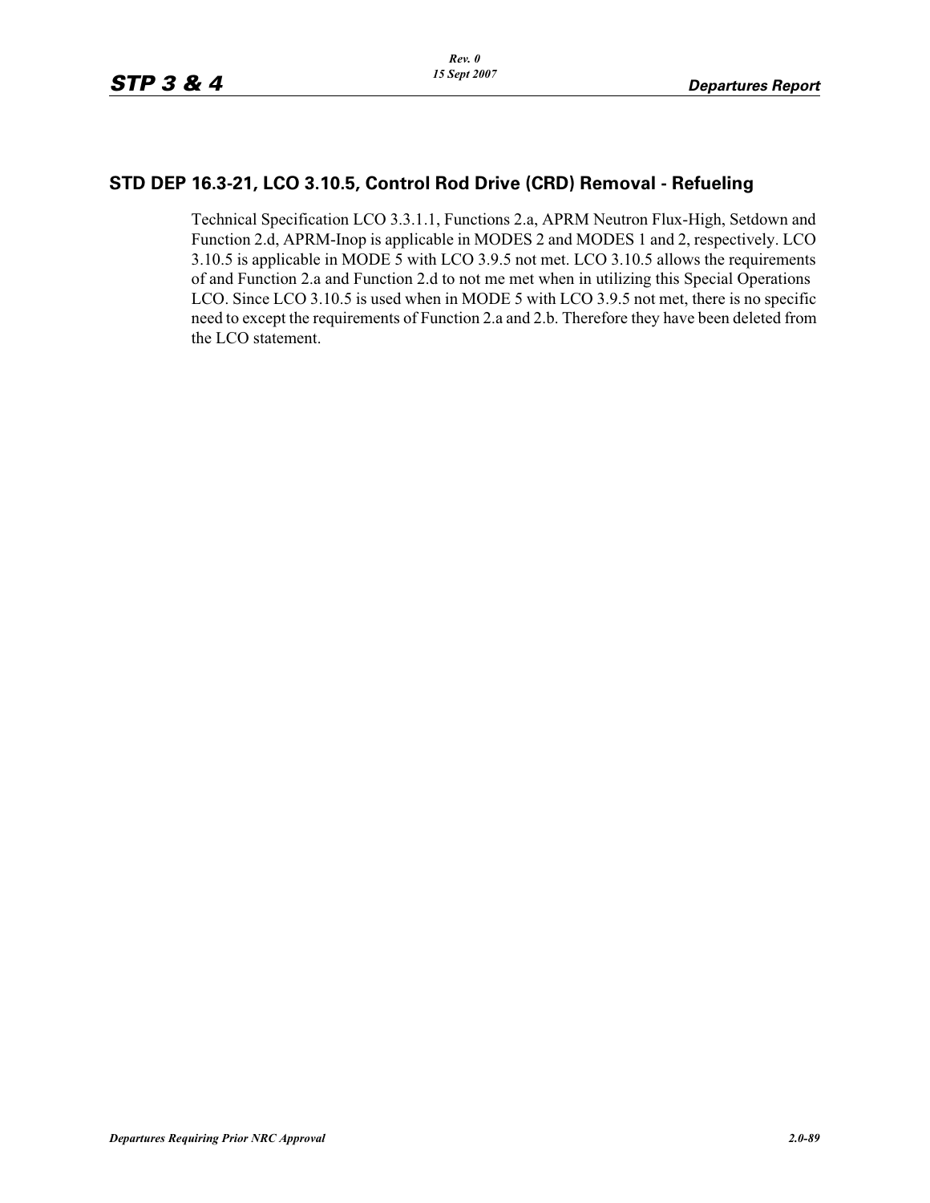## STD DEP 16.3-21, LCO 3.10.5, Control Rod Drive (CRD) Removal - Refueling

Technical Specification LCO 3.3.1.1, Functions 2.a, APRM Neutron Flux-High, Setdown and Function 2.d, APRM-Inop is applicable in MODES 2 and MODES 1 and 2, respectively. LCO 3.10.5 is applicable in MODE 5 with LCO 3.9.5 not met. LCO 3.10.5 allows the requirements of and Function 2.a and Function 2.d to not me met when in utilizing this Special Operations LCO. Since LCO 3.10.5 is used when in MODE 5 with LCO 3.9.5 not met, there is no specific need to except the requirements of Function 2.a and 2.b. Therefore they have been deleted from the LCO statement.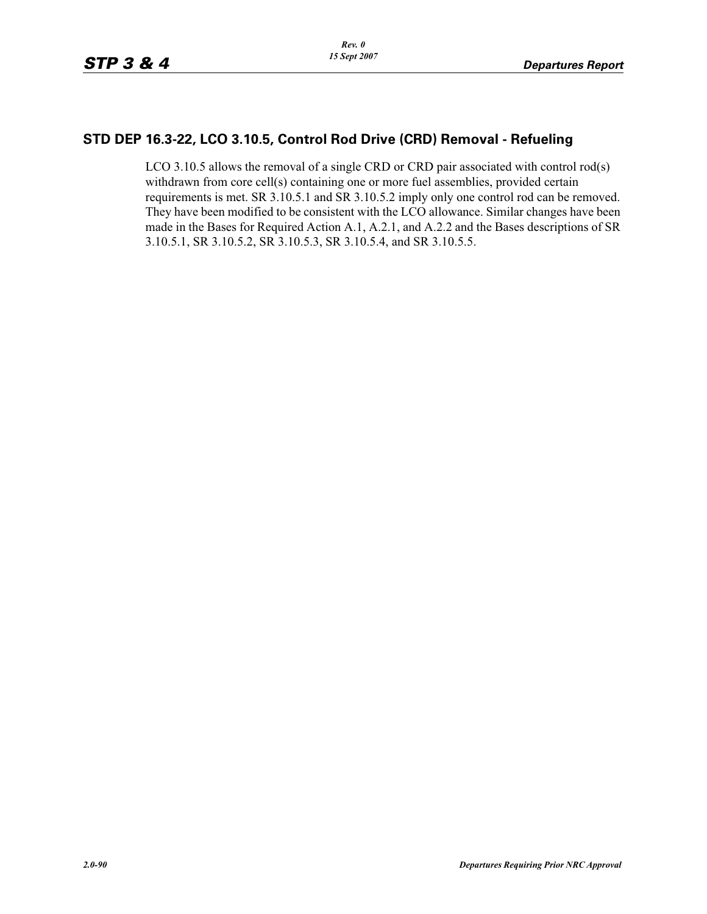## STD DEP 16.3-22, LCO 3.10.5, Control Rod Drive (CRD) Removal - Refueling

LCO 3.10.5 allows the removal of a single CRD or CRD pair associated with control rod(s) withdrawn from core cell(s) containing one or more fuel assemblies, provided certain requirements is met. SR 3.10.5.1 and SR 3.10.5.2 imply only one control rod can be removed. They have been modified to be consistent with the LCO allowance. Similar changes have been made in the Bases for Required Action A.1, A.2.1, and A.2.2 and the Bases descriptions of SR 3.10.5.1, SR 3.10.5.2, SR 3.10.5.3, SR 3.10.5.4, and SR 3.10.5.5.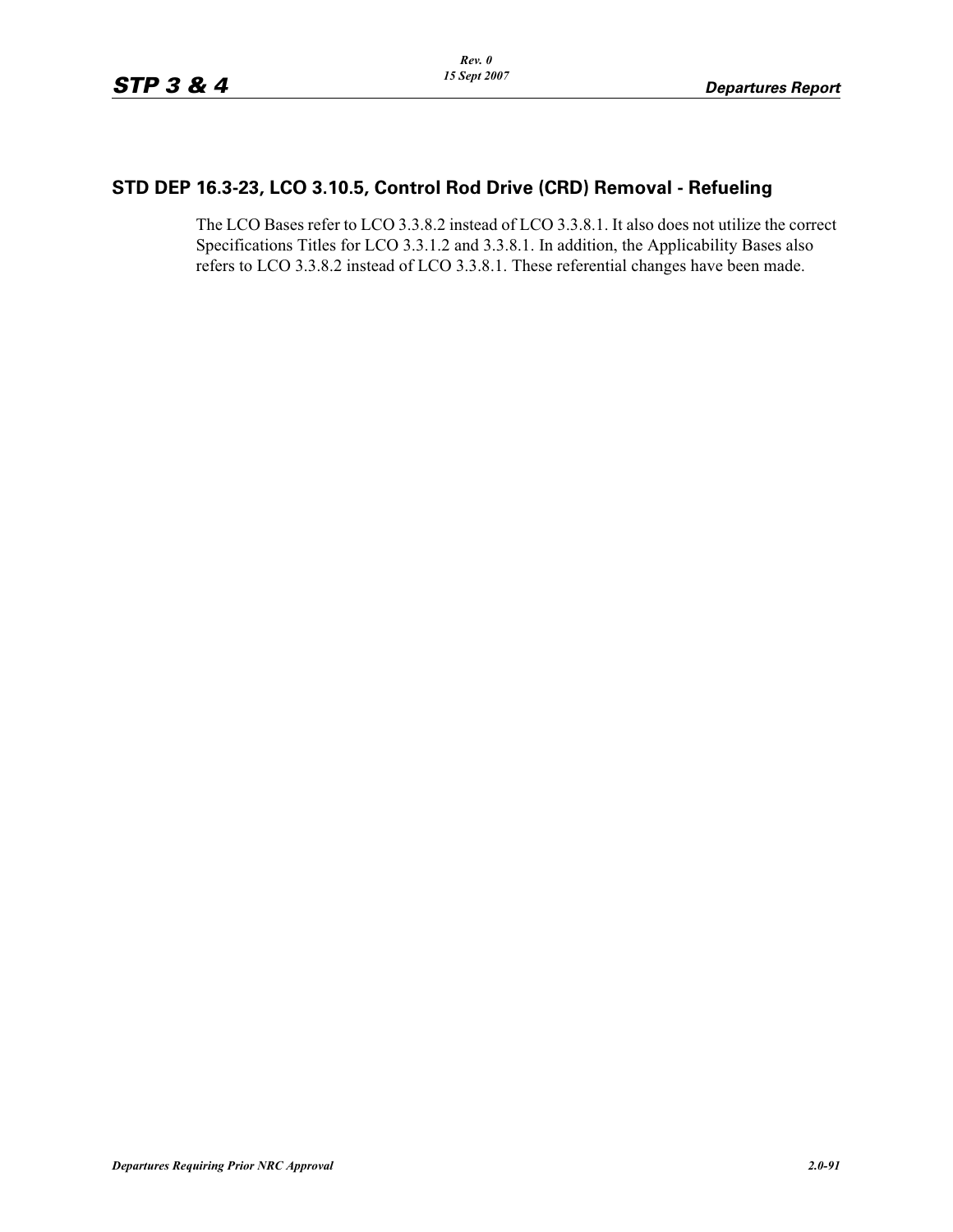## STD DEP 16.3-23, LCO 3.10.5, Control Rod Drive (CRD) Removal - Refueling

The LCO Bases refer to LCO 3.3.8.2 instead of LCO 3.3.8.1. It also does not utilize the correct Specifications Titles for LCO 3.3.1.2 and 3.3.8.1. In addition, the Applicability Bases also refers to LCO 3.3.8.2 instead of LCO 3.3.8.1. These referential changes have been made.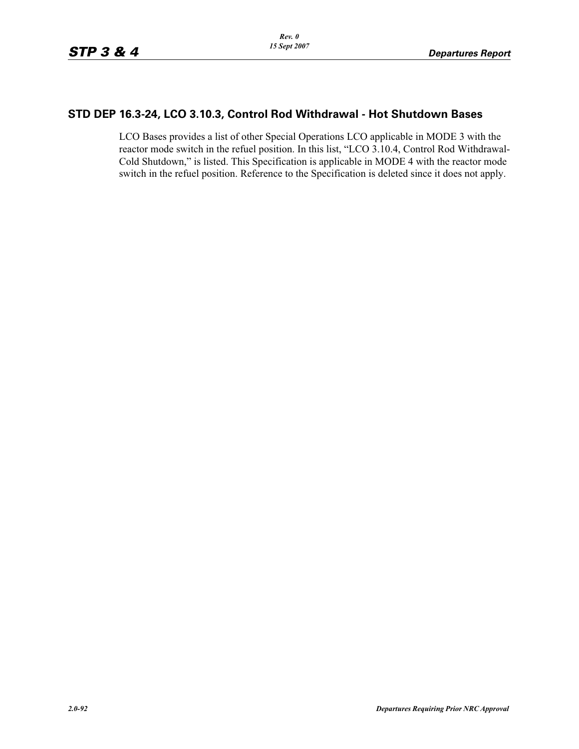## STD DEP 16.3-24, LCO 3.10.3, Control Rod Withdrawal - Hot Shutdown Bases

LCO Bases provides a list of other Special Operations LCO applicable in MODE 3 with the reactor mode switch in the refuel position. In this list, “LCO 3.10.4, Control Rod Withdrawal-Cold Shutdown,” is listed. This Specification is applicable in MODE 4 with the reactor mode switch in the refuel position. Reference to the Specification is deleted since it does not apply.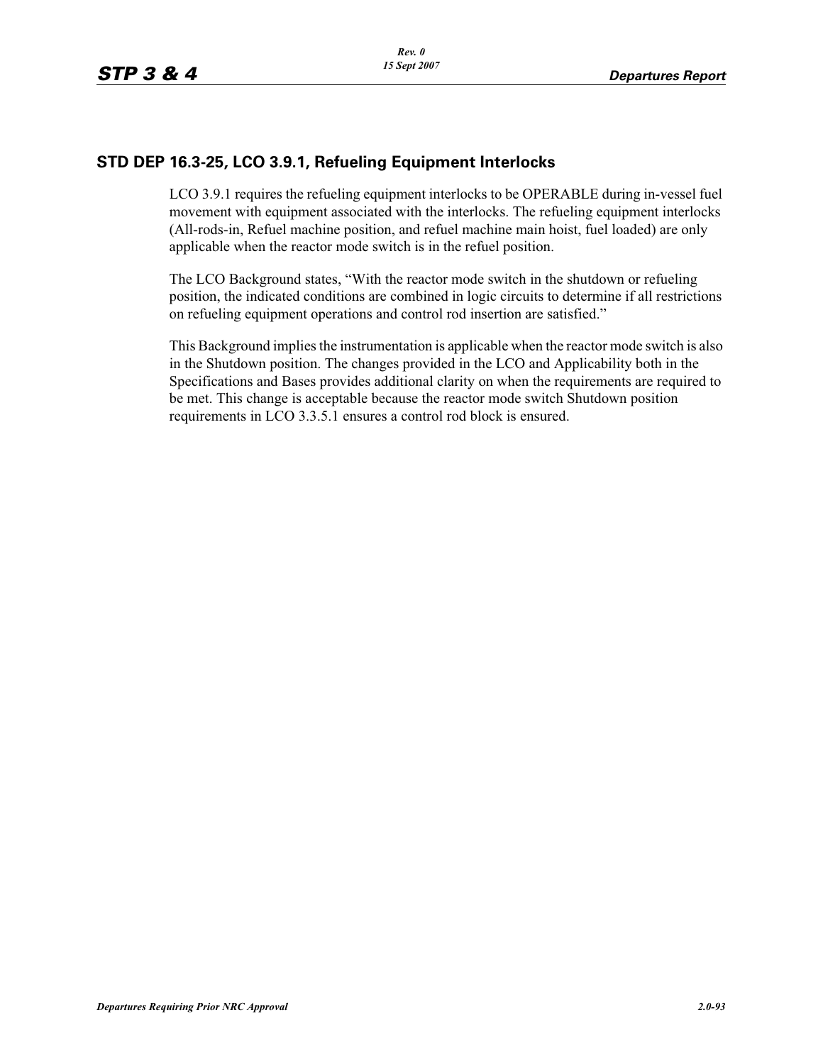## STD DEP 16.3-25, LCO 3.9.1, Refueling Equipment Interlocks

LCO 3.9.1 requires the refueling equipment interlocks to be OPERABLE during in-vessel fuel movement with equipment associated with the interlocks. The refueling equipment interlocks (All-rods-in, Refuel machine position, and refuel machine main hoist, fuel loaded) are only applicable when the reactor mode switch is in the refuel position.

The LCO Background states, "With the reactor mode switch in the shutdown or refueling position, the indicated conditions are combined in logic circuits to determine if all restrictions on refueling equipment operations and control rod insertion are satisfied."

This Background implies the instrumentation is applicable when the reactor mode switch is also in the Shutdown position. The changes provided in the LCO and Applicability both in the Specifications and Bases provides additional clarity on when the requirements are required to be met. This change is acceptable because the reactor mode switch Shutdown position requirements in LCO 3.3.5.1 ensures a control rod block is ensured.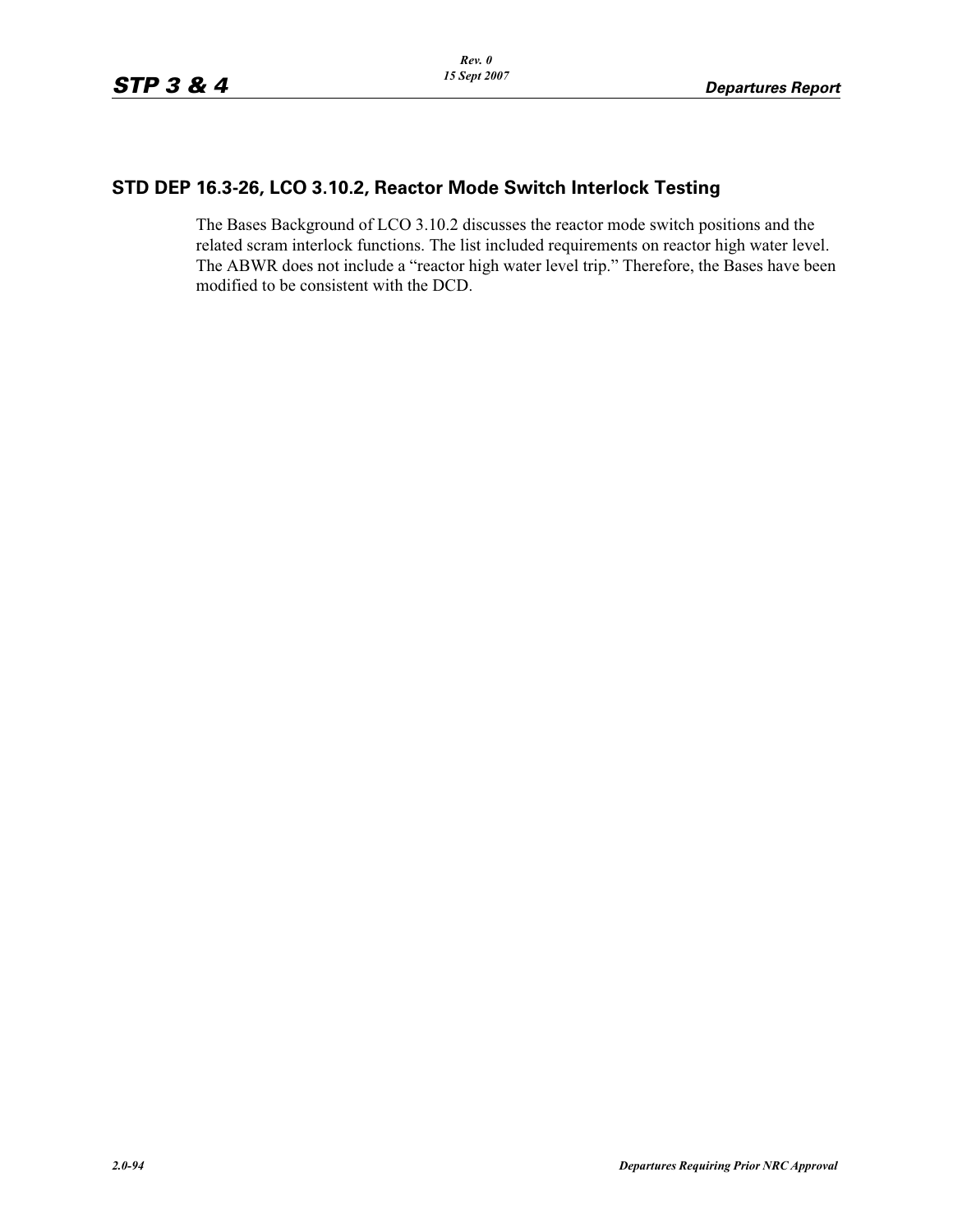## STD DEP 16.3-26, LCO 3.10.2, Reactor Mode Switch Interlock Testing

The Bases Background of LCO 3.10.2 discusses the reactor mode switch positions and the related scram interlock functions. The list included requirements on reactor high water level. The ABWR does not include a “reactor high water level trip.” Therefore, the Bases have been modified to be consistent with the DCD.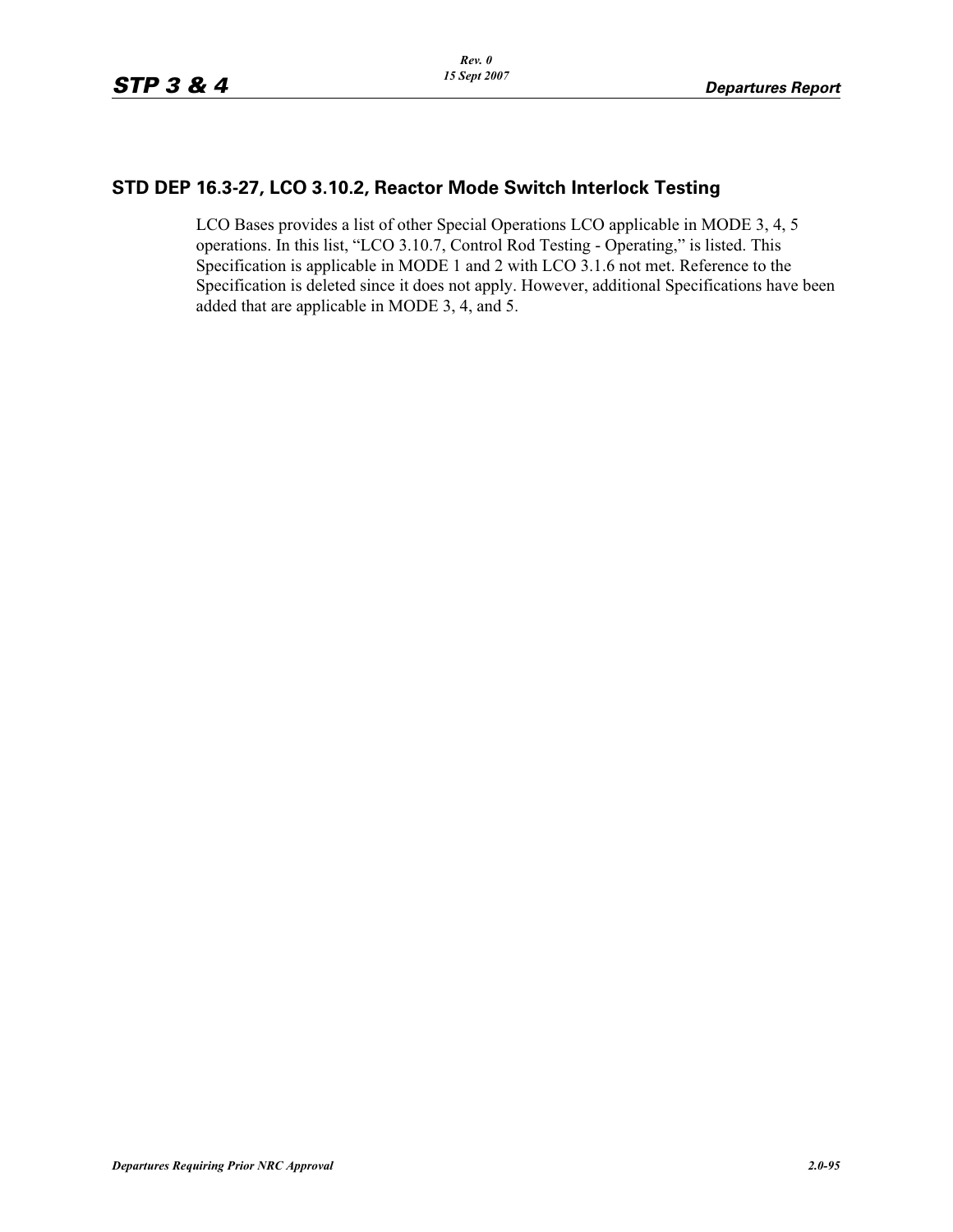## STD DEP 16.3-27, LCO 3.10.2, Reactor Mode Switch Interlock Testing

LCO Bases provides a list of other Special Operations LCO applicable in MODE 3, 4, 5 operations. In this list, "LCO 3.10.7, Control Rod Testing - Operating," is listed. This Specification is applicable in MODE 1 and 2 with LCO 3.1.6 not met. Reference to the Specification is deleted since it does not apply. However, additional Specifications have been added that are applicable in MODE 3, 4, and 5.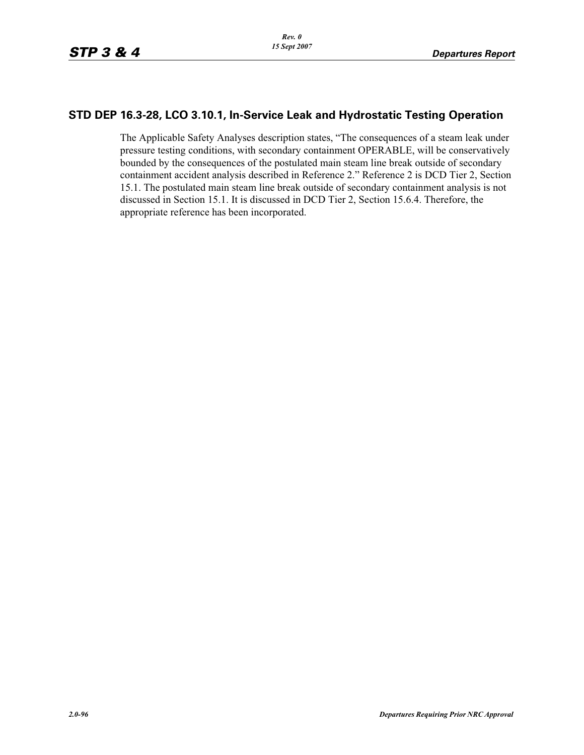## STD DEP 16.3-28, LCO 3.10.1, In-Service Leak and Hydrostatic Testing Operation

The Applicable Safety Analyses description states, “The consequences of a steam leak under pressure testing conditions, with secondary containment OPERABLE, will be conservatively bounded by the consequences of the postulated main steam line break outside of secondary containment accident analysis described in Reference 2.” Reference 2 is DCD Tier 2, Section 15.1. The postulated main steam line break outside of secondary containment analysis is not discussed in Section 15.1. It is discussed in DCD Tier 2, Section 15.6.4. Therefore, the appropriate reference has been incorporated.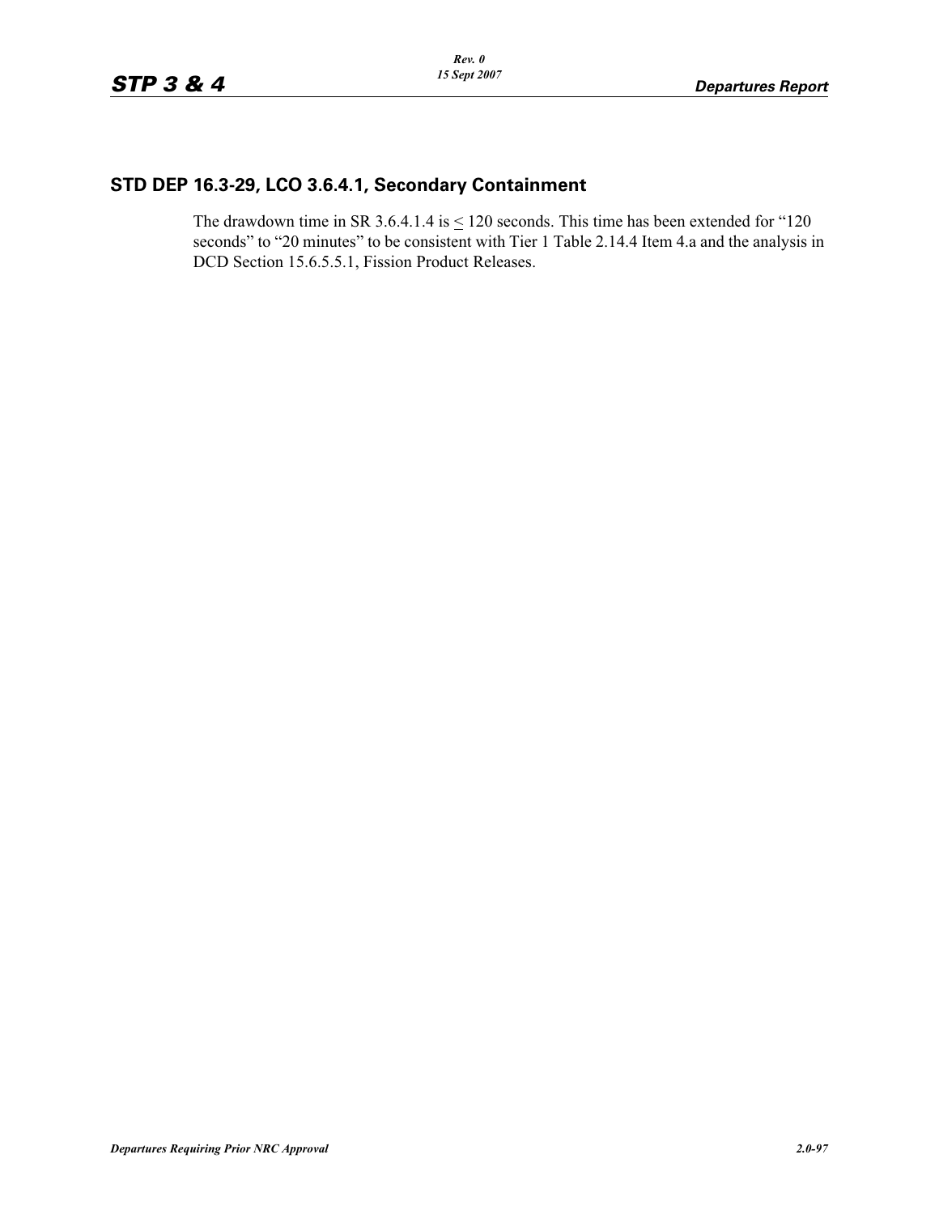## STD DEP 16.3-29, LCO 3.6.4.1, Secondary Containment

The drawdown time in SR 3.6.4.1.4 is $\leq$ 120 seconds. This time has been extended for "120 seconds" to "20 minutes" to be consistent with Tier 1 Table 2.14.4 Item 4.a and the analysis in DCD Section 15.6.5.5.1, Fission Product Releases.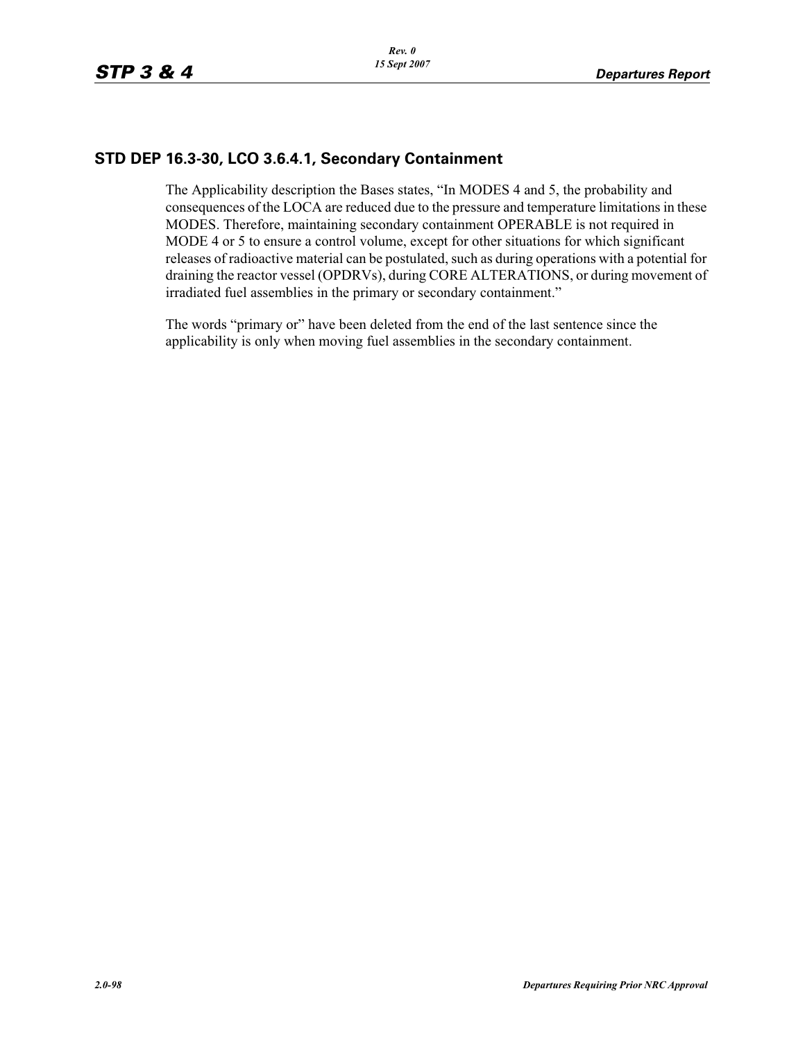## STD DEP 16.3-30, LCO 3.6.4.1, Secondary Containment

The Applicability description the Bases states, “In MODES 4 and 5, the probability and consequences of the LOCA are reduced due to the pressure and temperature limitations in these MODES. Therefore, maintaining secondary containment OPERABLE is not required in MODE 4 or 5 to ensure a control volume, except for other situations for which significant releases of radioactive material can be postulated, such as during operations with a potential for draining the reactor vessel (OPDRVs), during CORE ALTERATIONS, or during movement of irradiated fuel assemblies in the primary or secondary containment.”

The words “primary or” have been deleted from the end of the last sentence since the applicability is only when moving fuel assemblies in the secondary containment.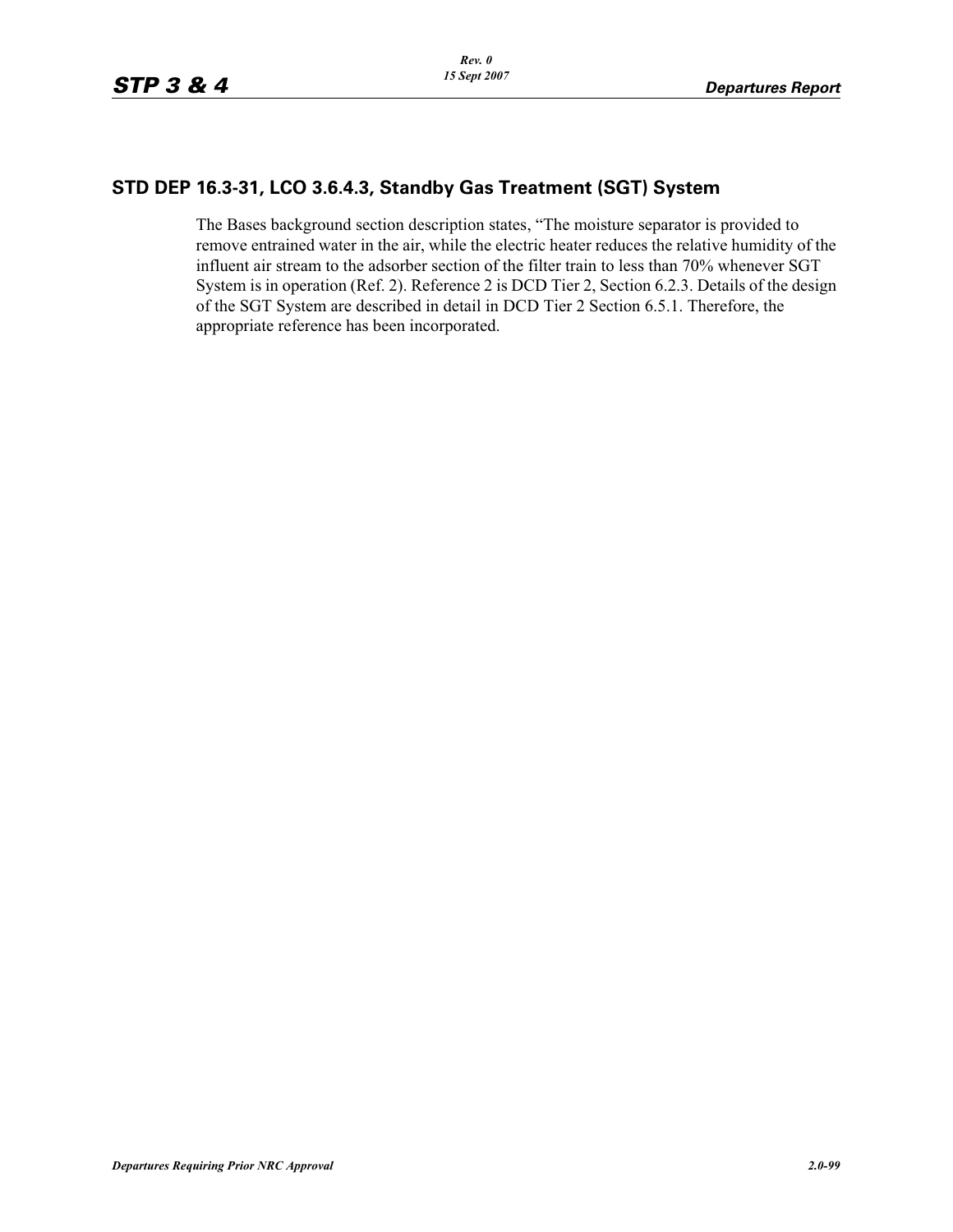## STD DEP 16.3-31, LCO 3.6.4.3, Standby Gas Treatment (SGT) System

The Bases background section description states, “The moisture separator is provided to remove entrained water in the air, while the electric heater reduces the relative humidity of the influent air stream to the adsorber section of the filter train to less than 70% whenever SGT System is in operation (Ref. 2). Reference 2 is DCD Tier 2, Section 6.2.3. Details of the design of the SGT System are described in detail in DCD Tier 2 Section 6.5.1. Therefore, the appropriate reference has been incorporated.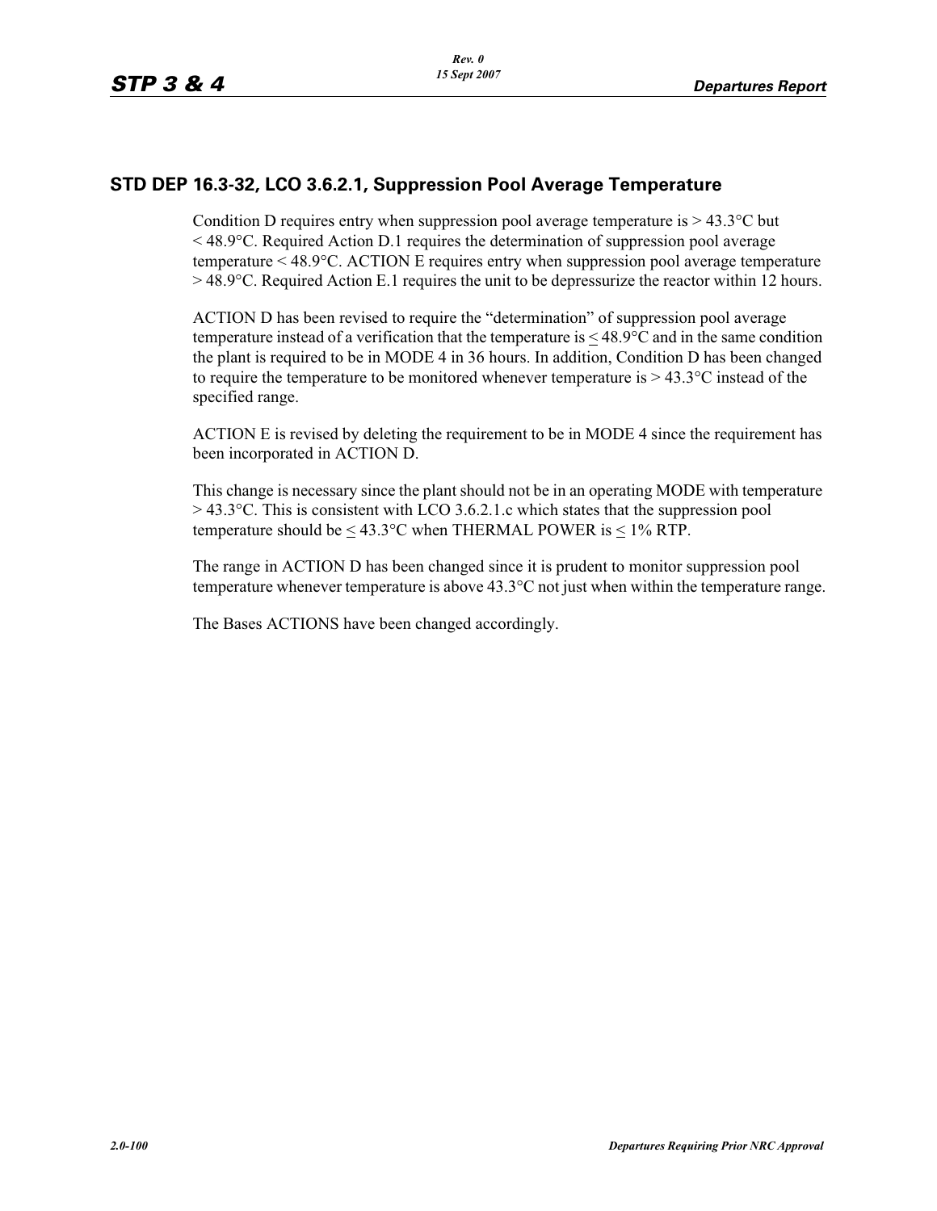## STD DEP 16.3-32, LCO 3.6.2.1, Suppression Pool Average Temperature

Condition D requires entry when suppression pool average temperature is > 43.3°C but < 48.9°C. Required Action D.1 requires the determination of suppression pool average temperature < 48.9°C. ACTION E requires entry when suppression pool average temperature > 48.9°C. Required Action E.1 requires the unit to be depressurize the reactor within 12 hours.

ACTION D has been revised to require the "determination" of suppression pool average temperature instead of a verification that the temperature is ≤ 48.9°C and in the same condition the plant is required to be in MODE 4 in 36 hours. In addition, Condition D has been changed to require the temperature to be monitored whenever temperature is > 43.3°C instead of the specified range.

ACTION E is revised by deleting the requirement to be in MODE 4 since the requirement has been incorporated in ACTION D.

This change is necessary since the plant should not be in an operating MODE with temperature > 43.3°C. This is consistent with LCO 3.6.2.1.c which states that the suppression pool temperature should be ≤ 43.3°C when THERMAL POWER is ≤ 1% RTP.

The range in ACTION D has been changed since it is prudent to monitor suppression pool temperature whenever temperature is above 43.3°C not just when within the temperature range.

The Bases ACTIONS have been changed accordingly.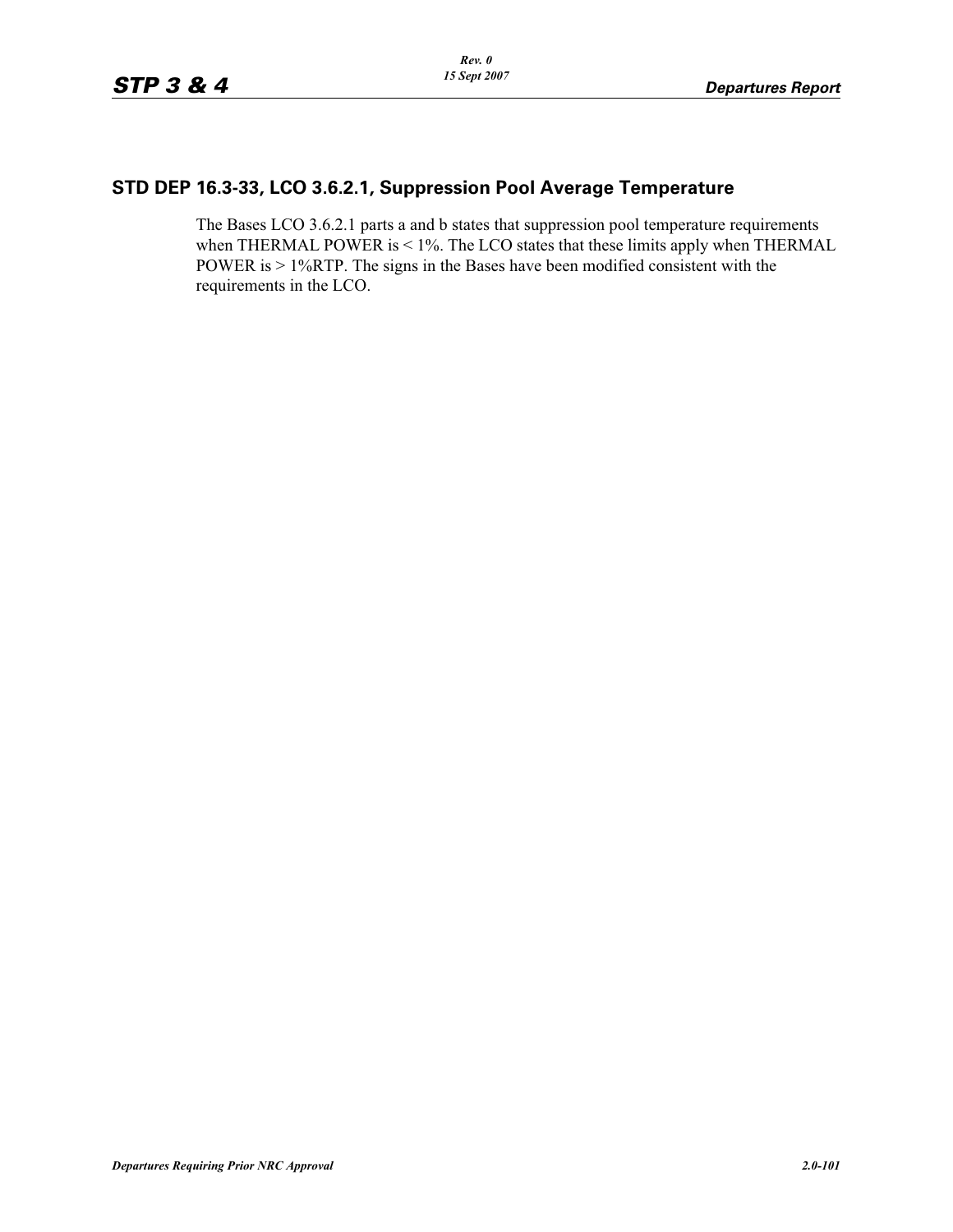## STD DEP 16.3-33, LCO 3.6.2.1, Suppression Pool Average Temperature

The Bases LCO 3.6.2.1 parts a and b states that suppression pool temperature requirements when THERMAL POWER is < 1%. The LCO states that these limits apply when THERMAL POWER is > 1%RTP. The signs in the Bases have been modified consistent with the requirements in the LCO.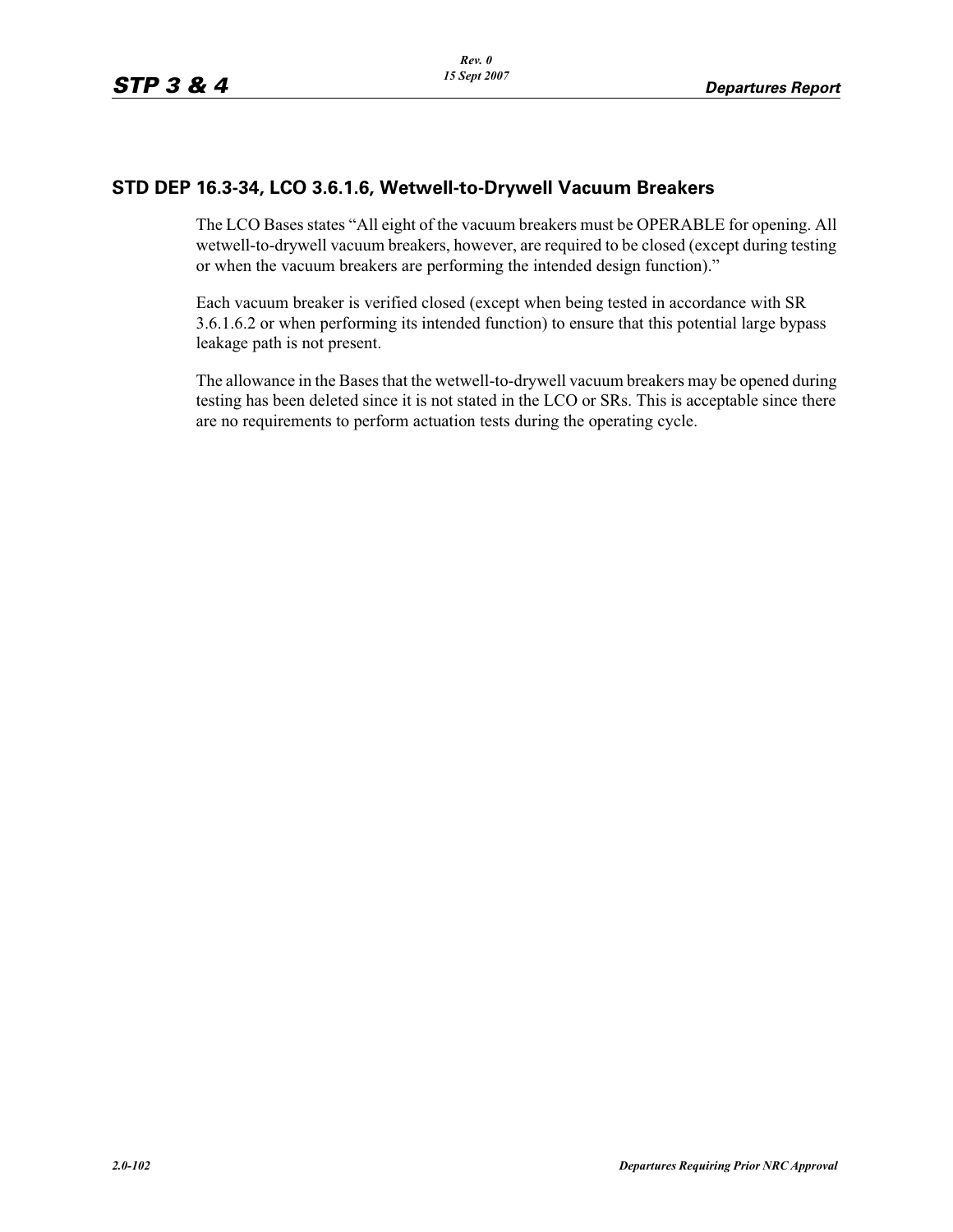## STD DEP 16.3-34, LCO 3.6.1.6, Wetwell-to-Drywell Vacuum Breakers

The LCO Bases states “All eight of the vacuum breakers must be OPERABLE for opening. All wetwell-to-drywell vacuum breakers, however, are required to be closed (except during testing or when the vacuum breakers are performing the intended design function).”

Each vacuum breaker is verified closed (except when being tested in accordance with SR 3.6.1.6.2 or when performing its intended function) to ensure that this potential large bypass leakage path is not present.

The allowance in the Bases that the wetwell-to-drywell vacuum breakers may be opened during testing has been deleted since it is not stated in the LCO or SRs. This is acceptable since there are no requirements to perform actuation tests during the operating cycle.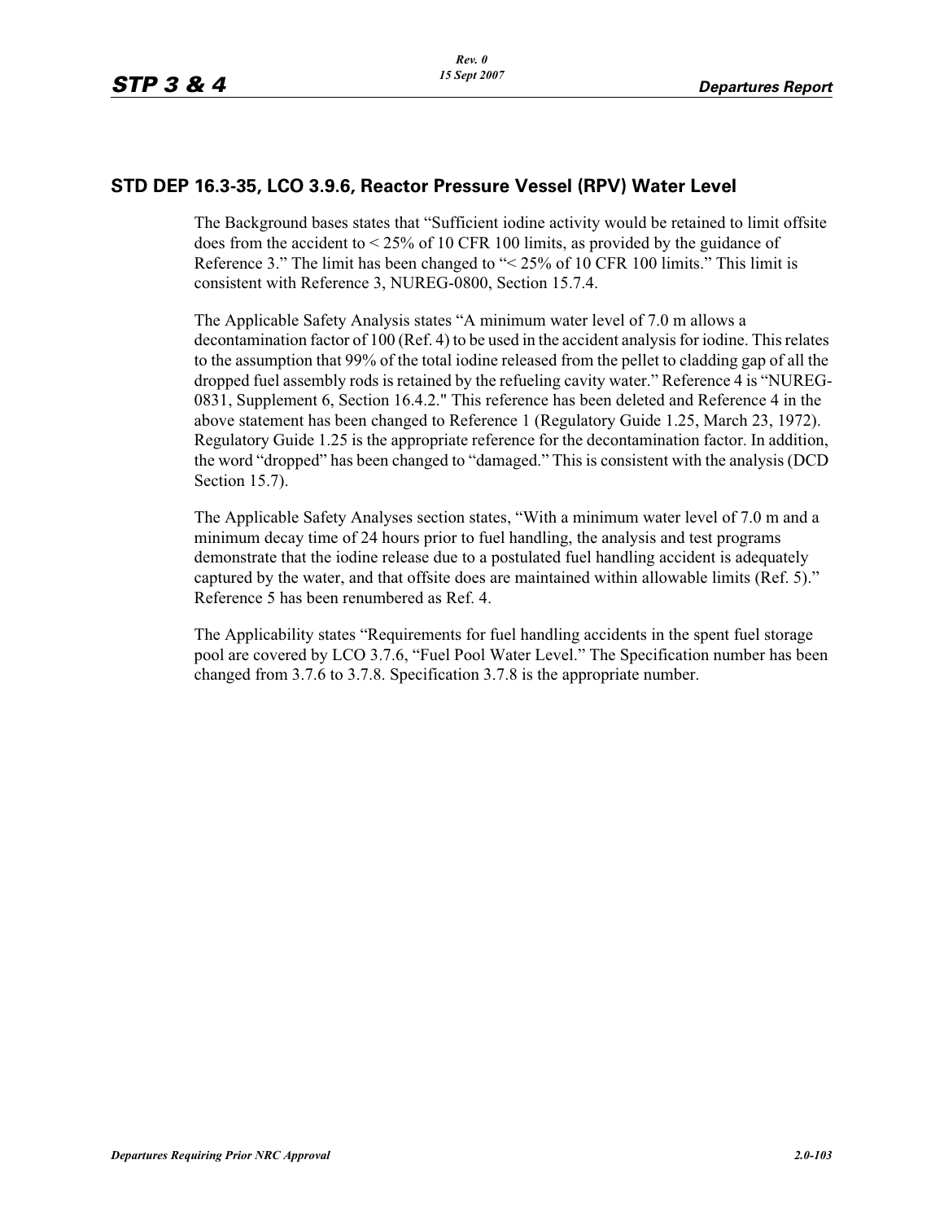## STD DEP 16.3-35, LCO 3.9.6, Reactor Pressure Vessel (RPV) Water Level

The Background bases states that "Sufficient iodine activity would be retained to limit offsite does from the accident to < 25% of 10 CFR 100 limits, as provided by the guidance of Reference 3." The limit has been changed to "< 25% of 10 CFR 100 limits." This limit is consistent with Reference 3, NUREG-0800, Section 15.7.4.

The Applicable Safety Analysis states "A minimum water level of 7.0 m allows a decontamination factor of 100 (Ref. 4) to be used in the accident analysis for iodine. This relates to the assumption that 99% of the total iodine released from the pellet to cladding gap of all the dropped fuel assembly rods is retained by the refueling cavity water." Reference 4 is "NUREG-0831, Supplement 6, Section 16.4.2." This reference has been deleted and Reference 4 in the above statement has been changed to Reference 1 (Regulatory Guide 1.25, March 23, 1972). Regulatory Guide 1.25 is the appropriate reference for the decontamination factor. In addition, the word "dropped" has been changed to "damaged." This is consistent with the analysis (DCD Section 15.7).

The Applicable Safety Analyses section states, "With a minimum water level of 7.0 m and a minimum decay time of 24 hours prior to fuel handling, the analysis and test programs demonstrate that the iodine release due to a postulated fuel handling accident is adequately captured by the water, and that offsite does are maintained within allowable limits (Ref. 5)." Reference 5 has been renumbered as Ref. 4.

The Applicability states "Requirements for fuel handling accidents in the spent fuel storage pool are covered by LCO 3.7.6, "Fuel Pool Water Level." The Specification number has been changed from 3.7.6 to 3.7.8. Specification 3.7.8 is the appropriate number.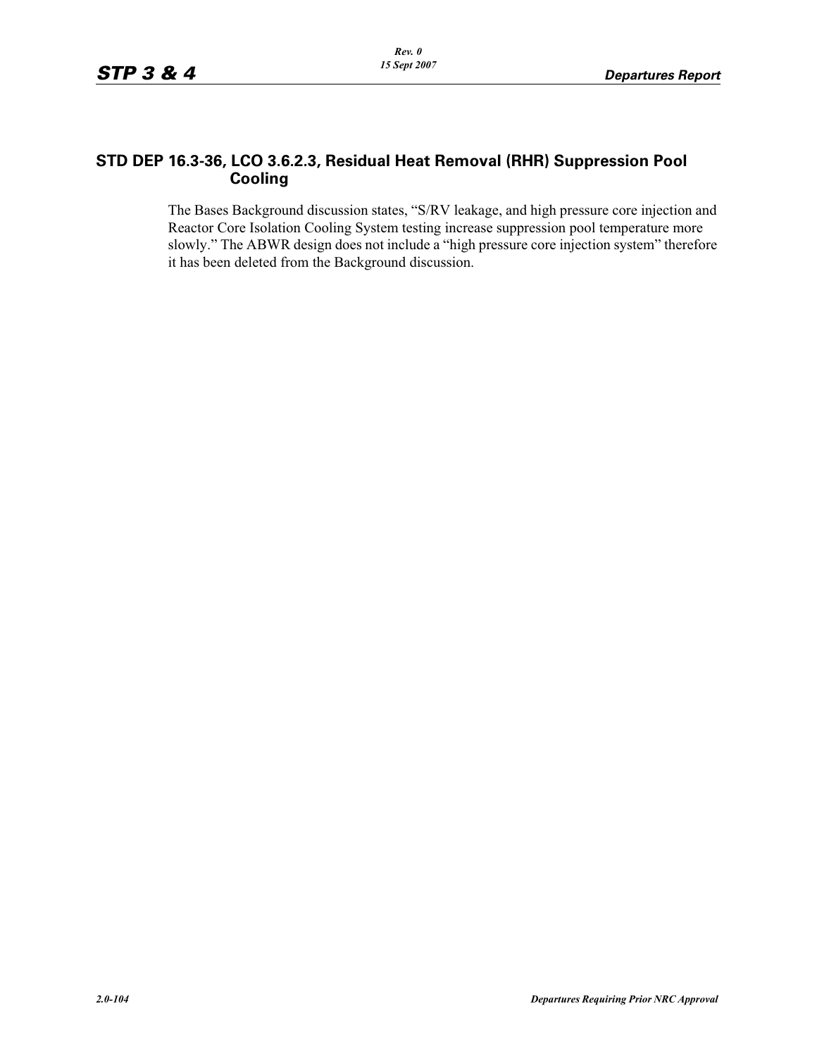## STD DEP 16.3-36, LCO 3.6.2.3, Residual Heat Removal (RHR) Suppression Pool Cooling

The Bases Background discussion states, "S/RV leakage, and high pressure core injection and Reactor Core Isolation Cooling System testing increase suppression pool temperature more slowly." The ABWR design does not include a "high pressure core injection system" therefore it has been deleted from the Background discussion.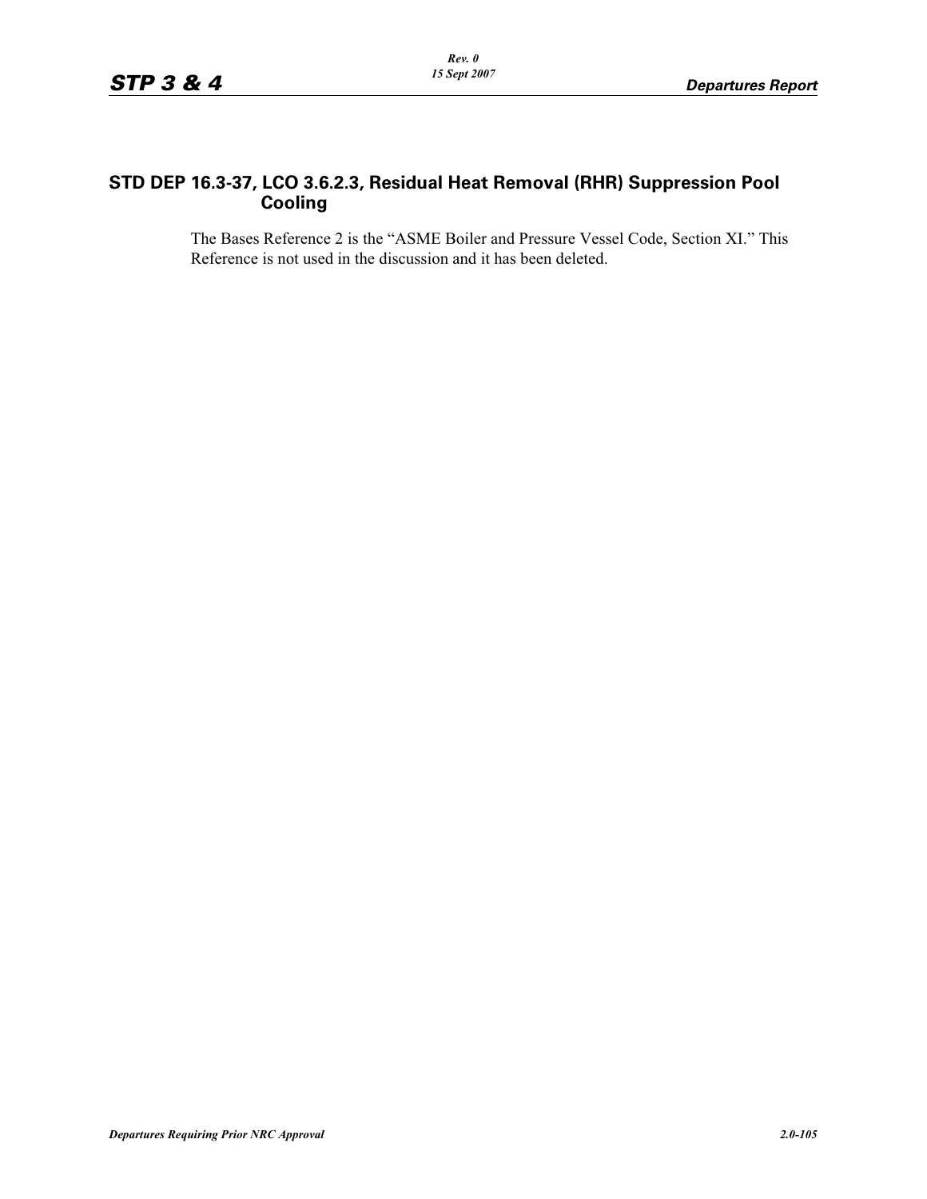## STD DEP 16.3-37, LCO 3.6.2.3, Residual Heat Removal (RHR) Suppression Pool Cooling

The Bases Reference 2 is the "ASME Boiler and Pressure Vessel Code, Section XI." This Reference is not used in the discussion and it has been deleted.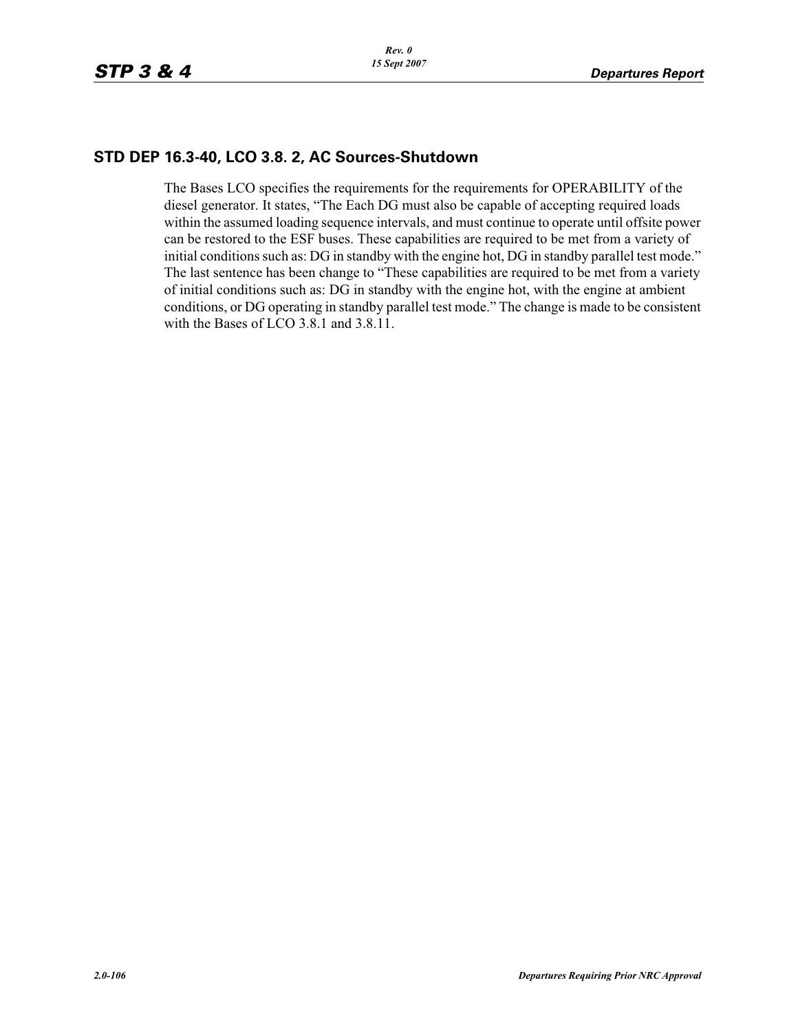## STD DEP 16.3-40, LCO 3.8. 2, AC Sources-Shutdown

The Bases LCO specifies the requirements for the requirements for OPERABILITY of the diesel generator. It states, "The Each DG must also be capable of accepting required loads within the assumed loading sequence intervals, and must continue to operate until offsite power can be restored to the ESF buses. These capabilities are required to be met from a variety of initial conditions such as: DG in standby with the engine hot, DG in standby parallel test mode." The last sentence has been change to "These capabilities are required to be met from a variety of initial conditions such as: DG in standby with the engine hot, with the engine at ambient conditions, or DG operating in standby parallel test mode." The change is made to be consistent with the Bases of LCO 3.8.1 and 3.8.11.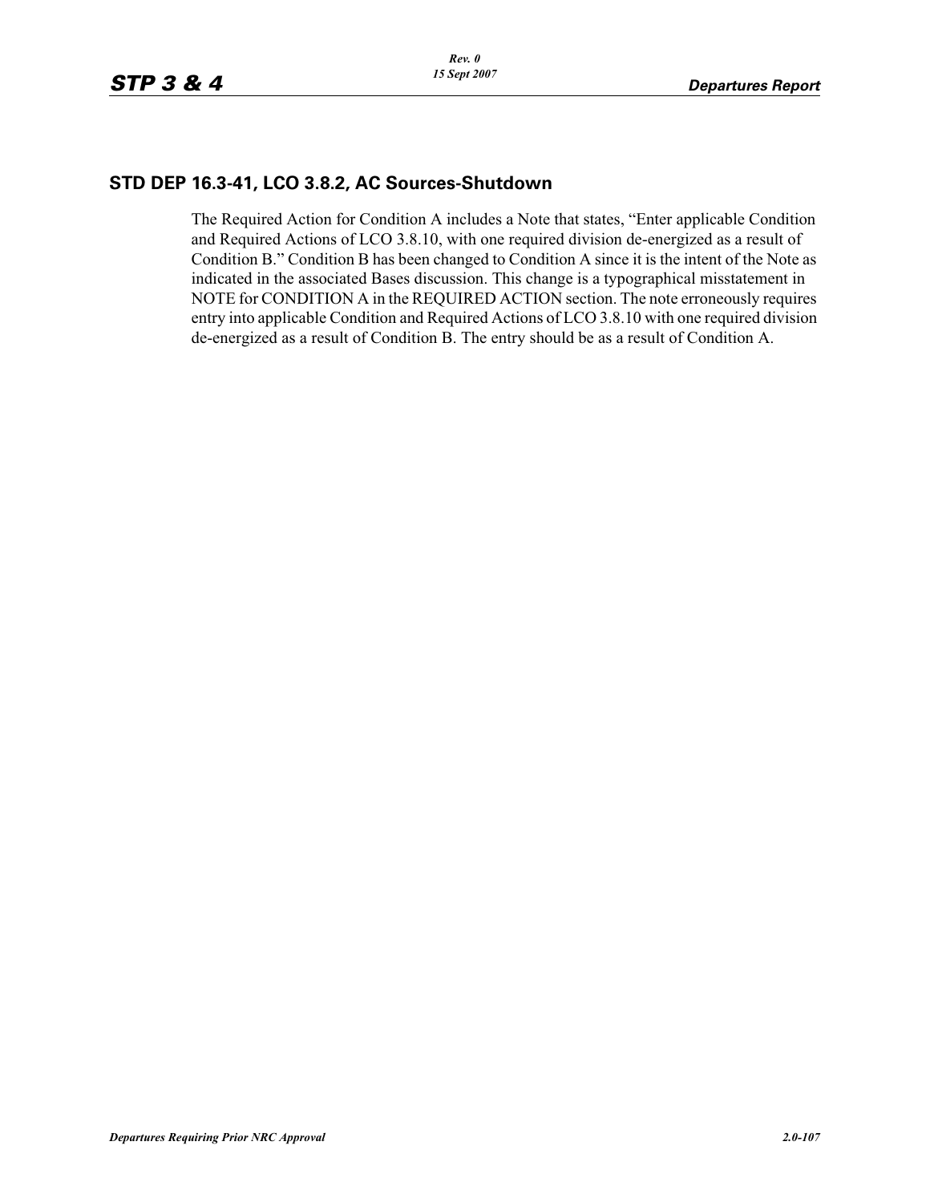## STD DEP 16.3-41, LCO 3.8.2, AC Sources-Shutdown

The Required Action for Condition A includes a Note that states, “Enter applicable Condition and Required Actions of LCO 3.8.10, with one required division de-energized as a result of Condition B.” Condition B has been changed to Condition A since it is the intent of the Note as indicated in the associated Bases discussion. This change is a typographical misstatement in NOTE for CONDITION A in the REQUIRED ACTION section. The note erroneously requires entry into applicable Condition and Required Actions of LCO 3.8.10 with one required division de-energized as a result of Condition B. The entry should be as a result of Condition A.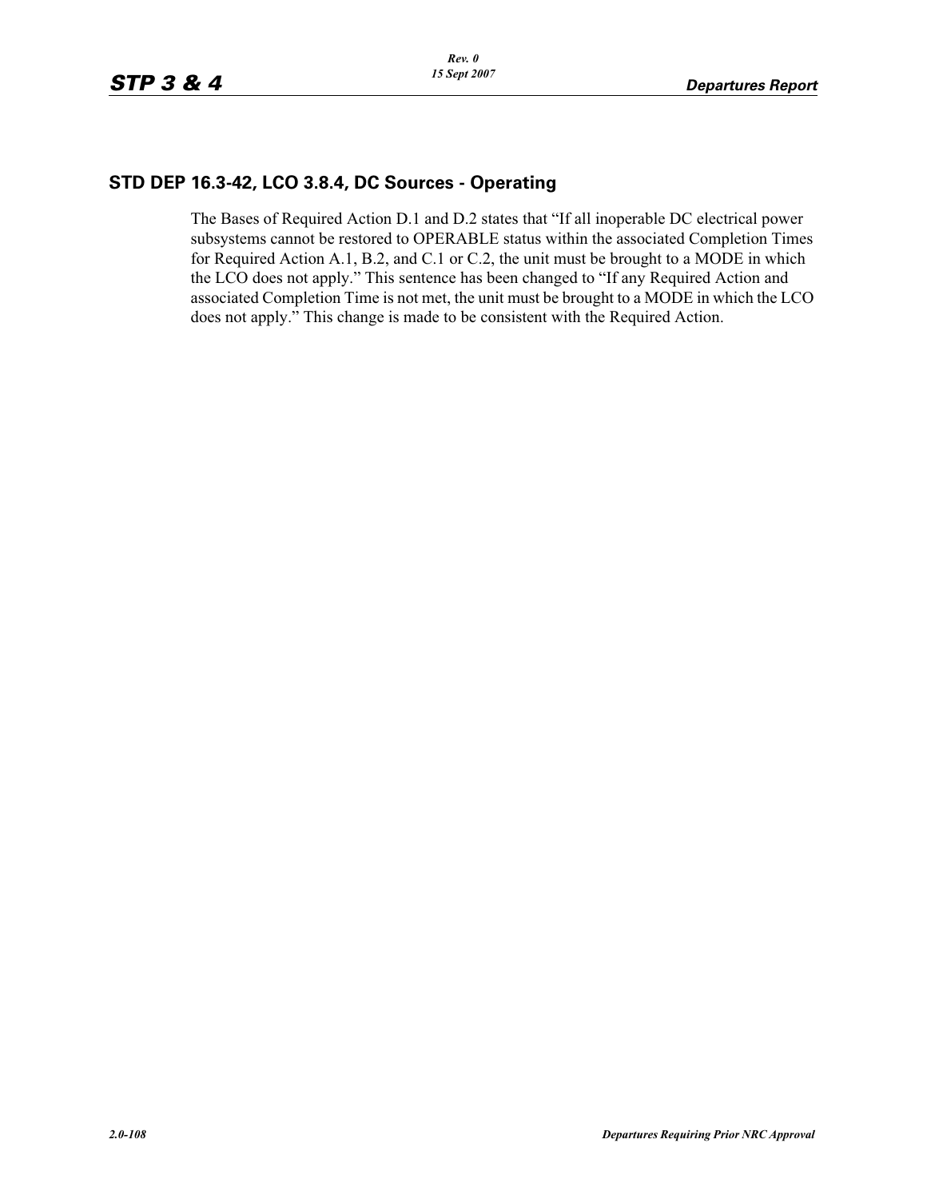## STD DEP 16.3-42, LCO 3.8.4, DC Sources - Operating

The Bases of Required Action D.1 and D.2 states that “If all inoperable DC electrical power subsystems cannot be restored to OPERABLE status within the associated Completion Times for Required Action A.1, B.2, and C.1 or C.2, the unit must be brought to a MODE in which the LCO does not apply.” This sentence has been changed to “If any Required Action and associated Completion Time is not met, the unit must be brought to a MODE in which the LCO does not apply.” This change is made to be consistent with the Required Action.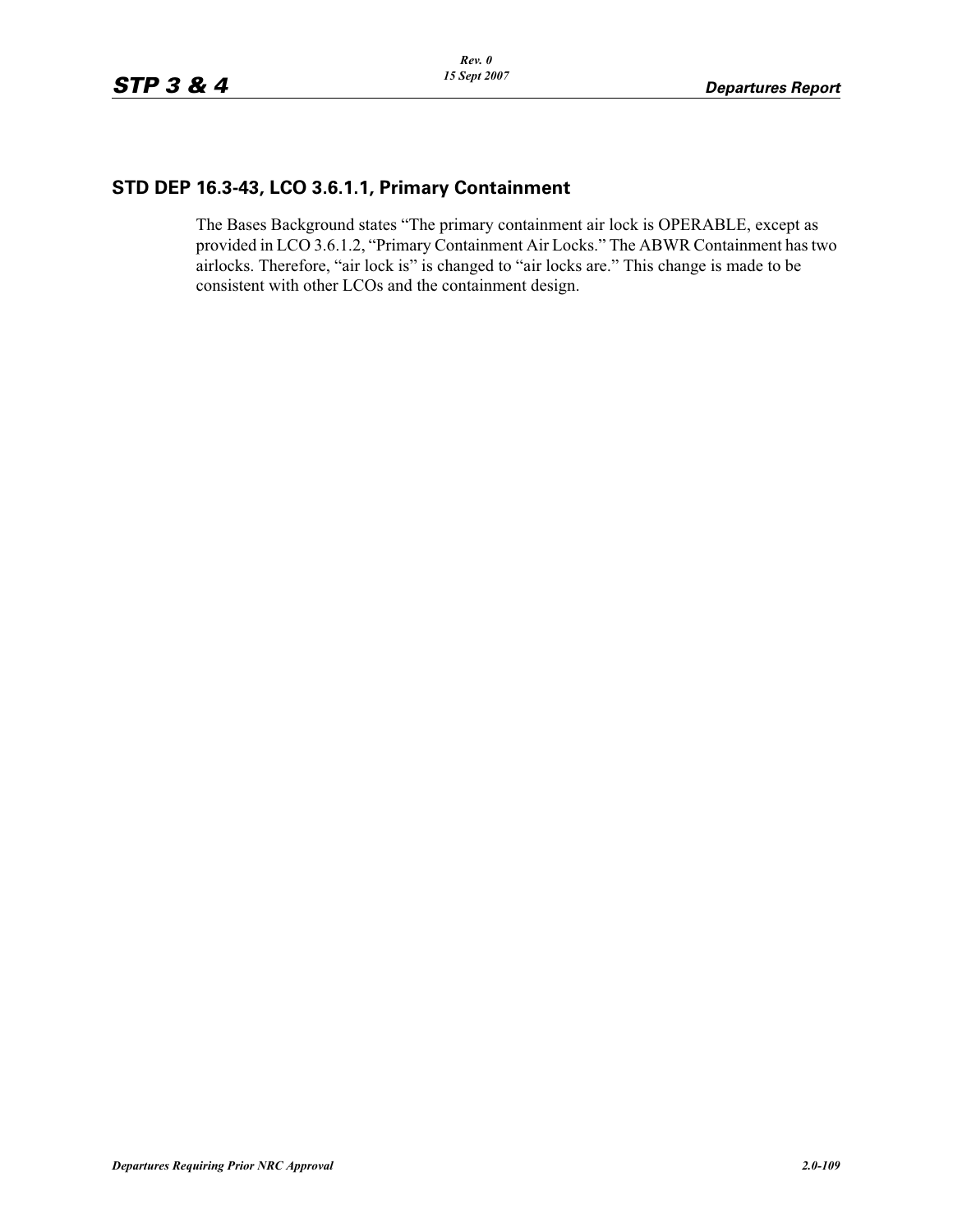## STD DEP 16.3-43, LCO 3.6.1.1, Primary Containment

The Bases Background states “The primary containment air lock is OPERABLE, except as provided in LCO 3.6.1.2, “Primary Containment Air Locks.” The ABWR Containment has two airlocks. Therefore, “air lock is” is changed to “air locks are.” This change is made to be consistent with other LCOs and the containment design.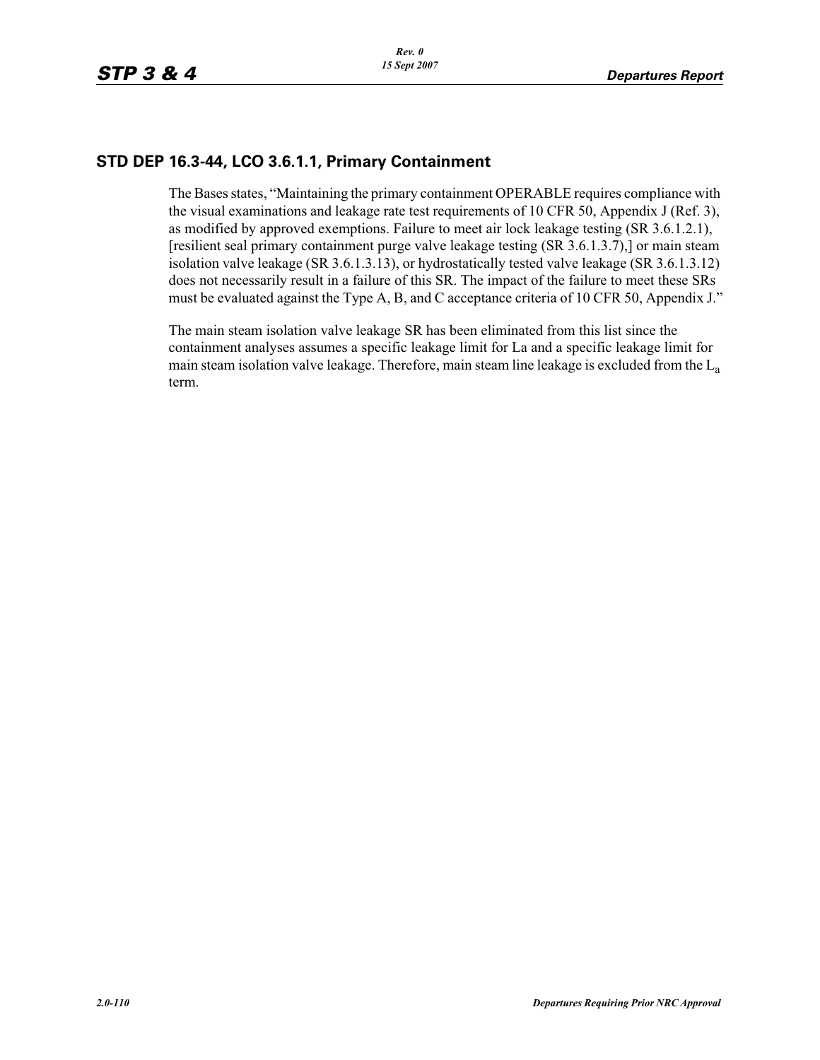## STD DEP 16.3-44, LCO 3.6.1.1, Primary Containment

The Bases states, "Maintaining the primary containment OPERABLE requires compliance with the visual examinations and leakage rate test requirements of 10 CFR 50, Appendix J (Ref. 3), as modified by approved exemptions. Failure to meet air lock leakage testing (SR 3.6.1.2.1), [resilient seal primary containment purge valve leakage testing (SR 3.6.1.3.7),] or main steam isolation valve leakage (SR 3.6.1.3.13), or hydrostatically tested valve leakage (SR 3.6.1.3.12) does not necessarily result in a failure of this SR. The impact of the failure to meet these SRs must be evaluated against the Type A, B, and C acceptance criteria of 10 CFR 50, Appendix J."

The main steam isolation valve leakage SR has been eliminated from this list since the containment analyses assumes a specific leakage limit for La and a specific leakage limit for main steam isolation valve leakage. Therefore, main steam line leakage is excluded from the $L_a$ term.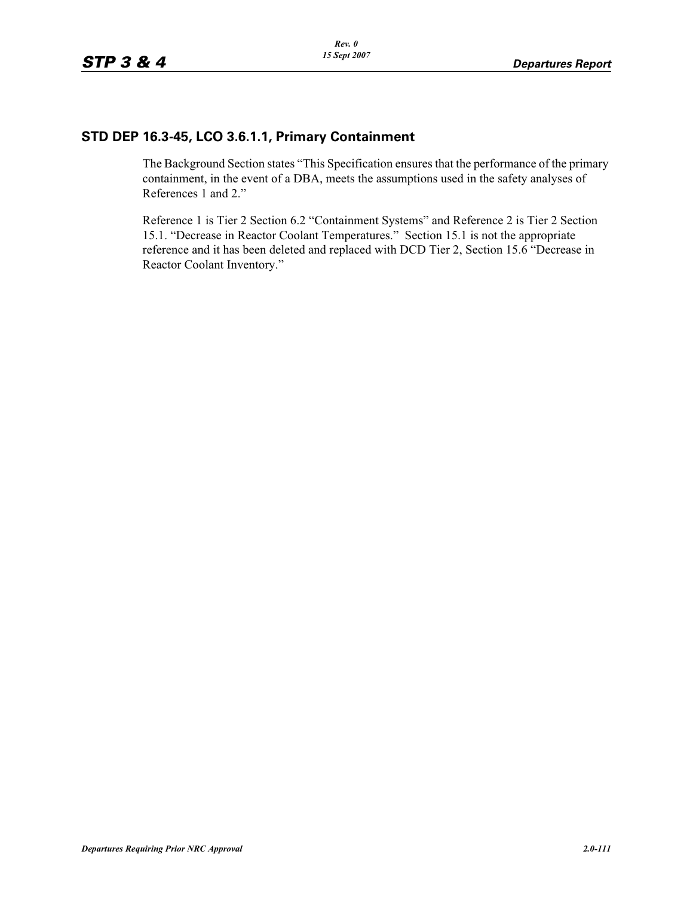## STD DEP 16.3-45, LCO 3.6.1.1, Primary Containment

The Background Section states "This Specification ensures that the performance of the primary containment, in the event of a DBA, meets the assumptions used in the safety analyses of References 1 and 2."

Reference 1 is Tier 2 Section 6.2 "Containment Systems" and Reference 2 is Tier 2 Section 15.1. "Decrease in Reactor Coolant Temperatures." Section 15.1 is not the appropriate reference and it has been deleted and replaced with DCD Tier 2, Section 15.6 "Decrease in Reactor Coolant Inventory."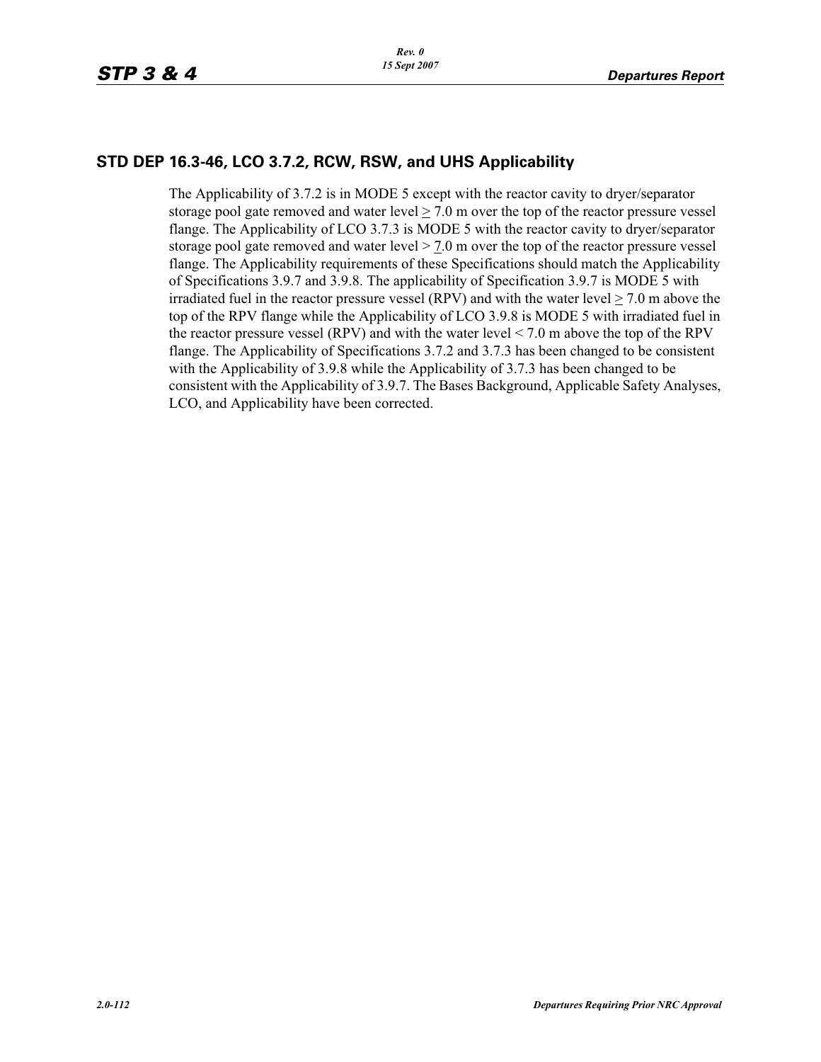## STD DEP 16.3-46, LCO 3.7.2, RCW, RSW, and UHS Applicability

The Applicability of 3.7.2 is in MODE 5 except with the reactor cavity to dryer/separator storage pool gate removed and water level ≥ 7.0 m over the top of the reactor pressure vessel flange. The Applicability of LCO 3.7.3 is MODE 5 with the reactor cavity to dryer/separator storage pool gate removed and water level > 7.0 m over the top of the reactor pressure vessel flange. The Applicability requirements of these Specifications should match the Applicability of Specifications 3.9.7 and 3.9.8. The applicability of Specification 3.9.7 is MODE 5 with irradiated fuel in the reactor pressure vessel (RPV) and with the water level ≥ 7.0 m above the top of the RPV flange while the Applicability of LCO 3.9.8 is MODE 5 with irradiated fuel in the reactor pressure vessel (RPV) and with the water level < 7.0 m above the top of the RPV flange. The Applicability of Specifications 3.7.2 and 3.7.3 has been changed to be consistent with the Applicability of 3.9.8 while the Applicability of 3.7.3 has been changed to be consistent with the Applicability of 3.9.7. The Bases Background, Applicable Safety Analyses, LCO, and Applicability have been corrected.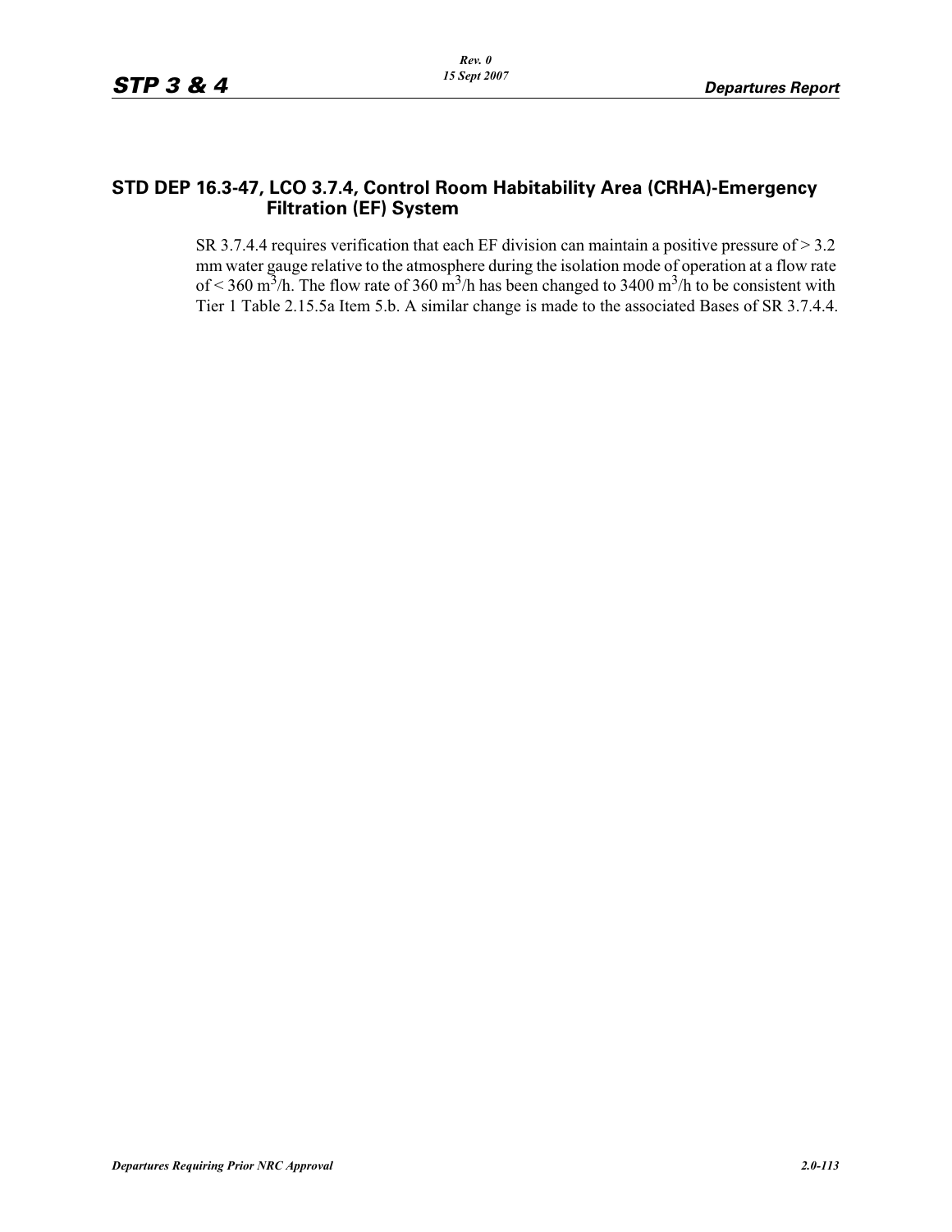## STD DEP 16.3-47, LCO 3.7.4, Control Room Habitability Area (CRHA)-Emergency Filtration (EF) System

SR 3.7.4.4 requires verification that each EF division can maintain a positive pressure of > 3.2 mm water gauge relative to the atmosphere during the isolation mode of operation at a flow rate of < 360 $m^3$/h. The flow rate of 360 $m^3$/h has been changed to 3400 $m^3$/h to be consistent with Tier 1 Table 2.15.5a Item 5.b. A similar change is made to the associated Bases of SR 3.7.4.4.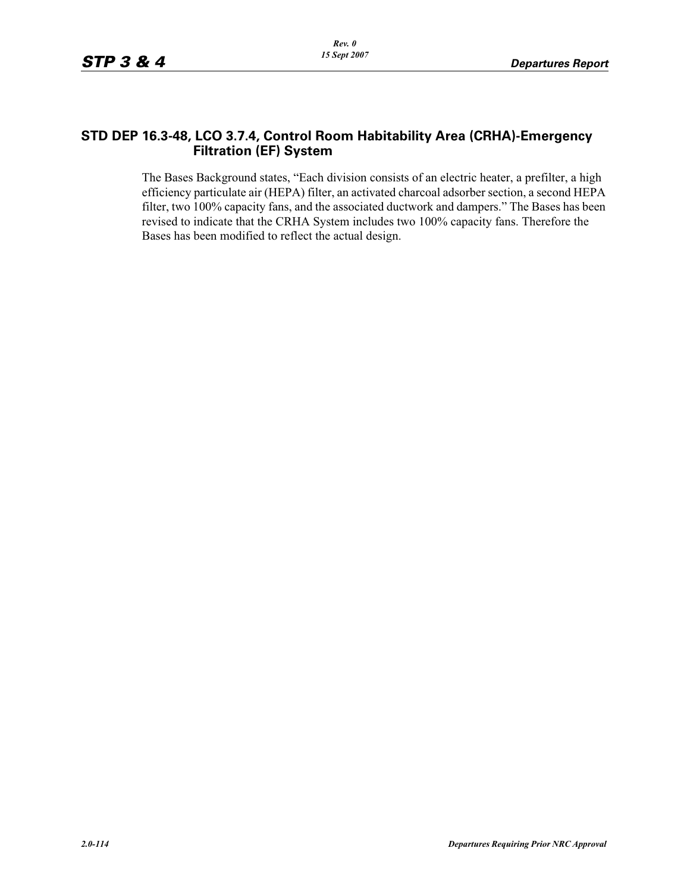## STD DEP 16.3-48, LCO 3.7.4, Control Room Habitability Area (CRHA)-Emergency Filtration (EF) System

The Bases Background states, "Each division consists of an electric heater, a prefilter, a high efficiency particulate air (HEPA) filter, an activated charcoal adsorber section, a second HEPA filter, two 100% capacity fans, and the associated ductwork and dampers." The Bases has been revised to indicate that the CRHA System includes two 100% capacity fans. Therefore the Bases has been modified to reflect the actual design.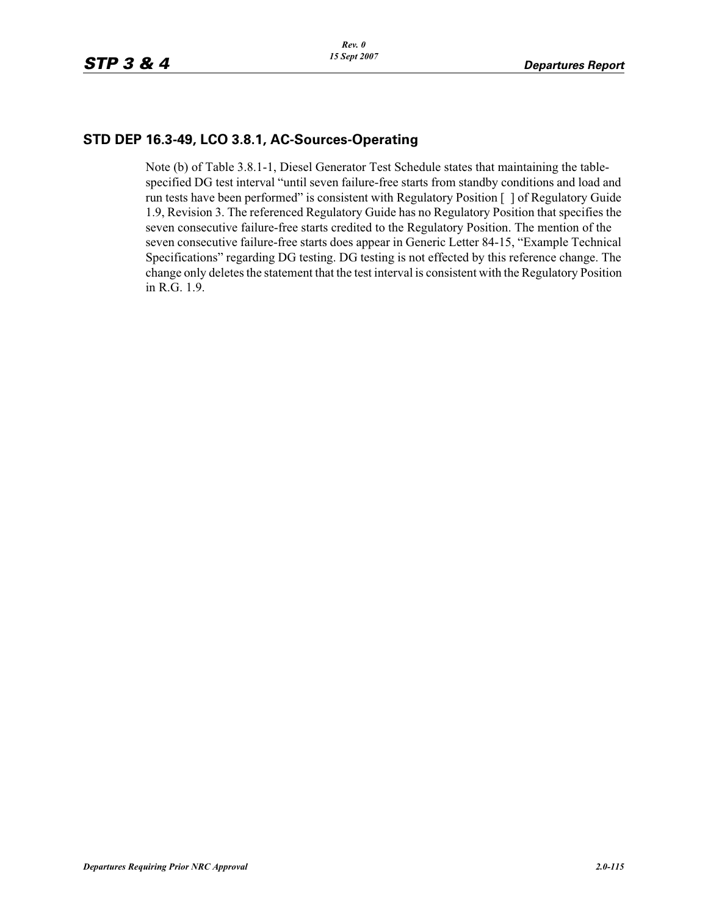## STD DEP 16.3-49, LCO 3.8.1, AC-Sources-Operating

Note (b) of Table 3.8.1-1, Diesel Generator Test Schedule states that maintaining the table-specified DG test interval “until seven failure-free starts from standby conditions and load and run tests have been performed” is consistent with Regulatory Position [ ] of Regulatory Guide 1.9, Revision 3. The referenced Regulatory Guide has no Regulatory Position that specifies the seven consecutive failure-free starts credited to the Regulatory Position. The mention of the seven consecutive failure-free starts does appear in Generic Letter 84-15, “Example Technical Specifications” regarding DG testing. DG testing is not effected by this reference change. The change only deletes the statement that the test interval is consistent with the Regulatory Position in R.G. 1.9.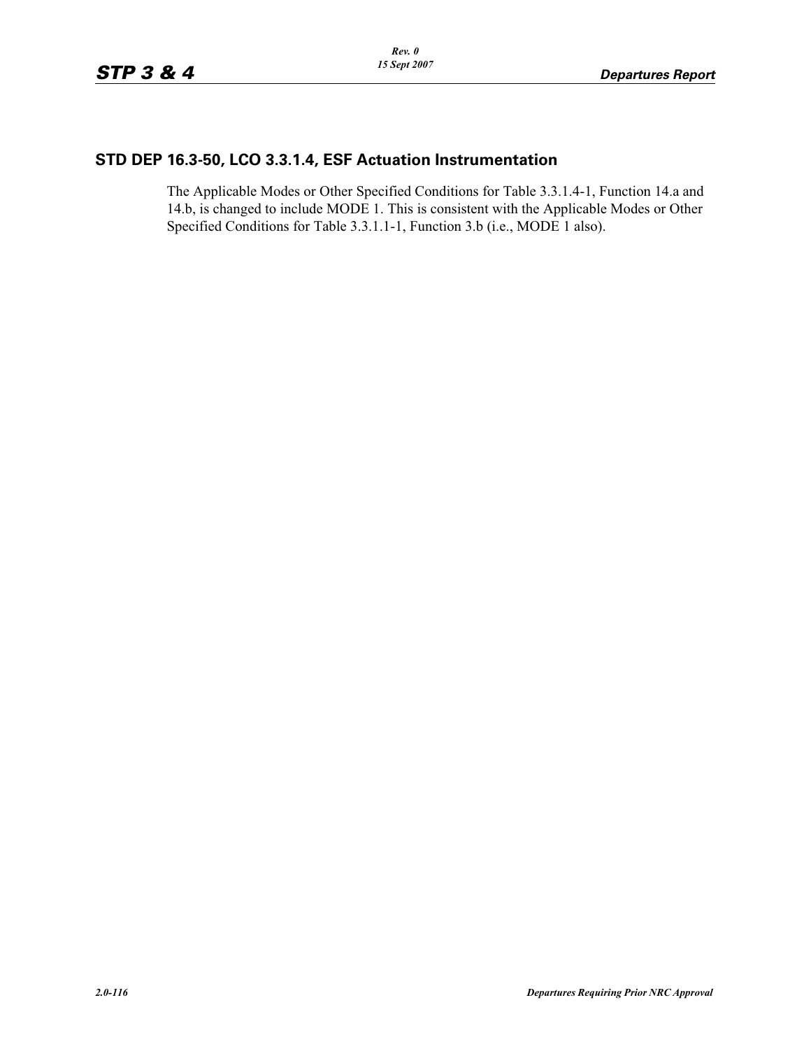## STD DEP 16.3-50, LCO 3.3.1.4, ESF Actuation Instrumentation

The Applicable Modes or Other Specified Conditions for Table 3.3.1.4-1, Function 14.a and 14.b, is changed to include MODE 1. This is consistent with the Applicable Modes or Other Specified Conditions for Table 3.3.1.1-1, Function 3.b (i.e., MODE 1 also).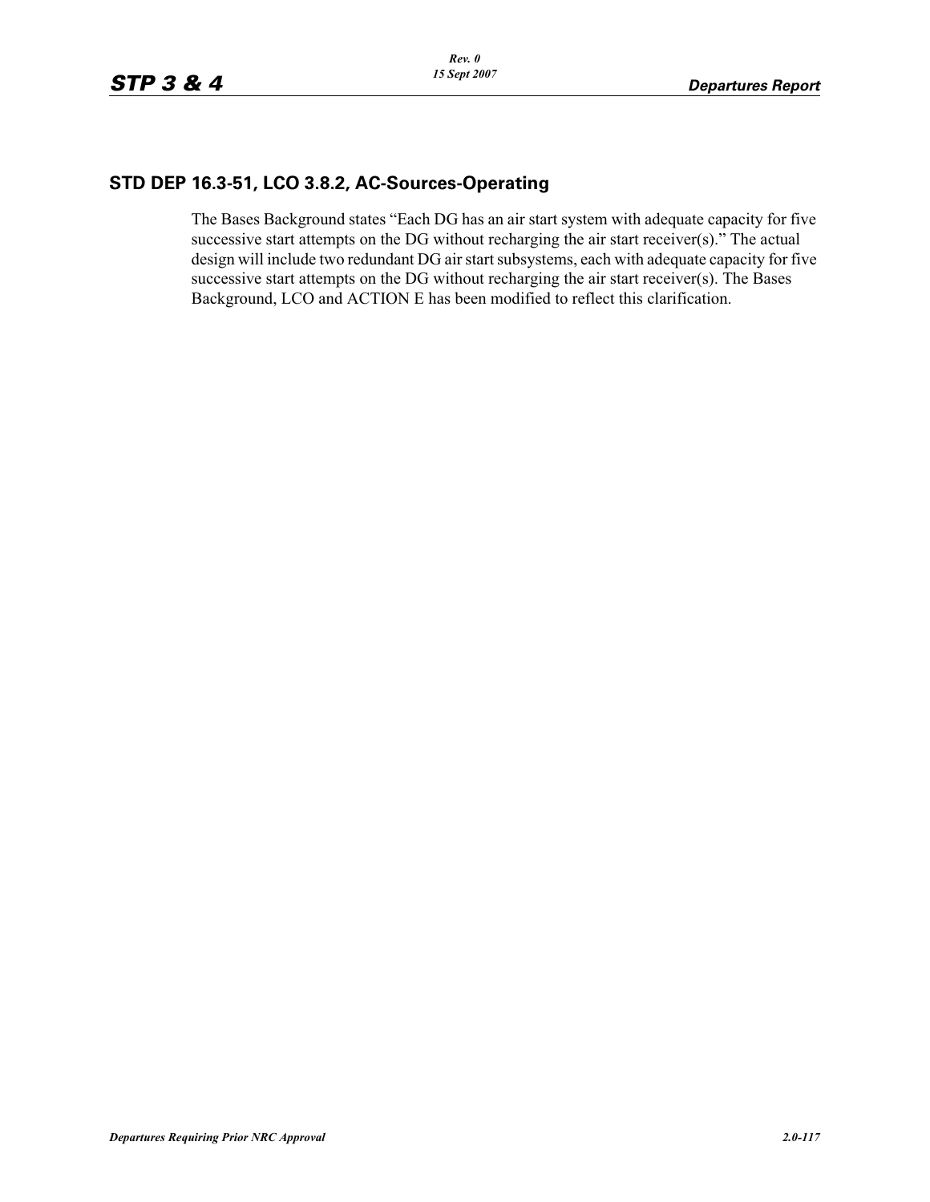## STD DEP 16.3-51, LCO 3.8.2, AC-Sources-Operating

The Bases Background states “Each DG has an air start system with adequate capacity for five successive start attempts on the DG without recharging the air start receiver(s).” The actual design will include two redundant DG air start subsystems, each with adequate capacity for five successive start attempts on the DG without recharging the air start receiver(s). The Bases Background, LCO and ACTION E has been modified to reflect this clarification.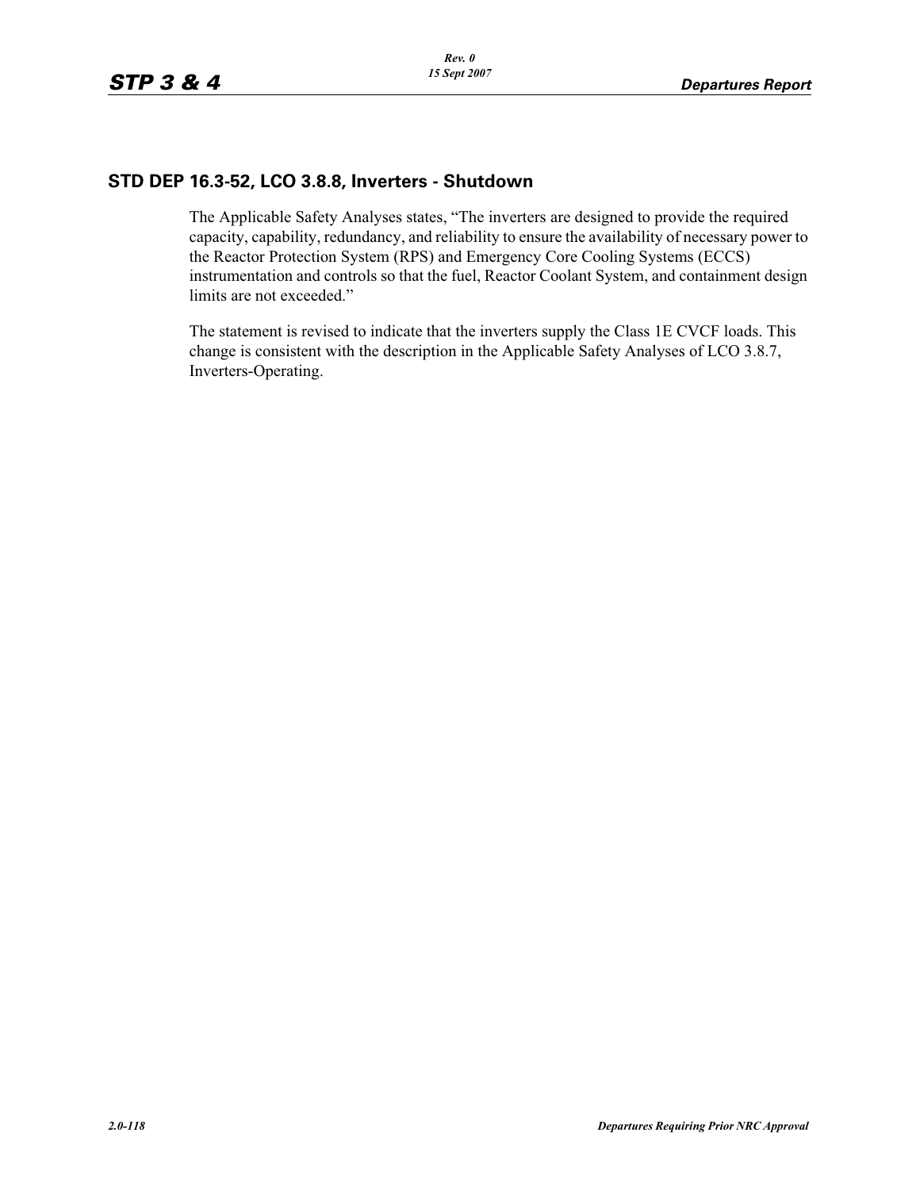## STD DEP 16.3-52, LCO 3.8.8, Inverters - Shutdown

The Applicable Safety Analyses states, “The inverters are designed to provide the required capacity, capability, redundancy, and reliability to ensure the availability of necessary power to the Reactor Protection System (RPS) and Emergency Core Cooling Systems (ECCS) instrumentation and controls so that the fuel, Reactor Coolant System, and containment design limits are not exceeded.”

The statement is revised to indicate that the inverters supply the Class 1E CVCF loads. This change is consistent with the description in the Applicable Safety Analyses of LCO 3.8.7, Inverters-Operating.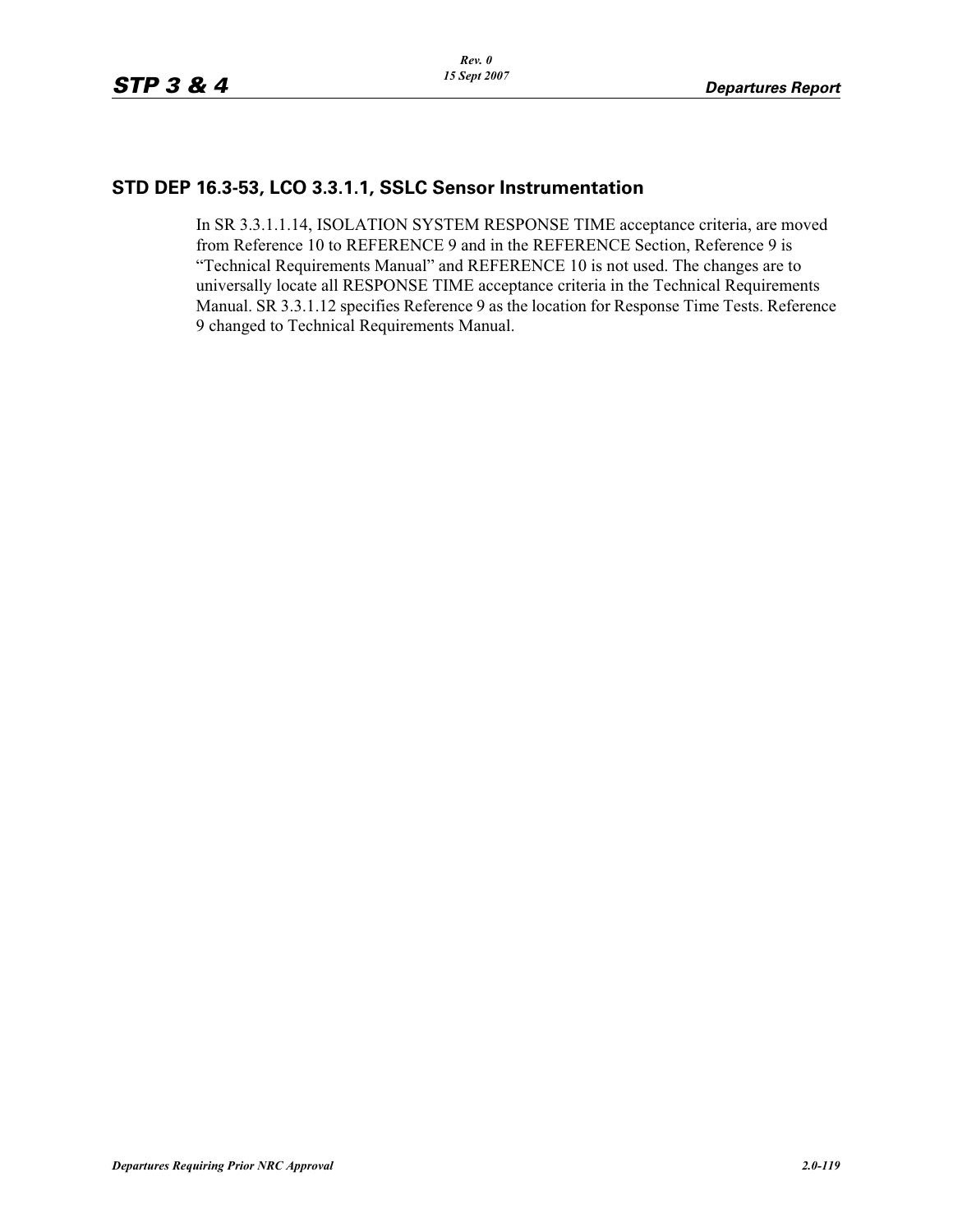## STD DEP 16.3-53, LCO 3.3.1.1, SSLC Sensor Instrumentation

In SR 3.3.1.1.14, ISOLATION SYSTEM RESPONSE TIME acceptance criteria, are moved from Reference 10 to REFERENCE 9 and in the REFERENCE Section, Reference 9 is “Technical Requirements Manual” and REFERENCE 10 is not used. The changes are to universally locate all RESPONSE TIME acceptance criteria in the Technical Requirements Manual. SR 3.3.1.12 specifies Reference 9 as the location for Response Time Tests. Reference 9 changed to Technical Requirements Manual.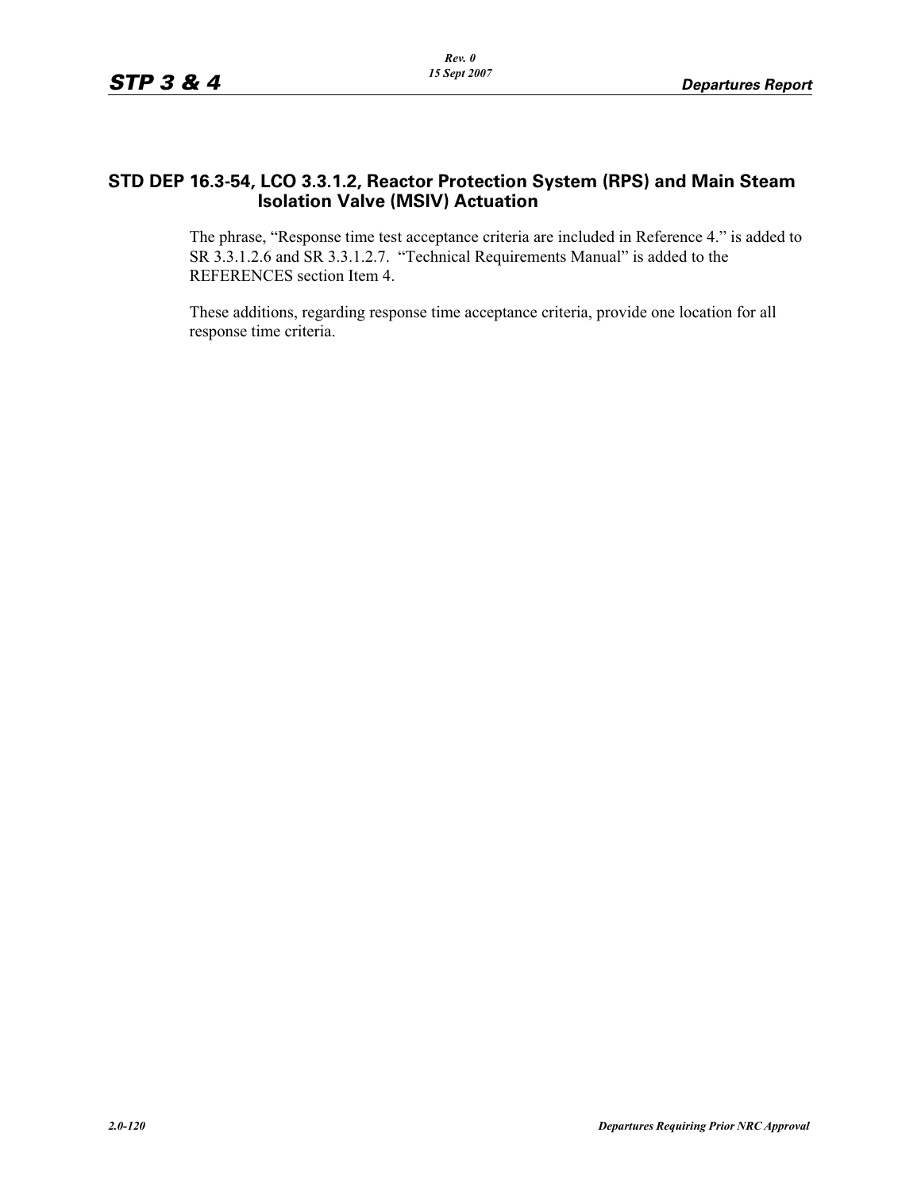## STD DEP 16.3-54, LCO 3.3.1.2, Reactor Protection System (RPS) and Main Steam Isolation Valve (MSIV) Actuation

The phrase, “Response time test acceptance criteria are included in Reference 4.” is added to SR 3.3.1.2.6 and SR 3.3.1.2.7. “Technical Requirements Manual” is added to the REFERENCES section Item 4.

These additions, regarding response time acceptance criteria, provide one location for all response time criteria.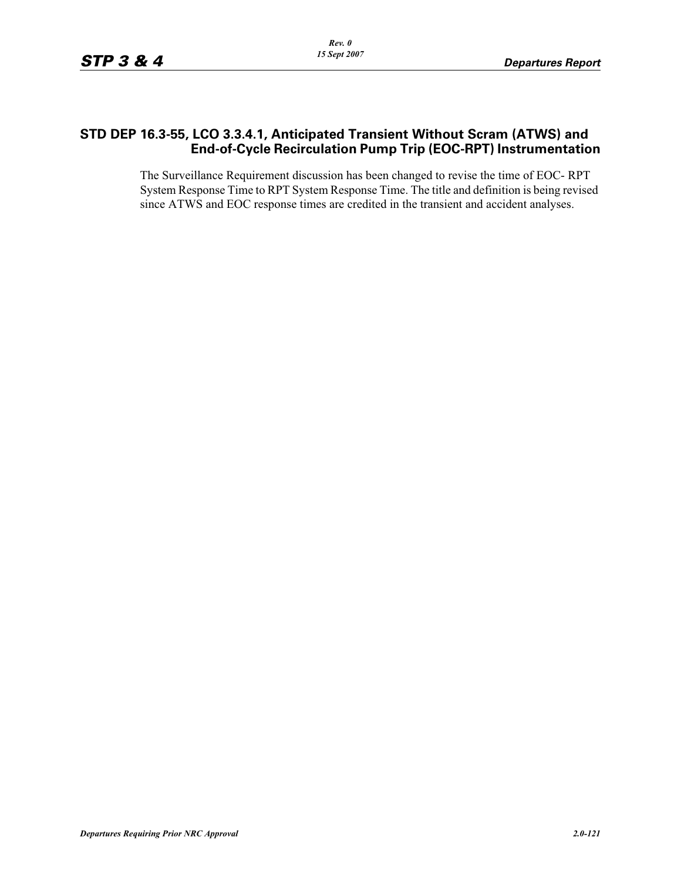## STD DEP 16.3-55, LCO 3.3.4.1, Anticipated Transient Without Scram (ATWS) and End-of-Cycle Recirculation Pump Trip (EOC-RPT) Instrumentation

The Surveillance Requirement discussion has been changed to revise the time of EOC- RPT System Response Time to RPT System Response Time. The title and definition is being revised since ATWS and EOC response times are credited in the transient and accident analyses.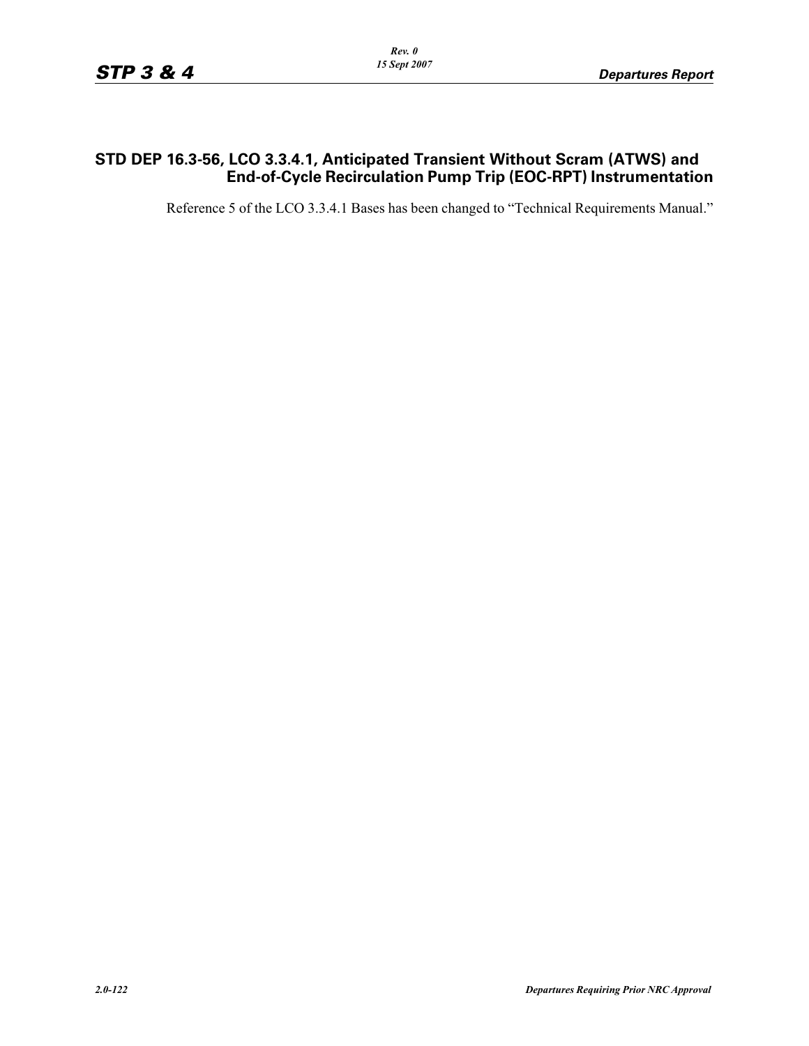## STD DEP 16.3-56, LCO 3.3.4.1, Anticipated Transient Without Scram (ATWS) and End-of-Cycle Recirculation Pump Trip (EOC-RPT) Instrumentation

Reference 5 of the LCO 3.3.4.1 Bases has been changed to "Technical Requirements Manual."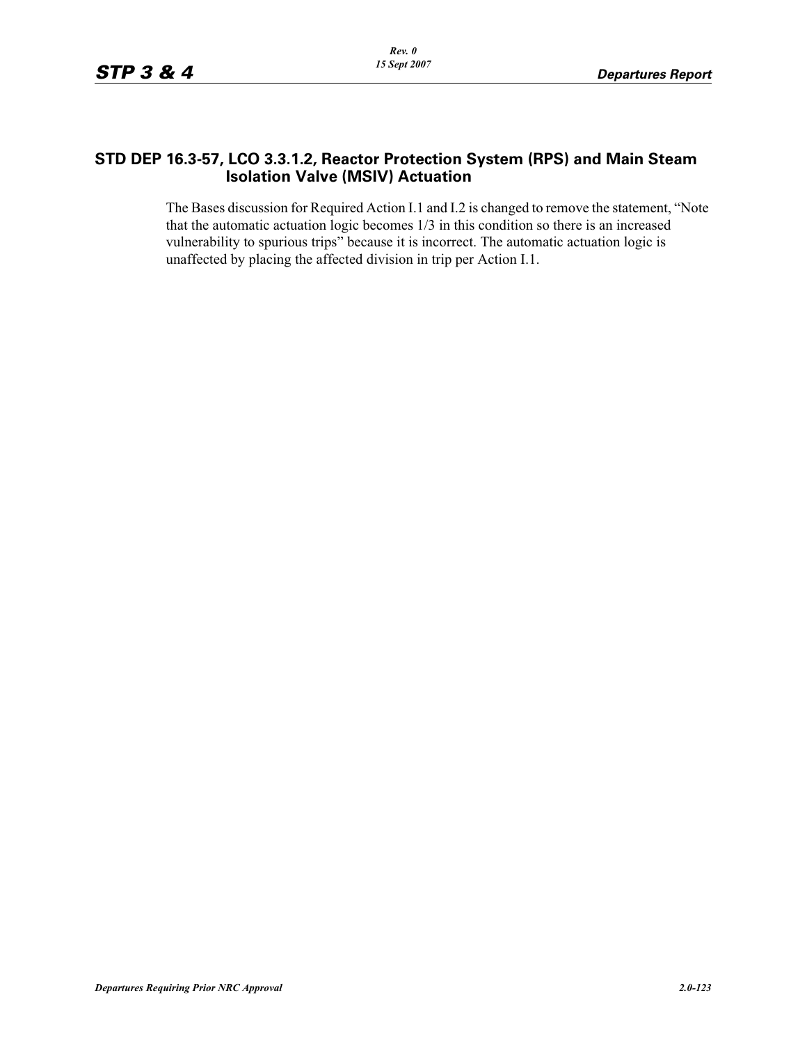## STD DEP 16.3-57, LCO 3.3.1.2, Reactor Protection System (RPS) and Main Steam Isolation Valve (MSIV) Actuation

The Bases discussion for Required Action I.1 and I.2 is changed to remove the statement, "Note that the automatic actuation logic becomes 1/3 in this condition so there is an increased vulnerability to spurious trips" because it is incorrect. The automatic actuation logic is unaffected by placing the affected division in trip per Action I.1.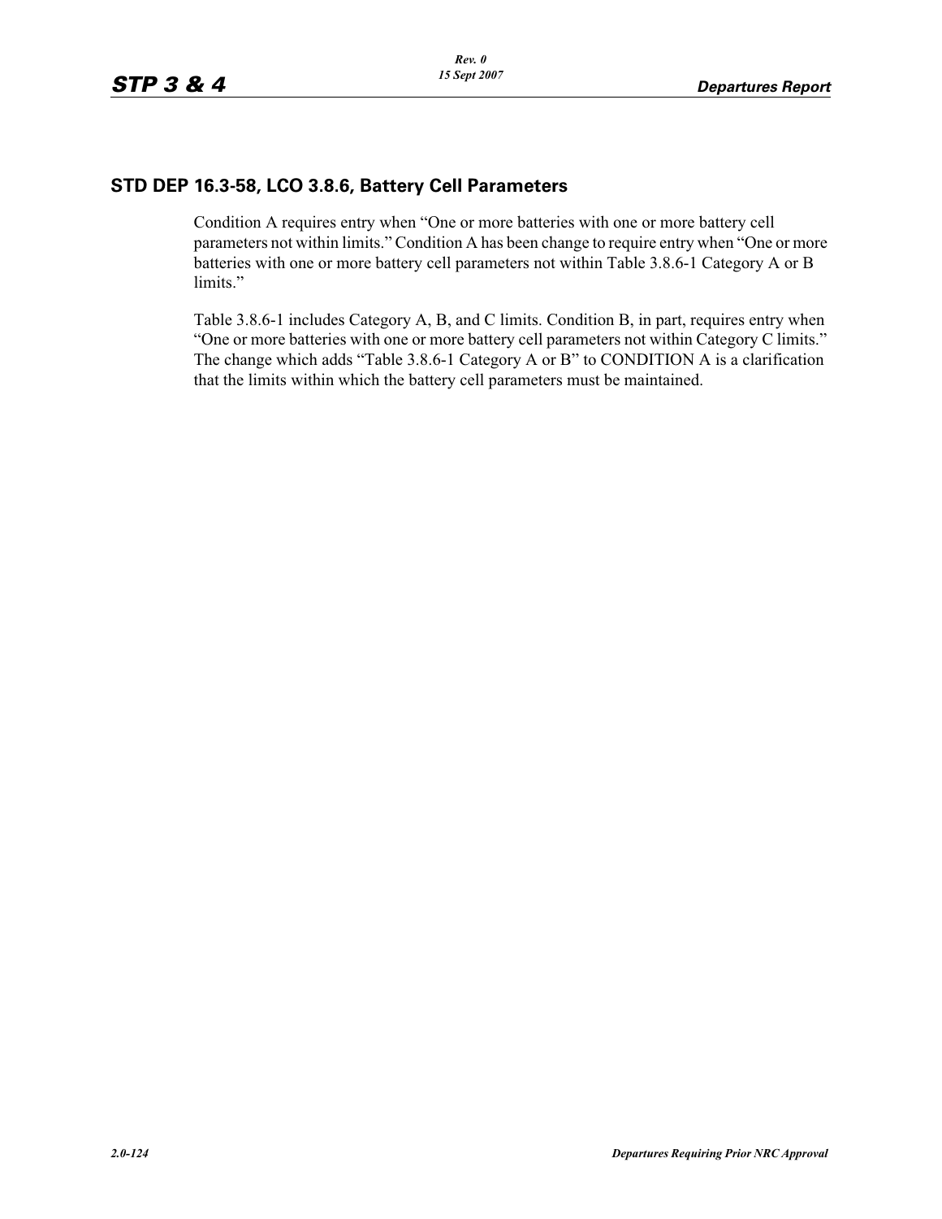## STD DEP 16.3-58, LCO 3.8.6, Battery Cell Parameters

Condition A requires entry when “One or more batteries with one or more battery cell parameters not within limits.” Condition A has been change to require entry when “One or more batteries with one or more battery cell parameters not within Table 3.8.6-1 Category A or B limits.”

Table 3.8.6-1 includes Category A, B, and C limits. Condition B, in part, requires entry when “One or more batteries with one or more battery cell parameters not within Category C limits.” The change which adds “Table 3.8.6-1 Category A or B” to CONDITION A is a clarification that the limits within which the battery cell parameters must be maintained.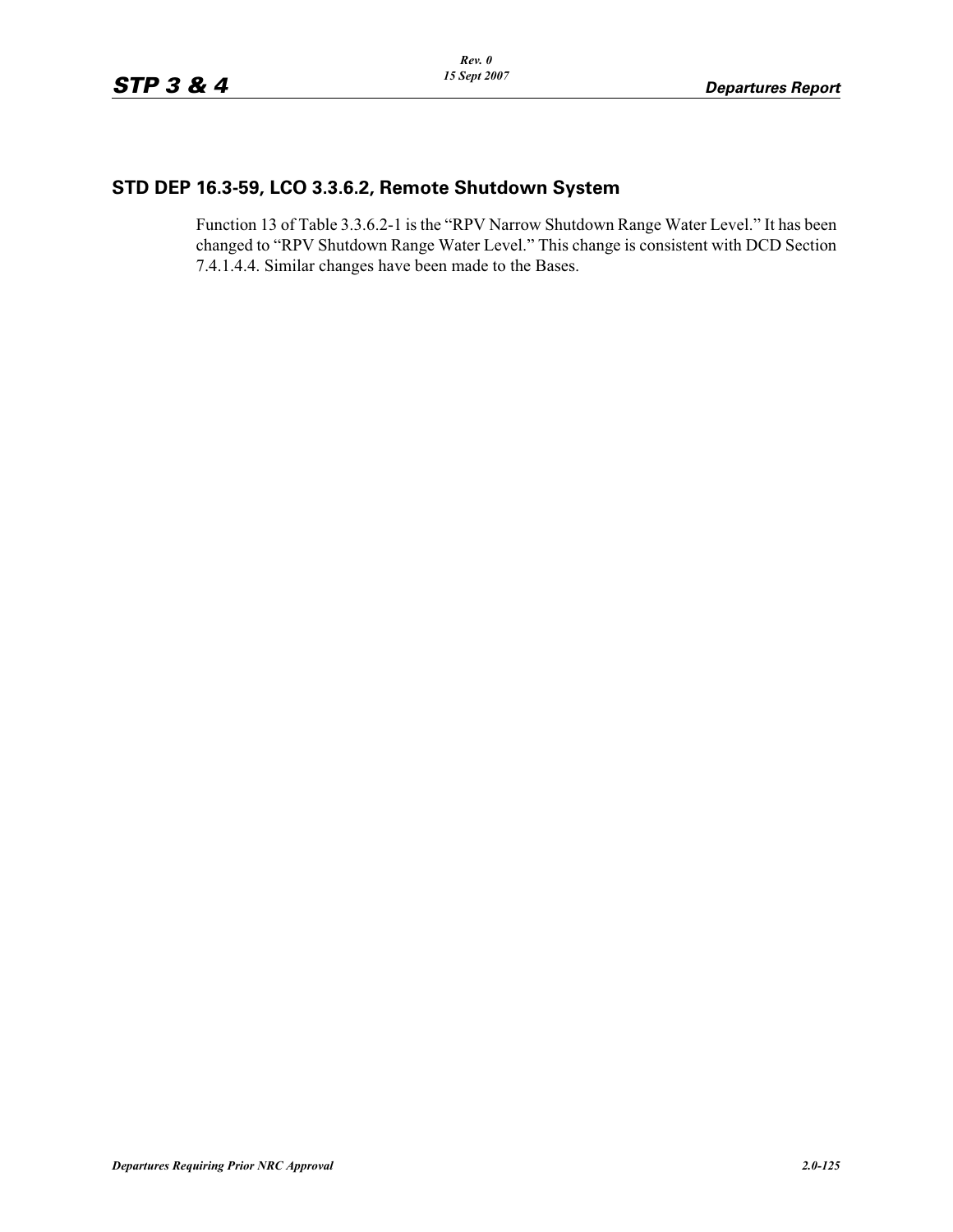## STD DEP 16.3-59, LCO 3.3.6.2, Remote Shutdown System

Function 13 of Table 3.3.6.2-1 is the “RPV Narrow Shutdown Range Water Level.” It has been changed to “RPV Shutdown Range Water Level.” This change is consistent with DCD Section 7.4.1.4.4. Similar changes have been made to the Bases.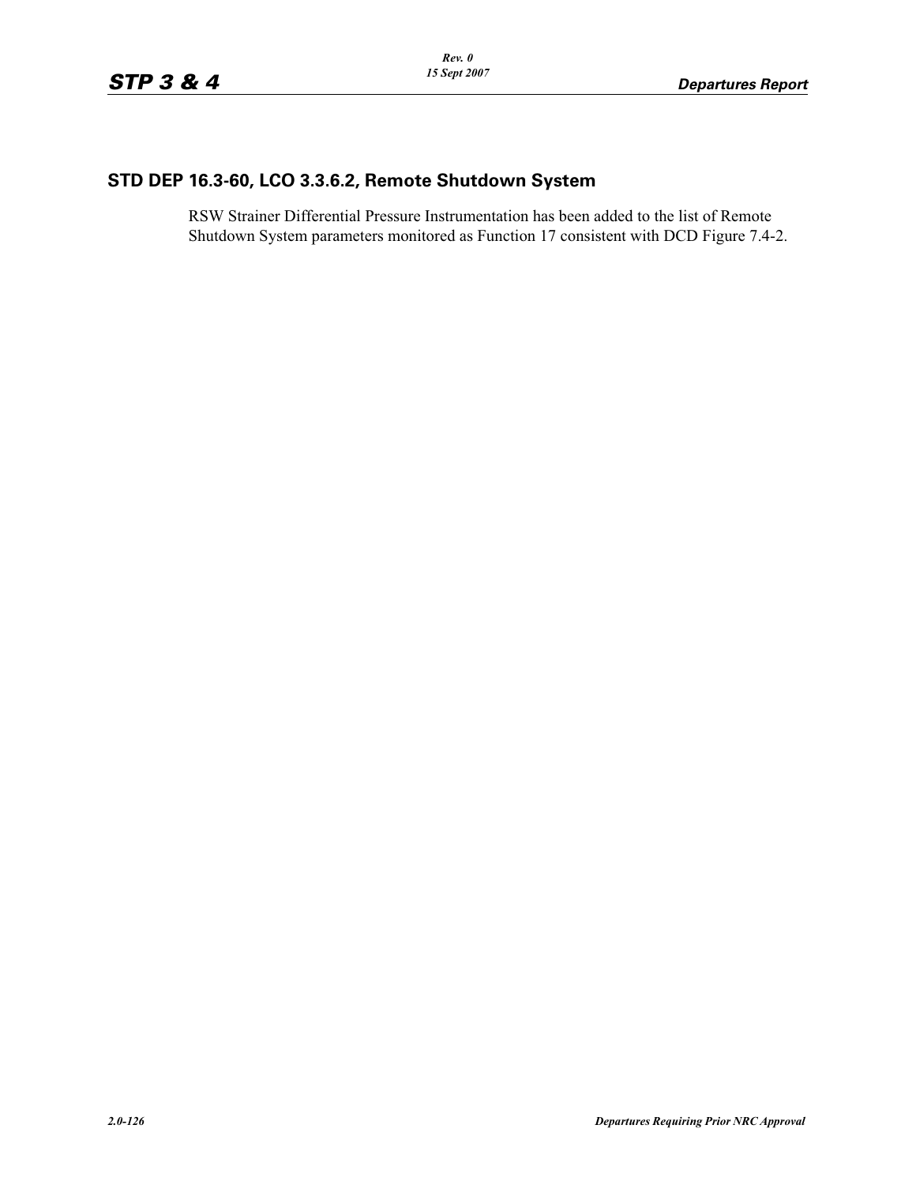## STD DEP 16.3-60, LCO 3.3.6.2, Remote Shutdown System

RSW Strainer Differential Pressure Instrumentation has been added to the list of Remote Shutdown System parameters monitored as Function 17 consistent with DCD Figure 7.4-2.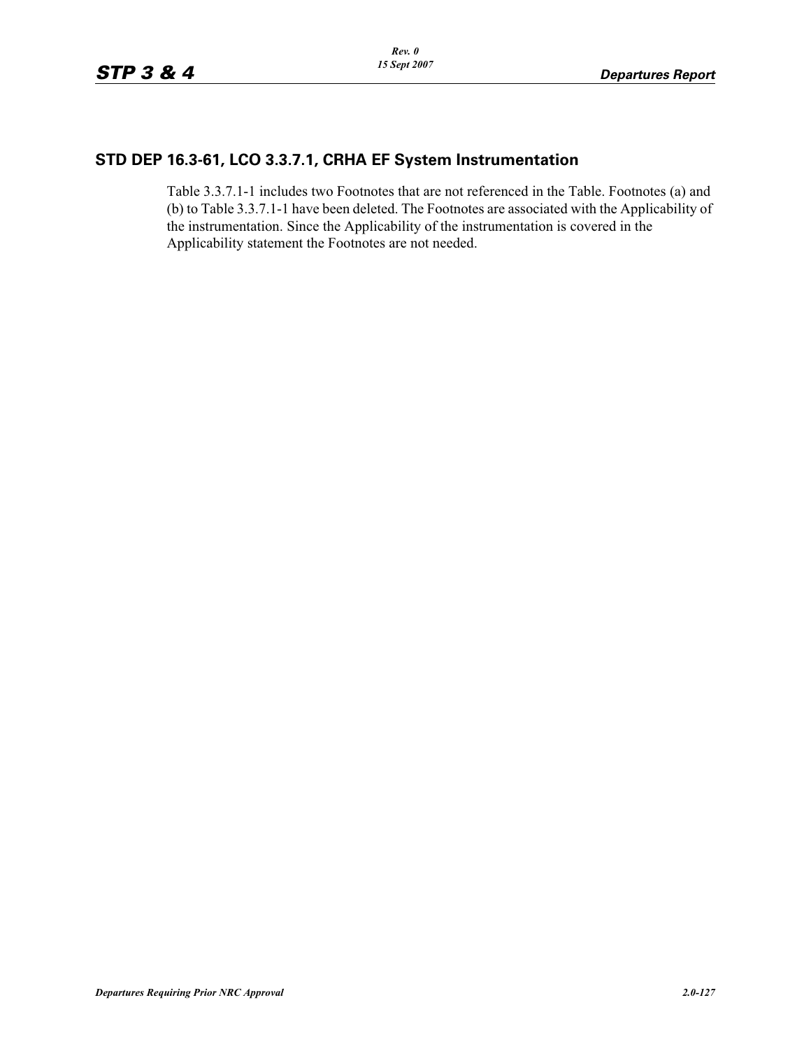## STD DEP 16.3-61, LCO 3.3.7.1, CRHA EF System Instrumentation

Table 3.3.7.1-1 includes two Footnotes that are not referenced in the Table. Footnotes (a) and (b) to Table 3.3.7.1-1 have been deleted. The Footnotes are associated with the Applicability of the instrumentation. Since the Applicability of the instrumentation is covered in the Applicability statement the Footnotes are not needed.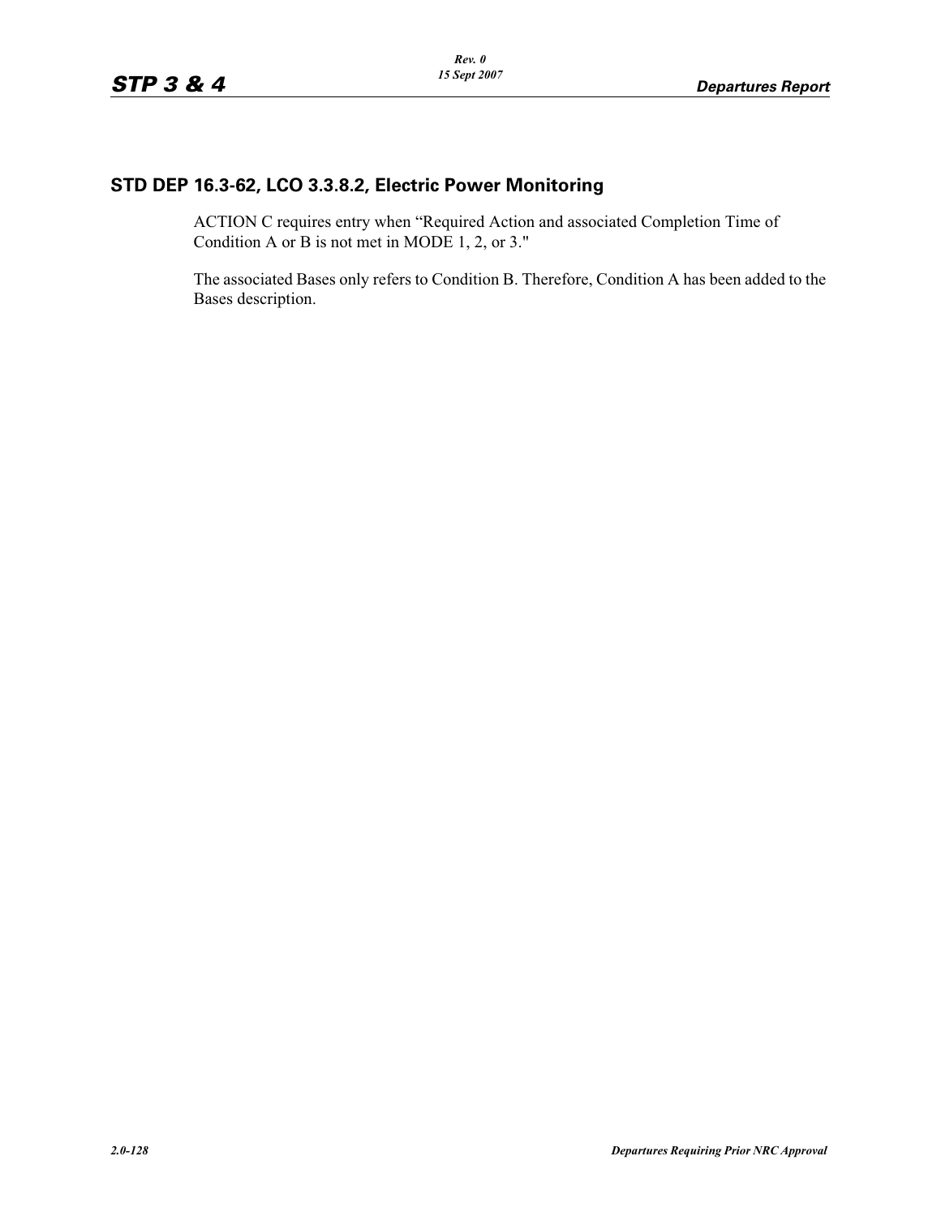## STD DEP 16.3-62, LCO 3.3.8.2, Electric Power Monitoring

ACTION C requires entry when “Required Action and associated Completion Time of Condition A or B is not met in MODE 1, 2, or 3."

The associated Bases only refers to Condition B. Therefore, Condition A has been added to the Bases description.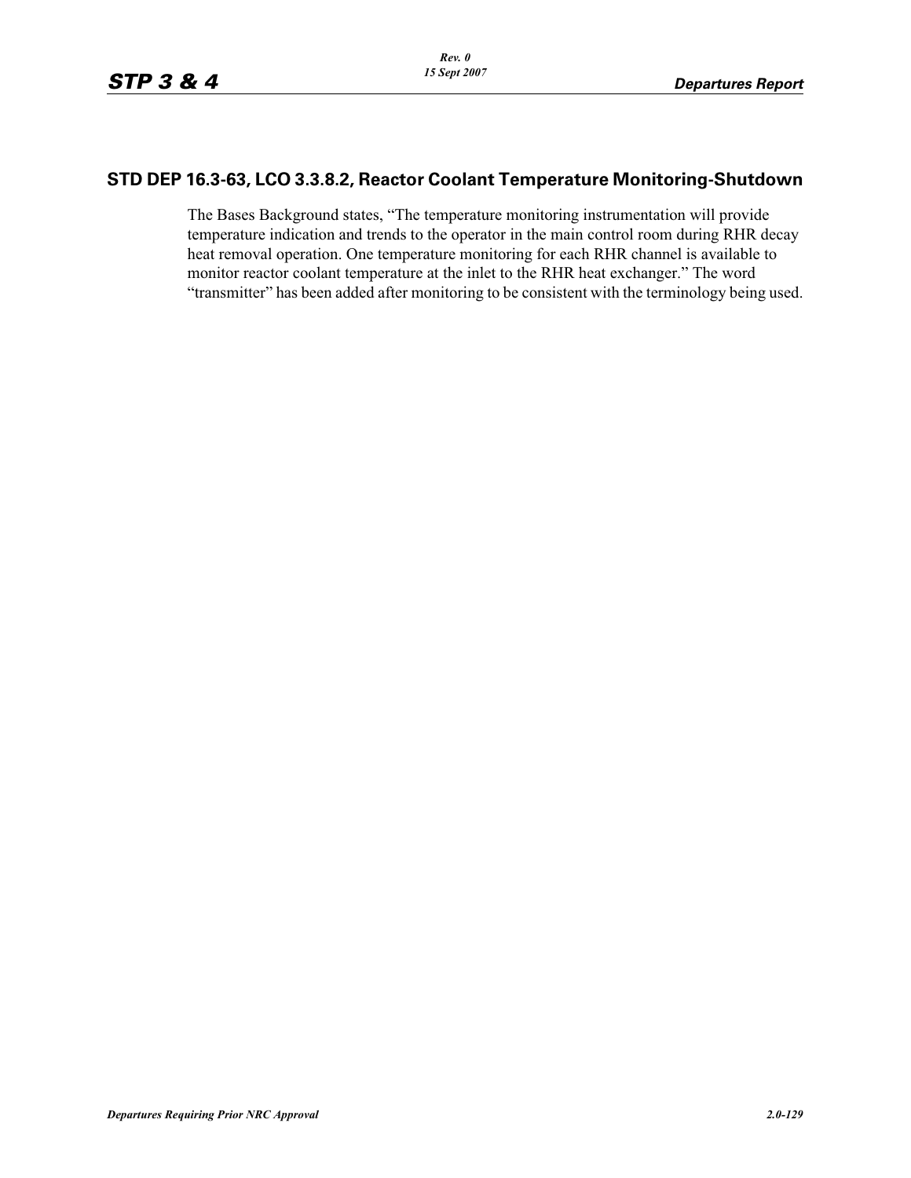## STD DEP 16.3-63, LCO 3.3.8.2, Reactor Coolant Temperature Monitoring-Shutdown

The Bases Background states, "The temperature monitoring instrumentation will provide temperature indication and trends to the operator in the main control room during RHR decay heat removal operation. One temperature monitoring for each RHR channel is available to monitor reactor coolant temperature at the inlet to the RHR heat exchanger." The word "transmitter" has been added after monitoring to be consistent with the terminology being used.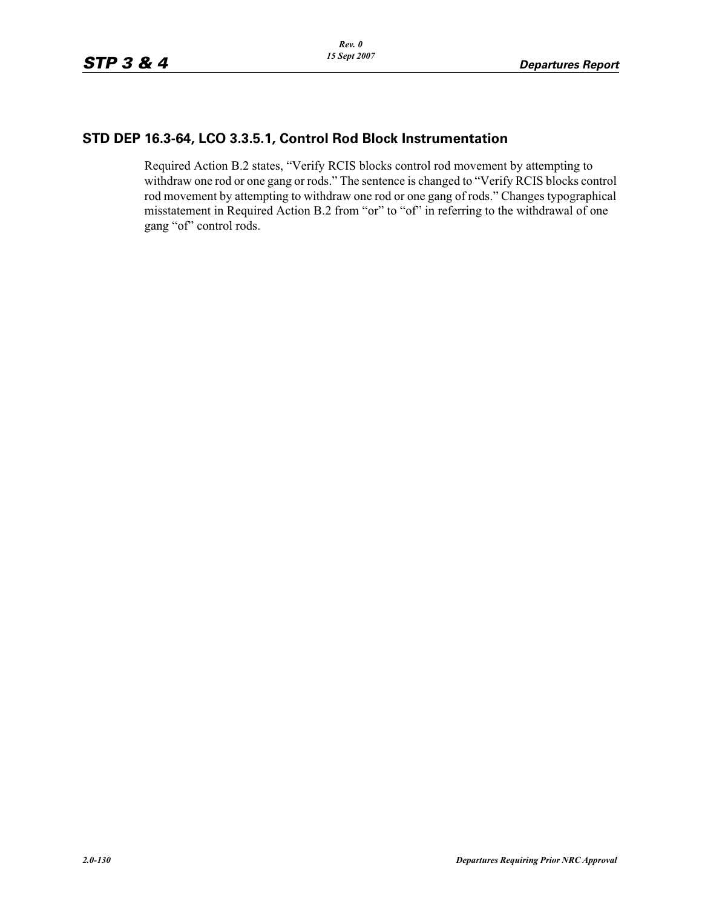## STD DEP 16.3-64, LCO 3.3.5.1, Control Rod Block Instrumentation

Required Action B.2 states, “Verify RCIS blocks control rod movement by attempting to withdraw one rod or one gang or rods.” The sentence is changed to “Verify RCIS blocks control rod movement by attempting to withdraw one rod or one gang of rods.” Changes typographical misstatement in Required Action B.2 from “or” to “of” in referring to the withdrawal of one gang “of” control rods.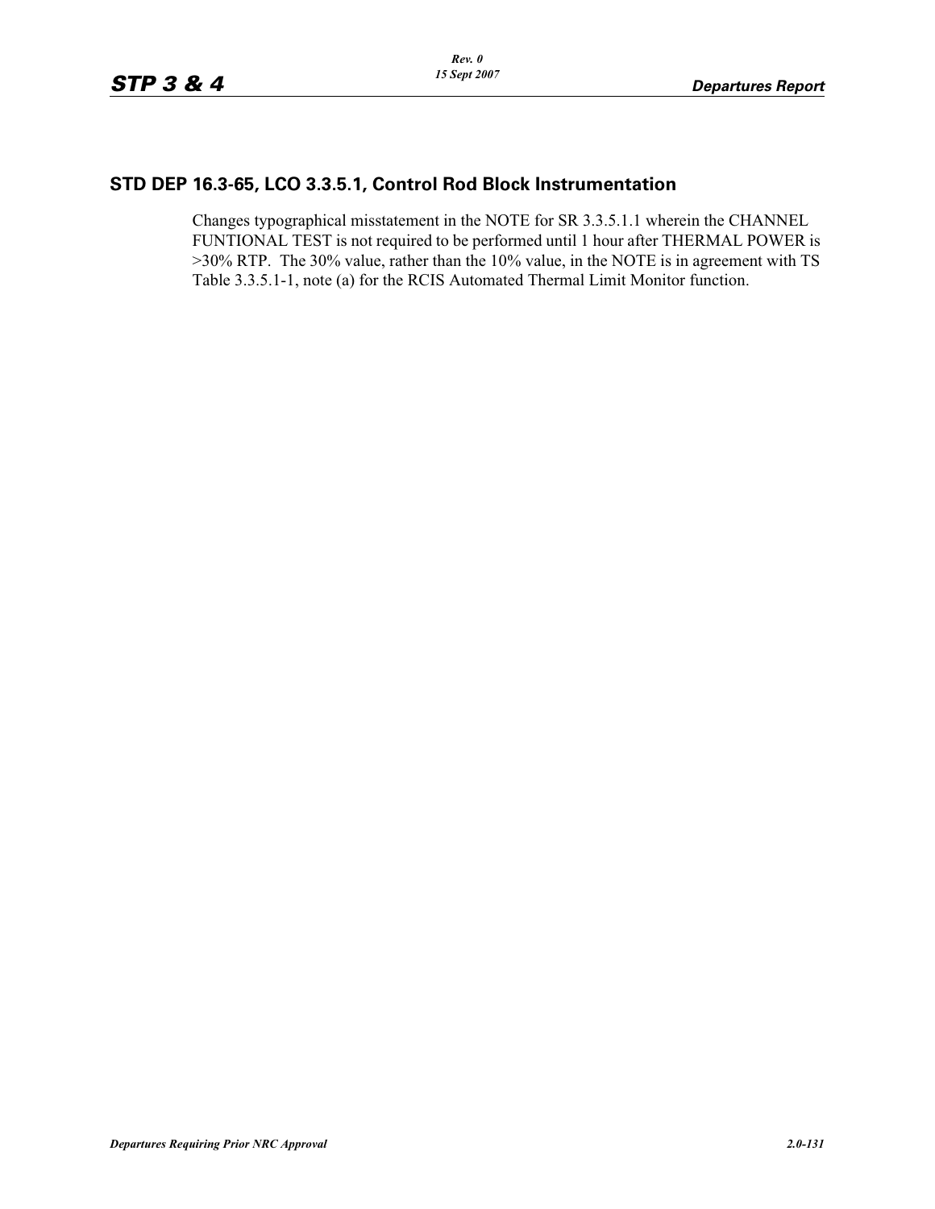## STD DEP 16.3-65, LCO 3.3.5.1, Control Rod Block Instrumentation

Changes typographical misstatement in the NOTE for SR 3.3.5.1.1 wherein the CHANNEL FUNTIONAL TEST is not required to be performed until 1 hour after THERMAL POWER is >30% RTP. The 30% value, rather than the 10% value, in the NOTE is in agreement with TS Table 3.3.5.1-1, note (a) for the RCIS Automated Thermal Limit Monitor function.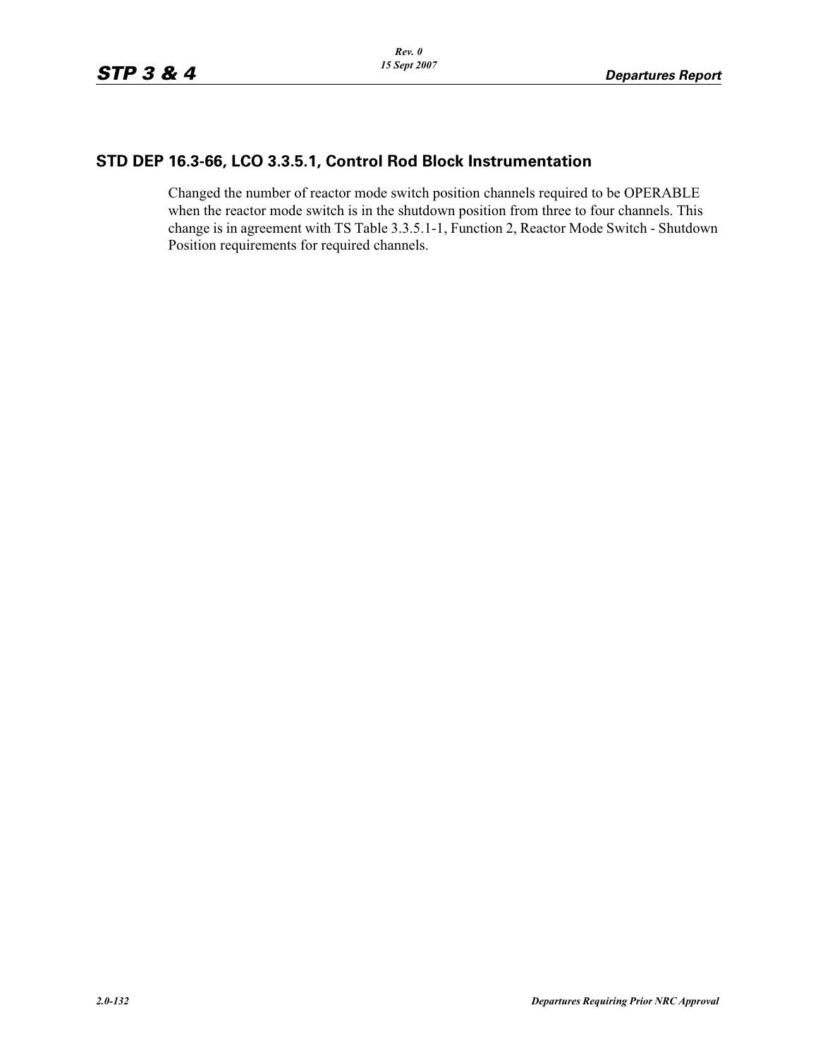## STD DEP 16.3-66, LCO 3.3.5.1, Control Rod Block Instrumentation

Changed the number of reactor mode switch position channels required to be OPERABLE when the reactor mode switch is in the shutdown position from three to four channels. This change is in agreement with TS Table 3.3.5.1-1, Function 2, Reactor Mode Switch - Shutdown Position requirements for required channels.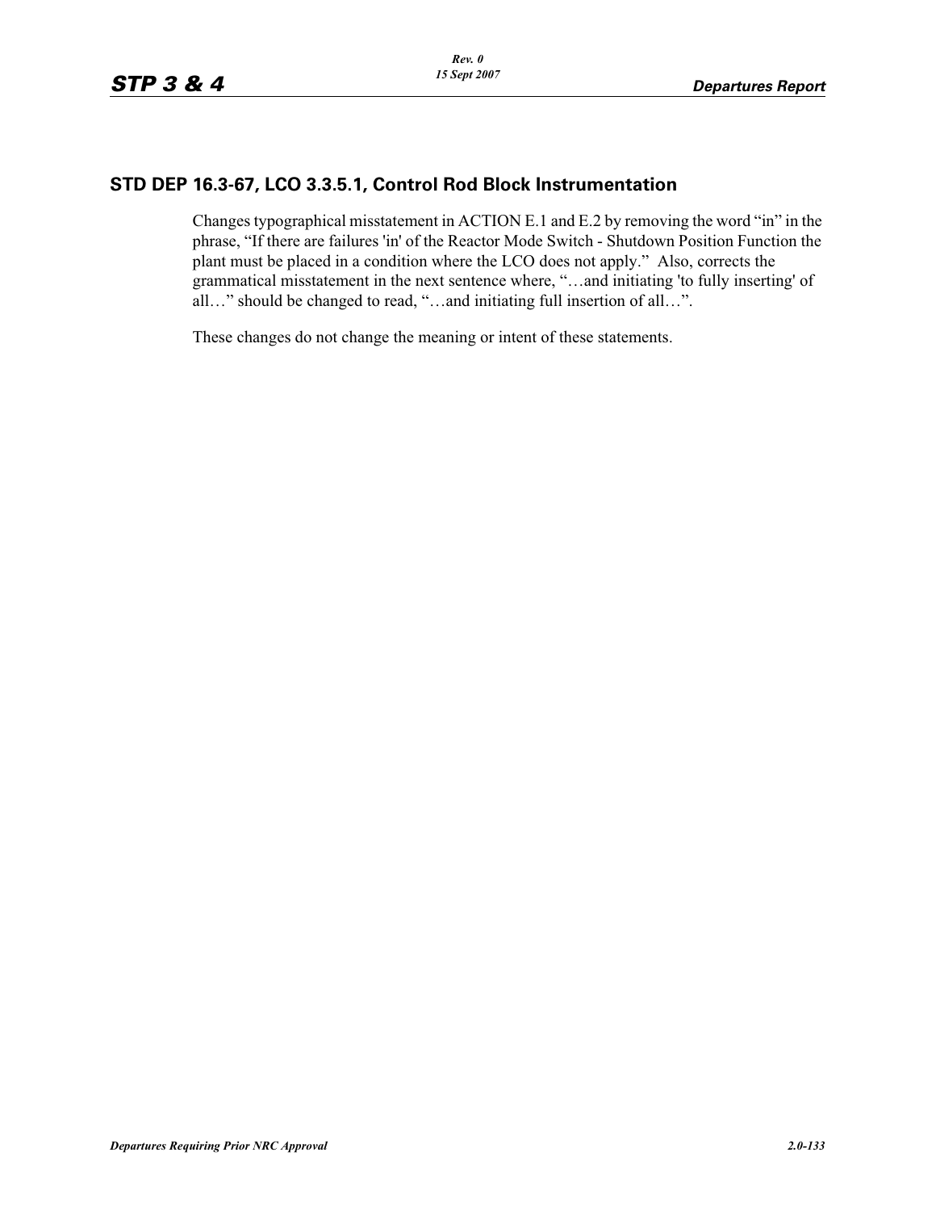## STD DEP 16.3-67, LCO 3.3.5.1, Control Rod Block Instrumentation

Changes typographical misstatement in ACTION E.1 and E.2 by removing the word “in” in the phrase, “If there are failures 'in' of the Reactor Mode Switch - Shutdown Position Function the plant must be placed in a condition where the LCO does not apply.” Also, corrects the grammatical misstatement in the next sentence where, “…and initiating 'to fully inserting' of all…” should be changed to read, “…and initiating full insertion of all…”.

These changes do not change the meaning or intent of these statements.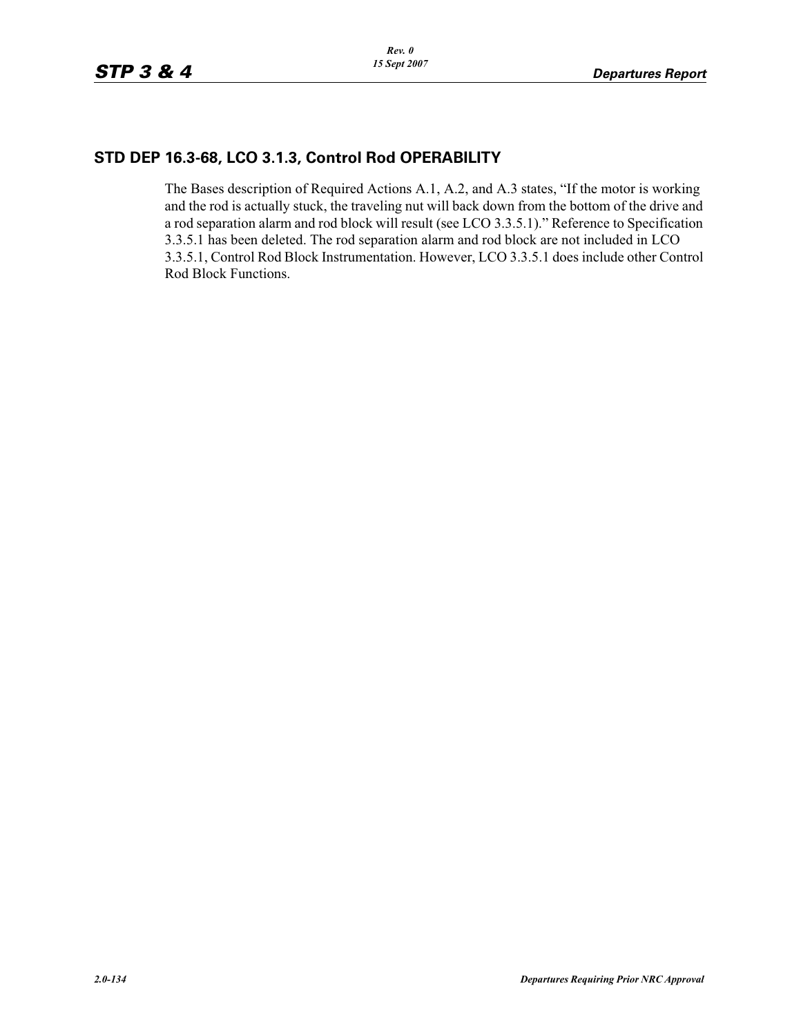## STD DEP 16.3-68, LCO 3.1.3, Control Rod OPERABILITY

The Bases description of Required Actions A.1, A.2, and A.3 states, “If the motor is working and the rod is actually stuck, the traveling nut will back down from the bottom of the drive and a rod separation alarm and rod block will result (see LCO 3.3.5.1).” Reference to Specification 3.3.5.1 has been deleted. The rod separation alarm and rod block are not included in LCO 3.3.5.1, Control Rod Block Instrumentation. However, LCO 3.3.5.1 does include other Control Rod Block Functions.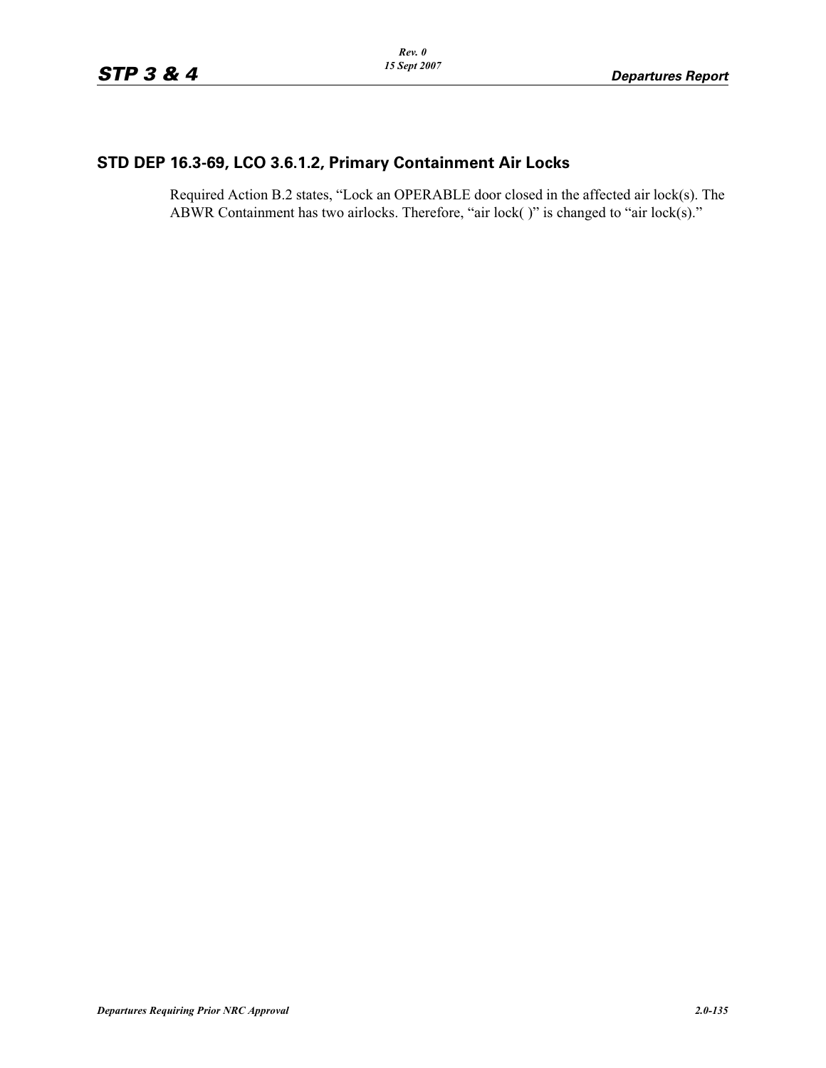## STD DEP 16.3-69, LCO 3.6.1.2, Primary Containment Air Locks

Required Action B.2 states, “Lock an OPERABLE door closed in the affected air lock(s). The ABWR Containment has two airlocks. Therefore, “air lock( )” is changed to “air lock(s).”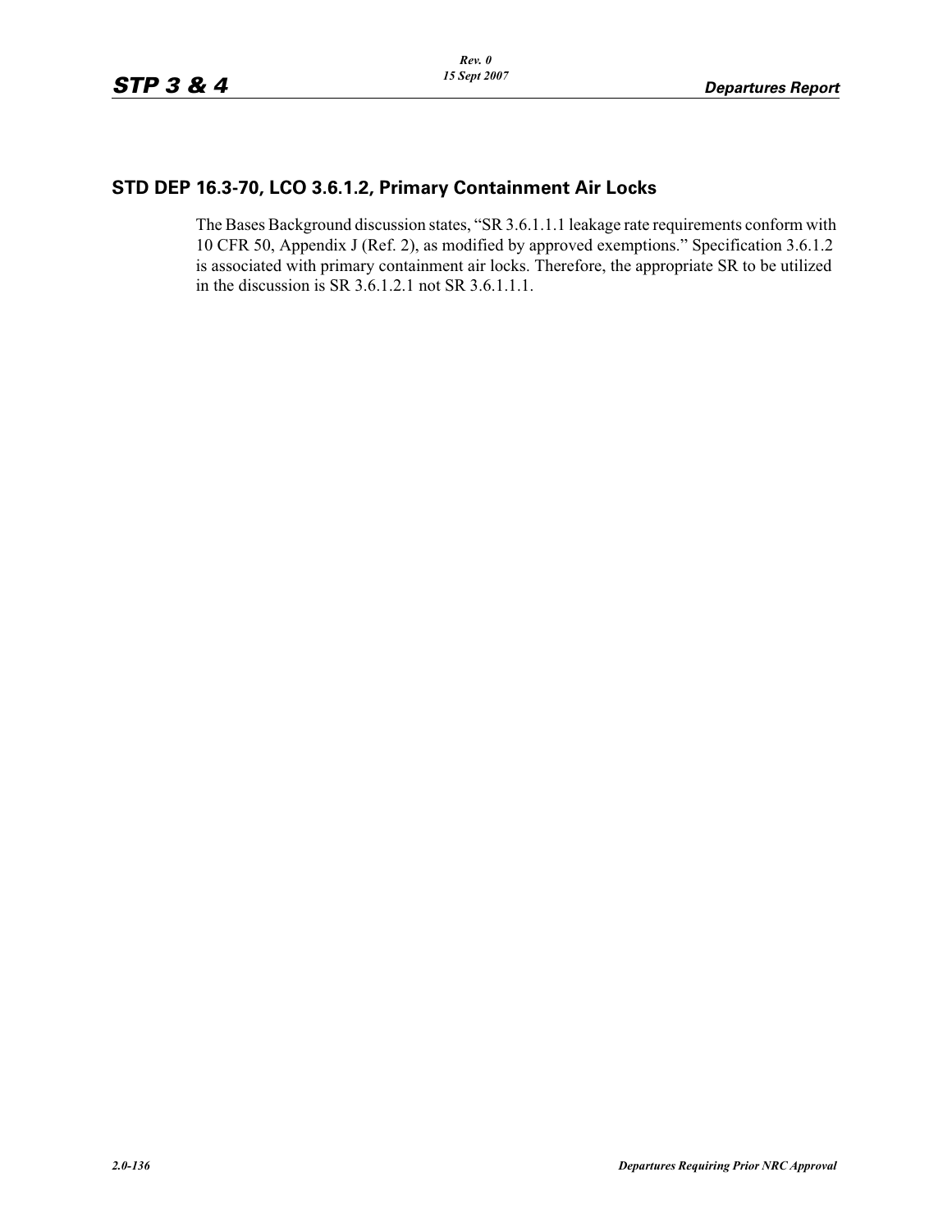## STD DEP 16.3-70, LCO 3.6.1.2, Primary Containment Air Locks

The Bases Background discussion states, "SR 3.6.1.1.1 leakage rate requirements conform with 10 CFR 50, Appendix J (Ref. 2), as modified by approved exemptions." Specification 3.6.1.2 is associated with primary containment air locks. Therefore, the appropriate SR to be utilized in the discussion is SR 3.6.1.2.1 not SR 3.6.1.1.1.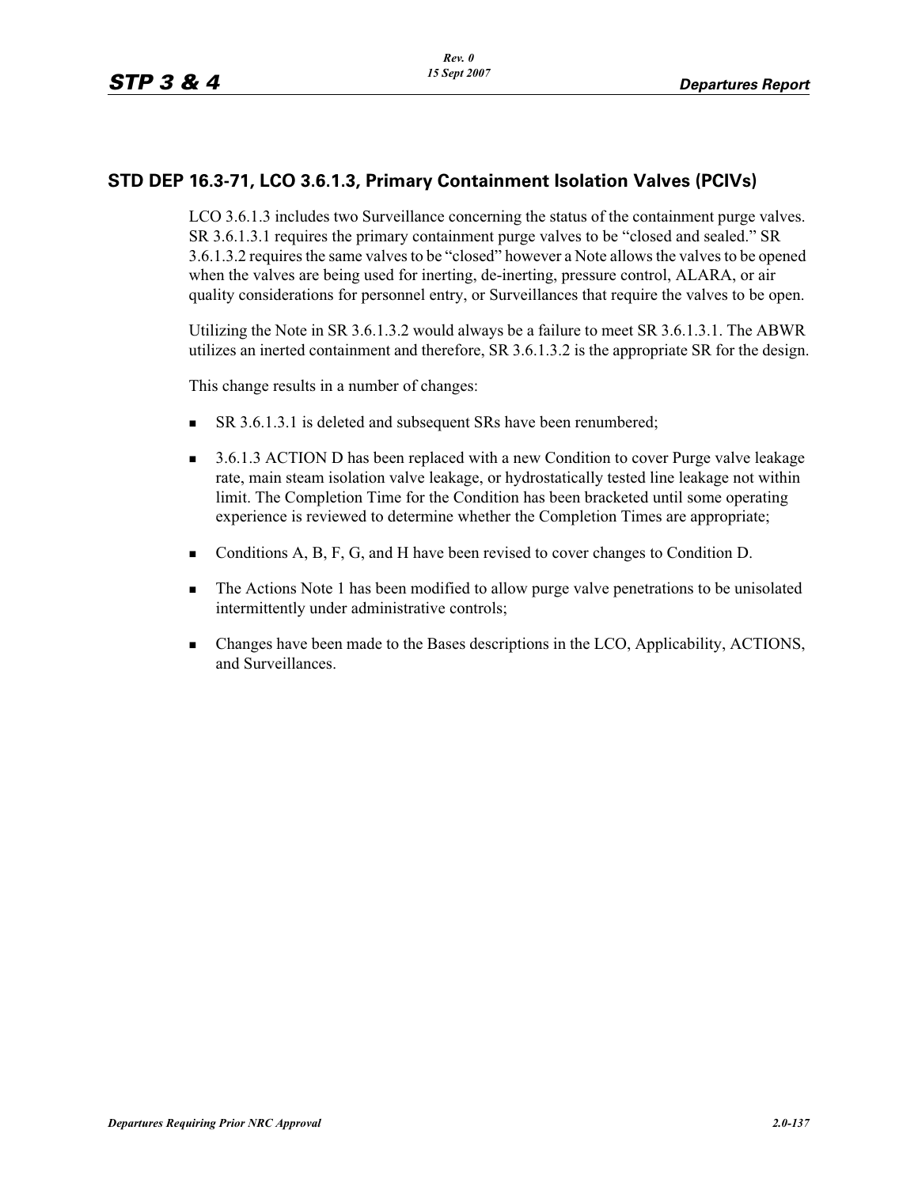## STD DEP 16.3-71, LCO 3.6.1.3, Primary Containment Isolation Valves (PCIVs)

LCO 3.6.1.3 includes two Surveillance concerning the status of the containment purge valves. SR 3.6.1.3.1 requires the primary containment purge valves to be "closed and sealed." SR 3.6.1.3.2 requires the same valves to be "closed" however a Note allows the valves to be opened when the valves are being used for inerting, de-inerting, pressure control, ALARA, or air quality considerations for personnel entry, or Surveillances that require the valves to be open.

Utilizing the Note in SR 3.6.1.3.2 would always be a failure to meet SR 3.6.1.3.1. The ABWR utilizes an inerted containment and therefore, SR 3.6.1.3.2 is the appropriate SR for the design.

This change results in a number of changes:

- SR 3.6.1.3.1 is deleted and subsequent SRs have been renumbered;
- 3.6.1.3 ACTION D has been replaced with a new Condition to cover Purge valve leakage rate, main steam isolation valve leakage, or hydrostatically tested line leakage not within limit. The Completion Time for the Condition has been bracketed until some operating experience is reviewed to determine whether the Completion Times are appropriate;
- Conditions A, B, F, G, and H have been revised to cover changes to Condition D.
- The Actions Note 1 has been modified to allow purge valve penetrations to be unisolated intermittently under administrative controls;
- Changes have been made to the Bases descriptions in the LCO, Applicability, ACTIONS, and Surveillances.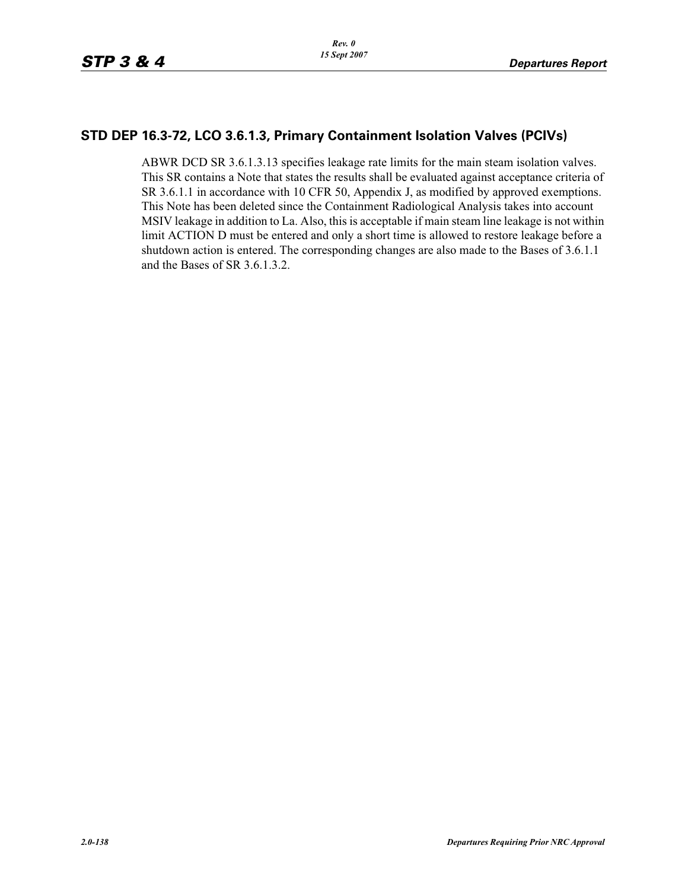## STD DEP 16.3-72, LCO 3.6.1.3, Primary Containment Isolation Valves (PCIVs)

ABWR DCD SR 3.6.1.3.13 specifies leakage rate limits for the main steam isolation valves. This SR contains a Note that states the results shall be evaluated against acceptance criteria of SR 3.6.1.1 in accordance with 10 CFR 50, Appendix J, as modified by approved exemptions. This Note has been deleted since the Containment Radiological Analysis takes into account MSIV leakage in addition to La. Also, this is acceptable if main steam line leakage is not within limit ACTION D must be entered and only a short time is allowed to restore leakage before a shutdown action is entered. The corresponding changes are also made to the Bases of 3.6.1.1 and the Bases of SR 3.6.1.3.2.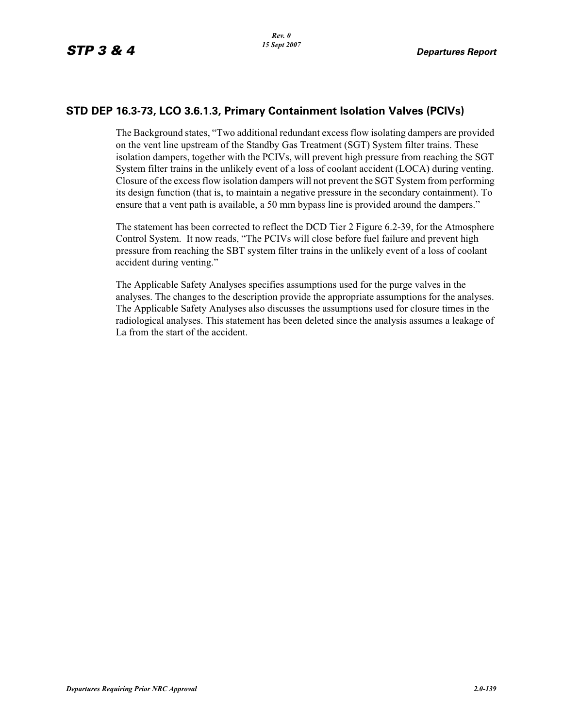## STD DEP 16.3-73, LCO 3.6.1.3, Primary Containment Isolation Valves (PCIVs)

The Background states, “Two additional redundant excess flow isolating dampers are provided on the vent line upstream of the Standby Gas Treatment (SGT) System filter trains. These isolation dampers, together with the PCIVs, will prevent high pressure from reaching the SGT System filter trains in the unlikely event of a loss of coolant accident (LOCA) during venting. Closure of the excess flow isolation dampers will not prevent the SGT System from performing its design function (that is, to maintain a negative pressure in the secondary containment). To ensure that a vent path is available, a 50 mm bypass line is provided around the dampers.”

The statement has been corrected to reflect the DCD Tier 2 Figure 6.2-39, for the Atmosphere Control System. It now reads, “The PCIVs will close before fuel failure and prevent high pressure from reaching the SBT system filter trains in the unlikely event of a loss of coolant accident during venting.”

The Applicable Safety Analyses specifies assumptions used for the purge valves in the analyses. The changes to the description provide the appropriate assumptions for the analyses. The Applicable Safety Analyses also discusses the assumptions used for closure times in the radiological analyses. This statement has been deleted since the analysis assumes a leakage of La from the start of the accident.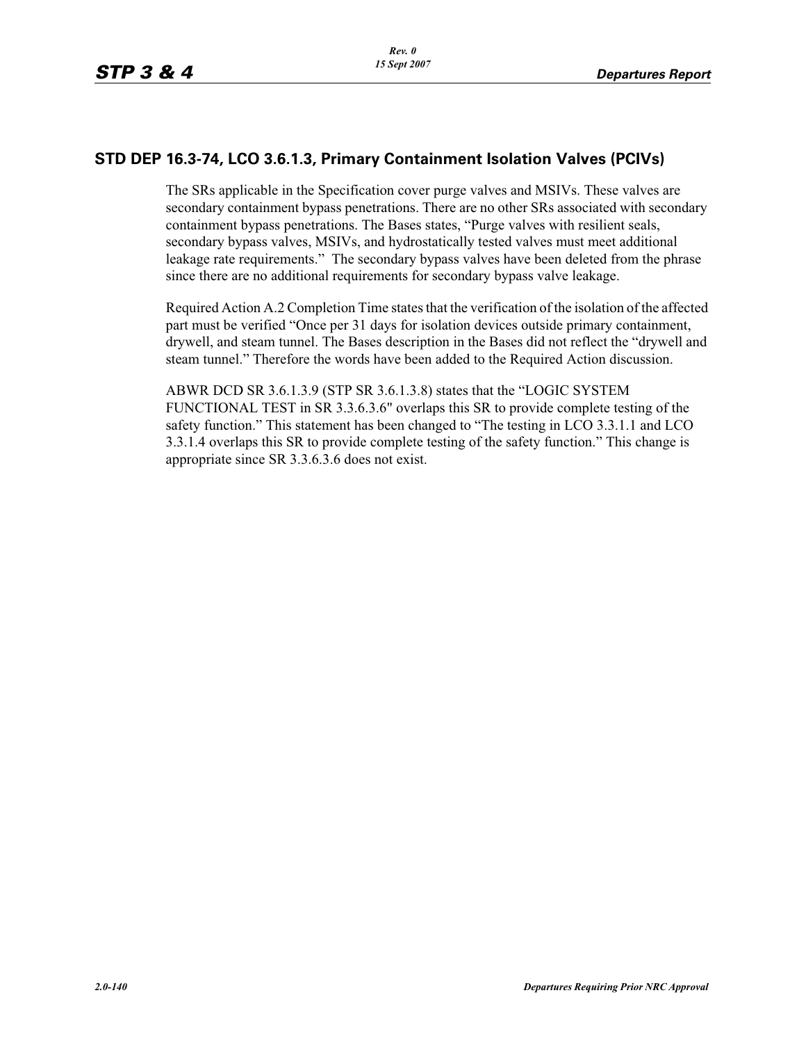## STD DEP 16.3-74, LCO 3.6.1.3, Primary Containment Isolation Valves (PCIVs)

The SRs applicable in the Specification cover purge valves and MSIVs. These valves are secondary containment bypass penetrations. There are no other SRs associated with secondary containment bypass penetrations. The Bases states, “Purge valves with resilient seals, secondary bypass valves, MSIVs, and hydrostatically tested valves must meet additional leakage rate requirements.” The secondary bypass valves have been deleted from the phrase since there are no additional requirements for secondary bypass valve leakage.

Required Action A.2 Completion Time states that the verification of the isolation of the affected part must be verified “Once per 31 days for isolation devices outside primary containment, drywell, and steam tunnel. The Bases description in the Bases did not reflect the “drywell and steam tunnel.” Therefore the words have been added to the Required Action discussion.

ABWR DCD SR 3.6.1.3.9 (STP SR 3.6.1.3.8) states that the “LOGIC SYSTEM FUNCTIONAL TEST in SR 3.3.6.3.6" overlaps this SR to provide complete testing of the safety function.” This statement has been changed to “The testing in LCO 3.3.1.1 and LCO 3.3.1.4 overlaps this SR to provide complete testing of the safety function.” This change is appropriate since SR 3.3.6.3.6 does not exist.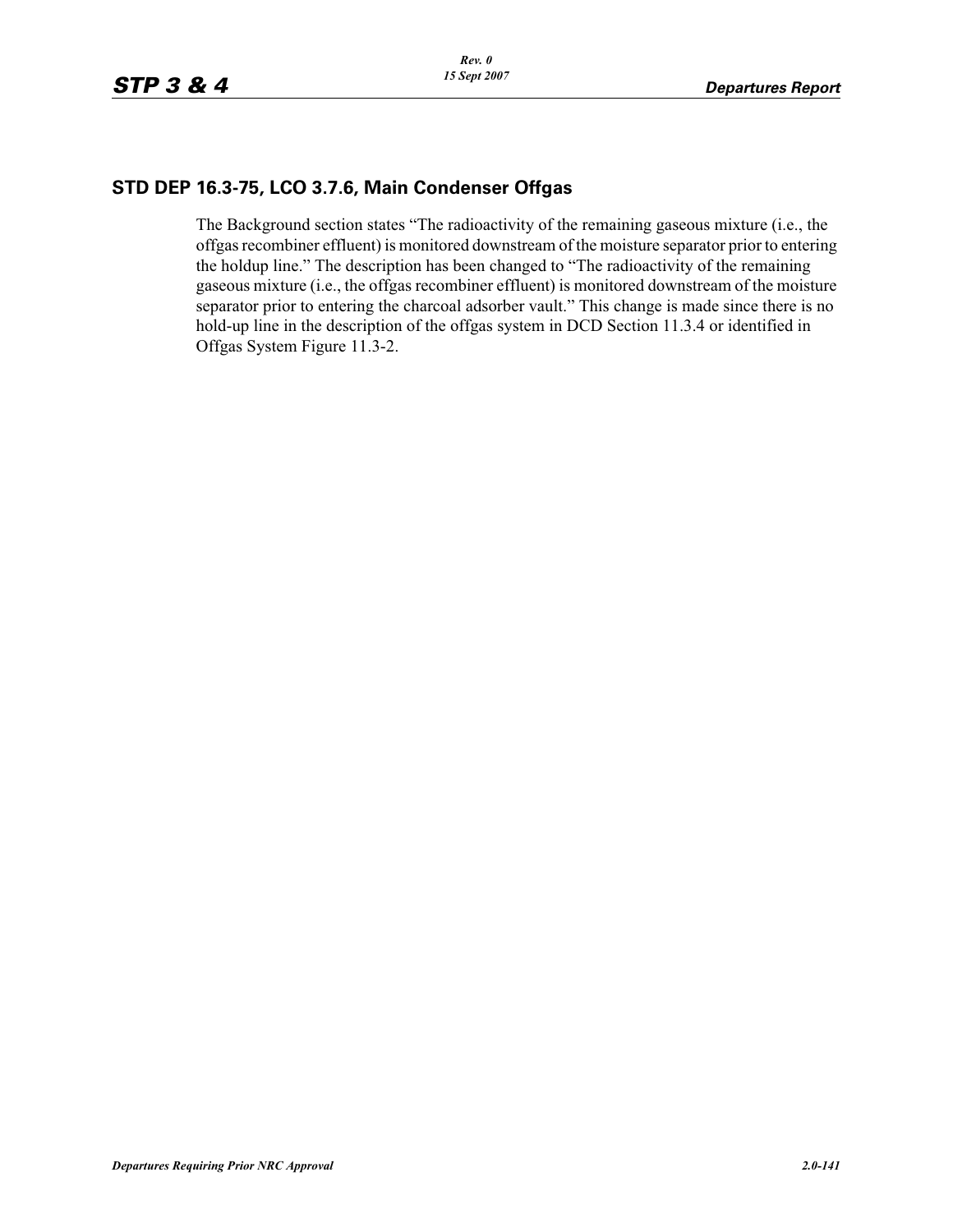## STD DEP 16.3-75, LCO 3.7.6, Main Condenser Offgas

The Background section states "The radioactivity of the remaining gaseous mixture (i.e., the offgas recombiner effluent) is monitored downstream of the moisture separator prior to entering the holdup line." The description has been changed to "The radioactivity of the remaining gaseous mixture (i.e., the offgas recombiner effluent) is monitored downstream of the moisture separator prior to entering the charcoal adsorber vault." This change is made since there is no hold-up line in the description of the offgas system in DCD Section 11.3.4 or identified in Offgas System Figure 11.3-2.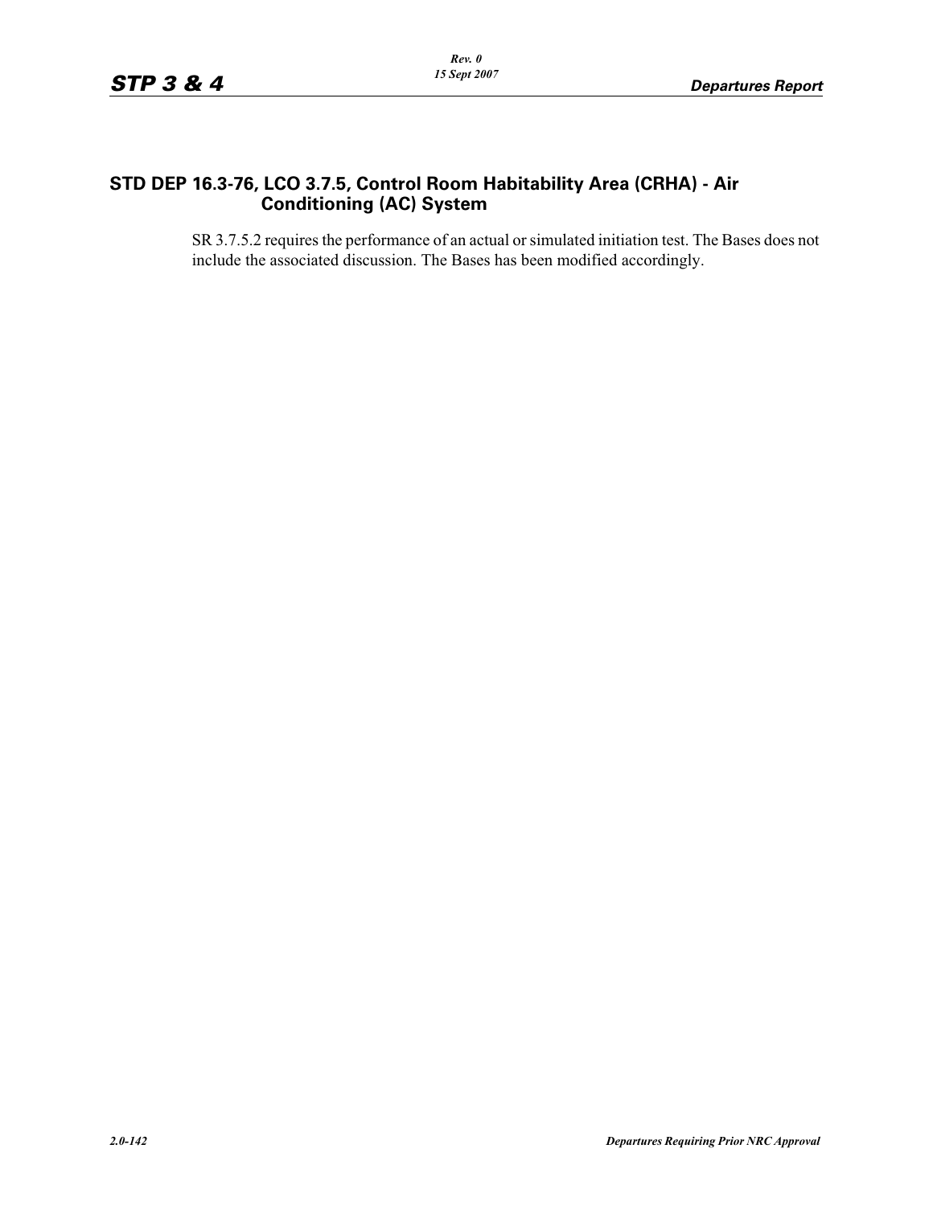## STD DEP 16.3-76, LCO 3.7.5, Control Room Habitability Area (CRHA) - Air Conditioning (AC) System

SR 3.7.5.2 requires the performance of an actual or simulated initiation test. The Bases does not include the associated discussion. The Bases has been modified accordingly.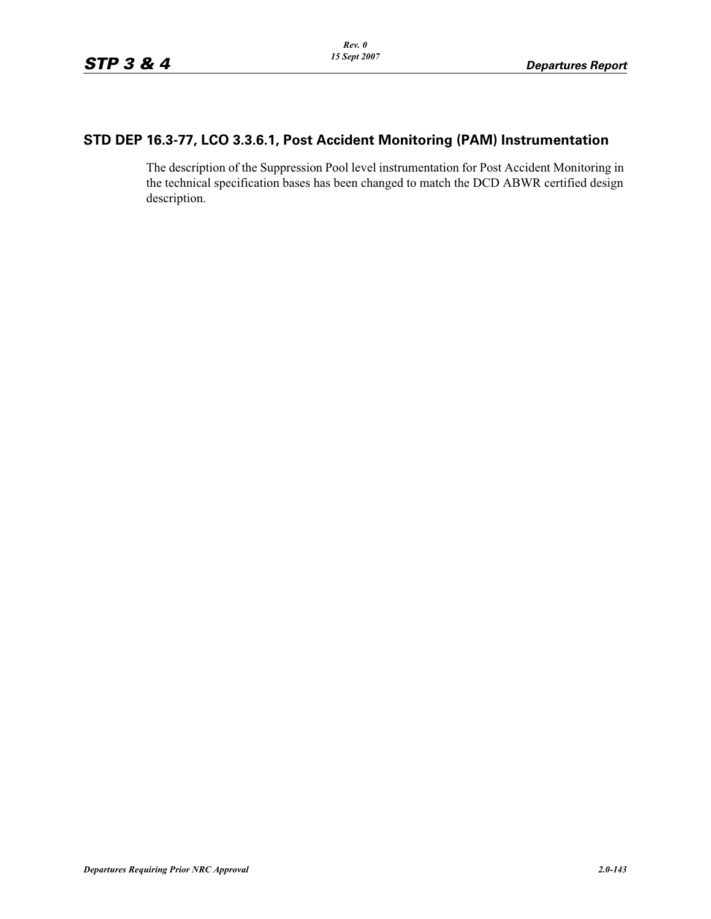## STD DEP 16.3-77, LCO 3.3.6.1, Post Accident Monitoring (PAM) Instrumentation

The description of the Suppression Pool level instrumentation for Post Accident Monitoring in the technical specification bases has been changed to match the DCD ABWR certified design description.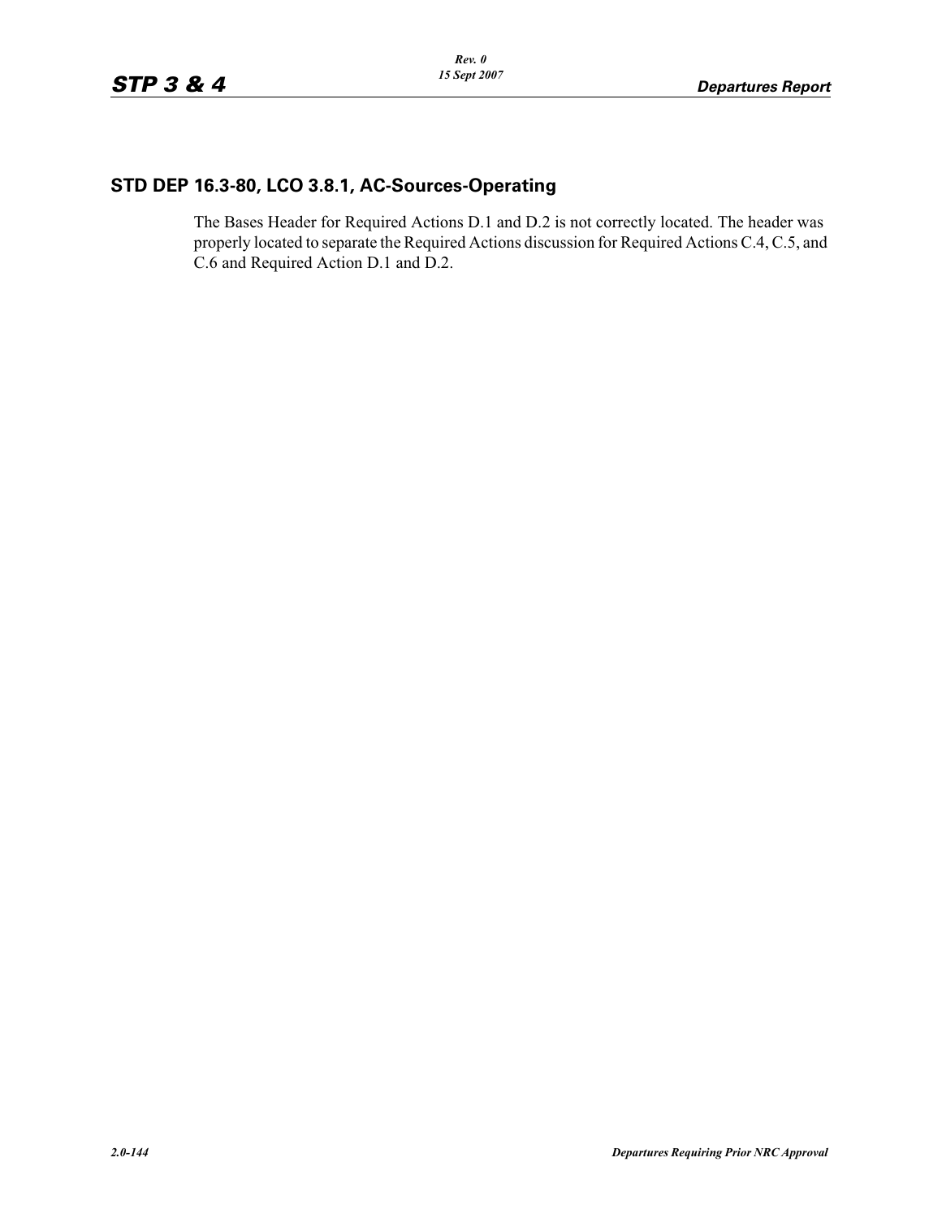## STD DEP 16.3-80, LCO 3.8.1, AC-Sources-Operating

The Bases Header for Required Actions D.1 and D.2 is not correctly located. The header was properly located to separate the Required Actions discussion for Required Actions C.4, C.5, and C.6 and Required Action D.1 and D.2.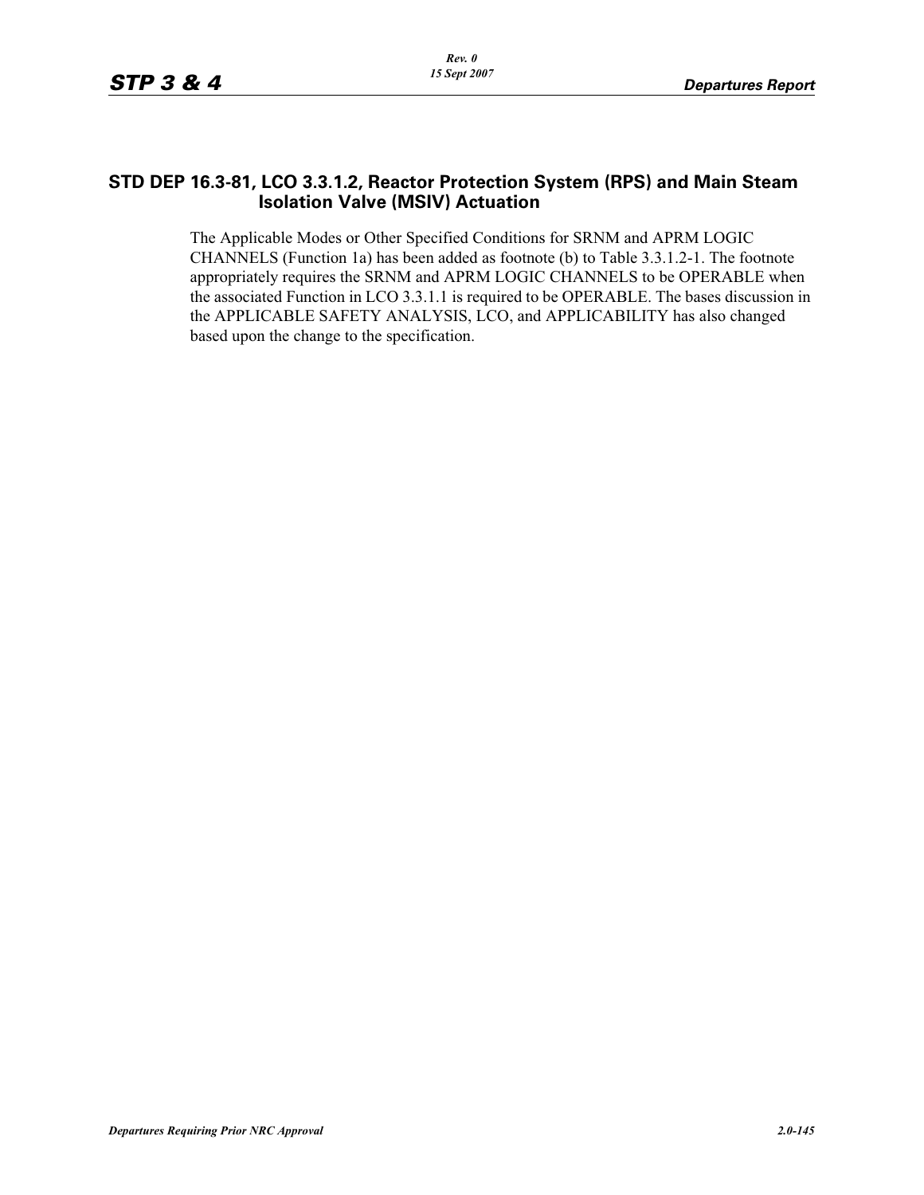## STD DEP 16.3-81, LCO 3.3.1.2, Reactor Protection System (RPS) and Main Steam Isolation Valve (MSIV) Actuation

The Applicable Modes or Other Specified Conditions for SRNM and APRM LOGIC CHANNELS (Function 1a) has been added as footnote (b) to Table 3.3.1.2-1. The footnote appropriately requires the SRNM and APRM LOGIC CHANNELS to be OPERABLE when the associated Function in LCO 3.3.1.1 is required to be OPERABLE. The bases discussion in the APPLICABLE SAFETY ANALYSIS, LCO, and APPLICABILITY has also changed based upon the change to the specification.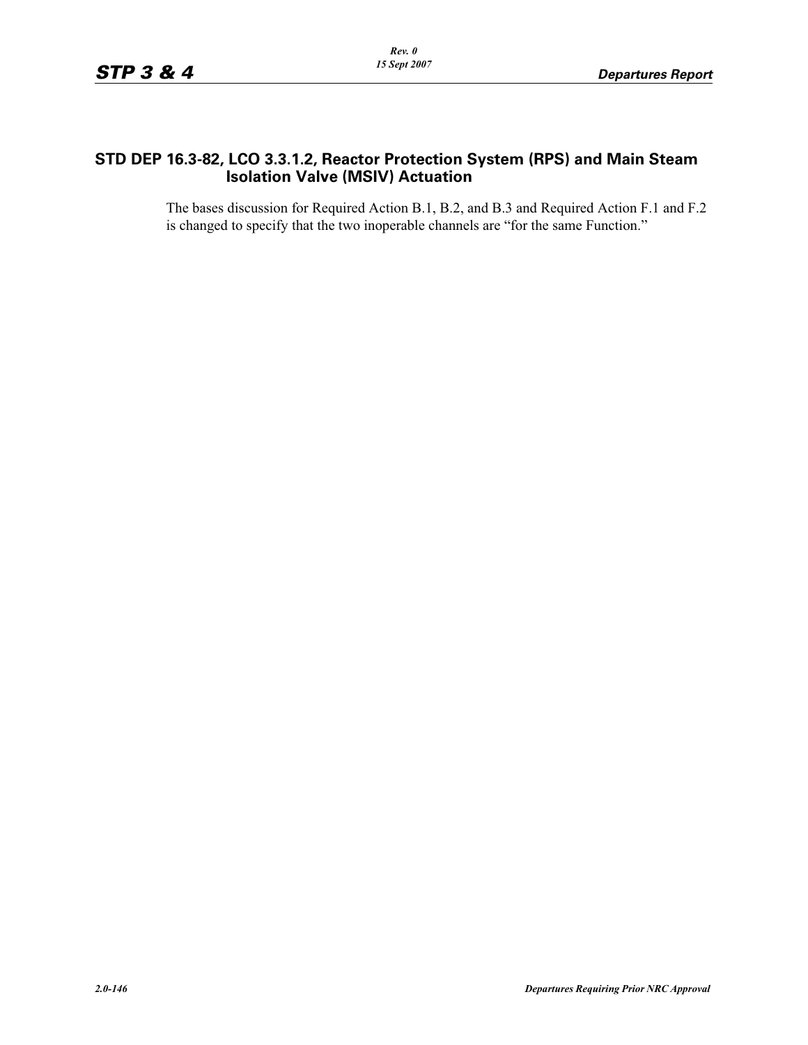## STD DEP 16.3-82, LCO 3.3.1.2, Reactor Protection System (RPS) and Main Steam Isolation Valve (MSIV) Actuation

The bases discussion for Required Action B.1, B.2, and B.3 and Required Action F.1 and F.2 is changed to specify that the two inoperable channels are "for the same Function."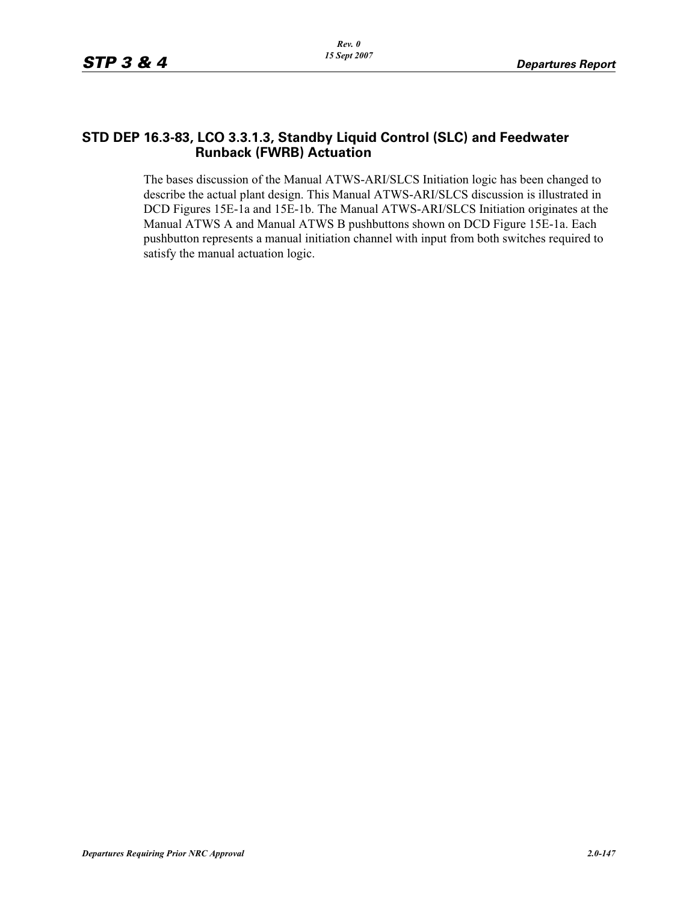## STD DEP 16.3-83, LCO 3.3.1.3, Standby Liquid Control (SLC) and Feedwater Runback (FWRB) Actuation

The bases discussion of the Manual ATWS-ARI/SLCS Initiation logic has been changed to describe the actual plant design. This Manual ATWS-ARI/SLCS discussion is illustrated in DCD Figures 15E-1a and 15E-1b. The Manual ATWS-ARI/SLCS Initiation originates at the Manual ATWS A and Manual ATWS B pushbuttons shown on DCD Figure 15E-1a. Each pushbutton represents a manual initiation channel with input from both switches required to satisfy the manual actuation logic.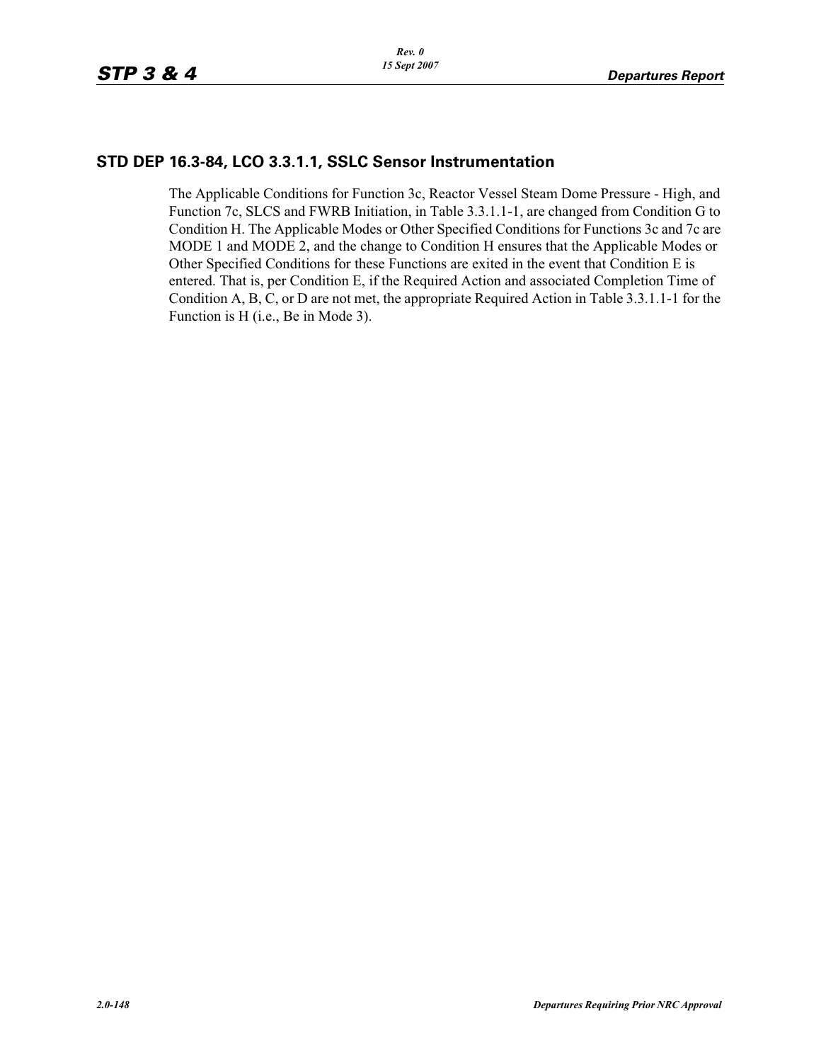## STD DEP 16.3-84, LCO 3.3.1.1, SSLC Sensor Instrumentation

The Applicable Conditions for Function 3c, Reactor Vessel Steam Dome Pressure - High, and Function 7c, SLCS and FWRB Initiation, in Table 3.3.1.1-1, are changed from Condition G to Condition H. The Applicable Modes or Other Specified Conditions for Functions 3c and 7c are MODE 1 and MODE 2, and the change to Condition H ensures that the Applicable Modes or Other Specified Conditions for these Functions are exited in the event that Condition E is entered. That is, per Condition E, if the Required Action and associated Completion Time of Condition A, B, C, or D are not met, the appropriate Required Action in Table 3.3.1.1-1 for the Function is H (i.e., Be in Mode 3).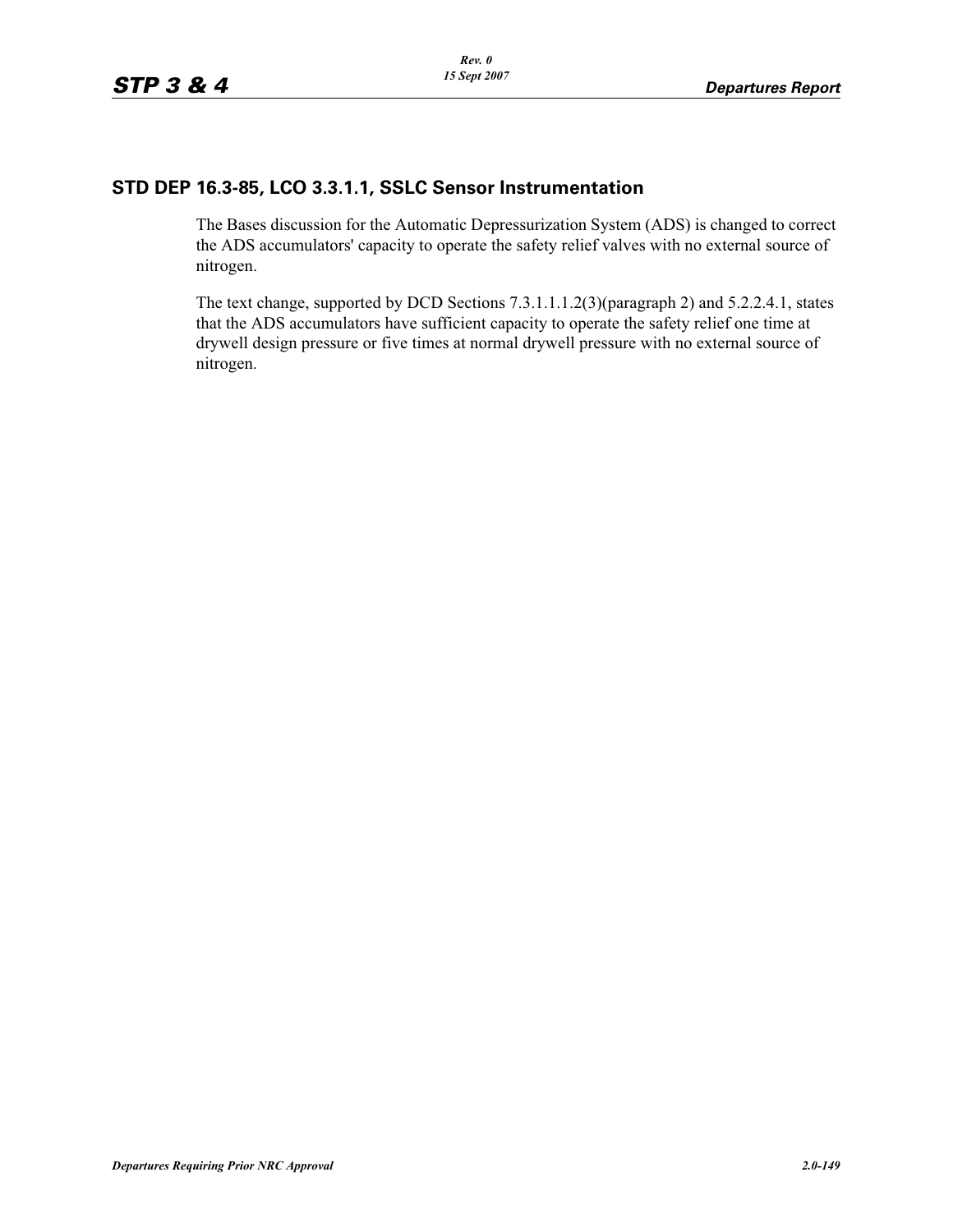## STD DEP 16.3-85, LCO 3.3.1.1, SSLC Sensor Instrumentation

The Bases discussion for the Automatic Depressurization System (ADS) is changed to correct the ADS accumulators' capacity to operate the safety relief valves with no external source of nitrogen.

The text change, supported by DCD Sections 7.3.1.1.1.2(3)(paragraph 2) and 5.2.2.4.1, states that the ADS accumulators have sufficient capacity to operate the safety relief one time at drywell design pressure or five times at normal drywell pressure with no external source of nitrogen.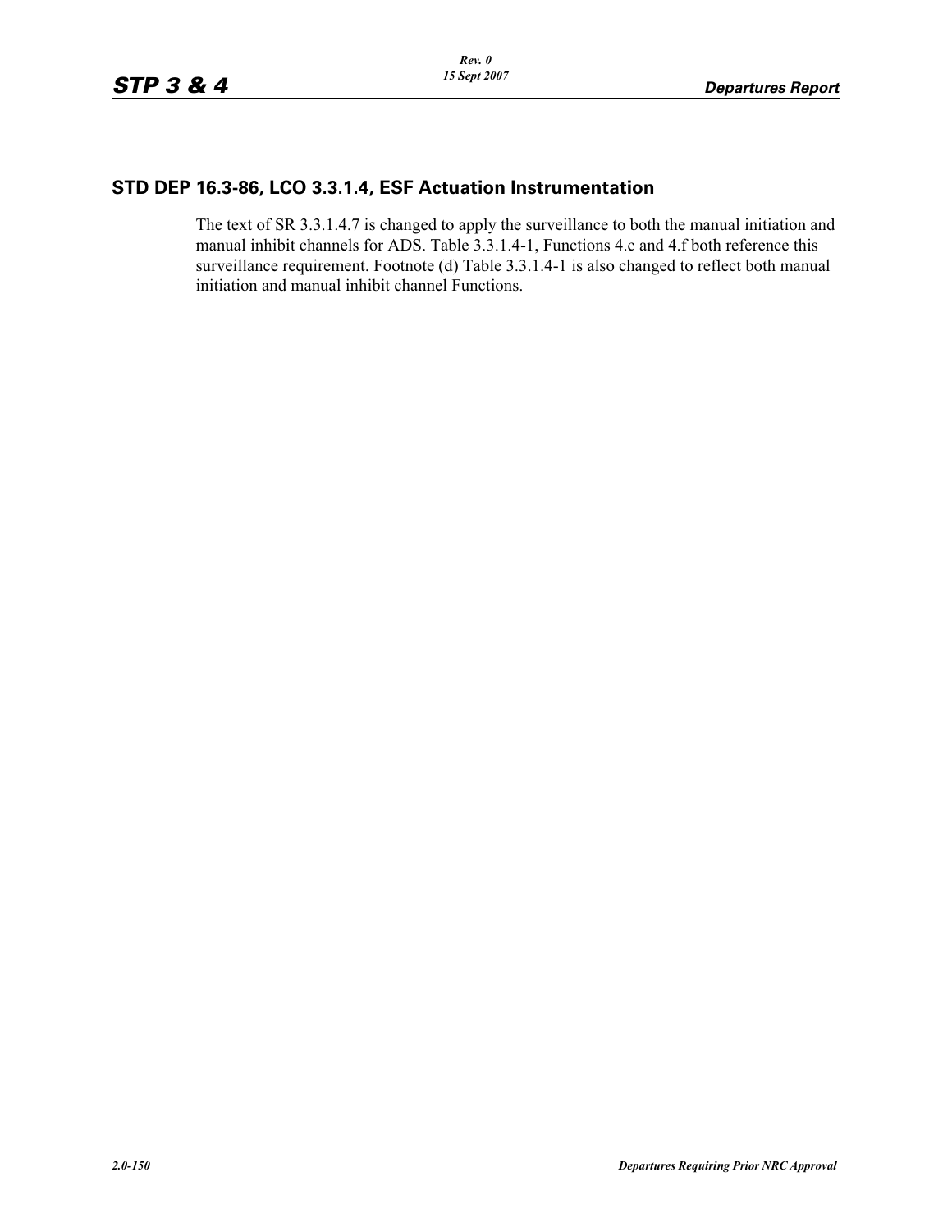## STD DEP 16.3-86, LCO 3.3.1.4, ESF Actuation Instrumentation

The text of SR 3.3.1.4.7 is changed to apply the surveillance to both the manual initiation and manual inhibit channels for ADS. Table 3.3.1.4-1, Functions 4.c and 4.f both reference this surveillance requirement. Footnote (d) Table 3.3.1.4-1 is also changed to reflect both manual initiation and manual inhibit channel Functions.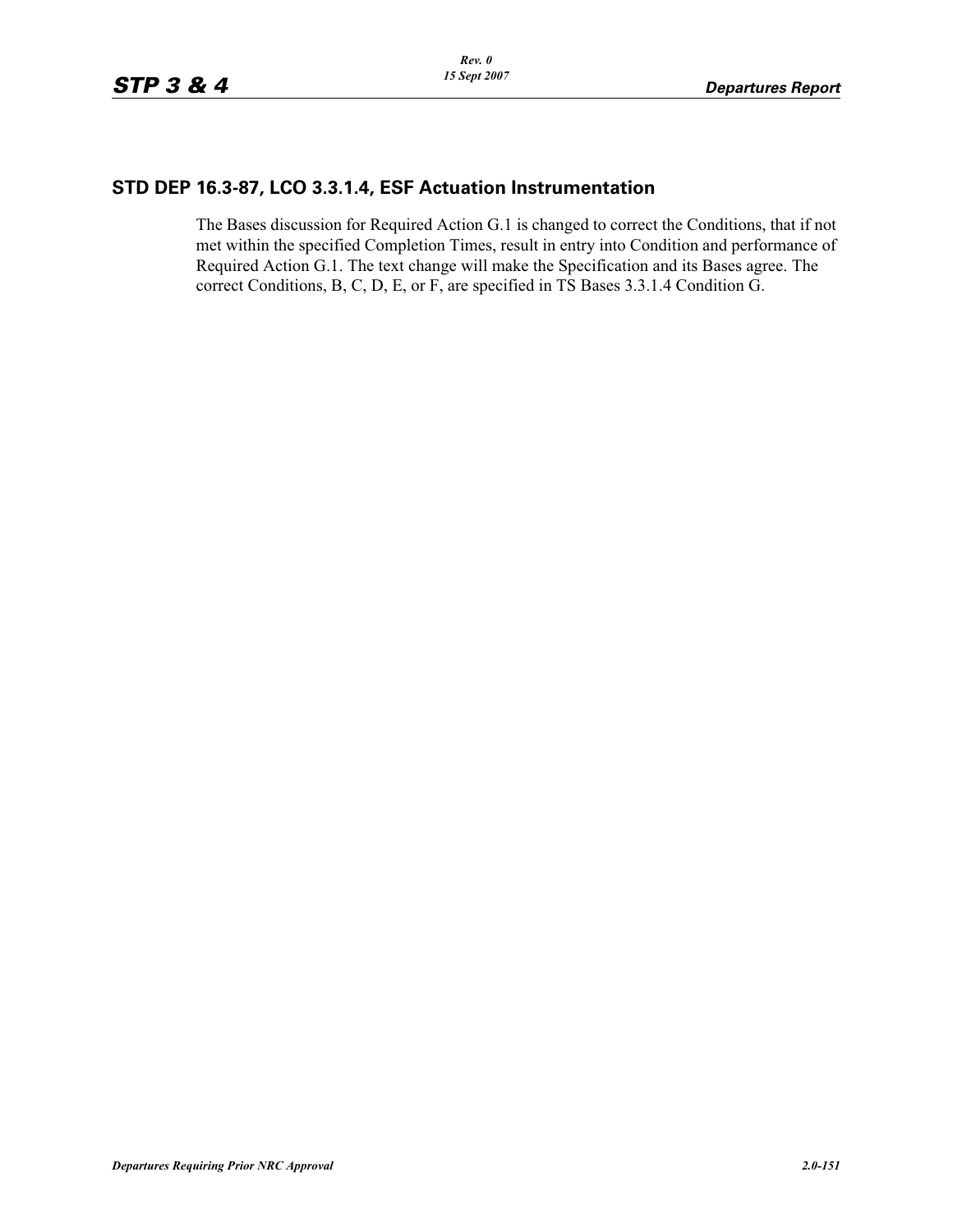## STD DEP 16.3-87, LCO 3.3.1.4, ESF Actuation Instrumentation

The Bases discussion for Required Action G.1 is changed to correct the Conditions, that if not met within the specified Completion Times, result in entry into Condition and performance of Required Action G.1. The text change will make the Specification and its Bases agree. The correct Conditions, B, C, D, E, or F, are specified in TS Bases 3.3.1.4 Condition G.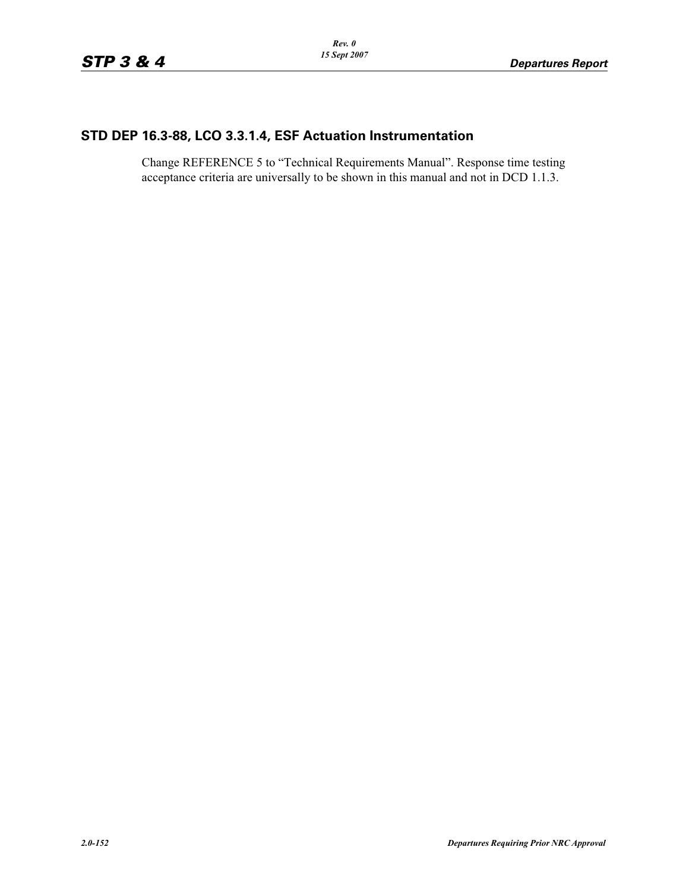## STD DEP 16.3-88, LCO 3.3.1.4, ESF Actuation Instrumentation

Change REFERENCE 5 to “Technical Requirements Manual”. Response time testing acceptance criteria are universally to be shown in this manual and not in DCD 1.1.3.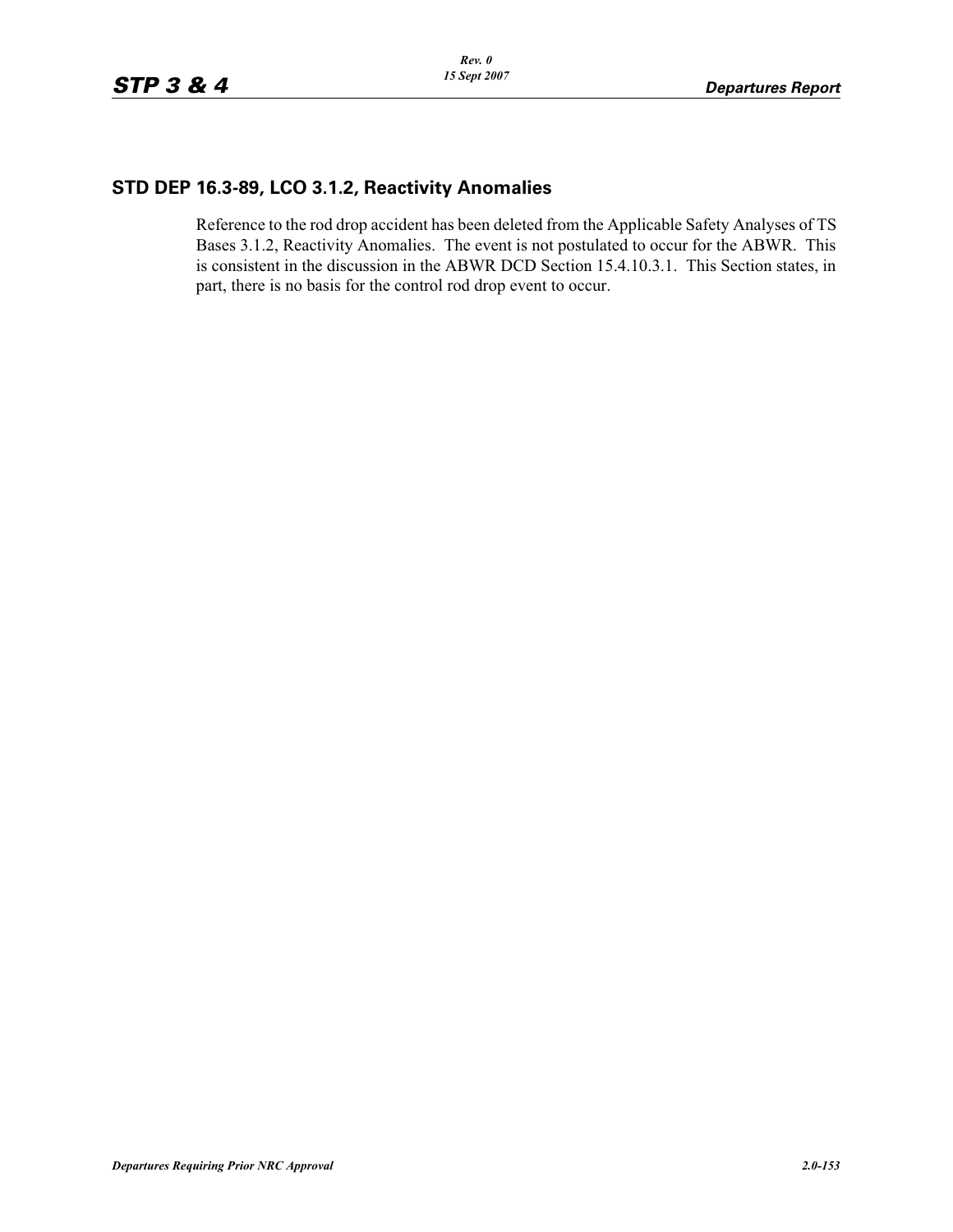## STD DEP 16.3-89, LCO 3.1.2, Reactivity Anomalies

Reference to the rod drop accident has been deleted from the Applicable Safety Analyses of TS Bases 3.1.2, Reactivity Anomalies. The event is not postulated to occur for the ABWR. This is consistent in the discussion in the ABWR DCD Section 15.4.10.3.1. This Section states, in part, there is no basis for the control rod drop event to occur.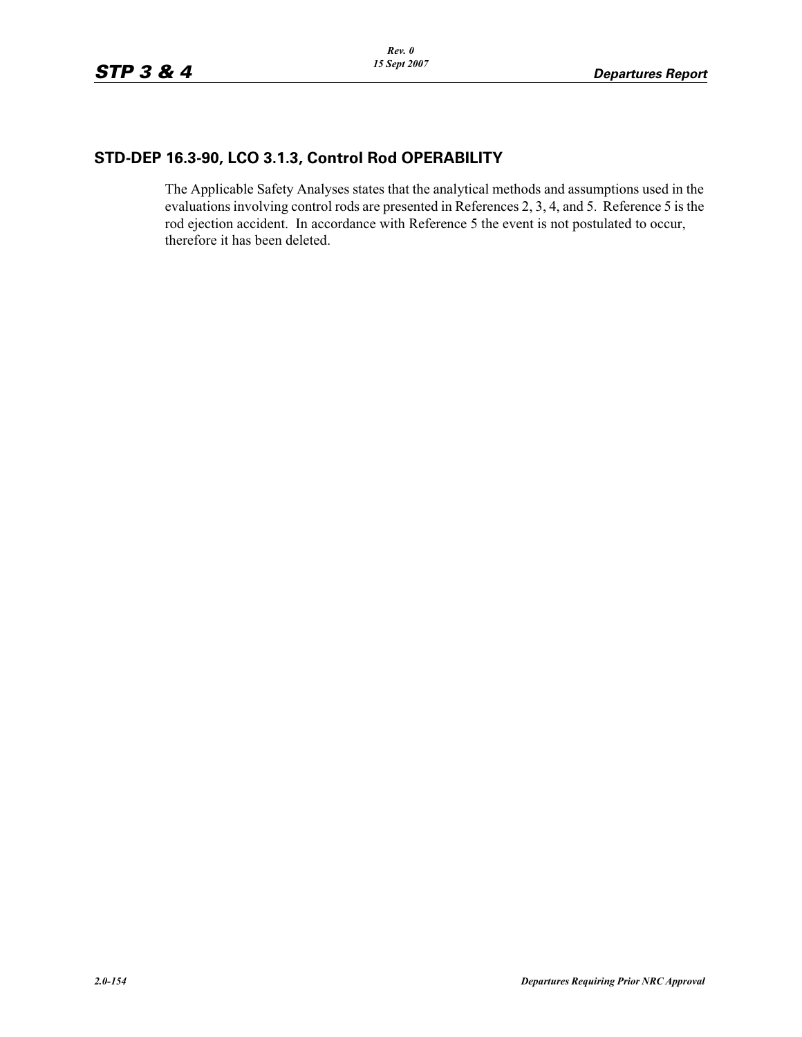## STD-DEP 16.3-90, LCO 3.1.3, Control Rod OPERABILITY

The Applicable Safety Analyses states that the analytical methods and assumptions used in the evaluations involving control rods are presented in References 2, 3, 4, and 5. Reference 5 is the rod ejection accident. In accordance with Reference 5 the event is not postulated to occur, therefore it has been deleted.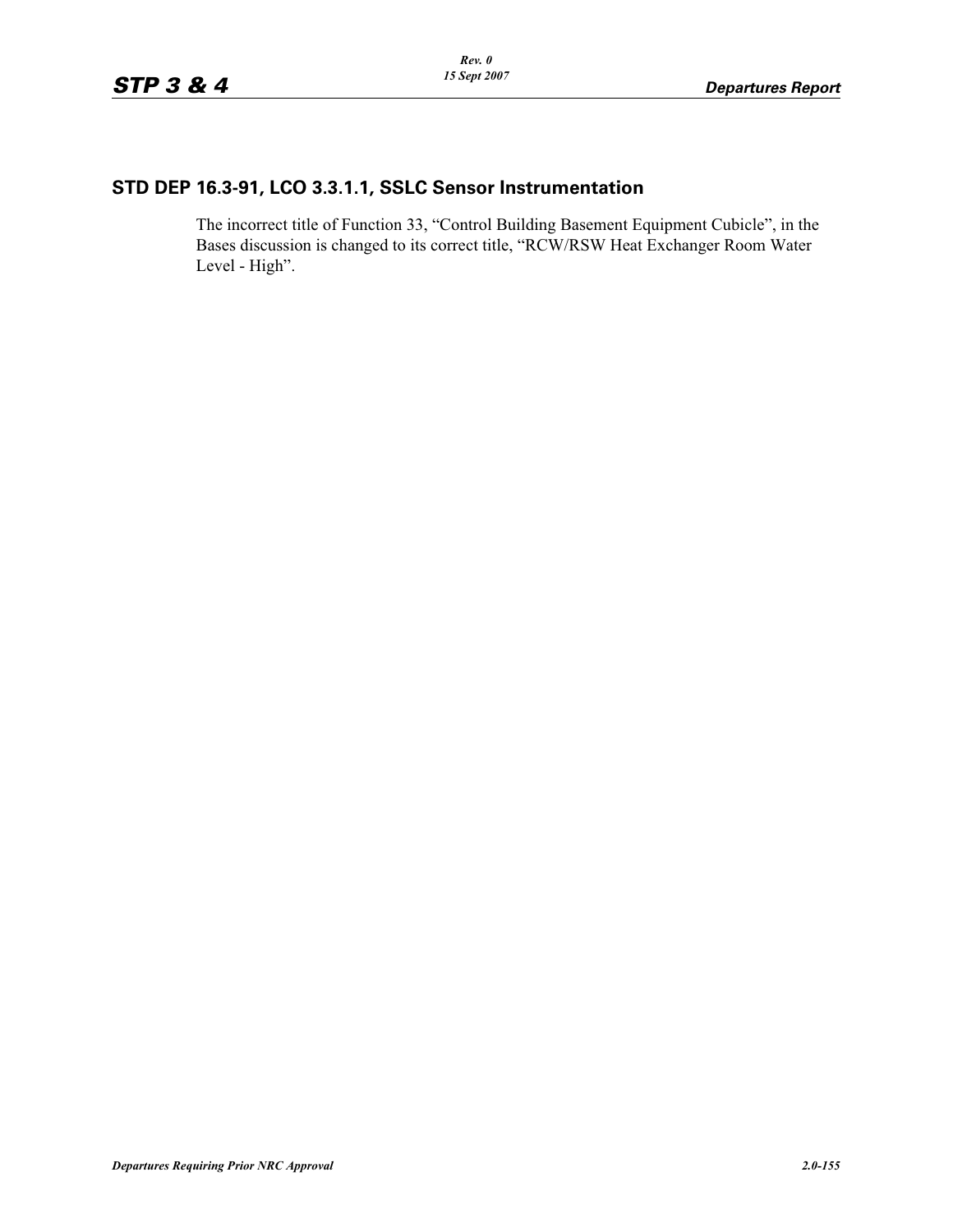## STD DEP 16.3-91, LCO 3.3.1.1, SSLC Sensor Instrumentation

The incorrect title of Function 33, “Control Building Basement Equipment Cubicle”, in the Bases discussion is changed to its correct title, “RCW/RSW Heat Exchanger Room Water Level - High”.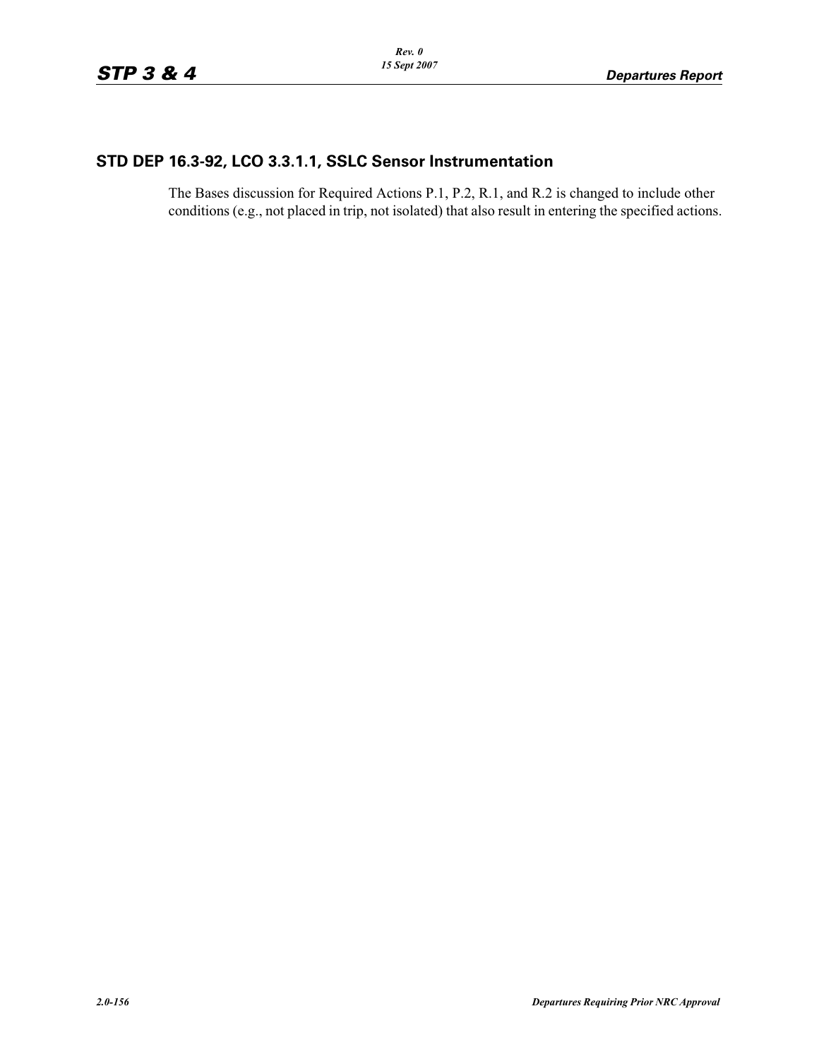## STD DEP 16.3-92, LCO 3.3.1.1, SSLC Sensor Instrumentation

The Bases discussion for Required Actions P.1, P.2, R.1, and R.2 is changed to include other conditions (e.g., not placed in trip, not isolated) that also result in entering the specified actions.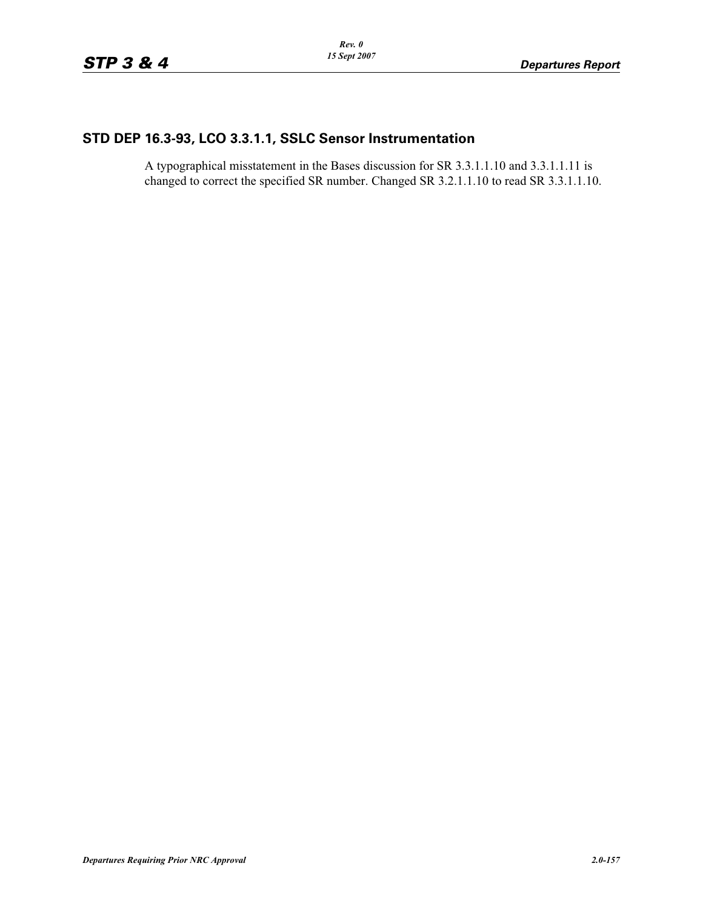## STD DEP 16.3-93, LCO 3.3.1.1, SSLC Sensor Instrumentation

A typographical misstatement in the Bases discussion for SR 3.3.1.1.10 and 3.3.1.1.11 is changed to correct the specified SR number. Changed SR 3.2.1.1.10 to read SR 3.3.1.1.10.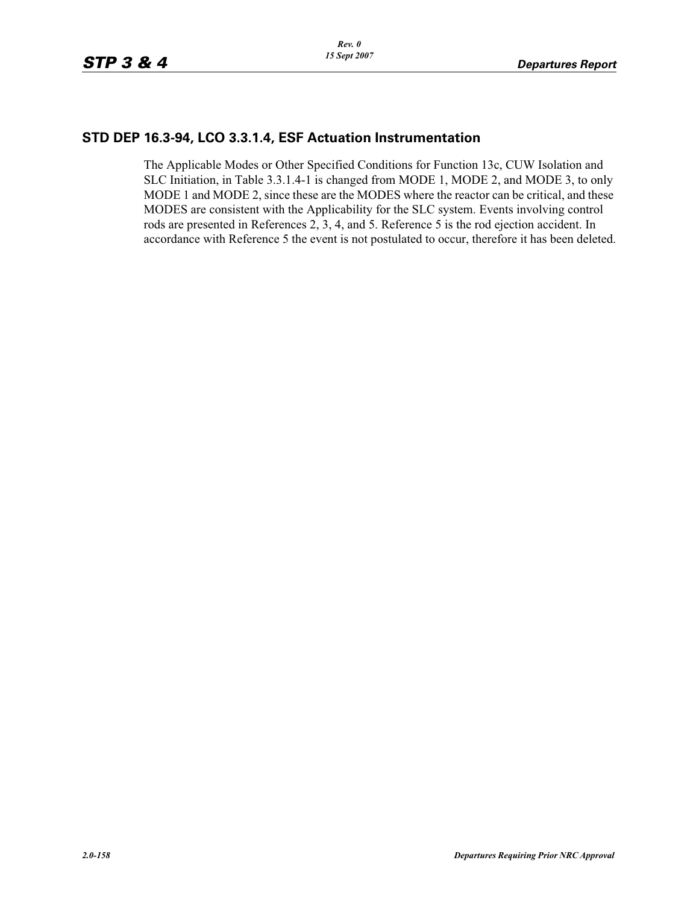## STD DEP 16.3-94, LCO 3.3.1.4, ESF Actuation Instrumentation

The Applicable Modes or Other Specified Conditions for Function 13c, CUW Isolation and SLC Initiation, in Table 3.3.1.4-1 is changed from MODE 1, MODE 2, and MODE 3, to only MODE 1 and MODE 2, since these are the MODES where the reactor can be critical, and these MODES are consistent with the Applicability for the SLC system. Events involving control rods are presented in References 2, 3, 4, and 5. Reference 5 is the rod ejection accident. In accordance with Reference 5 the event is not postulated to occur, therefore it has been deleted.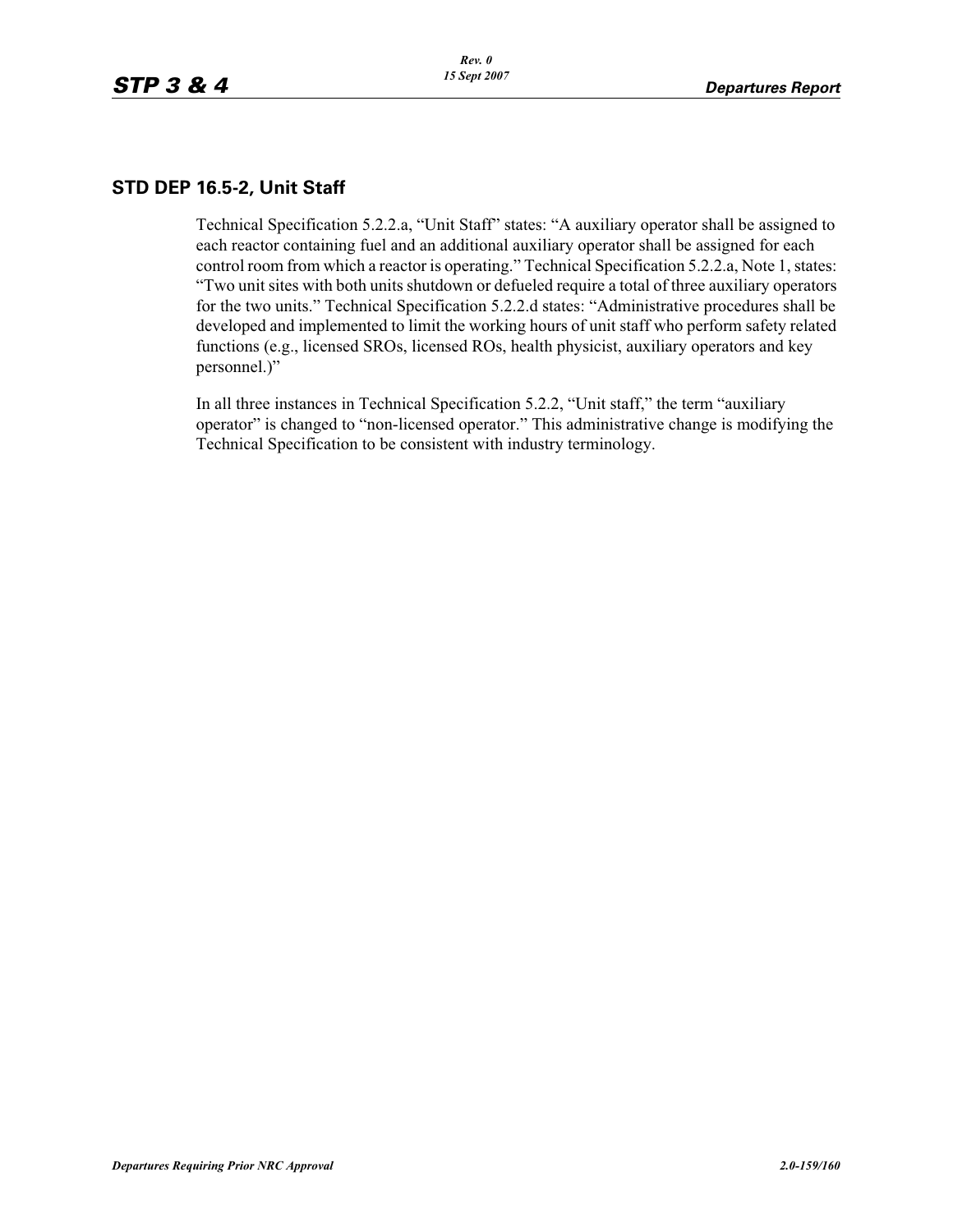## STD DEP 16.5-2, Unit Staff

Technical Specification 5.2.2.a, "Unit Staff" states: "A auxiliary operator shall be assigned to each reactor containing fuel and an additional auxiliary operator shall be assigned for each control room from which a reactor is operating." Technical Specification 5.2.2.a, Note 1, states: "Two unit sites with both units shutdown or defueled require a total of three auxiliary operators for the two units." Technical Specification 5.2.2.d states: "Administrative procedures shall be developed and implemented to limit the working hours of unit staff who perform safety related functions (e.g., licensed SROs, licensed ROs, health physicist, auxiliary operators and key personnel.)"

In all three instances in Technical Specification 5.2.2, "Unit staff," the term "auxiliary operator" is changed to "non-licensed operator." This administrative change is modifying the Technical Specification to be consistent with industry terminology.